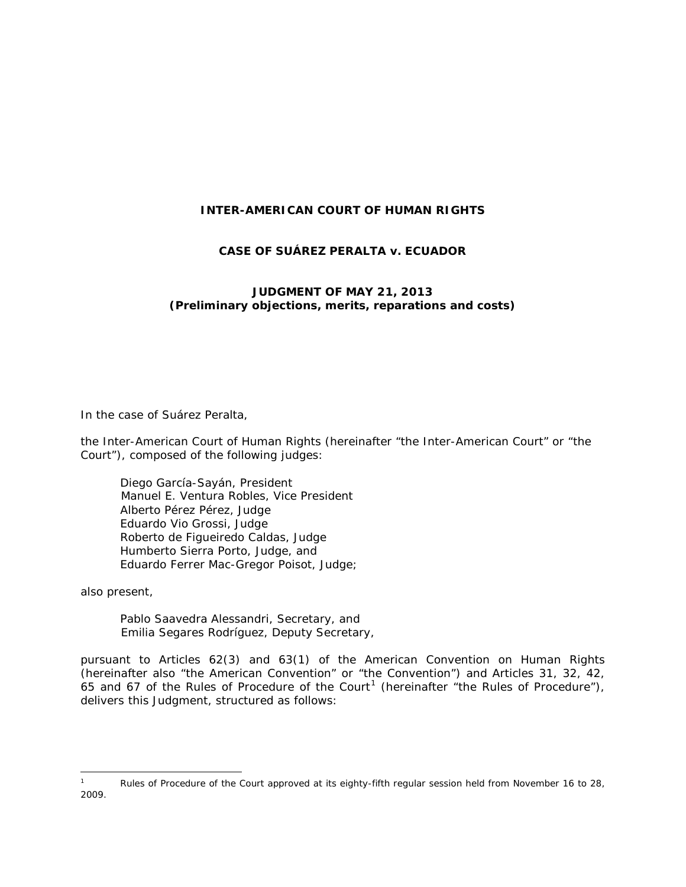**INTER-AMERICAN COURT OF HUMAN RIGHTS**

**CASE OF SUÁREZ PERALTA v. ECUADOR**

**JUDGMENT OF MAY 21, 2013**
**(Preliminary objections, merits, reparations and costs)**

In the case of Suárez Peralta,

the Inter-American Court of Human Rights (hereinafter "the Inter-American Court" or "the Court"), composed of the following judges:

Diego García-Sayán, President
Manuel E. Ventura Robles, Vice President
Alberto Pérez Pérez, Judge
Eduardo Vio Grossi, Judge
Roberto de Figueiredo Caldas, Judge
Humberto Sierra Porto, Judge, and
Eduardo Ferrer Mac-Gregor Poisot, Judge;

also present,

Pablo Saavedra Alessandri, Secretary, and
Emilia Segares Rodríguez, Deputy Secretary,

pursuant to Articles 62(3) and 63(1) of the American Convention on Human Rights (hereinafter also "the American Convention" or "the Convention") and Articles 31, 32, 42, 65 and 67 of the Rules of Procedure of the Court[1] (hereinafter "the Rules of Procedure"), delivers this Judgment, structured as follows:

[1] Rules of Procedure of the Court approved at its eighty-fifth regular session held from November 16 to 28, 2009.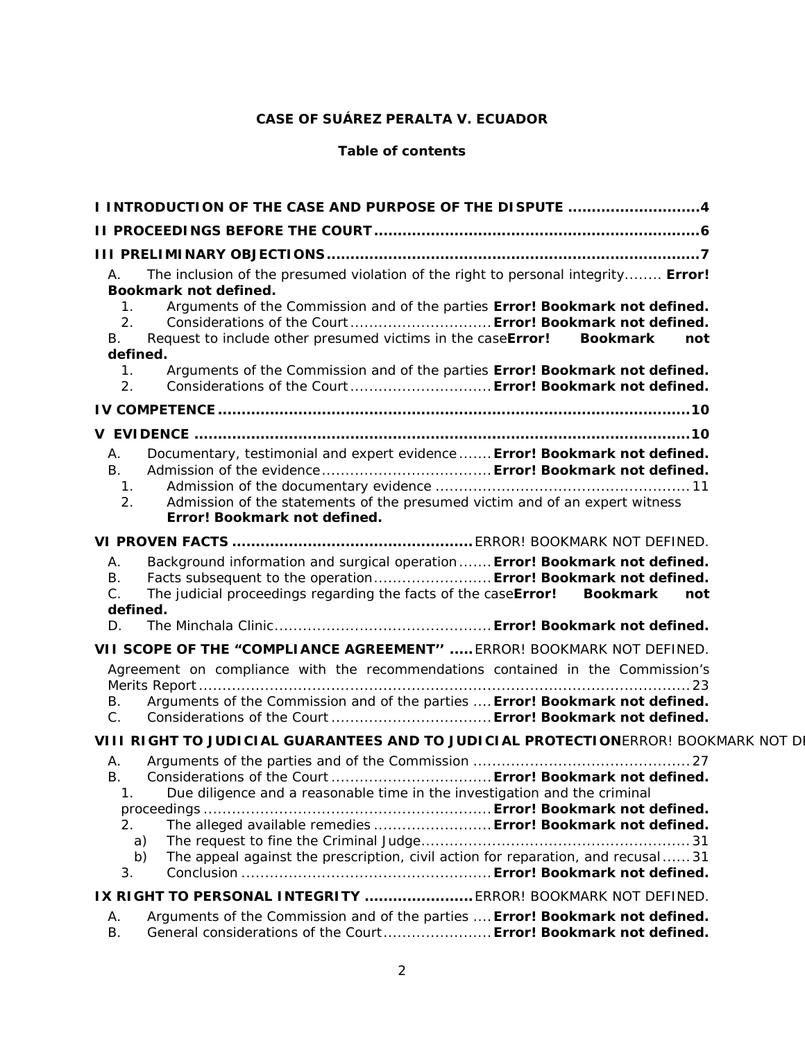**CASE OF SUÁREZ PERALTA V. ECUADOR**

**Table of contents**

**I INTRODUCTION OF THE CASE AND PURPOSE OF THE DISPUTE ...........................4**

**II PROCEEDINGS BEFORE THE COURT....................................................................6**

**III PRELIMINARY OBJECTIONS..............................................................................7**

A. The inclusion of the presumed violation of the right to personal integrity........ **Error! Bookmark not defined.**

1. Arguments of the Commission and of the parties **Error! Bookmark not defined.**
2. Considerations of the Court............................. **Error! Bookmark not defined.**

B. Request to include other presumed victims in the case**Error! Bookmark not defined.**

1. Arguments of the Commission and of the parties **Error! Bookmark not defined.**
2. Considerations of the Court............................. **Error! Bookmark not defined.**

**IV COMPETENCE...................................................................................................10**

**V EVIDENCE ........................................................................................................10**

A. Documentary, testimonial and expert evidence....... **Error! Bookmark not defined.**

B. Admission of the evidence................................... **Error! Bookmark not defined.**

1. Admission of the documentary evidence ..................................................... 11
2. Admission of the statements of the presumed victim and of an expert witness **Error! Bookmark not defined.**

**VI PROVEN FACTS ..................................................** ERROR! BOOKMARK NOT DEFINED.

A. Background information and surgical operation....... **Error! Bookmark not defined.**

B. Facts subsequent to the operation......................... **Error! Bookmark not defined.**

C. The judicial proceedings regarding the facts of the case**Error! Bookmark not defined.**

D. The Minchala Clinic............................................. **Error! Bookmark not defined.**

**VII SCOPE OF THE "COMPLIANCE AGREEMENT" .....** ERROR! BOOKMARK NOT DEFINED.

Agreement on compliance with the recommendations contained in the Commission's Merits Report.......................................................................................................23

B. Arguments of the Commission and of the parties .... **Error! Bookmark not defined.**

C. Considerations of the Court ................................. **Error! Bookmark not defined.**

**VIII RIGHT TO JUDICIAL GUARANTEES AND TO JUDICIAL PROTECTION**ERROR! BOOKMARK NOT DI

A. Arguments of the parties and of the Commission .............................................27

B. Considerations of the Court ................................. **Error! Bookmark not defined.**

1. Due diligence and a reasonable time in the investigation and the criminal proceedings ............................................................ **Error! Bookmark not defined.**
2. The alleged available remedies ......................... **Error! Bookmark not defined.**
   - a) The request to fine the Criminal Judge........................................................31
   - b) The appeal against the prescription, civil action for reparation, and recusal......31
3. Conclusion .................................................... **Error! Bookmark not defined.**

**IX RIGHT TO PERSONAL INTEGRITY .......................** ERROR! BOOKMARK NOT DEFINED.

A. Arguments of the Commission and of the parties .... **Error! Bookmark not defined.**

B. General considerations of the Court....................... **Error! Bookmark not defined.**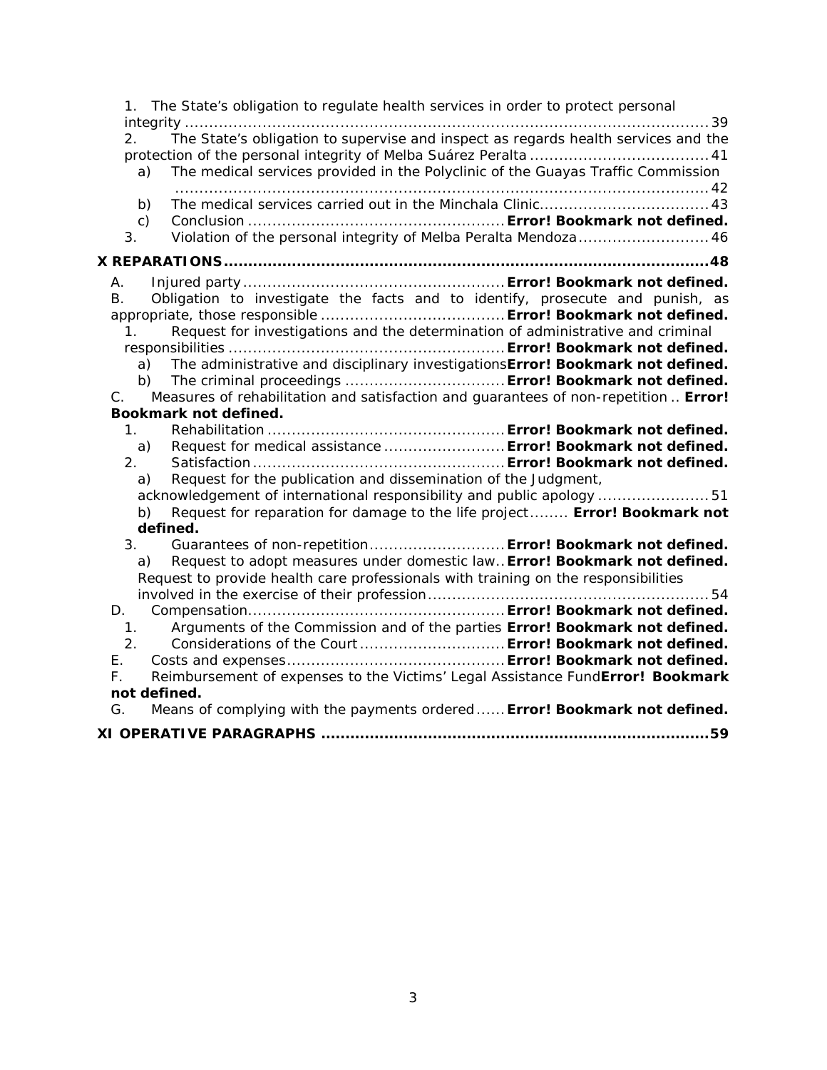1. The State's obligation to regulate health services in order to protect personal integrity ........................................................................................................ 39
2. The State's obligation to supervise and inspect as regards health services and the protection of the personal integrity of Melba Suárez Peralta .................................... 41
   a) The medical services provided in the Polyclinic of the Guayas Traffic Commission ........................................................................................................ 42
   b) The medical services carried out in the Minchala Clinic.................................. 43
   c) Conclusion .................................................... **Error! Bookmark not defined.**
3. Violation of the personal integrity of Melba Peralta Mendoza........................... 46

**X REPARATIONS.................................................................................................48**

A. Injured party..................................................... **Error! Bookmark not defined.**
B. Obligation to investigate the facts and to identify, prosecute and punish, as appropriate, those responsible ..................................... **Error! Bookmark not defined.**
   1. Request for investigations and the determination of administrative and criminal responsibilities ......................................................... **Error! Bookmark not defined.**
      a) The administrative and disciplinary investigations**Error! Bookmark not defined.**
      b) The criminal proceedings ................................ **Error! Bookmark not defined.**
C. Measures of rehabilitation and satisfaction and guarantees of non-repetition .. **Error! Bookmark not defined.**
   1. Rehabilitation ................................................ **Error! Bookmark not defined.**
      a) Request for medical assistance ......................... **Error! Bookmark not defined.**
   2. Satisfaction.................................................... **Error! Bookmark not defined.**
      a) Request for the publication and dissemination of the Judgment, acknowledgement of international responsibility and public apology ....................... 51
      b) Request for reparation for damage to the life project........ **Error! Bookmark not defined.**
   3. Guarantees of non-repetition........................... **Error! Bookmark not defined.**
      a) Request to adopt measures under domestic law.. **Error! Bookmark not defined.**
      Request to provide health care professionals with training on the responsibilities involved in the exercise of their profession......................................................... 54
D. Compensation.................................................... **Error! Bookmark not defined.**
   1. Arguments of the Commission and of the parties **Error! Bookmark not defined.**
   2. Considerations of the Court.............................. **Error! Bookmark not defined.**
E. Costs and expenses............................................ **Error! Bookmark not defined.**
F. Reimbursement of expenses to the Victims' Legal Assistance Fund**Error! Bookmark not defined.**
G. Means of complying with the payments ordered...... **Error! Bookmark not defined.**

**XI OPERATIVE PARAGRAPHS ..............................................................................59**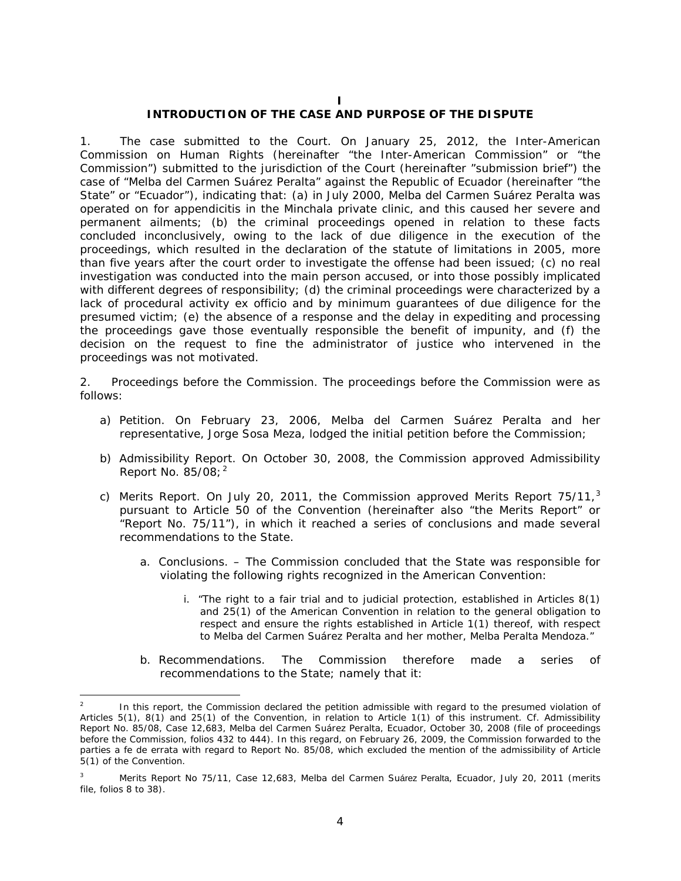# I

# INTRODUCTION OF THE CASE AND PURPOSE OF THE DISPUTE

1. *The case submitted to the Court.* On January 25, 2012, the Inter-American Commission on Human Rights (hereinafter "the Inter-American Commission" or "the Commission") submitted to the jurisdiction of the Court (hereinafter "submission brief") the case of "Melba del Carmen Suárez Peralta" against the Republic of Ecuador (hereinafter "the State" or "Ecuador"), indicating that: (a) in July 2000, Melba del Carmen Suárez Peralta was operated on for appendicitis in the Minchala private clinic, and this caused her severe and permanent ailments; (b) the criminal proceedings opened in relation to these facts concluded inconclusively, owing to the lack of due diligence in the execution of the proceedings, which resulted in the declaration of the statute of limitations in 2005, more than five years after the court order to investigate the offense had been issued; (c) no real investigation was conducted into the main person accused, or into those possibly implicated with different degrees of responsibility; (d) the criminal proceedings were characterized by a lack of procedural activity *ex officio* and by minimum guarantees of due diligence for the presumed victim; (e) the absence of a response and the delay in expediting and processing the proceedings gave those eventually responsible the benefit of impunity, and (f) the decision on the request to fine the administrator of justice who intervened in the proceedings was not motivated.

2. *Proceedings before the Commission.* The proceedings before the Commission were as follows:

a) *Petition.* On February 23, 2006, Melba del Carmen Suárez Peralta and her representative, Jorge Sosa Meza, lodged the initial petition before the Commission;

b) *Admissibility Report.* On October 30, 2008, the Commission approved Admissibility Report No. 85/08;[2]

c) *Merits Report.* On July 20, 2011, the Commission approved Merits Report 75/11,[3] pursuant to Article 50 of the Convention (hereinafter also "the Merits Report" or "Report No. 75/11"), in which it reached a series of conclusions and made several recommendations to the State.

   a. *Conclusions.* – The Commission concluded that the State was responsible for violating the following rights recognized in the American Convention:

      i. "The right to a fair trial and to judicial protection, established in Articles 8(1) and 25(1) of the American Convention in relation to the general obligation to respect and ensure the rights established in Article 1(1) thereof, with respect to Melba del Carmen Suárez Peralta and her mother, Melba Peralta Mendoza."

   b. *Recommendations.* The Commission therefore made a series of recommendations to the State; namely that it:

---

[2] In this report, the Commission declared the petition admissible with regard to the presumed violation of Articles 5(1), 8(1) and 25(1) of the Convention, in relation to Article 1(1) of this instrument. *Cf.* Admissibility Report No. 85/08, Case 12,683, Melba del Carmen Suárez Peralta, Ecuador, October 30, 2008 (file of proceedings before the Commission, folios 432 to 444). In this regard, on February 26, 2009, the Commission forwarded to the parties a *fe de errata* with regard to Report No. 85/08, which excluded the mention of the admissibility of Article 5(1) of the Convention.

[3] Merits Report No 75/11, Case 12,683, Melba del Carmen Suárez Peralta, Ecuador, July 20, 2011 (merits file, folios 8 to 38).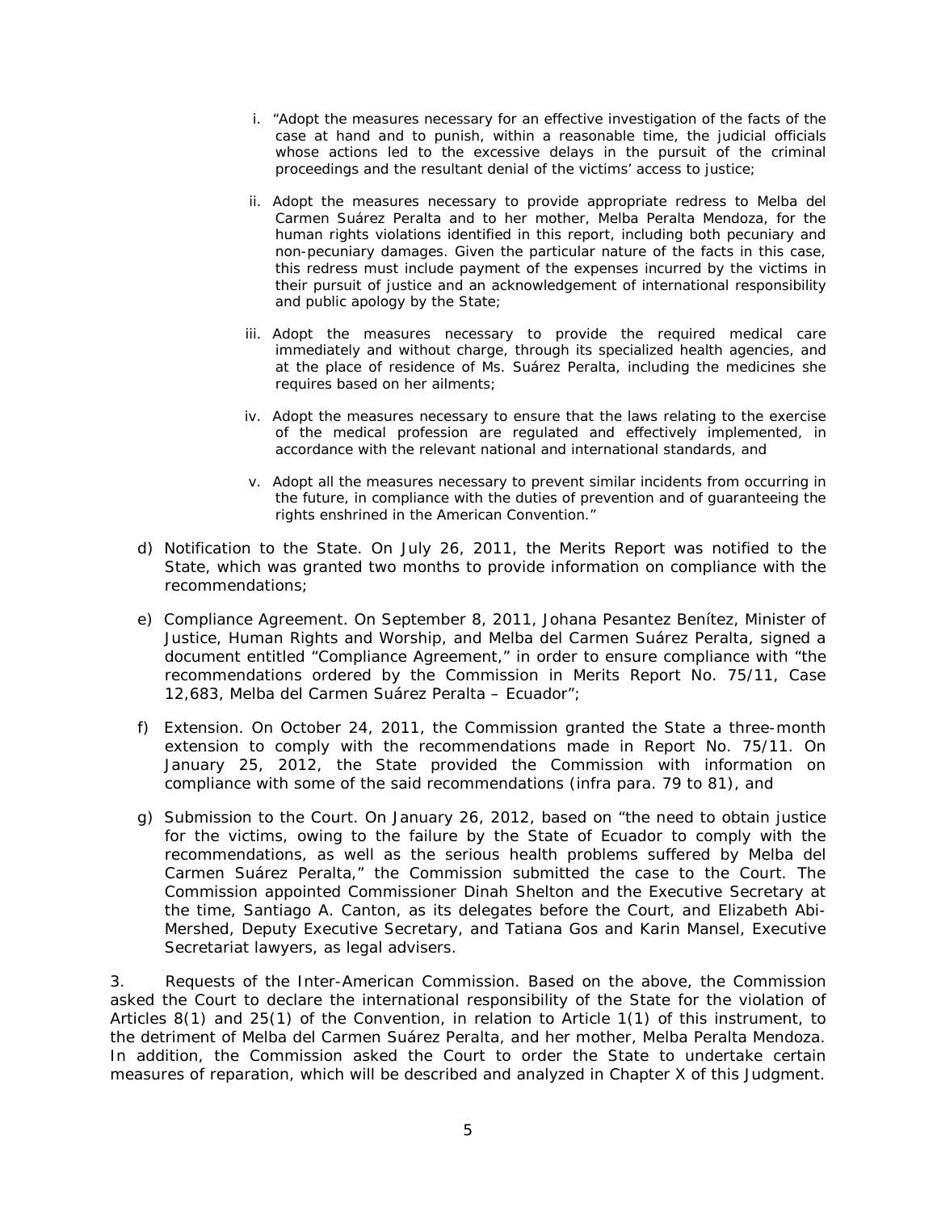i. "Adopt the measures necessary for an effective investigation of the facts of the case at hand and to punish, within a reasonable time, the judicial officials whose actions led to the excessive delays in the pursuit of the criminal proceedings and the resultant denial of the victims' access to justice;

ii. Adopt the measures necessary to provide appropriate redress to Melba del Carmen Suárez Peralta and to her mother, Melba Peralta Mendoza, for the human rights violations identified in this report, including both pecuniary and non-pecuniary damages. Given the particular nature of the facts in this case, this redress must include payment of the expenses incurred by the victims in their pursuit of justice and an acknowledgement of international responsibility and public apology by the State;

iii. Adopt the measures necessary to provide the required medical care immediately and without charge, through its specialized health agencies, and at the place of residence of Ms. Suárez Peralta, including the medicines she requires based on her ailments;

iv. Adopt the measures necessary to ensure that the laws relating to the exercise of the medical profession are regulated and effectively implemented, in accordance with the relevant national and international standards, and

v. Adopt all the measures necessary to prevent similar incidents from occurring in the future, in compliance with the duties of prevention and of guaranteeing the rights enshrined in the American Convention."

d) Notification to the State. On July 26, 2011, the Merits Report was notified to the State, which was granted two months to provide information on compliance with the recommendations;

e) Compliance Agreement. On September 8, 2011, Johana Pesantez Benítez, Minister of Justice, Human Rights and Worship, and Melba del Carmen Suárez Peralta, signed a document entitled "Compliance Agreement," in order to ensure compliance with "the recommendations ordered by the Commission in Merits Report No. 75/11, Case 12,683, Melba del Carmen Suárez Peralta – Ecuador";

f) Extension. On October 24, 2011, the Commission granted the State a three-month extension to comply with the recommendations made in Report No. 75/11. On January 25, 2012, the State provided the Commission with information on compliance with some of the said recommendations (infra para. 79 to 81), and

g) Submission to the Court. On January 26, 2012, based on "the need to obtain justice for the victims, owing to the failure by the State of Ecuador to comply with the recommendations, as well as the serious health problems suffered by Melba del Carmen Suárez Peralta," the Commission submitted the case to the Court. The Commission appointed Commissioner Dinah Shelton and the Executive Secretary at the time, Santiago A. Canton, as its delegates before the Court, and Elizabeth Abi-Mershed, Deputy Executive Secretary, and Tatiana Gos and Karin Mansel, Executive Secretariat lawyers, as legal advisers.

3. Requests of the Inter-American Commission. Based on the above, the Commission asked the Court to declare the international responsibility of the State for the violation of Articles 8(1) and 25(1) of the Convention, in relation to Article 1(1) of this instrument, to the detriment of Melba del Carmen Suárez Peralta, and her mother, Melba Peralta Mendoza. In addition, the Commission asked the Court to order the State to undertake certain measures of reparation, which will be described and analyzed in Chapter X of this Judgment.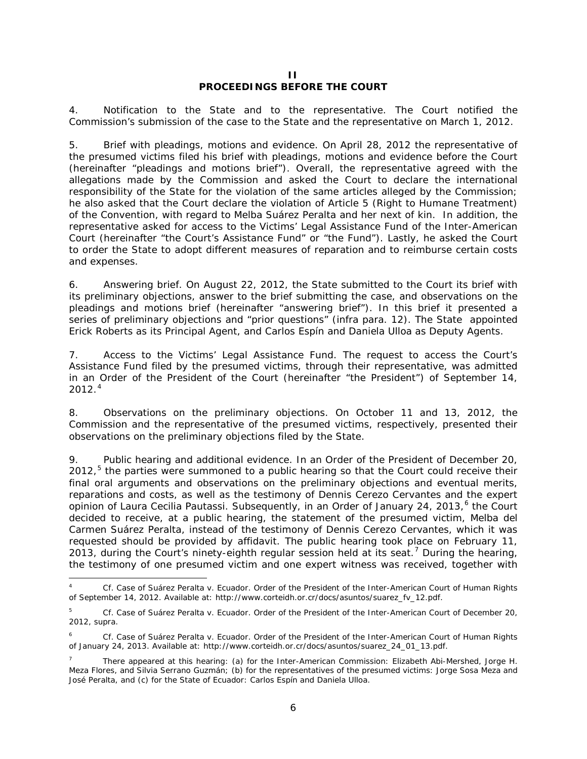## II
## PROCEEDINGS BEFORE THE COURT

4. *Notification to the State and to the representative.* The Court notified the Commission's submission of the case to the State and the representative on March 1, 2012.

5. *Brief with pleadings, motions and evidence.* On April 28, 2012 the representative of the presumed victims filed his brief with pleadings, motions and evidence before the Court (hereinafter "pleadings and motions brief"). Overall, the representative agreed with the allegations made by the Commission and asked the Court to declare the international responsibility of the State for the violation of the same articles alleged by the Commission; he also asked that the Court declare the violation of Article 5 (Right to Humane Treatment) of the Convention, with regard to Melba Suárez Peralta and her next of kin. In addition, the representative asked for access to the Victims' Legal Assistance Fund of the Inter-American Court (hereinafter "the Court's Assistance Fund" or "the Fund"). Lastly, he asked the Court to order the State to adopt different measures of reparation and to reimburse certain costs and expenses.

6. *Answering brief.* On August 22, 2012, the State submitted to the Court its brief with its preliminary objections, answer to the brief submitting the case, and observations on the pleadings and motions brief (hereinafter "answering brief"). In this brief it presented a series of preliminary objections and "prior questions" (*infra* para. 12). The State appointed Erick Roberts as its Principal Agent, and Carlos Espín and Daniela Ulloa as Deputy Agents.

7. *Access to the Victims' Legal Assistance Fund.* The request to access the Court's Assistance Fund filed by the presumed victims, through their representative, was admitted in an Order of the President of the Court (hereinafter "the President") of September 14, 2012.[4]

8. *Observations on the preliminary objections.* On October 11 and 13, 2012, the Commission and the representative of the presumed victims, respectively, presented their observations on the preliminary objections filed by the State.

9. *Public hearing and additional evidence.* In an Order of the President of December 20, 2012,[5] the parties were summoned to a public hearing so that the Court could receive their final oral arguments and observations on the preliminary objections and eventual merits, reparations and costs, as well as the testimony of Dennis Cerezo Cervantes and the expert opinion of Laura Cecilia Pautassi. Subsequently, in an Order of January 24, 2013,[6] the Court decided to receive, at a public hearing, the statement of the presumed victim, Melba del Carmen Suárez Peralta, instead of the testimony of Dennis Cerezo Cervantes, which it was requested should be provided by affidavit. The public hearing took place on February 11, 2013, during the Court's ninety-eighth regular session held at its seat.[7] During the hearing, the testimony of one presumed victim and one expert witness was received, together with

---

[4] *Cf. Case of Suárez Peralta v. Ecuador.* Order of the President of the Inter-American Court of Human Rights of September 14, 2012. Available at: http://www.corteidh.or.cr/docs/asuntos/suarez_fv_12.pdf.

[5] *Cf. Case of Suárez Peralta v. Ecuador.* Order of the President of the Inter-American Court of December 20, 2012, *supra*.

[6] *Cf. Case of Suárez Peralta v. Ecuador.* Order of the President of the Inter-American Court of Human Rights of January 24, 2013. Available at: http://www.corteidh.or.cr/docs/asuntos/suarez_24_01_13.pdf.

[7] There appeared at this hearing: (a) for the Inter-American Commission: Elizabeth Abi-Mershed, Jorge H. Meza Flores, and Silvia Serrano Guzmán; (b) for the representatives of the presumed victims: Jorge Sosa Meza and José Peralta, and (c) for the State of Ecuador: Carlos Espín and Daniela Ulloa.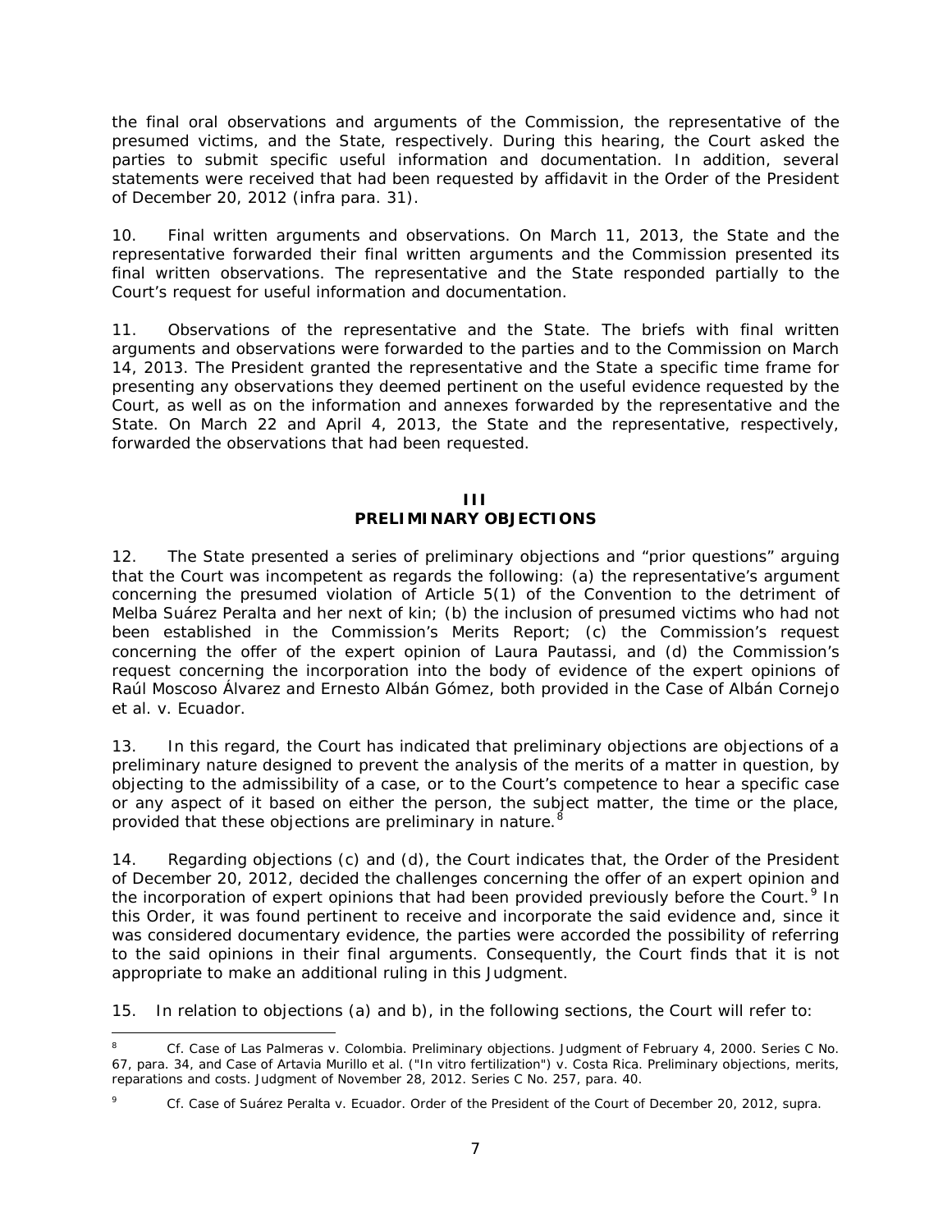the final oral observations and arguments of the Commission, the representative of the presumed victims, and the State, respectively. During this hearing, the Court asked the parties to submit specific useful information and documentation. In addition, several statements were received that had been requested by affidavit in the Order of the President of December 20, 2012 (*infra* para. 31).

10. *Final written arguments and observations.* On March 11, 2013, the State and the representative forwarded their final written arguments and the Commission presented its final written observations. The representative and the State responded partially to the Court's request for useful information and documentation.

11. *Observations of the representative and the State.* The briefs with final written arguments and observations were forwarded to the parties and to the Commission on March 14, 2013. The President granted the representative and the State a specific time frame for presenting any observations they deemed pertinent on the useful evidence requested by the Court, as well as on the information and annexes forwarded by the representative and the State. On March 22 and April 4, 2013, the State and the representative, respectively, forwarded the observations that had been requested.

## III
## PRELIMINARY OBJECTIONS

12. The State presented a series of preliminary objections and "prior questions" arguing that the Court was incompetent as regards the following: (a) the representative's argument concerning the presumed violation of Article 5(1) of the Convention to the detriment of Melba Suárez Peralta and her next of kin; (b) the inclusion of presumed victims who had not been established in the Commission's Merits Report; (c) the Commission's request concerning the offer of the expert opinion of Laura Pautassi, and (d) the Commission's request concerning the incorporation into the body of evidence of the expert opinions of Raúl Moscoso Álvarez and Ernesto Albán Gómez, both provided in the *Case of Albán Cornejo et al. v. Ecuador*.

13. In this regard, the Court has indicated that preliminary objections are objections of a preliminary nature designed to prevent the analysis of the merits of a matter in question, by objecting to the admissibility of a case, or to the Court's competence to hear a specific case or any aspect of it based on either the person, the subject matter, the time or the place, provided that these objections are preliminary in nature.[8]

14. Regarding objections (c) and (d), the Court indicates that, the Order of the President of December 20, 2012, decided the challenges concerning the offer of an expert opinion and the incorporation of expert opinions that had been provided previously before the Court.[9] In this Order, it was found pertinent to receive and incorporate the said evidence and, since it was considered documentary evidence, the parties were accorded the possibility of referring to the said opinions in their final arguments. Consequently, the Court finds that it is not appropriate to make an additional ruling in this Judgment.

15. In relation to objections (a) and b), in the following sections, the Court will refer to:

---

[8] Cf. *Case of Las Palmeras v. Colombia. Preliminary objections.* Judgment of February 4, 2000. Series C No. 67, para. 34, and *Case of Artavia Murillo et al. ("In vitro fertilization") v. Costa Rica. Preliminary objections, merits, reparations and costs.* Judgment of November 28, 2012. Series C No. 257, para. 40.

[9] Cf. *Case of Suárez Peralta v. Ecuador.* Order of the President of the Court of December 20, 2012, *supra*.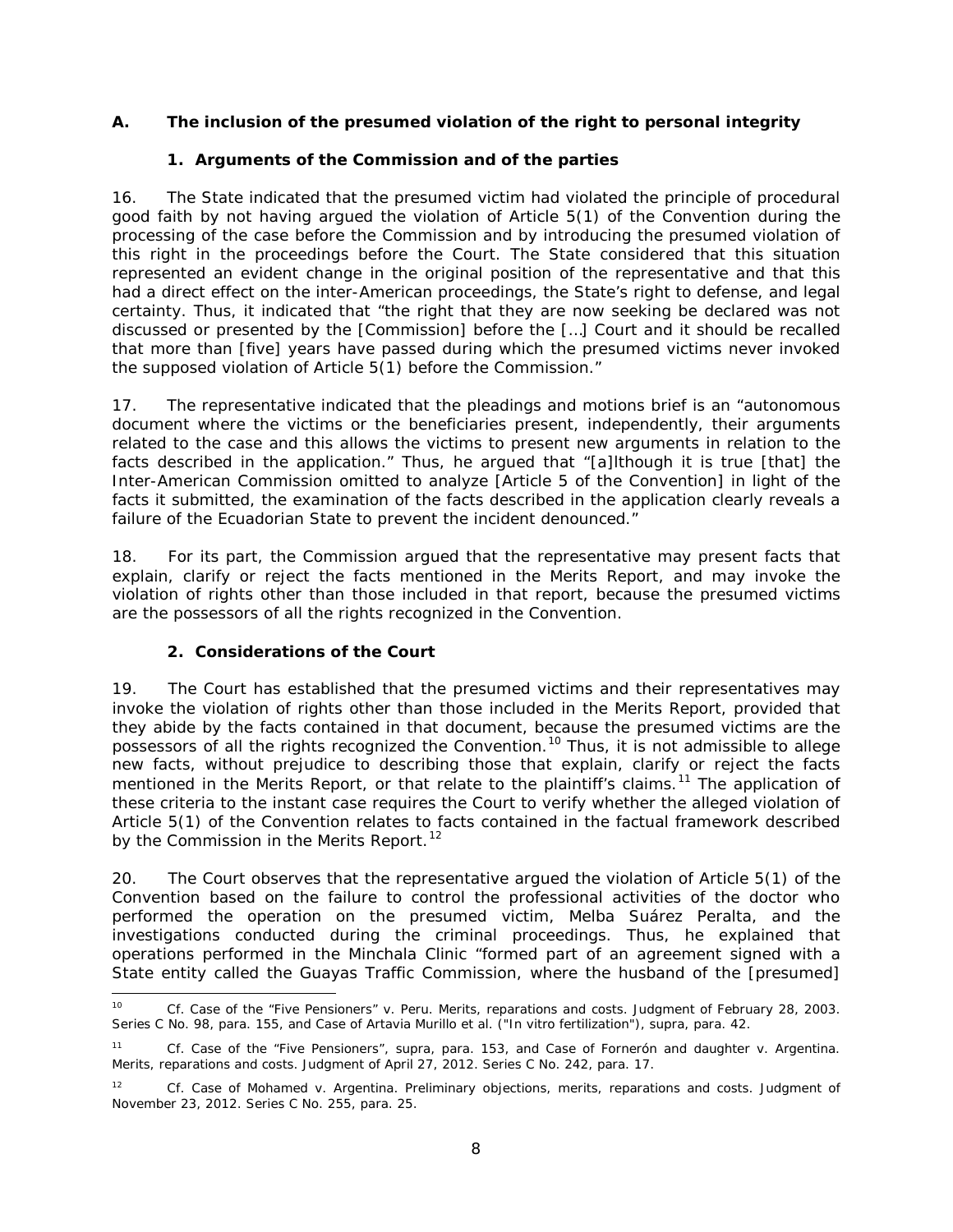## A. The inclusion of the presumed violation of the right to personal integrity

### 1. Arguments of the Commission and of the parties

16. The State indicated that the presumed victim had violated the principle of procedural good faith by not having argued the violation of Article 5(1) of the Convention during the processing of the case before the Commission and by introducing the presumed violation of this right in the proceedings before the Court. The State considered that this situation represented an evident change in the original position of the representative and that this had a direct effect on the inter-American proceedings, the State's right to defense, and legal certainty. Thus, it indicated that "the right that they are now seeking be declared was not discussed or presented by the [Commission] before the […] Court and it should be recalled that more than [five] years have passed during which the presumed victims never invoked the supposed violation of Article 5(1) before the Commission."

17. The representative indicated that the pleadings and motions brief is an "autonomous document where the victims or the beneficiaries present, independently, their arguments related to the case and this allows the victims to present new arguments in relation to the facts described in the application." Thus, he argued that "[a]lthough it is true [that] the Inter-American Commission omitted to analyze [Article 5 of the Convention] in light of the facts it submitted, the examination of the facts described in the application clearly reveals a failure of the Ecuadorian State to prevent the incident denounced."

18. For its part, the Commission argued that the representative may present facts that explain, clarify or reject the facts mentioned in the Merits Report, and may invoke the violation of rights other than those included in that report, because the presumed victims are the possessors of all the rights recognized in the Convention.

### 2. Considerations of the Court

19. The Court has established that the presumed victims and their representatives may invoke the violation of rights other than those included in the Merits Report, provided that they abide by the facts contained in that document, because the presumed victims are the possessors of all the rights recognized the Convention.[10] Thus, it is not admissible to allege new facts, without prejudice to describing those that explain, clarify or reject the facts mentioned in the Merits Report, or that relate to the plaintiff's claims.[11] The application of these criteria to the instant case requires the Court to verify whether the alleged violation of Article 5(1) of the Convention relates to facts contained in the factual framework described by the Commission in the Merits Report.[12]

20. The Court observes that the representative argued the violation of Article 5(1) of the Convention based on the failure to control the professional activities of the doctor who performed the operation on the presumed victim, Melba Suárez Peralta, and the investigations conducted during the criminal proceedings. Thus, he explained that operations performed in the Minchala Clinic "formed part of an agreement signed with a State entity called the Guayas Traffic Commission, where the husband of the [presumed]

---

[10] Cf. *Case of the "Five Pensioners" v. Peru. Merits, reparations and costs.* Judgment of February 28, 2003. Series C No. 98, para. 155, and *Case of Artavia Murillo et al. ("In vitro fertilization")*, *supra*, para. 42.

[11] Cf. *Case of the "Five Pensioners"*, *supra*, para. 153, and *Case of Fornerón and daughter v. Argentina. Merits, reparations and costs.* Judgment of April 27, 2012. Series C No. 242, para. 17.

[12] Cf. *Case of Mohamed v. Argentina. Preliminary objections, merits, reparations and costs.* Judgment of November 23, 2012. Series C No. 255, para. 25.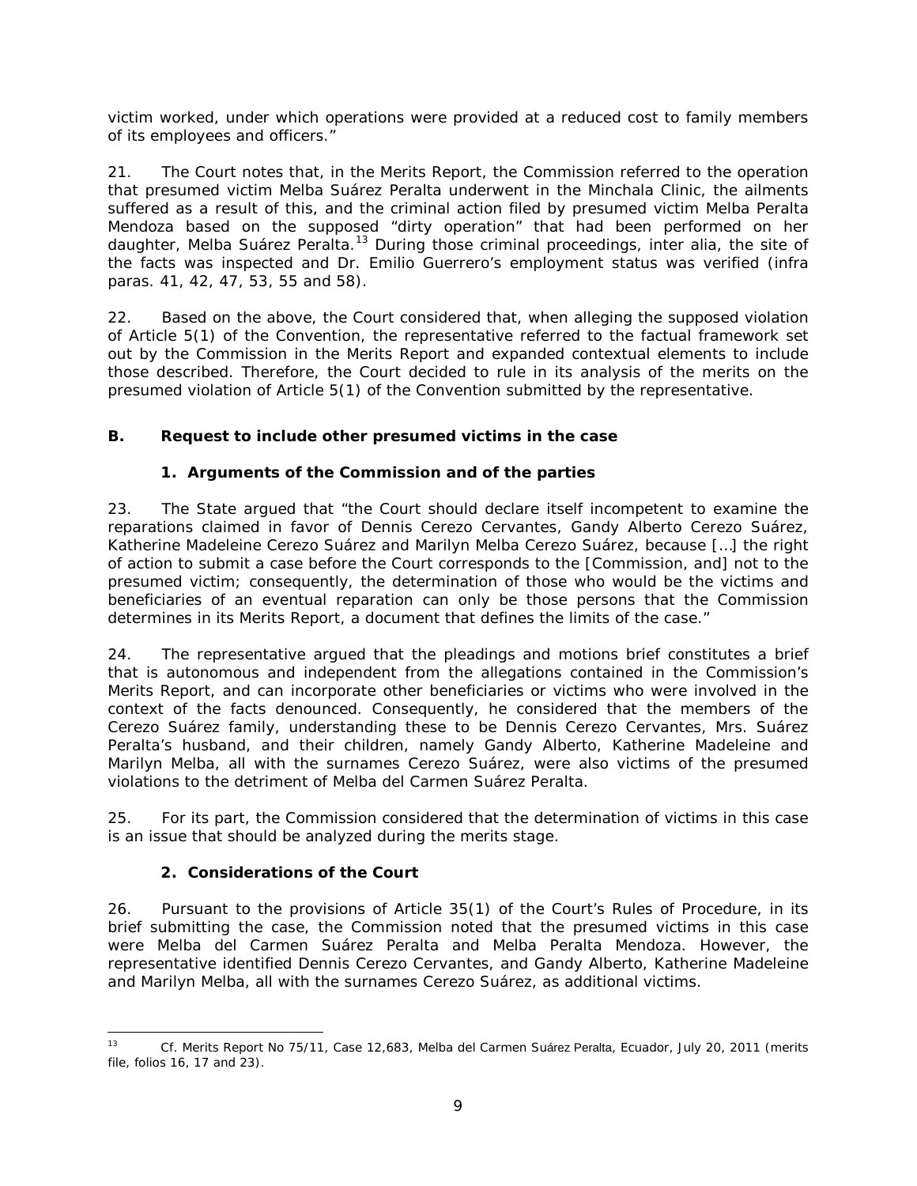victim worked, under which operations were provided at a reduced cost to family members of its employees and officers."

21. The Court notes that, in the Merits Report, the Commission referred to the operation that presumed victim Melba Suárez Peralta underwent in the Minchala Clinic, the ailments suffered as a result of this, and the criminal action filed by presumed victim Melba Peralta Mendoza based on the supposed "dirty operation" that had been performed on her daughter, Melba Suárez Peralta.[13] During those criminal proceedings, inter alia, the site of the facts was inspected and Dr. Emilio Guerrero's employment status was verified (*infra* paras. 41, 42, 47, 53, 55 and 58).

22. Based on the above, the Court considered that, when alleging the supposed violation of Article 5(1) of the Convention, the representative referred to the factual framework set out by the Commission in the Merits Report and expanded contextual elements to include those described. Therefore, the Court decided to rule in its analysis of the merits on the presumed violation of Article 5(1) of the Convention submitted by the representative.

### B. Request to include other presumed victims in the case

#### 1. Arguments of the Commission and of the parties

23. The State argued that "the Court should declare itself incompetent to examine the reparations claimed in favor of Dennis Cerezo Cervantes, Gandy Alberto Cerezo Suárez, Katherine Madeleine Cerezo Suárez and Marilyn Melba Cerezo Suárez, because […] the right of action to submit a case before the Court corresponds to the [Commission, and] not to the presumed victim; consequently, the determination of those who would be the victims and beneficiaries of an eventual reparation can only be those persons that the Commission determines in its Merits Report, a document that defines the limits of the case."

24. The representative argued that the pleadings and motions brief constitutes a brief that is autonomous and independent from the allegations contained in the Commission's Merits Report, and can incorporate other beneficiaries or victims who were involved in the context of the facts denounced. Consequently, he considered that the members of the Cerezo Suárez family, understanding these to be Dennis Cerezo Cervantes, Mrs. Suárez Peralta's husband, and their children, namely Gandy Alberto, Katherine Madeleine and Marilyn Melba, all with the surnames Cerezo Suárez, were also victims of the presumed violations to the detriment of Melba del Carmen Suárez Peralta.

25. For its part, the Commission considered that the determination of victims in this case is an issue that should be analyzed during the merits stage.

#### 2. Considerations of the Court

26. Pursuant to the provisions of Article 35(1) of the Court's Rules of Procedure, in its brief submitting the case, the Commission noted that the presumed victims in this case were Melba del Carmen Suárez Peralta and Melba Peralta Mendoza. However, the representative identified Dennis Cerezo Cervantes, and Gandy Alberto, Katherine Madeleine and Marilyn Melba, all with the surnames Cerezo Suárez, as additional victims.

---

[13] Cf. Merits Report No 75/11, Case 12,683, Melba del Carmen Suárez Peralta, Ecuador, July 20, 2011 (merits file, folios 16, 17 and 23).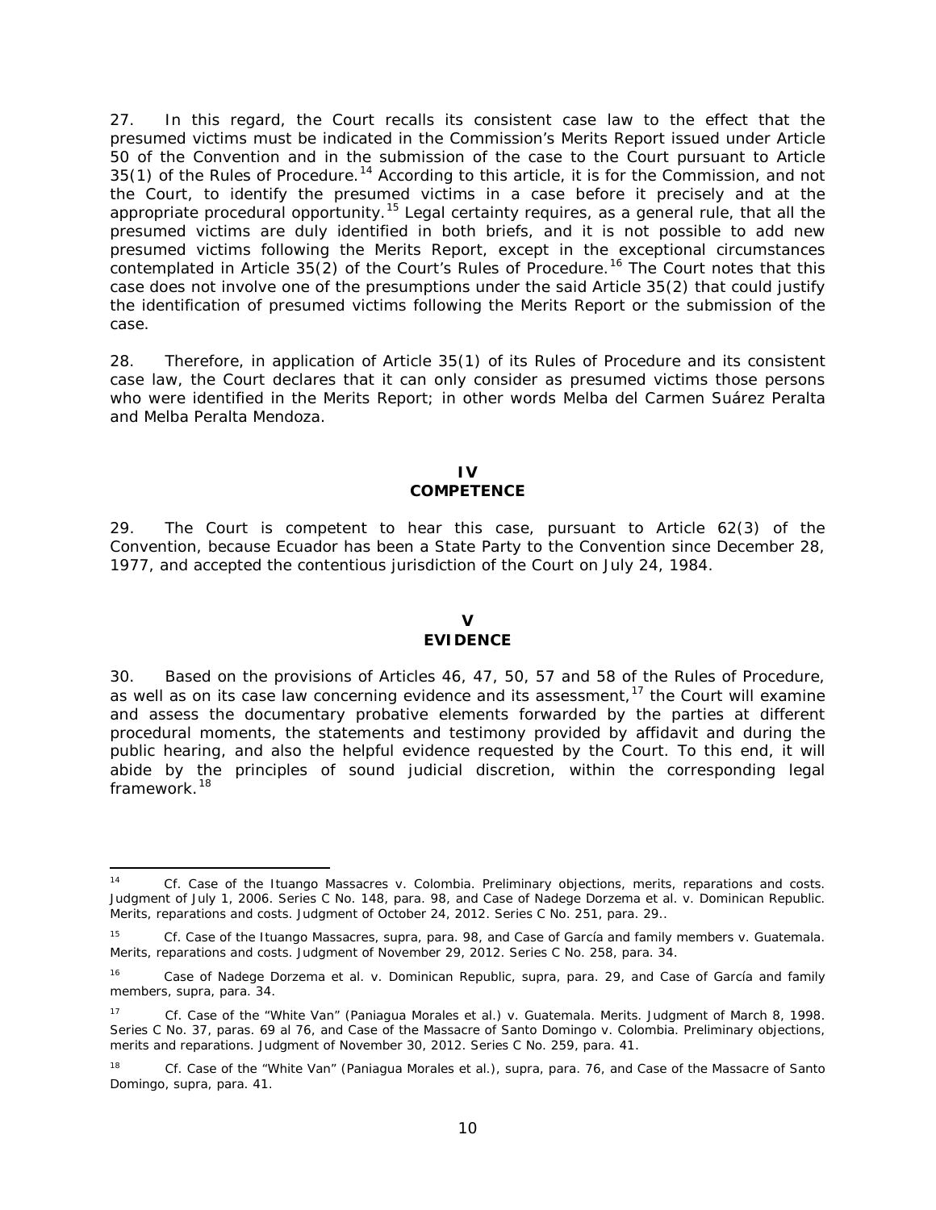27. In this regard, the Court recalls its consistent case law to the effect that the presumed victims must be indicated in the Commission's Merits Report issued under Article 50 of the Convention and in the submission of the case to the Court pursuant to Article 35(1) of the Rules of Procedure.[14] According to this article, it is for the Commission, and not the Court, to identify the presumed victims in a case before it precisely and at the appropriate procedural opportunity.[15] Legal certainty requires, as a general rule, that all the presumed victims are duly identified in both briefs, and it is not possible to add new presumed victims following the Merits Report, except in the exceptional circumstances contemplated in Article 35(2) of the Court's Rules of Procedure.[16] The Court notes that this case does not involve one of the presumptions under the said Article 35(2) that could justify the identification of presumed victims following the Merits Report or the submission of the case.

28. Therefore, in application of Article 35(1) of its Rules of Procedure and its consistent case law, the Court declares that it can only consider as presumed victims those persons who were identified in the Merits Report; in other words Melba del Carmen Suárez Peralta and Melba Peralta Mendoza.

## IV
## COMPETENCE

29. The Court is competent to hear this case, pursuant to Article 62(3) of the Convention, because Ecuador has been a State Party to the Convention since December 28, 1977, and accepted the contentious jurisdiction of the Court on July 24, 1984.

## V
## EVIDENCE

30. Based on the provisions of Articles 46, 47, 50, 57 and 58 of the Rules of Procedure, as well as on its case law concerning evidence and its assessment,[17] the Court will examine and assess the documentary probative elements forwarded by the parties at different procedural moments, the statements and testimony provided by affidavit and during the public hearing, and also the helpful evidence requested by the Court. To this end, it will abide by the principles of sound judicial discretion, within the corresponding legal framework.[18]

---

[14] *Cf. Case of the Ituango Massacres v. Colombia. Preliminary objections, merits, reparations and costs.* Judgment of July 1, 2006. Series C No. 148, para. 98, and *Case of Nadege Dorzema et al. v. Dominican Republic. Merits, reparations and costs.* Judgment of October 24, 2012. Series C No. 251, para. 29..

[15] *Cf. Case of the Ituango Massacres, supra,* para. 98, and *Case of García and family members v. Guatemala. Merits, reparations and costs.* Judgment of November 29, 2012. Series C No. 258, para. 34.

[16] *Case of Nadege Dorzema et al. v. Dominican Republic, supra,* para. 29, and *Case of García and family members, supra,* para. 34.

[17] *Cf. Case of the "White Van" (Paniagua Morales et al.) v. Guatemala. Merits.* Judgment of March 8, 1998. Series C No. 37, paras. 69 al 76, and *Case of the Massacre of Santo Domingo v. Colombia. Preliminary objections, merits and reparations.* Judgment of November 30, 2012. Series C No. 259, para. 41.

[18] *Cf. Case of the "White Van" (Paniagua Morales et al.), supra,* para. 76, and *Case of the Massacre of Santo Domingo, supra,* para. 41.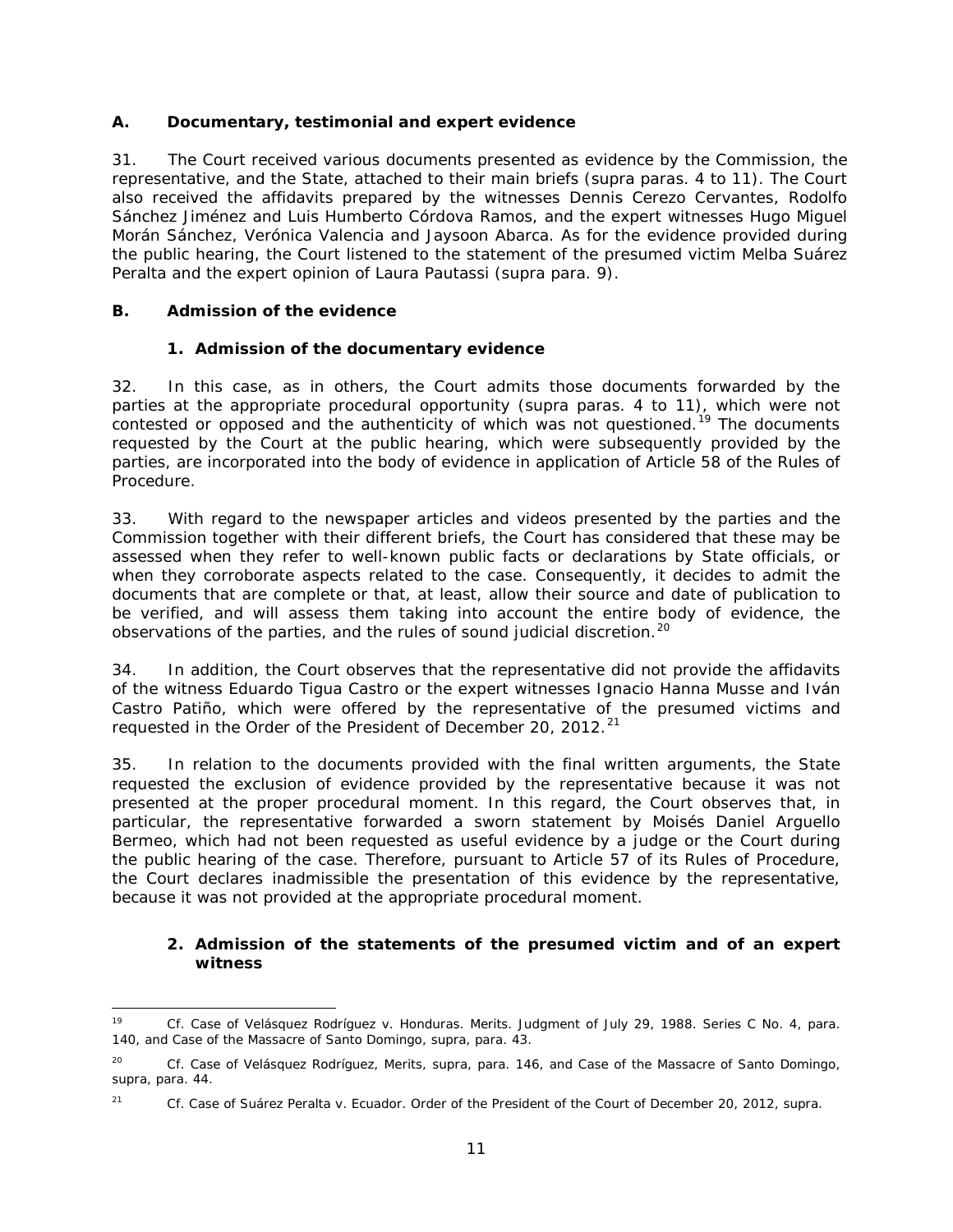### A. Documentary, testimonial and expert evidence

31. The Court received various documents presented as evidence by the Commission, the representative, and the State, attached to their main briefs (*supra* paras. 4 to 11). The Court also received the affidavits prepared by the witnesses Dennis Cerezo Cervantes, Rodolfo Sánchez Jiménez and Luis Humberto Córdova Ramos, and the expert witnesses Hugo Miguel Morán Sánchez, Verónica Valencia and Jaysoon Abarca. As for the evidence provided during the public hearing, the Court listened to the statement of the presumed victim Melba Suárez Peralta and the expert opinion of Laura Pautassi (*supra* para. 9).

### B. Admission of the evidence

#### 1. Admission of the documentary evidence

32. In this case, as in others, the Court admits those documents forwarded by the parties at the appropriate procedural opportunity (*supra* paras. 4 to 11), which were not contested or opposed and the authenticity of which was not questioned.[19] The documents requested by the Court at the public hearing, which were subsequently provided by the parties, are incorporated into the body of evidence in application of Article 58 of the Rules of Procedure.

33. With regard to the newspaper articles and videos presented by the parties and the Commission together with their different briefs, the Court has considered that these may be assessed when they refer to well-known public facts or declarations by State officials, or when they corroborate aspects related to the case. Consequently, it decides to admit the documents that are complete or that, at least, allow their source and date of publication to be verified, and will assess them taking into account the entire body of evidence, the observations of the parties, and the rules of sound judicial discretion.[20]

34. In addition, the Court observes that the representative did not provide the affidavits of the witness Eduardo Tigua Castro or the expert witnesses Ignacio Hanna Musse and Iván Castro Patiño, which were offered by the representative of the presumed victims and requested in the Order of the President of December 20, 2012.[21]

35. In relation to the documents provided with the final written arguments, the State requested the exclusion of evidence provided by the representative because it was not presented at the proper procedural moment. In this regard, the Court observes that, in particular, the representative forwarded a sworn statement by Moisés Daniel Arguello Bermeo, which had not been requested as useful evidence by a judge or the Court during the public hearing of the case. Therefore, pursuant to Article 57 of its Rules of Procedure, the Court declares inadmissible the presentation of this evidence by the representative, because it was not provided at the appropriate procedural moment.

#### 2. Admission of the statements of the presumed victim and of an expert witness

---

[19] *Cf. Case of Velásquez Rodríguez v. Honduras. Merits.* Judgment of July 29, 1988. Series C No. 4, para. 140, and *Case of the Massacre of Santo Domingo, supra,* para. 43.

[20] *Cf. Case of Velásquez Rodríguez, Merits, supra,* para. 146, and *Case of the Massacre of Santo Domingo, supra,* para. 44.

[21] *Cf. Case of Suárez Peralta v. Ecuador.* Order of the President of the Court of December 20, 2012, *supra.*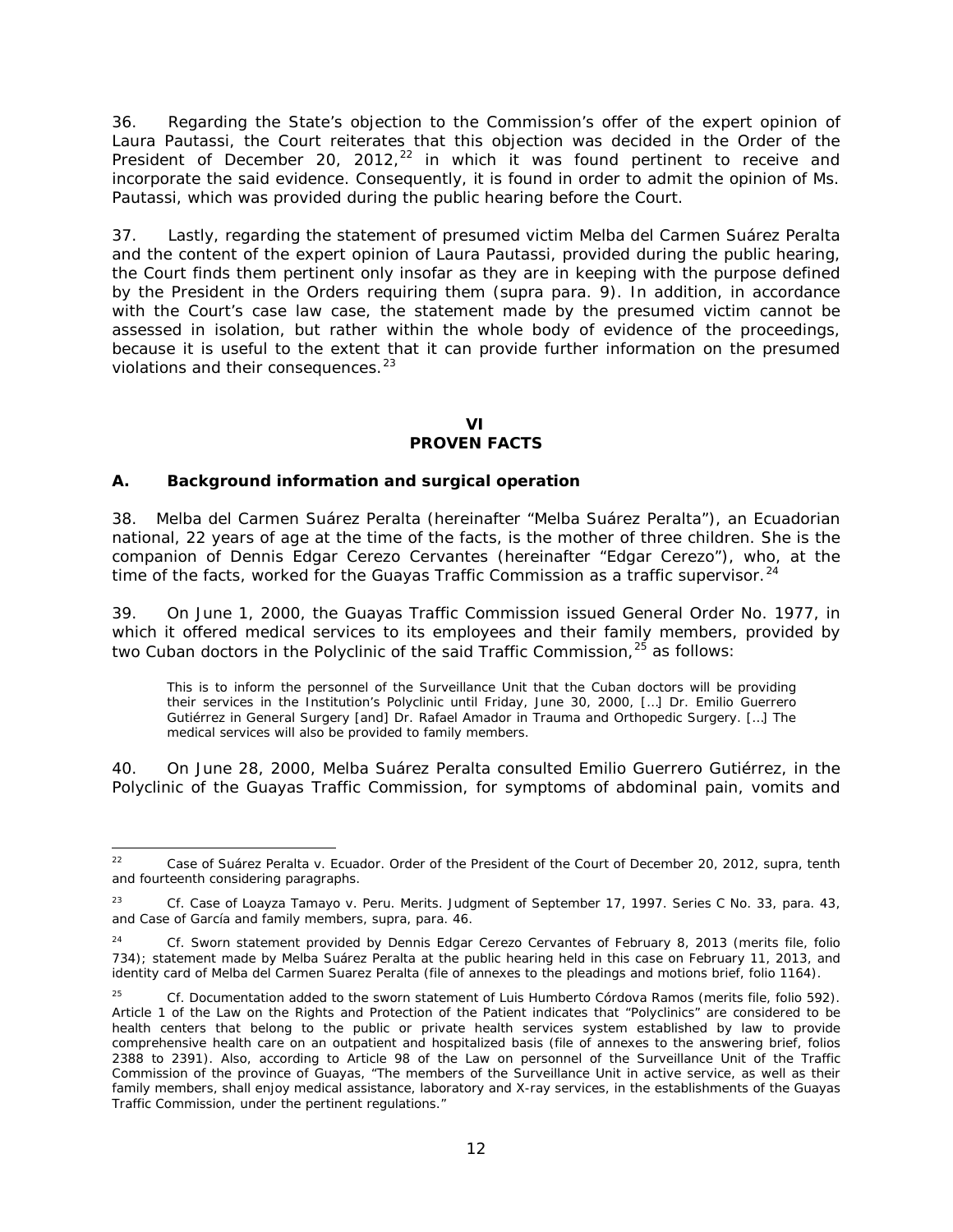36. Regarding the State's objection to the Commission's offer of the expert opinion of Laura Pautassi, the Court reiterates that this objection was decided in the Order of the President of December 20, 2012,[22] in which it was found pertinent to receive and incorporate the said evidence. Consequently, it is found in order to admit the opinion of Ms. Pautassi, which was provided during the public hearing before the Court.

37. Lastly, regarding the statement of presumed victim Melba del Carmen Suárez Peralta and the content of the expert opinion of Laura Pautassi, provided during the public hearing, the Court finds them pertinent only insofar as they are in keeping with the purpose defined by the President in the Orders requiring them (*supra* para. 9). In addition, in accordance with the Court's case law case, the statement made by the presumed victim cannot be assessed in isolation, but rather within the whole body of evidence of the proceedings, because it is useful to the extent that it can provide further information on the presumed violations and their consequences.[23]

## VI
## PROVEN FACTS

### A. Background information and surgical operation

38. Melba del Carmen Suárez Peralta (hereinafter "Melba Suárez Peralta"), an Ecuadorian national, 22 years of age at the time of the facts, is the mother of three children. She is the companion of Dennis Edgar Cerezo Cervantes (hereinafter "Edgar Cerezo"), who, at the time of the facts, worked for the Guayas Traffic Commission as a traffic supervisor.[24]

39. On June 1, 2000, the Guayas Traffic Commission issued General Order No. 1977, in which it offered medical services to its employees and their family members, provided by two Cuban doctors in the Polyclinic of the said Traffic Commission,[25] as follows:

> This is to inform the personnel of the Surveillance Unit that the Cuban doctors will be providing their services in the Institution's Polyclinic until Friday, June 30, 2000, […] Dr. Emilio Guerrero Gutiérrez in General Surgery [and] Dr. Rafael Amador in Trauma and Orthopedic Surgery. […] The medical services will also be provided to family members.

40. On June 28, 2000, Melba Suárez Peralta consulted Emilio Guerrero Gutiérrez, in the Polyclinic of the Guayas Traffic Commission, for symptoms of abdominal pain, vomits and

---

[22] *Case of Suárez Peralta v. Ecuador*. Order of the President of the Court of December 20, 2012, *supra*, tenth and fourteenth considering paragraphs.

[23] *Cf. Case of Loayza Tamayo v. Peru. Merits*. Judgment of September 17, 1997. Series C No. 33, para. 43, and *Case of García and family members*, *supra*, para. 46.

[24] *Cf.* Sworn statement provided by Dennis Edgar Cerezo Cervantes of February 8, 2013 (merits file, folio 734); statement made by Melba Suárez Peralta at the public hearing held in this case on February 11, 2013, and identity card of Melba del Carmen Suarez Peralta (file of annexes to the pleadings and motions brief, folio 1164).

[25] *Cf.* Documentation added to the sworn statement of Luis Humberto Córdova Ramos (merits file, folio 592). Article 1 of the Law on the Rights and Protection of the Patient indicates that "Polyclinics" are considered to be health centers that belong to the public or private health services system established by law to provide comprehensive health care on an outpatient and hospitalized basis (file of annexes to the answering brief, folios 2388 to 2391). Also, according to Article 98 of the Law on personnel of the Surveillance Unit of the Traffic Commission of the province of Guayas, "The members of the Surveillance Unit in active service, as well as their family members, shall enjoy medical assistance, laboratory and X-ray services, in the establishments of the Guayas Traffic Commission, under the pertinent regulations."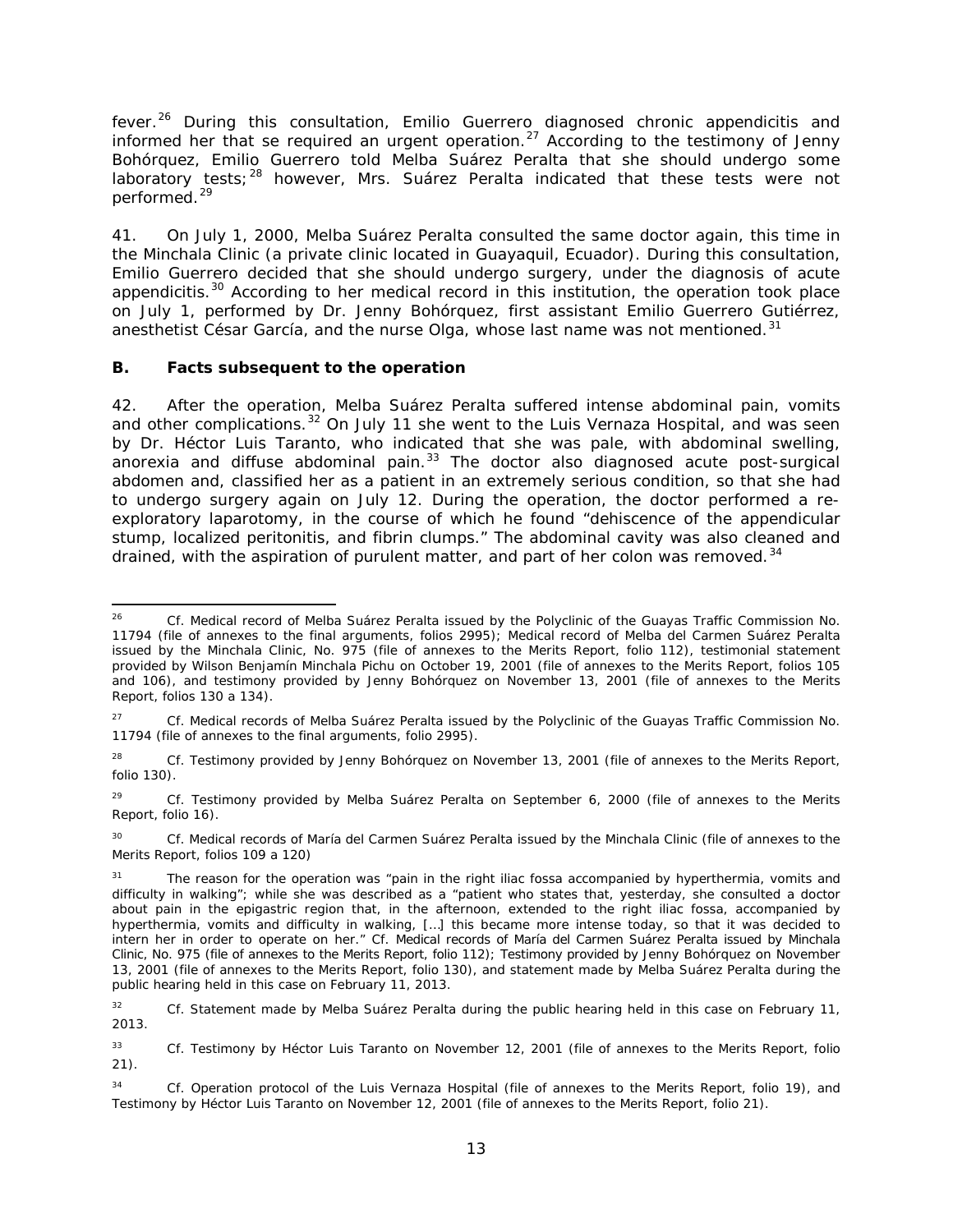fever.[26] During this consultation, Emilio Guerrero diagnosed chronic appendicitis and informed her that se required an urgent operation.[27] According to the testimony of Jenny Bohórquez, Emilio Guerrero told Melba Suárez Peralta that she should undergo some laboratory tests;[28] however, Mrs. Suárez Peralta indicated that these tests were not performed.[29]

41. On July 1, 2000, Melba Suárez Peralta consulted the same doctor again, this time in the Minchala Clinic (a private clinic located in Guayaquil, Ecuador). During this consultation, Emilio Guerrero decided that she should undergo surgery, under the diagnosis of acute appendicitis.[30] According to her medical record in this institution, the operation took place on July 1, performed by Dr. Jenny Bohórquez, first assistant Emilio Guerrero Gutiérrez, anesthetist César García, and the nurse Olga, whose last name was not mentioned.[31]

### B. Facts subsequent to the operation

42. After the operation, Melba Suárez Peralta suffered intense abdominal pain, vomits and other complications.[32] On July 11 she went to the Luis Vernaza Hospital, and was seen by Dr. Héctor Luis Taranto, who indicated that she was pale, with abdominal swelling, anorexia and diffuse abdominal pain.[33] The doctor also diagnosed acute post-surgical abdomen and, classified her as a patient in an extremely serious condition, so that she had to undergo surgery again on July 12. During the operation, the doctor performed a re-exploratory laparotomy, in the course of which he found "dehiscence of the appendicular stump, localized peritonitis, and fibrin clumps." The abdominal cavity was also cleaned and drained, with the aspiration of purulent matter, and part of her colon was removed.[34]

---

[26] Cf. Medical record of Melba Suárez Peralta issued by the Polyclinic of the Guayas Traffic Commission No. 11794 (file of annexes to the final arguments, folios 2995); Medical record of Melba del Carmen Suárez Peralta issued by the Minchala Clinic, No. 975 (file of annexes to the Merits Report, folio 112), testimonial statement provided by Wilson Benjamín Minchala Pichu on October 19, 2001 (file of annexes to the Merits Report, folios 105 and 106), and testimony provided by Jenny Bohórquez on November 13, 2001 (file of annexes to the Merits Report, folios 130 a 134).

[27] Cf. Medical records of Melba Suárez Peralta issued by the Polyclinic of the Guayas Traffic Commission No. 11794 (file of annexes to the final arguments, folio 2995).

[28] Cf. Testimony provided by Jenny Bohórquez on November 13, 2001 (file of annexes to the Merits Report, folio 130).

[29] Cf. Testimony provided by Melba Suárez Peralta on September 6, 2000 (file of annexes to the Merits Report, folio 16).

[30] Cf. Medical records of María del Carmen Suárez Peralta issued by the Minchala Clinic (file of annexes to the Merits Report, folios 109 a 120)

[31] The reason for the operation was "pain in the right iliac fossa accompanied by hyperthermia, vomits and difficulty in walking"; while she was described as a "patient who states that, yesterday, she consulted a doctor about pain in the epigastric region that, in the afternoon, extended to the right iliac fossa, accompanied by hyperthermia, vomits and difficulty in walking, […] this became more intense today, so that it was decided to intern her in order to operate on her." Cf. Medical records of María del Carmen Suárez Peralta issued by Minchala Clinic, No. 975 (file of annexes to the Merits Report, folio 112); Testimony provided by Jenny Bohórquez on November 13, 2001 (file of annexes to the Merits Report, folio 130), and statement made by Melba Suárez Peralta during the public hearing held in this case on February 11, 2013.

[32] Cf. Statement made by Melba Suárez Peralta during the public hearing held in this case on February 11, 2013.

[33] Cf. Testimony by Héctor Luis Taranto on November 12, 2001 (file of annexes to the Merits Report, folio 21).

[34] Cf. Operation protocol of the Luis Vernaza Hospital (file of annexes to the Merits Report, folio 19), and Testimony by Héctor Luis Taranto on November 12, 2001 (file of annexes to the Merits Report, folio 21).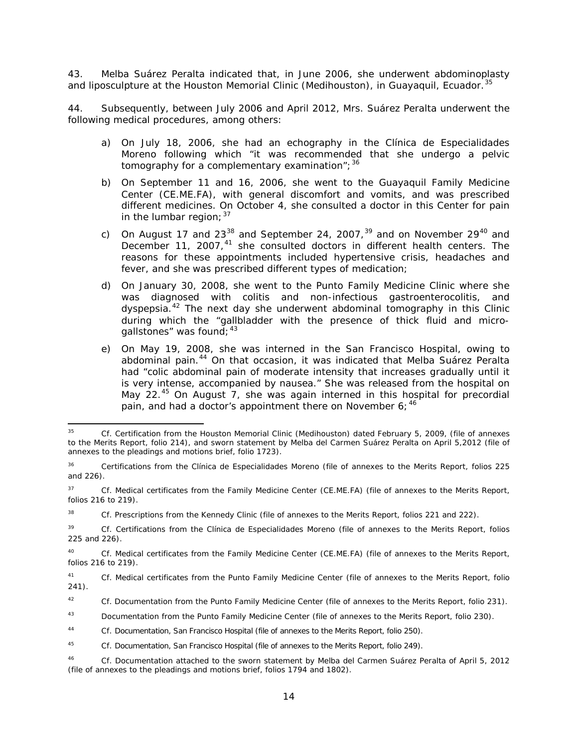43. Melba Suárez Peralta indicated that, in June 2006, she underwent abdominoplasty and liposculpture at the Houston Memorial Clinic (Medihouston), in Guayaquil, Ecuador.[35]

44. Subsequently, between July 2006 and April 2012, Mrs. Suárez Peralta underwent the following medical procedures, among others:

a) On July 18, 2006, she had an echography in the Clínica de Especialidades Moreno following which "it was recommended that she undergo a pelvic tomography for a complementary examination";[36]

b) On September 11 and 16, 2006, she went to the Guayaquil Family Medicine Center (CE.ME.FA), with general discomfort and vomits, and was prescribed different medicines. On October 4, she consulted a doctor in this Center for pain in the lumbar region;[37]

c) On August 17 and 23[38] and September 24, 2007,[39] and on November 29[40] and December 11, 2007,[41] she consulted doctors in different health centers. The reasons for these appointments included hypertensive crisis, headaches and fever, and she was prescribed different types of medication;

d) On January 30, 2008, she went to the Punto Family Medicine Clinic where she was diagnosed with colitis and non-infectious gastroenterocolitis, and dyspepsia.[42] The next day she underwent abdominal tomography in this Clinic during which the "gallbladder with the presence of thick fluid and micro-gallstones" was found;[43]

e) On May 19, 2008, she was interned in the San Francisco Hospital, owing to abdominal pain.[44] On that occasion, it was indicated that Melba Suárez Peralta had "colic abdominal pain of moderate intensity that increases gradually until it is very intense, accompanied by nausea." She was released from the hospital on May 22.[45] On August 7, she was again interned in this hospital for precordial pain, and had a doctor's appointment there on November 6;[46]

---

[35] Cf. Certification from the Houston Memorial Clinic (Medihouston) dated February 5, 2009, (file of annexes to the Merits Report, folio 214), and sworn statement by Melba del Carmen Suárez Peralta on April 5,2012 (file of annexes to the pleadings and motions brief, folio 1723).

[36] Certifications from the Clínica de Especialidades Moreno (file of annexes to the Merits Report, folios 225 and 226).

[37] Cf. Medical certificates from the Family Medicine Center (CE.ME.FA) (file of annexes to the Merits Report, folios 216 to 219).

[38] Cf. Prescriptions from the Kennedy Clinic (file of annexes to the Merits Report, folios 221 and 222).

[39] Cf. Certifications from the Clínica de Especialidades Moreno (file of annexes to the Merits Report, folios 225 and 226).

[40] Cf. Medical certificates from the Family Medicine Center (CE.ME.FA) (file of annexes to the Merits Report, folios 216 to 219).

[41] Cf. Medical certificates from the Punto Family Medicine Center (file of annexes to the Merits Report, folio 241).

[42] Cf. Documentation from the Punto Family Medicine Center (file of annexes to the Merits Report, folio 231).

[43] Documentation from the Punto Family Medicine Center (file of annexes to the Merits Report, folio 230).

[44] Cf. Documentation, San Francisco Hospital (file of annexes to the Merits Report, folio 250).

[45] Cf. Documentation, San Francisco Hospital (file of annexes to the Merits Report, folio 249).

[46] Cf. Documentation attached to the sworn statement by Melba del Carmen Suárez Peralta of April 5, 2012 (file of annexes to the pleadings and motions brief, folios 1794 and 1802).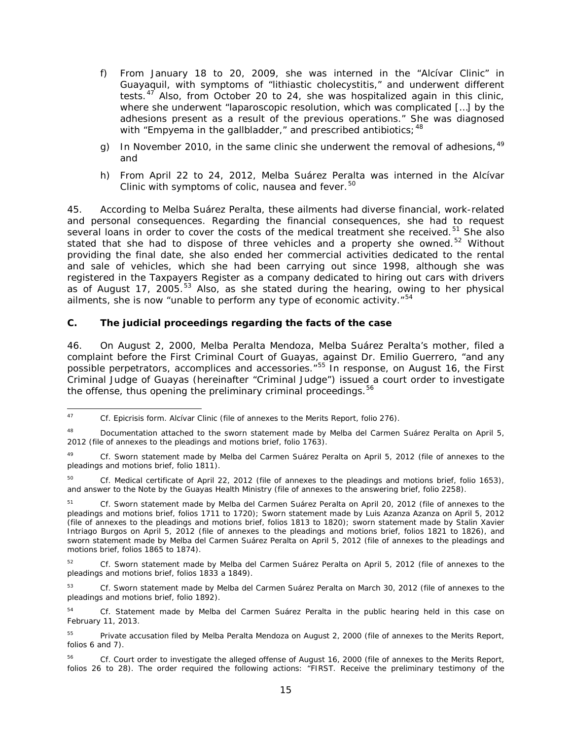f) From January 18 to 20, 2009, she was interned in the "Alcívar Clinic" in Guayaquil, with symptoms of "lithiastic cholecystitis," and underwent different tests.[47] Also, from October 20 to 24, she was hospitalized again in this clinic, where she underwent "laparoscopic resolution, which was complicated […] by the adhesions present as a result of the previous operations." She was diagnosed with "Empyema in the gallbladder," and prescribed antibiotics;[48]

g) In November 2010, in the same clinic she underwent the removal of adhesions,[49] and

h) From April 22 to 24, 2012, Melba Suárez Peralta was interned in the Alcívar Clinic with symptoms of colic, nausea and fever.[50]

45. According to Melba Suárez Peralta, these ailments had diverse financial, work-related and personal consequences. Regarding the financial consequences, she had to request several loans in order to cover the costs of the medical treatment she received.[51] She also stated that she had to dispose of three vehicles and a property she owned.[52] Without providing the final date, she also ended her commercial activities dedicated to the rental and sale of vehicles, which she had been carrying out since 1998, although she was registered in the Taxpayers Register as a company dedicated to hiring out cars with drivers as of August 17, 2005.[53] Also, as she stated during the hearing, owing to her physical ailments, she is now "unable to perform any type of economic activity."[54]

### C. The judicial proceedings regarding the facts of the case

46. On August 2, 2000, Melba Peralta Mendoza, Melba Suárez Peralta's mother, filed a complaint before the First Criminal Court of Guayas, against Dr. Emilio Guerrero, "and any possible perpetrators, accomplices and accessories."[55] In response, on August 16, the First Criminal Judge of Guayas (hereinafter "Criminal Judge") issued a court order to investigate the offense, thus opening the preliminary criminal proceedings.[56]

---

[47] Cf. Epicrisis form. Alcívar Clinic (file of annexes to the Merits Report, folio 276).

[48] Documentation attached to the sworn statement made by Melba del Carmen Suárez Peralta on April 5, 2012 (file of annexes to the pleadings and motions brief, folio 1763).

[49] Cf. Sworn statement made by Melba del Carmen Suárez Peralta on April 5, 2012 (file of annexes to the pleadings and motions brief, folio 1811).

[50] Cf. Medical certificate of April 22, 2012 (file of annexes to the pleadings and motions brief, folio 1653), and answer to the Note by the Guayas Health Ministry (file of annexes to the answering brief, folio 2258).

[51] Cf. Sworn statement made by Melba del Carmen Suárez Peralta on April 20, 2012 (file of annexes to the pleadings and motions brief, folios 1711 to 1720); Sworn statement made by Luis Azanza Azanza on April 5, 2012 (file of annexes to the pleadings and motions brief, folios 1813 to 1820); sworn statement made by Stalin Xavier Intriago Burgos on April 5, 2012 (file of annexes to the pleadings and motions brief, folios 1821 to 1826), and sworn statement made by Melba del Carmen Suárez Peralta on April 5, 2012 (file of annexes to the pleadings and motions brief, folios 1865 to 1874).

[52] Cf. Sworn statement made by Melba del Carmen Suárez Peralta on April 5, 2012 (file of annexes to the pleadings and motions brief, folios 1833 a 1849).

[53] Cf. Sworn statement made by Melba del Carmen Suárez Peralta on March 30, 2012 (file of annexes to the pleadings and motions brief, folio 1892).

[54] Cf. Statement made by Melba del Carmen Suárez Peralta in the public hearing held in this case on February 11, 2013.

[55] Private accusation filed by Melba Peralta Mendoza on August 2, 2000 (file of annexes to the Merits Report, folios 6 and 7).

[56] Cf. Court order to investigate the alleged offense of August 16, 2000 (file of annexes to the Merits Report, folios 26 to 28). The order required the following actions: "FIRST. Receive the preliminary testimony of the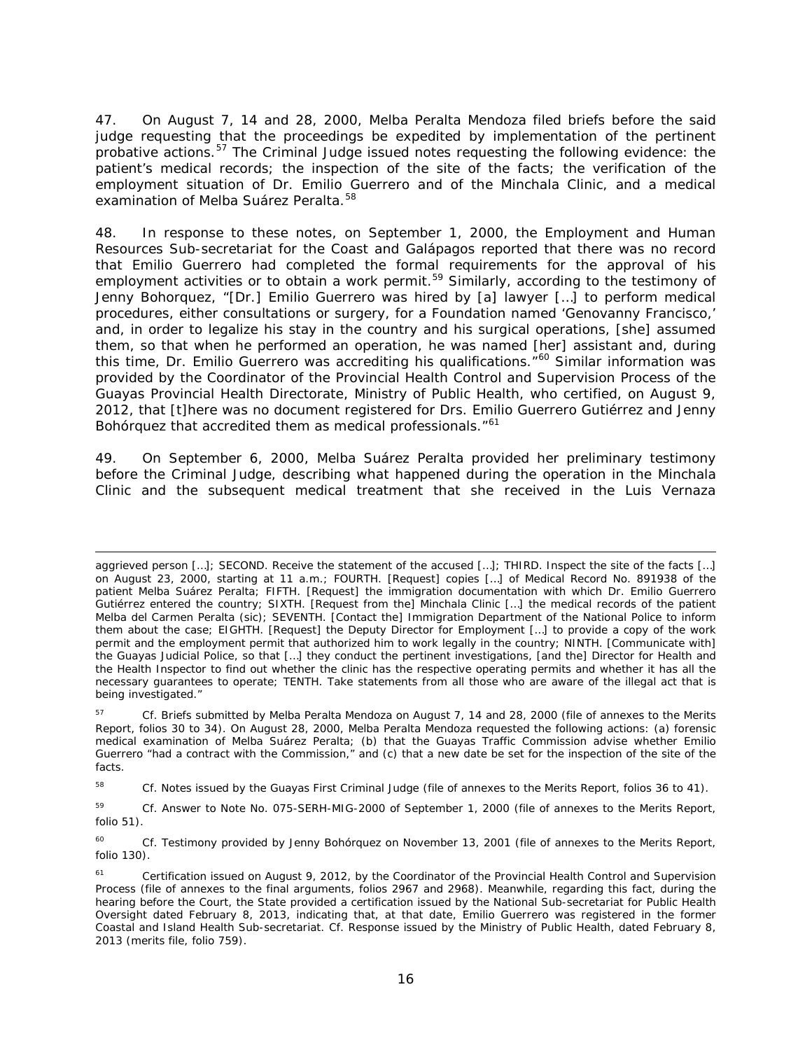47. On August 7, 14 and 28, 2000, Melba Peralta Mendoza filed briefs before the said judge requesting that the proceedings be expedited by implementation of the pertinent probative actions.[57] The Criminal Judge issued notes requesting the following evidence: the patient's medical records; the inspection of the site of the facts; the verification of the employment situation of Dr. Emilio Guerrero and of the Minchala Clinic, and a medical examination of Melba Suárez Peralta.[58]

48. In response to these notes, on September 1, 2000, the Employment and Human Resources Sub-secretariat for the Coast and Galápagos reported that there was no record that Emilio Guerrero had completed the formal requirements for the approval of his employment activities or to obtain a work permit.[59] Similarly, according to the testimony of Jenny Bohorquez, "[Dr.] Emilio Guerrero was hired by [a] lawyer […] to perform medical procedures, either consultations or surgery, for a Foundation named 'Genovanny Francisco,' and, in order to legalize his stay in the country and his surgical operations, [she] assumed them, so that when he performed an operation, he was named [her] assistant and, during this time, Dr. Emilio Guerrero was accrediting his qualifications."[60] Similar information was provided by the Coordinator of the Provincial Health Control and Supervision Process of the Guayas Provincial Health Directorate, Ministry of Public Health, who certified, on August 9, 2012, that [t]here was no document registered for Drs. Emilio Guerrero Gutiérrez and Jenny Bohórquez that accredited them as medical professionals."[61]

49. On September 6, 2000, Melba Suárez Peralta provided her preliminary testimony before the Criminal Judge, describing what happened during the operation in the Minchala Clinic and the subsequent medical treatment that she received in the Luis Vernaza

---

aggrieved person […]; SECOND. Receive the statement of the accused […]; THIRD. Inspect the site of the facts […] on August 23, 2000, starting at 11 a.m.; FOURTH. [Request] copies […] of Medical Record No. 891938 of the patient Melba Suárez Peralta; FIFTH. [Request] the immigration documentation with which Dr. Emilio Guerrero Gutiérrez entered the country; SIXTH. [Request from the] Minchala Clinic […] the medical records of the patient Melba del Carmen Peralta (sic); SEVENTH. [Contact the] Immigration Department of the National Police to inform them about the case; EIGHTH. [Request] the Deputy Director for Employment […] to provide a copy of the work permit and the employment permit that authorized him to work legally in the country; NINTH. [Communicate with] the Guayas Judicial Police, so that […] they conduct the pertinent investigations, [and the] Director for Health and the Health Inspector to find out whether the clinic has the respective operating permits and whether it has all the necessary guarantees to operate; TENTH. Take statements from all those who are aware of the illegal act that is being investigated."

[57] Cf. Briefs submitted by Melba Peralta Mendoza on August 7, 14 and 28, 2000 (file of annexes to the Merits Report, folios 30 to 34). On August 28, 2000, Melba Peralta Mendoza requested the following actions: (a) forensic medical examination of Melba Suárez Peralta; (b) that the Guayas Traffic Commission advise whether Emilio Guerrero "had a contract with the Commission," and (c) that a new date be set for the inspection of the site of the facts.

[58] Cf. Notes issued by the Guayas First Criminal Judge (file of annexes to the Merits Report, folios 36 to 41).

[59] Cf. Answer to Note No. 075-SERH-MIG-2000 of September 1, 2000 (file of annexes to the Merits Report, folio 51).

[60] Cf. Testimony provided by Jenny Bohórquez on November 13, 2001 (file of annexes to the Merits Report, folio 130).

[61] Certification issued on August 9, 2012, by the Coordinator of the Provincial Health Control and Supervision Process (file of annexes to the final arguments, folios 2967 and 2968). Meanwhile, regarding this fact, during the hearing before the Court, the State provided a certification issued by the National Sub-secretariat for Public Health Oversight dated February 8, 2013, indicating that, at that date, Emilio Guerrero was registered in the former Coastal and Island Health Sub-secretariat. Cf. Response issued by the Ministry of Public Health, dated February 8, 2013 (merits file, folio 759).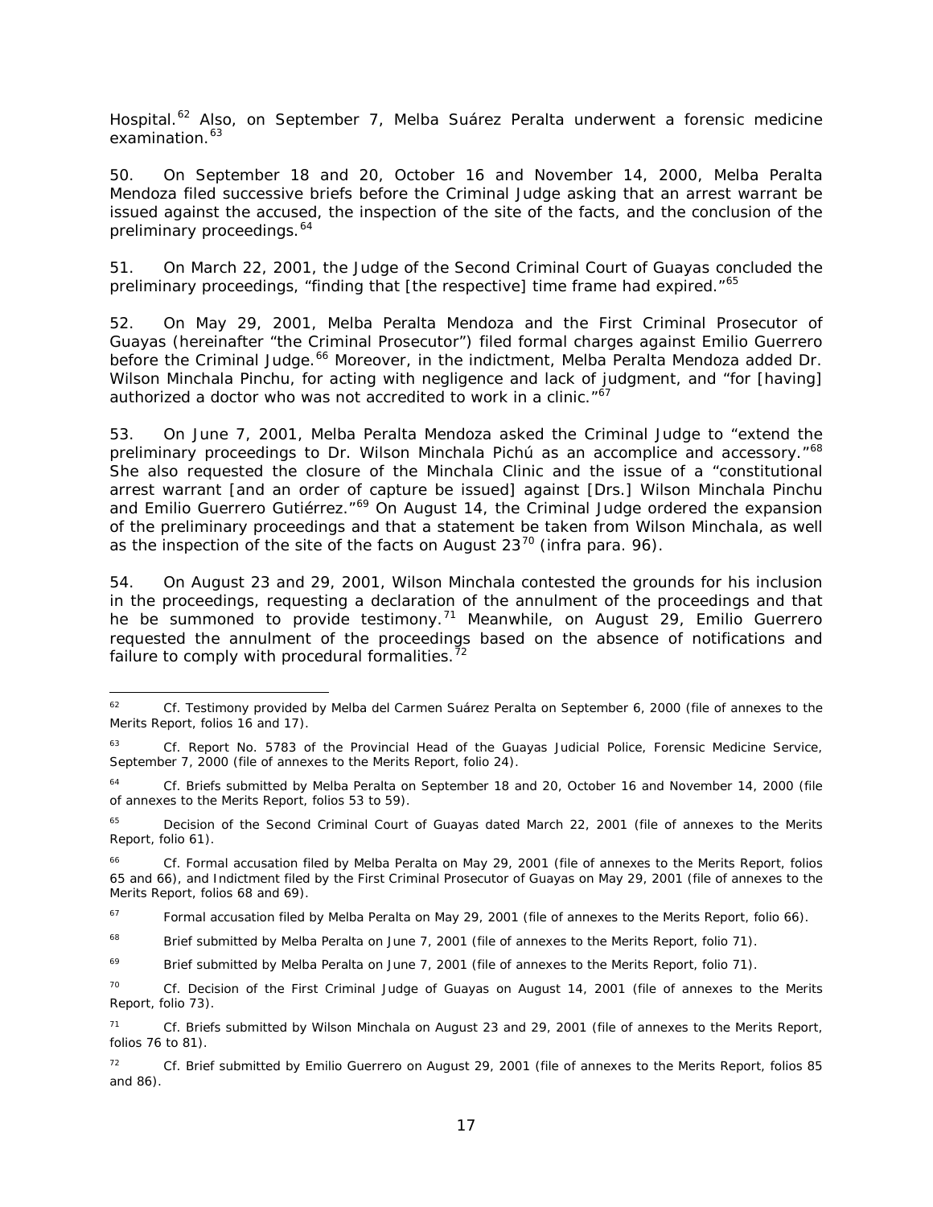Hospital.[62] Also, on September 7, Melba Suárez Peralta underwent a forensic medicine examination.[63]

50. On September 18 and 20, October 16 and November 14, 2000, Melba Peralta Mendoza filed successive briefs before the Criminal Judge asking that an arrest warrant be issued against the accused, the inspection of the site of the facts, and the conclusion of the preliminary proceedings.[64]

51. On March 22, 2001, the Judge of the Second Criminal Court of Guayas concluded the preliminary proceedings, "finding that [the respective] time frame had expired."[65]

52. On May 29, 2001, Melba Peralta Mendoza and the First Criminal Prosecutor of Guayas (hereinafter "the Criminal Prosecutor") filed formal charges against Emilio Guerrero before the Criminal Judge.[66] Moreover, in the indictment, Melba Peralta Mendoza added Dr. Wilson Minchala Pinchu, for acting with negligence and lack of judgment, and "for [having] authorized a doctor who was not accredited to work in a clinic."[67]

53. On June 7, 2001, Melba Peralta Mendoza asked the Criminal Judge to "extend the preliminary proceedings to Dr. Wilson Minchala Pichú as an accomplice and accessory."[68] She also requested the closure of the Minchala Clinic and the issue of a "constitutional arrest warrant [and an order of capture be issued] against [Drs.] Wilson Minchala Pinchu and Emilio Guerrero Gutiérrez."[69] On August 14, the Criminal Judge ordered the expansion of the preliminary proceedings and that a statement be taken from Wilson Minchala, as well as the inspection of the site of the facts on August 23[70] (infra para. 96).

54. On August 23 and 29, 2001, Wilson Minchala contested the grounds for his inclusion in the proceedings, requesting a declaration of the annulment of the proceedings and that he be summoned to provide testimony.[71] Meanwhile, on August 29, Emilio Guerrero requested the annulment of the proceedings based on the absence of notifications and failure to comply with procedural formalities.[72]

---

[62] Cf. Testimony provided by Melba del Carmen Suárez Peralta on September 6, 2000 (file of annexes to the Merits Report, folios 16 and 17).

[63] Cf. Report No. 5783 of the Provincial Head of the Guayas Judicial Police, Forensic Medicine Service, September 7, 2000 (file of annexes to the Merits Report, folio 24).

[64] Cf. Briefs submitted by Melba Peralta on September 18 and 20, October 16 and November 14, 2000 (file of annexes to the Merits Report, folios 53 to 59).

[65] Decision of the Second Criminal Court of Guayas dated March 22, 2001 (file of annexes to the Merits Report, folio 61).

[66] Cf. Formal accusation filed by Melba Peralta on May 29, 2001 (file of annexes to the Merits Report, folios 65 and 66), and Indictment filed by the First Criminal Prosecutor of Guayas on May 29, 2001 (file of annexes to the Merits Report, folios 68 and 69).

[67] Formal accusation filed by Melba Peralta on May 29, 2001 (file of annexes to the Merits Report, folio 66).

[68] Brief submitted by Melba Peralta on June 7, 2001 (file of annexes to the Merits Report, folio 71).

[69] Brief submitted by Melba Peralta on June 7, 2001 (file of annexes to the Merits Report, folio 71).

[70] Cf. Decision of the First Criminal Judge of Guayas on August 14, 2001 (file of annexes to the Merits Report, folio 73).

[71] Cf. Briefs submitted by Wilson Minchala on August 23 and 29, 2001 (file of annexes to the Merits Report, folios 76 to 81).

[72] Cf. Brief submitted by Emilio Guerrero on August 29, 2001 (file of annexes to the Merits Report, folios 85 and 86).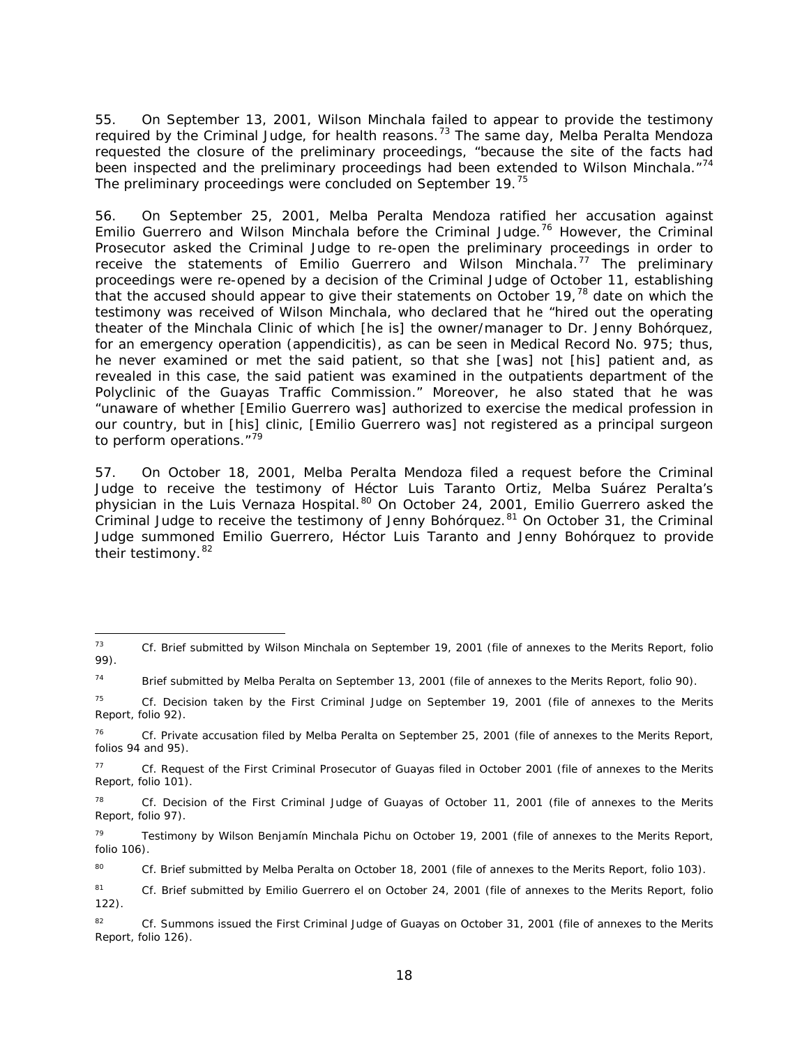55. On September 13, 2001, Wilson Minchala failed to appear to provide the testimony required by the Criminal Judge, for health reasons.[73] The same day, Melba Peralta Mendoza requested the closure of the preliminary proceedings, "because the site of the facts had been inspected and the preliminary proceedings had been extended to Wilson Minchala."[74] The preliminary proceedings were concluded on September 19.[75]

56. On September 25, 2001, Melba Peralta Mendoza ratified her accusation against Emilio Guerrero and Wilson Minchala before the Criminal Judge.[76] However, the Criminal Prosecutor asked the Criminal Judge to re-open the preliminary proceedings in order to receive the statements of Emilio Guerrero and Wilson Minchala.[77] The preliminary proceedings were re-opened by a decision of the Criminal Judge of October 11, establishing that the accused should appear to give their statements on October 19,[78] date on which the testimony was received of Wilson Minchala, who declared that he "hired out the operating theater of the Minchala Clinic of which [he is] the owner/manager to Dr. Jenny Bohórquez, for an emergency operation (appendicitis), as can be seen in Medical Record No. 975; thus, he never examined or met the said patient, so that she [was] not [his] patient and, as revealed in this case, the said patient was examined in the outpatients department of the Polyclinic of the Guayas Traffic Commission." Moreover, he also stated that he was "unaware of whether [Emilio Guerrero was] authorized to exercise the medical profession in our country, but in [his] clinic, [Emilio Guerrero was] not registered as a principal surgeon to perform operations."[79]

57. On October 18, 2001, Melba Peralta Mendoza filed a request before the Criminal Judge to receive the testimony of Héctor Luis Taranto Ortiz, Melba Suárez Peralta's physician in the Luis Vernaza Hospital.[80] On October 24, 2001, Emilio Guerrero asked the Criminal Judge to receive the testimony of Jenny Bohórquez.[81] On October 31, the Criminal Judge summoned Emilio Guerrero, Héctor Luis Taranto and Jenny Bohórquez to provide their testimony.[82]

---

[73] Cf. Brief submitted by Wilson Minchala on September 19, 2001 (file of annexes to the Merits Report, folio 99).

[74] Brief submitted by Melba Peralta on September 13, 2001 (file of annexes to the Merits Report, folio 90).

[75] Cf. Decision taken by the First Criminal Judge on September 19, 2001 (file of annexes to the Merits Report, folio 92).

[76] Cf. Private accusation filed by Melba Peralta on September 25, 2001 (file of annexes to the Merits Report, folios 94 and 95).

[77] Cf. Request of the First Criminal Prosecutor of Guayas filed in October 2001 (file of annexes to the Merits Report, folio 101).

[78] Cf. Decision of the First Criminal Judge of Guayas of October 11, 2001 (file of annexes to the Merits Report, folio 97).

[79] Testimony by Wilson Benjamín Minchala Pichu on October 19, 2001 (file of annexes to the Merits Report, folio 106).

[80] Cf. Brief submitted by Melba Peralta on October 18, 2001 (file of annexes to the Merits Report, folio 103).

[81] Cf. Brief submitted by Emilio Guerrero el on October 24, 2001 (file of annexes to the Merits Report, folio 122).

[82] Cf. Summons issued the First Criminal Judge of Guayas on October 31, 2001 (file of annexes to the Merits Report, folio 126).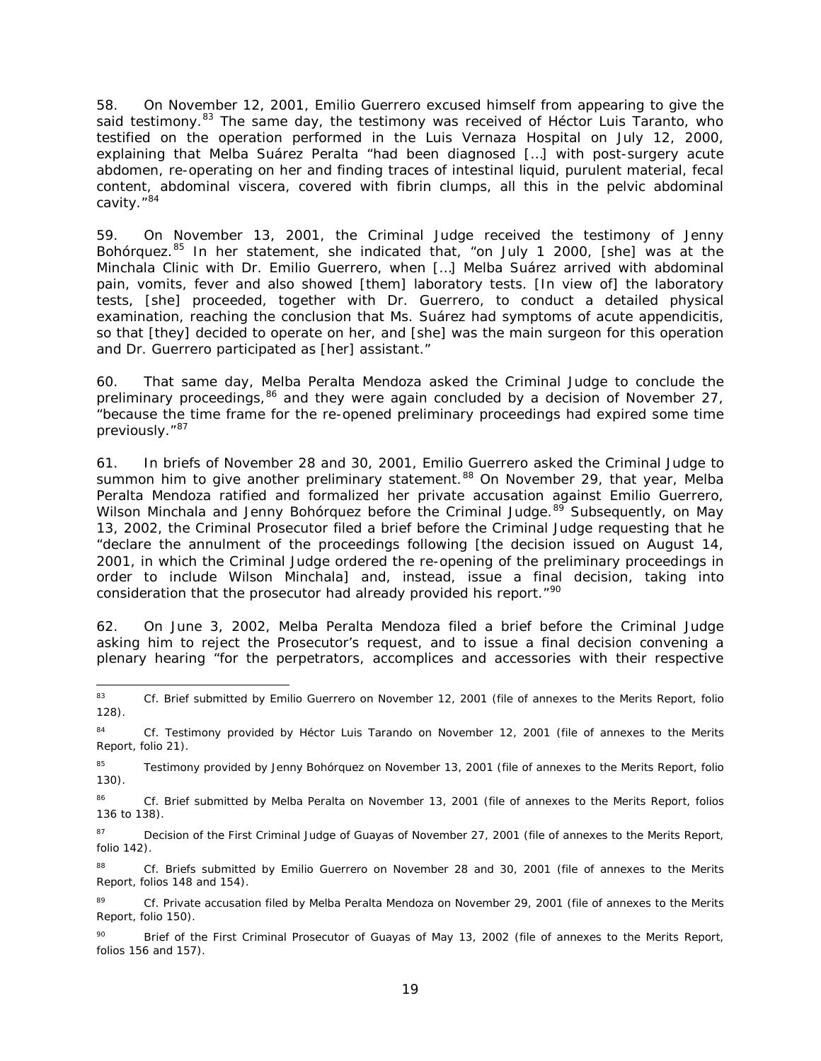58. On November 12, 2001, Emilio Guerrero excused himself from appearing to give the said testimony.[83] The same day, the testimony was received of Héctor Luis Taranto, who testified on the operation performed in the Luis Vernaza Hospital on July 12, 2000, explaining that Melba Suárez Peralta "had been diagnosed […] with post-surgery acute abdomen, re-operating on her and finding traces of intestinal liquid, purulent material, fecal content, abdominal viscera, covered with fibrin clumps, all this in the pelvic abdominal cavity."[84]

59. On November 13, 2001, the Criminal Judge received the testimony of Jenny Bohórquez.[85] In her statement, she indicated that, "on July 1 2000, [she] was at the Minchala Clinic with Dr. Emilio Guerrero, when […] Melba Suárez arrived with abdominal pain, vomits, fever and also showed [them] laboratory tests. [In view of] the laboratory tests, [she] proceeded, together with Dr. Guerrero, to conduct a detailed physical examination, reaching the conclusion that Ms. Suárez had symptoms of acute appendicitis, so that [they] decided to operate on her, and [she] was the main surgeon for this operation and Dr. Guerrero participated as [her] assistant."

60. That same day, Melba Peralta Mendoza asked the Criminal Judge to conclude the preliminary proceedings,[86] and they were again concluded by a decision of November 27, "because the time frame for the re-opened preliminary proceedings had expired some time previously."[87]

61. In briefs of November 28 and 30, 2001, Emilio Guerrero asked the Criminal Judge to summon him to give another preliminary statement.[88] On November 29, that year, Melba Peralta Mendoza ratified and formalized her private accusation against Emilio Guerrero, Wilson Minchala and Jenny Bohórquez before the Criminal Judge.[89] Subsequently, on May 13, 2002, the Criminal Prosecutor filed a brief before the Criminal Judge requesting that he "declare the annulment of the proceedings following [the decision issued on August 14, 2001, in which the Criminal Judge ordered the re-opening of the preliminary proceedings in order to include Wilson Minchala] and, instead, issue a final decision, taking into consideration that the prosecutor had already provided his report."[90]

62. On June 3, 2002, Melba Peralta Mendoza filed a brief before the Criminal Judge asking him to reject the Prosecutor's request, and to issue a final decision convening a plenary hearing "for the perpetrators, accomplices and accessories with their respective

---

[83] Cf. Brief submitted by Emilio Guerrero on November 12, 2001 (file of annexes to the Merits Report, folio 128).

[84] Cf. Testimony provided by Héctor Luis Tarando on November 12, 2001 (file of annexes to the Merits Report, folio 21).

[85] Testimony provided by Jenny Bohórquez on November 13, 2001 (file of annexes to the Merits Report, folio 130).

[86] Cf. Brief submitted by Melba Peralta on November 13, 2001 (file of annexes to the Merits Report, folios 136 to 138).

[87] Decision of the First Criminal Judge of Guayas of November 27, 2001 (file of annexes to the Merits Report, folio 142).

[88] Cf. Briefs submitted by Emilio Guerrero on November 28 and 30, 2001 (file of annexes to the Merits Report, folios 148 and 154).

[89] Cf. Private accusation filed by Melba Peralta Mendoza on November 29, 2001 (file of annexes to the Merits Report, folio 150).

[90] Brief of the First Criminal Prosecutor of Guayas of May 13, 2002 (file of annexes to the Merits Report, folios 156 and 157).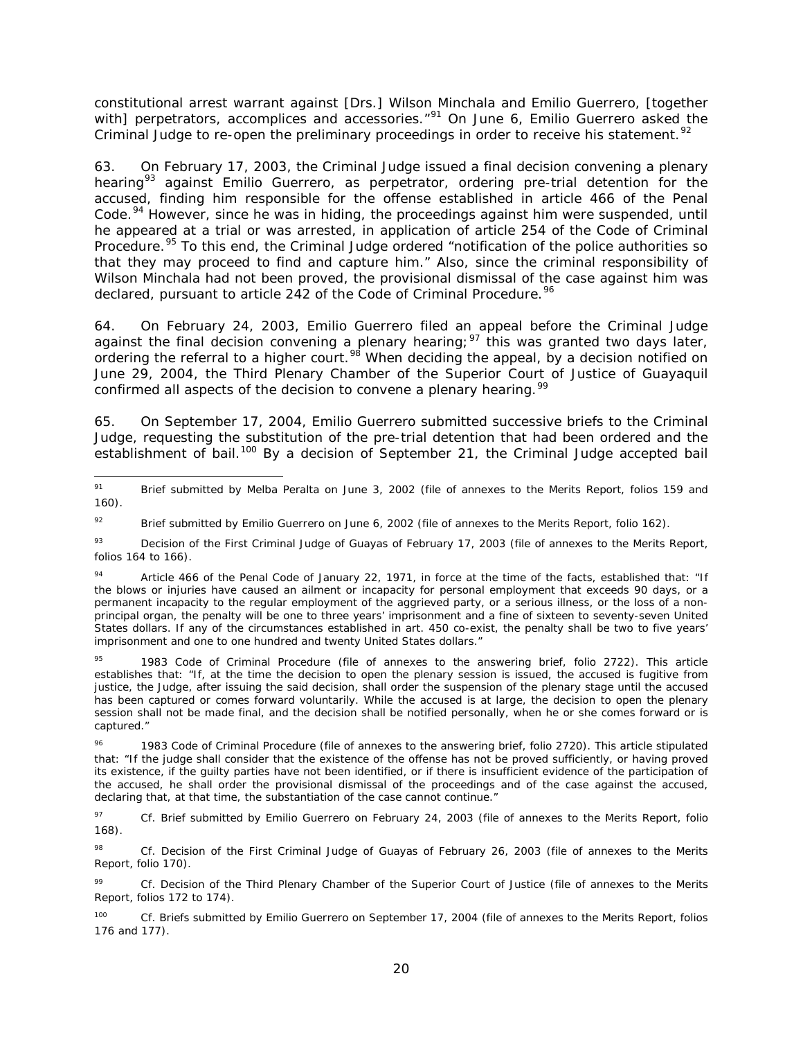constitutional arrest warrant against [Drs.] Wilson Minchala and Emilio Guerrero, [together with] perpetrators, accomplices and accessories."[91] On June 6, Emilio Guerrero asked the Criminal Judge to re-open the preliminary proceedings in order to receive his statement.[92]

63. On February 17, 2003, the Criminal Judge issued a final decision convening a plenary hearing[93] against Emilio Guerrero, as perpetrator, ordering pre-trial detention for the accused, finding him responsible for the offense established in article 466 of the Penal Code.[94] However, since he was in hiding, the proceedings against him were suspended, until he appeared at a trial or was arrested, in application of article 254 of the Code of Criminal Procedure.[95] To this end, the Criminal Judge ordered "notification of the police authorities so that they may proceed to find and capture him." Also, since the criminal responsibility of Wilson Minchala had not been proved, the provisional dismissal of the case against him was declared, pursuant to article 242 of the Code of Criminal Procedure.[96]

64. On February 24, 2003, Emilio Guerrero filed an appeal before the Criminal Judge against the final decision convening a plenary hearing;[97] this was granted two days later, ordering the referral to a higher court.[98] When deciding the appeal, by a decision notified on June 29, 2004, the Third Plenary Chamber of the Superior Court of Justice of Guayaquil confirmed all aspects of the decision to convene a plenary hearing.[99]

65. On September 17, 2004, Emilio Guerrero submitted successive briefs to the Criminal Judge, requesting the substitution of the pre-trial detention that had been ordered and the establishment of bail.[100] By a decision of September 21, the Criminal Judge accepted bail

---

[91] Brief submitted by Melba Peralta on June 3, 2002 (file of annexes to the Merits Report, folios 159 and 160).

[92] Brief submitted by Emilio Guerrero on June 6, 2002 (file of annexes to the Merits Report, folio 162).

[93] Decision of the First Criminal Judge of Guayas of February 17, 2003 (file of annexes to the Merits Report, folios 164 to 166).

[94] Article 466 of the Penal Code of January 22, 1971, in force at the time of the facts, established that: "If the blows or injuries have caused an ailment or incapacity for personal employment that exceeds 90 days, or a permanent incapacity to the regular employment of the aggrieved party, or a serious illness, or the loss of a non-principal organ, the penalty will be one to three years' imprisonment and a fine of sixteen to seventy-seven United States dollars. If any of the circumstances established in art. 450 co-exist, the penalty shall be two to five years' imprisonment and one to one hundred and twenty United States dollars."

[95] 1983 Code of Criminal Procedure (file of annexes to the answering brief, folio 2722). This article establishes that: "If, at the time the decision to open the plenary session is issued, the accused is fugitive from justice, the Judge, after issuing the said decision, shall order the suspension of the plenary stage until the accused has been captured or comes forward voluntarily. While the accused is at large, the decision to open the plenary session shall not be made final, and the decision shall be notified personally, when he or she comes forward or is captured."

[96] 1983 Code of Criminal Procedure (file of annexes to the answering brief, folio 2720). This article stipulated that: "If the judge shall consider that the existence of the offense has not be proved sufficiently, or having proved its existence, if the guilty parties have not been identified, or if there is insufficient evidence of the participation of the accused, he shall order the provisional dismissal of the proceedings and of the case against the accused, declaring that, at that time, the substantiation of the case cannot continue."

[97] Cf. Brief submitted by Emilio Guerrero on February 24, 2003 (file of annexes to the Merits Report, folio 168).

[98] Cf. Decision of the First Criminal Judge of Guayas of February 26, 2003 (file of annexes to the Merits Report, folio 170).

[99] Cf. Decision of the Third Plenary Chamber of the Superior Court of Justice (file of annexes to the Merits Report, folios 172 to 174).

[100] Cf. Briefs submitted by Emilio Guerrero on September 17, 2004 (file of annexes to the Merits Report, folios 176 and 177).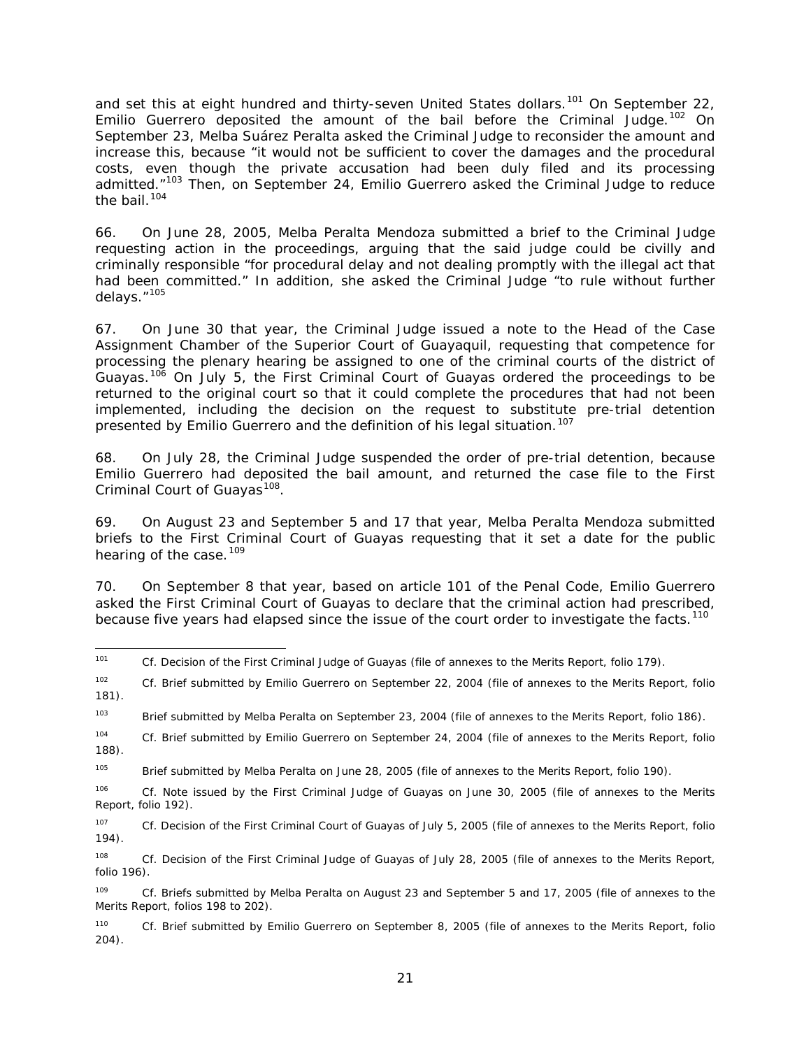and set this at eight hundred and thirty-seven United States dollars.[101] On September 22, Emilio Guerrero deposited the amount of the bail before the Criminal Judge.[102] On September 23, Melba Suárez Peralta asked the Criminal Judge to reconsider the amount and increase this, because "it would not be sufficient to cover the damages and the procedural costs, even though the private accusation had been duly filed and its processing admitted."[103] Then, on September 24, Emilio Guerrero asked the Criminal Judge to reduce the bail.[104]

66. On June 28, 2005, Melba Peralta Mendoza submitted a brief to the Criminal Judge requesting action in the proceedings, arguing that the said judge could be civilly and criminally responsible "for procedural delay and not dealing promptly with the illegal act that had been committed." In addition, she asked the Criminal Judge "to rule without further delays."[105]

67. On June 30 that year, the Criminal Judge issued a note to the Head of the Case Assignment Chamber of the Superior Court of Guayaquil, requesting that competence for processing the plenary hearing be assigned to one of the criminal courts of the district of Guayas.[106] On July 5, the First Criminal Court of Guayas ordered the proceedings to be returned to the original court so that it could complete the procedures that had not been implemented, including the decision on the request to substitute pre-trial detention presented by Emilio Guerrero and the definition of his legal situation.[107]

68. On July 28, the Criminal Judge suspended the order of pre-trial detention, because Emilio Guerrero had deposited the bail amount, and returned the case file to the First Criminal Court of Guayas[108].

69. On August 23 and September 5 and 17 that year, Melba Peralta Mendoza submitted briefs to the First Criminal Court of Guayas requesting that it set a date for the public hearing of the case.[109]

70. On September 8 that year, based on article 101 of the Penal Code, Emilio Guerrero asked the First Criminal Court of Guayas to declare that the criminal action had prescribed, because five years had elapsed since the issue of the court order to investigate the facts.[110]

---

[101] Cf. Decision of the First Criminal Judge of Guayas (file of annexes to the Merits Report, folio 179).

[102] Cf. Brief submitted by Emilio Guerrero on September 22, 2004 (file of annexes to the Merits Report, folio 181).

[103] Brief submitted by Melba Peralta on September 23, 2004 (file of annexes to the Merits Report, folio 186).

[104] Cf. Brief submitted by Emilio Guerrero on September 24, 2004 (file of annexes to the Merits Report, folio 188).

[105] Brief submitted by Melba Peralta on June 28, 2005 (file of annexes to the Merits Report, folio 190).

[106] Cf. Note issued by the First Criminal Judge of Guayas on June 30, 2005 (file of annexes to the Merits Report, folio 192).

[107] Cf. Decision of the First Criminal Court of Guayas of July 5, 2005 (file of annexes to the Merits Report, folio 194).

[108] Cf. Decision of the First Criminal Judge of Guayas of July 28, 2005 (file of annexes to the Merits Report, folio 196).

[109] Cf. Briefs submitted by Melba Peralta on August 23 and September 5 and 17, 2005 (file of annexes to the Merits Report, folios 198 to 202).

[110] Cf. Brief submitted by Emilio Guerrero on September 8, 2005 (file of annexes to the Merits Report, folio 204).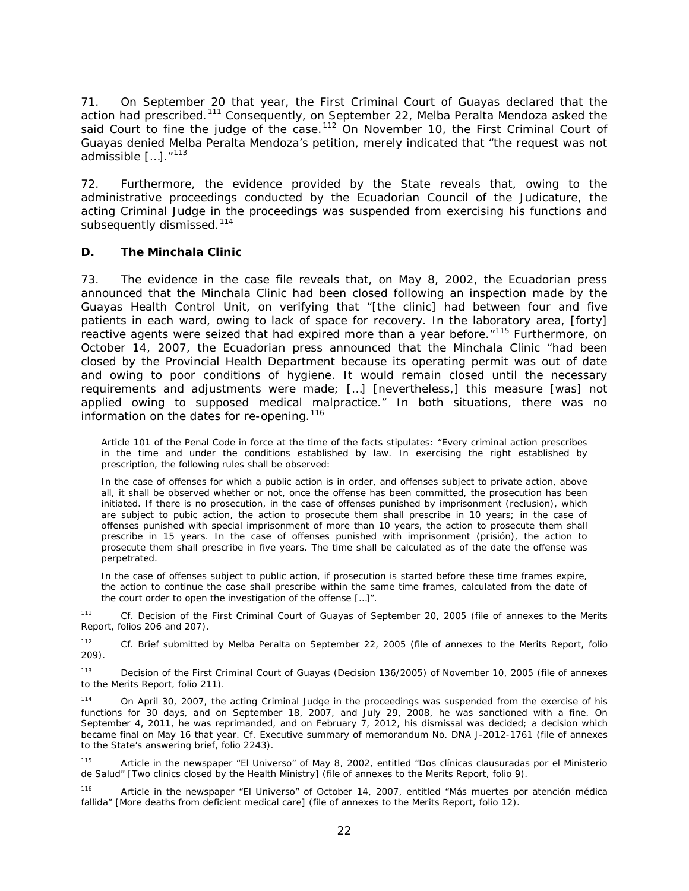71. On September 20 that year, the First Criminal Court of Guayas declared that the action had prescribed.[111] Consequently, on September 22, Melba Peralta Mendoza asked the said Court to fine the judge of the case.[112] On November 10, the First Criminal Court of Guayas denied Melba Peralta Mendoza's petition, merely indicated that "the request was not admissible […]."[113]

72. Furthermore, the evidence provided by the State reveals that, owing to the administrative proceedings conducted by the Ecuadorian Council of the Judicature, the acting Criminal Judge in the proceedings was suspended from exercising his functions and subsequently dismissed.[114]

### D. The Minchala Clinic

73. The evidence in the case file reveals that, on May 8, 2002, the Ecuadorian press announced that the Minchala Clinic had been closed following an inspection made by the Guayas Health Control Unit, on verifying that "[the clinic] had between four and five patients in each ward, owing to lack of space for recovery. In the laboratory area, [forty] reactive agents were seized that had expired more than a year before."[115] Furthermore, on October 14, 2007, the Ecuadorian press announced that the Minchala Clinic "had been closed by the Provincial Health Department because its operating permit was out of date and owing to poor conditions of hygiene. It would remain closed until the necessary requirements and adjustments were made; […] [nevertheless,] this measure [was] not applied owing to supposed medical malpractice." In both situations, there was no information on the dates for re-opening.[116]

---

Article 101 of the Penal Code in force at the time of the facts stipulates: "Every criminal action prescribes in the time and under the conditions established by law. In exercising the right established by prescription, the following rules shall be observed:

In the case of offenses for which a public action is in order, and offenses subject to private action, above all, it shall be observed whether or not, once the offense has been committed, the prosecution has been initiated. If there is no prosecution, in the case of offenses punished by imprisonment (reclusion), which are subject to pubic action, the action to prosecute them shall prescribe in 10 years; in the case of offenses punished with special imprisonment of more than 10 years, the action to prosecute them shall prescribe in 15 years. In the case of offenses punished with imprisonment (prisión), the action to prosecute them shall prescribe in five years. The time shall be calculated as of the date the offense was perpetrated.

In the case of offenses subject to public action, if prosecution is started before these time frames expire, the action to continue the case shall prescribe within the same time frames, calculated from the date of the court order to open the investigation of the offense […]".

[111] Cf. Decision of the First Criminal Court of Guayas of September 20, 2005 (file of annexes to the Merits Report, folios 206 and 207).

[112] Cf. Brief submitted by Melba Peralta on September 22, 2005 (file of annexes to the Merits Report, folio 209).

[113] Decision of the First Criminal Court of Guayas (Decision 136/2005) of November 10, 2005 (file of annexes to the Merits Report, folio 211).

[114] On April 30, 2007, the acting Criminal Judge in the proceedings was suspended from the exercise of his functions for 30 days, and on September 18, 2007, and July 29, 2008, he was sanctioned with a fine. On September 4, 2011, he was reprimanded, and on February 7, 2012, his dismissal was decided; a decision which became final on May 16 that year. Cf. Executive summary of memorandum No. DNA J-2012-1761 (file of annexes to the State's answering brief, folio 2243).

[115] Article in the newspaper "El Universo" of May 8, 2002, entitled "Dos clínicas clausuradas por el Ministerio de Salud" [Two clinics closed by the Health Ministry] (file of annexes to the Merits Report, folio 9).

[116] Article in the newspaper "El Universo" of October 14, 2007, entitled "Más muertes por atención médica fallida" [More deaths from deficient medical care] (file of annexes to the Merits Report, folio 12).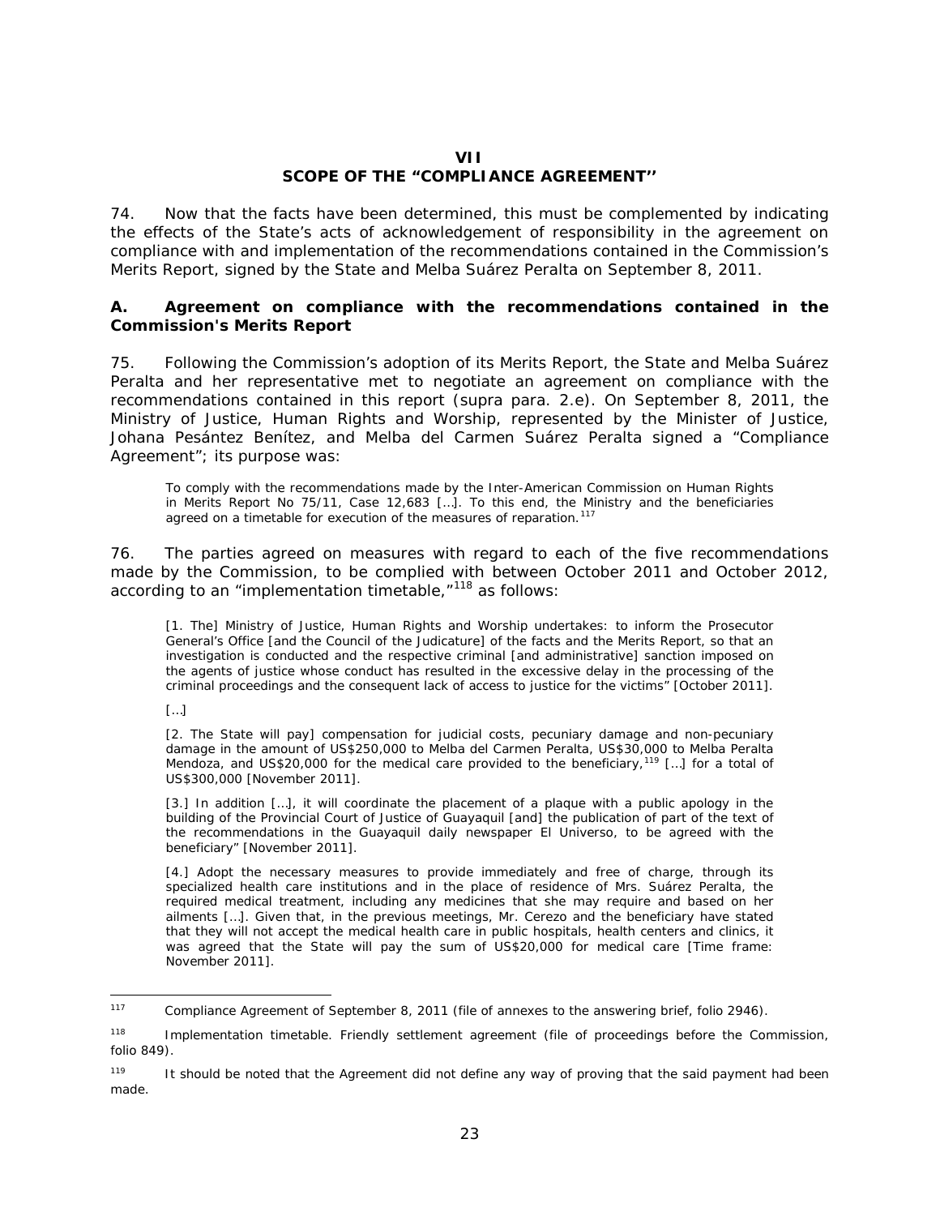## VII
## SCOPE OF THE "COMPLIANCE AGREEMENT"

74. Now that the facts have been determined, this must be complemented by indicating the effects of the State's acts of acknowledgement of responsibility in the agreement on compliance with and implementation of the recommendations contained in the Commission's Merits Report, signed by the State and Melba Suárez Peralta on September 8, 2011.

### A. Agreement on compliance with the recommendations contained in the Commission's Merits Report

75. Following the Commission's adoption of its Merits Report, the State and Melba Suárez Peralta and her representative met to negotiate an agreement on compliance with the recommendations contained in this report (*supra* para. 2.e). On September 8, 2011, the Ministry of Justice, Human Rights and Worship, represented by the Minister of Justice, Johana Pesántez Benítez, and Melba del Carmen Suárez Peralta signed a "Compliance Agreement"; its purpose was:

> To comply with the recommendations made by the Inter-American Commission on Human Rights in Merits Report No 75/11, Case 12,683 […]. To this end, the Ministry and the beneficiaries agreed on a timetable for execution of the measures of reparation.[117]

76. The parties agreed on measures with regard to each of the five recommendations made by the Commission, to be complied with between October 2011 and October 2012, according to an "implementation timetable,"[118] as follows:

> [1. The] Ministry of Justice, Human Rights and Worship undertakes: to inform the Prosecutor General's Office [and the Council of the Judicature] of the facts and the Merits Report, so that an investigation is conducted and the respective criminal [and administrative] sanction imposed on the agents of justice whose conduct has resulted in the excessive delay in the processing of the criminal proceedings and the consequent lack of access to justice for the victims" [October 2011].
>
> […]
>
> [2. The State will pay] compensation for judicial costs, pecuniary damage and non-pecuniary damage in the amount of US$250,000 to Melba del Carmen Peralta, US$30,000 to Melba Peralta Mendoza, and US$20,000 for the medical care provided to the beneficiary,[119] […] for a total of US$300,000 [November 2011].
>
> [3.] In addition […], it will coordinate the placement of a plaque with a public apology in the building of the Provincial Court of Justice of Guayaquil [and] the publication of part of the text of the recommendations in the Guayaquil daily newspaper El Universo, to be agreed with the beneficiary" [November 2011].
>
> [4.] Adopt the necessary measures to provide immediately and free of charge, through its specialized health care institutions and in the place of residence of Mrs. Suárez Peralta, the required medical treatment, including any medicines that she may require and based on her ailments […]. Given that, in the previous meetings, Mr. Cerezo and the beneficiary have stated that they will not accept the medical health care in public hospitals, health centers and clinics, it was agreed that the State will pay the sum of US$20,000 for medical care [Time frame: November 2011].

---

[117] Compliance Agreement of September 8, 2011 (file of annexes to the answering brief, folio 2946).

[118] Implementation timetable. Friendly settlement agreement (file of proceedings before the Commission, folio 849).

[119] It should be noted that the Agreement did not define any way of proving that the said payment had been made.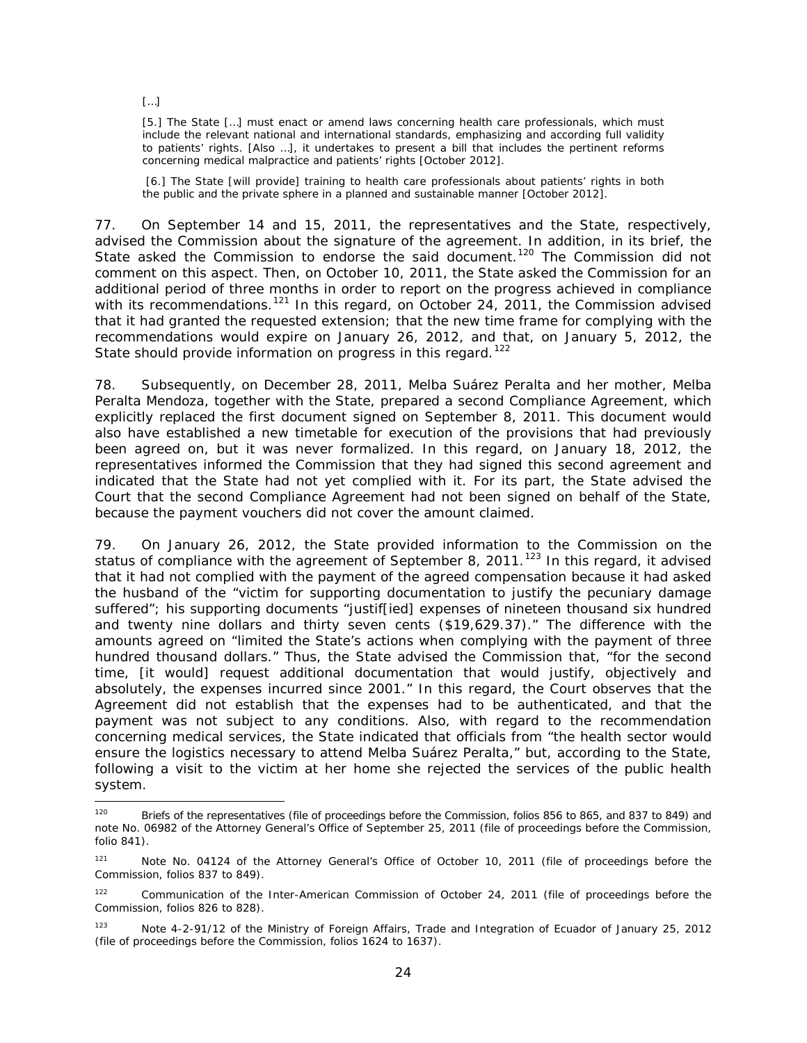> […]
>
> [5.] The State […] must enact or amend laws concerning health care professionals, which must include the relevant national and international standards, emphasizing and according full validity to patients' rights. [Also …], it undertakes to present a bill that includes the pertinent reforms concerning medical malpractice and patients' rights [October 2012].
>
> [6.] The State [will provide] training to health care professionals about patients' rights in both the public and the private sphere in a planned and sustainable manner [October 2012].

77. On September 14 and 15, 2011, the representatives and the State, respectively, advised the Commission about the signature of the agreement. In addition, in its brief, the State asked the Commission to endorse the said document.[120] The Commission did not comment on this aspect. Then, on October 10, 2011, the State asked the Commission for an additional period of three months in order to report on the progress achieved in compliance with its recommendations.[121] In this regard, on October 24, 2011, the Commission advised that it had granted the requested extension; that the new time frame for complying with the recommendations would expire on January 26, 2012, and that, on January 5, 2012, the State should provide information on progress in this regard.[122]

78. Subsequently, on December 28, 2011, Melba Suárez Peralta and her mother, Melba Peralta Mendoza, together with the State, prepared a second Compliance Agreement, which explicitly replaced the first document signed on September 8, 2011. This document would also have established a new timetable for execution of the provisions that had previously been agreed on, but it was never formalized. In this regard, on January 18, 2012, the representatives informed the Commission that they had signed this second agreement and indicated that the State had not yet complied with it. For its part, the State advised the Court that the second Compliance Agreement had not been signed on behalf of the State, because the payment vouchers did not cover the amount claimed.

79. On January 26, 2012, the State provided information to the Commission on the status of compliance with the agreement of September 8, 2011.[123] In this regard, it advised that it had not complied with the payment of the agreed compensation because it had asked the husband of the "victim for supporting documentation to justify the pecuniary damage suffered"; his supporting documents "justif[ied] expenses of nineteen thousand six hundred and twenty nine dollars and thirty seven cents ($19,629.37)." The difference with the amounts agreed on "limited the State's actions when complying with the payment of three hundred thousand dollars." Thus, the State advised the Commission that, "for the second time, [it would] request additional documentation that would justify, objectively and absolutely, the expenses incurred since 2001." In this regard, the Court observes that the Agreement did not establish that the expenses had to be authenticated, and that the payment was not subject to any conditions. Also, with regard to the recommendation concerning medical services, the State indicated that officials from "the health sector would ensure the logistics necessary to attend Melba Suárez Peralta," but, according to the State, following a visit to the victim at her home she rejected the services of the public health system.

---

[120] Briefs of the representatives (file of proceedings before the Commission, folios 856 to 865, and 837 to 849) and note No. 06982 of the Attorney General's Office of September 25, 2011 (file of proceedings before the Commission, folio 841).

[121] Note No. 04124 of the Attorney General's Office of October 10, 2011 (file of proceedings before the Commission, folios 837 to 849).

[122] Communication of the Inter-American Commission of October 24, 2011 (file of proceedings before the Commission, folios 826 to 828).

[123] Note 4-2-91/12 of the Ministry of Foreign Affairs, Trade and Integration of Ecuador of January 25, 2012 (file of proceedings before the Commission, folios 1624 to 1637).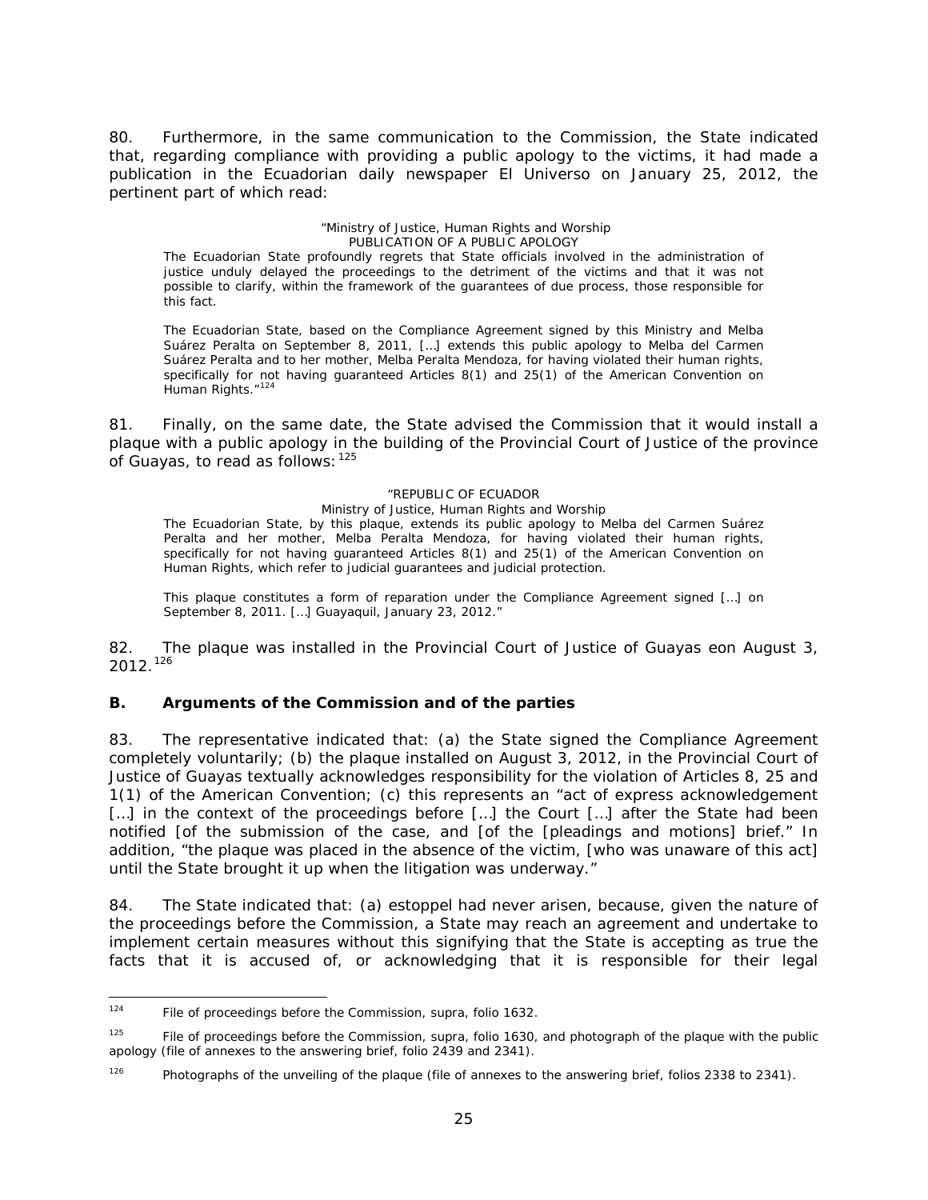80. Furthermore, in the same communication to the Commission, the State indicated that, regarding compliance with providing a public apology to the victims, it had made a publication in the Ecuadorian daily newspaper El Universo on January 25, 2012, the pertinent part of which read:

> "Ministry of Justice, Human Rights and Worship
> PUBLICATION OF A PUBLIC APOLOGY
> The Ecuadorian State profoundly regrets that State officials involved in the administration of justice unduly delayed the proceedings to the detriment of the victims and that it was not possible to clarify, within the framework of the guarantees of due process, those responsible for this fact.
>
> The Ecuadorian State, based on the Compliance Agreement signed by this Ministry and Melba Suárez Peralta on September 8, 2011, […] extends this public apology to Melba del Carmen Suárez Peralta and to her mother, Melba Peralta Mendoza, for having violated their human rights, specifically for not having guaranteed Articles 8(1) and 25(1) of the American Convention on Human Rights."[124]

81. Finally, on the same date, the State advised the Commission that it would install a plaque with a public apology in the building of the Provincial Court of Justice of the province of Guayas, to read as follows:[125]

> "REPUBLIC OF ECUADOR
> Ministry of Justice, Human Rights and Worship
> The Ecuadorian State, by this plaque, extends its public apology to Melba del Carmen Suárez Peralta and her mother, Melba Peralta Mendoza, for having violated their human rights, specifically for not having guaranteed Articles 8(1) and 25(1) of the American Convention on Human Rights, which refer to judicial guarantees and judicial protection.
>
> This plaque constitutes a form of reparation under the Compliance Agreement signed […] on September 8, 2011. […] Guayaquil, January 23, 2012."

82. The plaque was installed in the Provincial Court of Justice of Guayas eon August 3, 2012.[126]

### B. Arguments of the Commission and of the parties

83. The representative indicated that: (a) the State signed the Compliance Agreement completely voluntarily; (b) the plaque installed on August 3, 2012, in the Provincial Court of Justice of Guayas textually acknowledges responsibility for the violation of Articles 8, 25 and 1(1) of the American Convention; (c) this represents an "act of express acknowledgement […] in the context of the proceedings before […] the Court […] after the State had been notified [of the submission of the case, and [of the [pleadings and motions] brief." In addition, "the plaque was placed in the absence of the victim, [who was unaware of this act] until the State brought it up when the litigation was underway."

84. The State indicated that: (a) estoppel had never arisen, because, given the nature of the proceedings before the Commission, a State may reach an agreement and undertake to implement certain measures without this signifying that the State is accepting as true the facts that it is accused of, or acknowledging that it is responsible for their legal

---

[124] File of proceedings before the Commission, supra, folio 1632.

[125] File of proceedings before the Commission, supra, folio 1630, and photograph of the plaque with the public apology (file of annexes to the answering brief, folio 2439 and 2341).

[126] Photographs of the unveiling of the plaque (file of annexes to the answering brief, folios 2338 to 2341).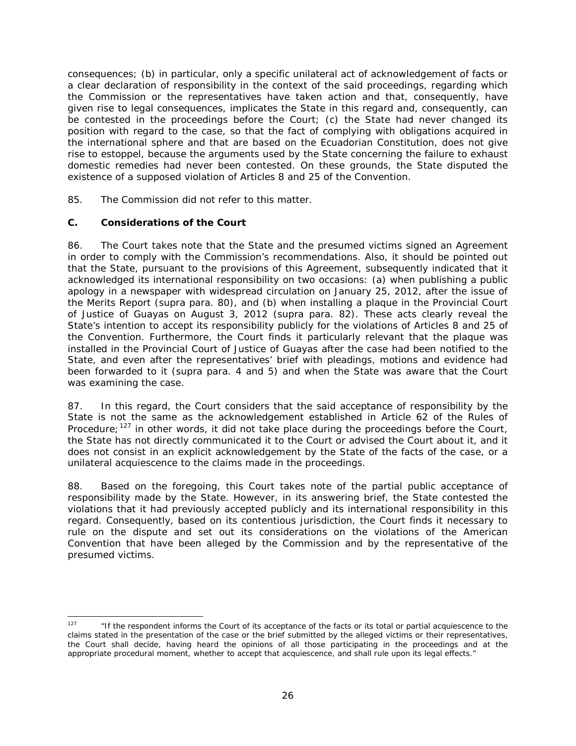consequences; (b) in particular, only a specific unilateral act of acknowledgement of facts or a clear declaration of responsibility in the context of the said proceedings, regarding which the Commission or the representatives have taken action and that, consequently, have given rise to legal consequences, implicates the State in this regard and, consequently, can be contested in the proceedings before the Court; (c) the State had never changed its position with regard to the case, so that the fact of complying with obligations acquired in the international sphere and that are based on the Ecuadorian Constitution, does not give rise to estoppel, because the arguments used by the State concerning the failure to exhaust domestic remedies had never been contested. On these grounds, the State disputed the existence of a supposed violation of Articles 8 and 25 of the Convention.

85. The Commission did not refer to this matter.

### C. Considerations of the Court

86. The Court takes note that the State and the presumed victims signed an Agreement in order to comply with the Commission's recommendations. Also, it should be pointed out that the State, pursuant to the provisions of this Agreement, subsequently indicated that it acknowledged its international responsibility on two occasions: (a) when publishing a public apology in a newspaper with widespread circulation on January 25, 2012, after the issue of the Merits Report (supra para. 80), and (b) when installing a plaque in the Provincial Court of Justice of Guayas on August 3, 2012 (supra para. 82). These acts clearly reveal the State's intention to accept its responsibility publicly for the violations of Articles 8 and 25 of the Convention. Furthermore, the Court finds it particularly relevant that the plaque was installed in the Provincial Court of Justice of Guayas after the case had been notified to the State, and even after the representatives' brief with pleadings, motions and evidence had been forwarded to it (supra para. 4 and 5) and when the State was aware that the Court was examining the case.

87. In this regard, the Court considers that the said acceptance of responsibility by the State is not the same as the acknowledgement established in Article 62 of the Rules of Procedure;[127] in other words, it did not take place during the proceedings before the Court, the State has not directly communicated it to the Court or advised the Court about it, and it does not consist in an explicit acknowledgement by the State of the facts of the case, or a unilateral acquiescence to the claims made in the proceedings.

88. Based on the foregoing, this Court takes note of the partial public acceptance of responsibility made by the State. However, in its answering brief, the State contested the violations that it had previously accepted publicly and its international responsibility in this regard. Consequently, based on its contentious jurisdiction, the Court finds it necessary to rule on the dispute and set out its considerations on the violations of the American Convention that have been alleged by the Commission and by the representative of the presumed victims.

---

[127] "If the respondent informs the Court of its acceptance of the facts or its total or partial acquiescence to the claims stated in the presentation of the case or the brief submitted by the alleged victims or their representatives, the Court shall decide, having heard the opinions of all those participating in the proceedings and at the appropriate procedural moment, whether to accept that acquiescence, and shall rule upon its legal effects."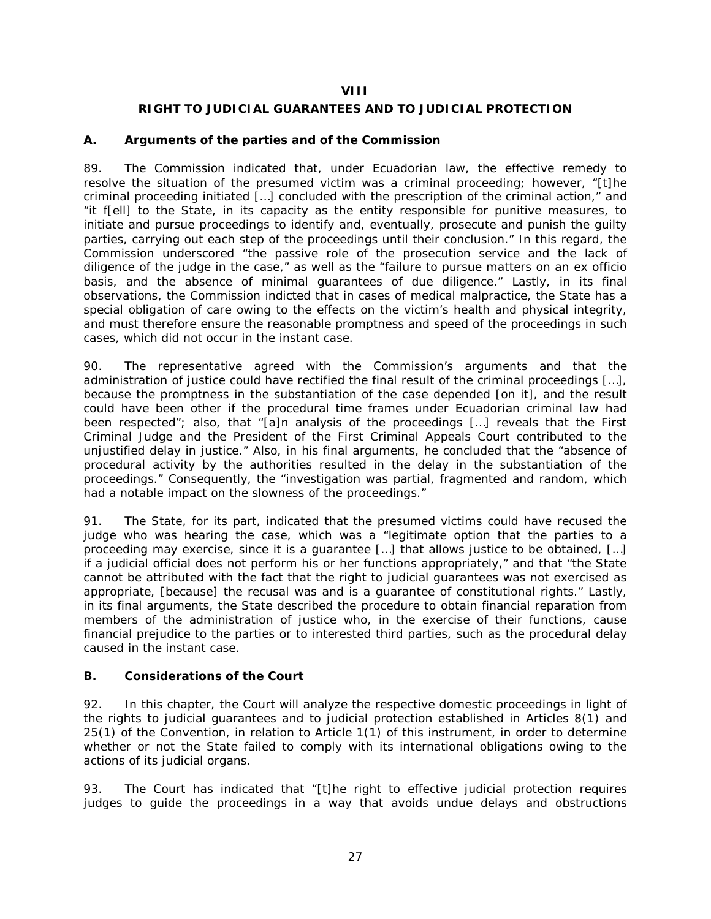# VIII

# RIGHT TO JUDICIAL GUARANTEES AND TO JUDICIAL PROTECTION

## A. Arguments of the parties and of the Commission

89. The Commission indicated that, under Ecuadorian law, the effective remedy to resolve the situation of the presumed victim was a criminal proceeding; however, "[t]he criminal proceeding initiated […] concluded with the prescription of the criminal action," and "it f[ell] to the State, in its capacity as the entity responsible for punitive measures, to initiate and pursue proceedings to identify and, eventually, prosecute and punish the guilty parties, carrying out each step of the proceedings until their conclusion." In this regard, the Commission underscored "the passive role of the prosecution service and the lack of diligence of the judge in the case," as well as the "failure to pursue matters on an ex officio basis, and the absence of minimal guarantees of due diligence." Lastly, in its final observations, the Commission indicted that in cases of medical malpractice, the State has a special obligation of care owing to the effects on the victim's health and physical integrity, and must therefore ensure the reasonable promptness and speed of the proceedings in such cases, which did not occur in the instant case.

90. The representative agreed with the Commission's arguments and that the administration of justice could have rectified the final result of the criminal proceedings […], because the promptness in the substantiation of the case depended [on it], and the result could have been other if the procedural time frames under Ecuadorian criminal law had been respected"; also, that "[a]n analysis of the proceedings […] reveals that the First Criminal Judge and the President of the First Criminal Appeals Court contributed to the unjustified delay in justice." Also, in his final arguments, he concluded that the "absence of procedural activity by the authorities resulted in the delay in the substantiation of the proceedings." Consequently, the "investigation was partial, fragmented and random, which had a notable impact on the slowness of the proceedings."

91. The State, for its part, indicated that the presumed victims could have recused the judge who was hearing the case, which was a "legitimate option that the parties to a proceeding may exercise, since it is a guarantee […] that allows justice to be obtained, […] if a judicial official does not perform his or her functions appropriately," and that "the State cannot be attributed with the fact that the right to judicial guarantees was not exercised as appropriate, [because] the recusal was and is a guarantee of constitutional rights." Lastly, in its final arguments, the State described the procedure to obtain financial reparation from members of the administration of justice who, in the exercise of their functions, cause financial prejudice to the parties or to interested third parties, such as the procedural delay caused in the instant case.

## B. Considerations of the Court

92. In this chapter, the Court will analyze the respective domestic proceedings in light of the rights to judicial guarantees and to judicial protection established in Articles 8(1) and 25(1) of the Convention, in relation to Article 1(1) of this instrument, in order to determine whether or not the State failed to comply with its international obligations owing to the actions of its judicial organs.

93. The Court has indicated that "[t]he right to effective judicial protection requires judges to guide the proceedings in a way that avoids undue delays and obstructions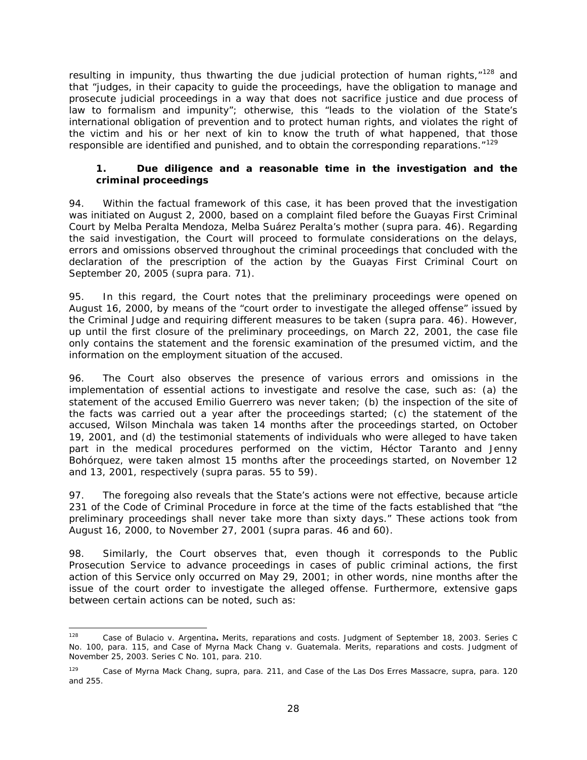resulting in impunity, thus thwarting the due judicial protection of human rights,"[128] and that "judges, in their capacity to guide the proceedings, have the obligation to manage and prosecute judicial proceedings in a way that does not sacrifice justice and due process of law to formalism and impunity"; otherwise, this "leads to the violation of the State's international obligation of prevention and to protect human rights, and violates the right of the victim and his or her next of kin to know the truth of what happened, that those responsible are identified and punished, and to obtain the corresponding reparations."[129]

### 1. Due diligence and a reasonable time in the investigation and the criminal proceedings

94. Within the factual framework of this case, it has been proved that the investigation was initiated on August 2, 2000, based on a complaint filed before the Guayas First Criminal Court by Melba Peralta Mendoza, Melba Suárez Peralta's mother (*supra* para. 46). Regarding the said investigation, the Court will proceed to formulate considerations on the delays, errors and omissions observed throughout the criminal proceedings that concluded with the declaration of the prescription of the action by the Guayas First Criminal Court on September 20, 2005 (*supra* para. 71).

95. In this regard, the Court notes that the preliminary proceedings were opened on August 16, 2000, by means of the "court order to investigate the alleged offense" issued by the Criminal Judge and requiring different measures to be taken (*supra* para. 46). However, up until the first closure of the preliminary proceedings, on March 22, 2001, the case file only contains the statement and the forensic examination of the presumed victim, and the information on the employment situation of the accused.

96. The Court also observes the presence of various errors and omissions in the implementation of essential actions to investigate and resolve the case, such as: (a) the statement of the accused Emilio Guerrero was never taken; (b) the inspection of the site of the facts was carried out a year after the proceedings started; (c) the statement of the accused, Wilson Minchala was taken 14 months after the proceedings started, on October 19, 2001, and (d) the testimonial statements of individuals who were alleged to have taken part in the medical procedures performed on the victim, Héctor Taranto and Jenny Bohórquez, were taken almost 15 months after the proceedings started, on November 12 and 13, 2001, respectively (*supra* paras. 55 to 59).

97. The foregoing also reveals that the State's actions were not effective, because article 231 of the Code of Criminal Procedure in force at the time of the facts established that "the preliminary proceedings shall never take more than sixty days." These actions took from August 16, 2000, to November 27, 2001 (*supra* paras. 46 and 60).

98. Similarly, the Court observes that, even though it corresponds to the Public Prosecution Service to advance proceedings in cases of public criminal actions, the first action of this Service only occurred on May 29, 2001; in other words, nine months after the issue of the court order to investigate the alleged offense. Furthermore, extensive gaps between certain actions can be noted, such as:

---

[128] *Case of Bulacio v. Argentina*. *Merits, reparations and costs*. Judgment of September 18, 2003. Series C No. 100, para. 115, and *Case of Myrna Mack Chang v. Guatemala*. *Merits, reparations and costs*. Judgment of November 25, 2003. Series C No. 101, para. 210.

[129] *Case of Myrna Mack Chang*, *supra*, para. 211, and *Case of the Las Dos Erres Massacre*, *supra*, para. 120 and 255.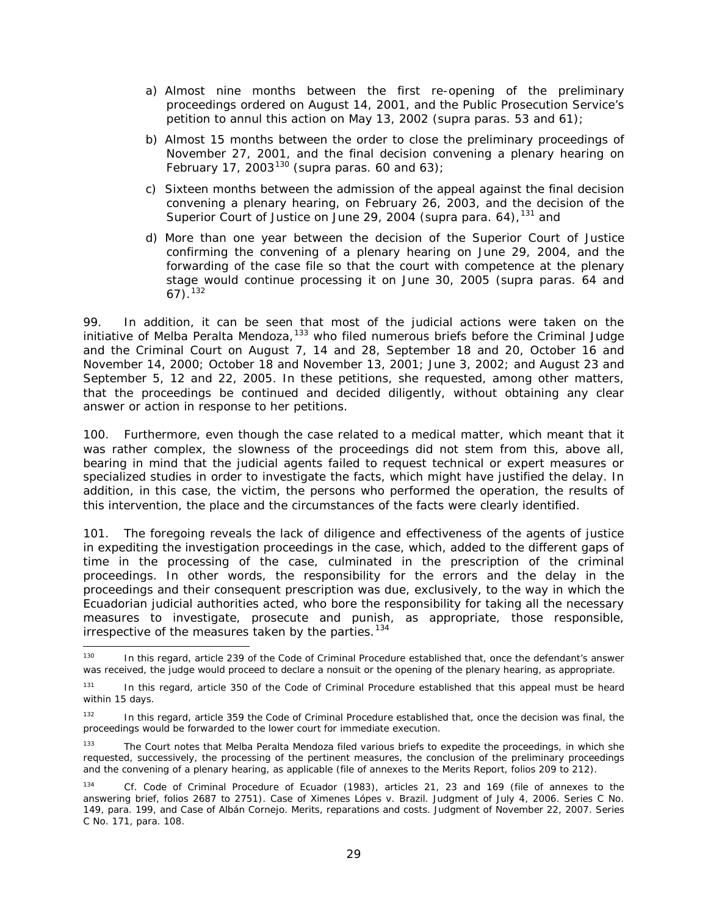a) Almost nine months between the first re-opening of the preliminary proceedings ordered on August 14, 2001, and the Public Prosecution Service's petition to annul this action on May 13, 2002 (supra paras. 53 and 61);

b) Almost 15 months between the order to close the preliminary proceedings of November 27, 2001, and the final decision convening a plenary hearing on February 17, 2003[130] (supra paras. 60 and 63);

c) Sixteen months between the admission of the appeal against the final decision convening a plenary hearing, on February 26, 2003, and the decision of the Superior Court of Justice on June 29, 2004 (supra para. 64),[131] and

d) More than one year between the decision of the Superior Court of Justice confirming the convening of a plenary hearing on June 29, 2004, and the forwarding of the case file so that the court with competence at the plenary stage would continue processing it on June 30, 2005 (supra paras. 64 and 67).[132]

99. In addition, it can be seen that most of the judicial actions were taken on the initiative of Melba Peralta Mendoza,[133] who filed numerous briefs before the Criminal Judge and the Criminal Court on August 7, 14 and 28, September 18 and 20, October 16 and November 14, 2000; October 18 and November 13, 2001; June 3, 2002; and August 23 and September 5, 12 and 22, 2005. In these petitions, she requested, among other matters, that the proceedings be continued and decided diligently, without obtaining any clear answer or action in response to her petitions.

100. Furthermore, even though the case related to a medical matter, which meant that it was rather complex, the slowness of the proceedings did not stem from this, above all, bearing in mind that the judicial agents failed to request technical or expert measures or specialized studies in order to investigate the facts, which might have justified the delay. In addition, in this case, the victim, the persons who performed the operation, the results of this intervention, the place and the circumstances of the facts were clearly identified.

101. The foregoing reveals the lack of diligence and effectiveness of the agents of justice in expediting the investigation proceedings in the case, which, added to the different gaps of time in the processing of the case, culminated in the prescription of the criminal proceedings. In other words, the responsibility for the errors and the delay in the proceedings and their consequent prescription was due, exclusively, to the way in which the Ecuadorian judicial authorities acted, who bore the responsibility for taking all the necessary measures to investigate, prosecute and punish, as appropriate, those responsible, irrespective of the measures taken by the parties.[134]

---

[130] In this regard, article 239 of the Code of Criminal Procedure established that, once the defendant's answer was received, the judge would proceed to declare a nonsuit or the opening of the plenary hearing, as appropriate.

[131] In this regard, article 350 of the Code of Criminal Procedure established that this appeal must be heard within 15 days.

[132] In this regard, article 359 the Code of Criminal Procedure established that, once the decision was final, the proceedings would be forwarded to the lower court for immediate execution.

[133] The Court notes that Melba Peralta Mendoza filed various briefs to expedite the proceedings, in which she requested, successively, the processing of the pertinent measures, the conclusion of the preliminary proceedings and the convening of a plenary hearing, as applicable (file of annexes to the Merits Report, folios 209 to 212).

[134] *Cf.* Code of Criminal Procedure of Ecuador (1983), articles 21, 23 and 169 (file of annexes to the answering brief, folios 2687 to 2751). *Case of Ximenes Lópes v. Brazil*. Judgment of July 4, 2006. Series C No. 149, para. 199, and *Case of Albán Cornejo*. Merits, reparations and costs. Judgment of November 22, 2007. Series C No. 171, para. 108.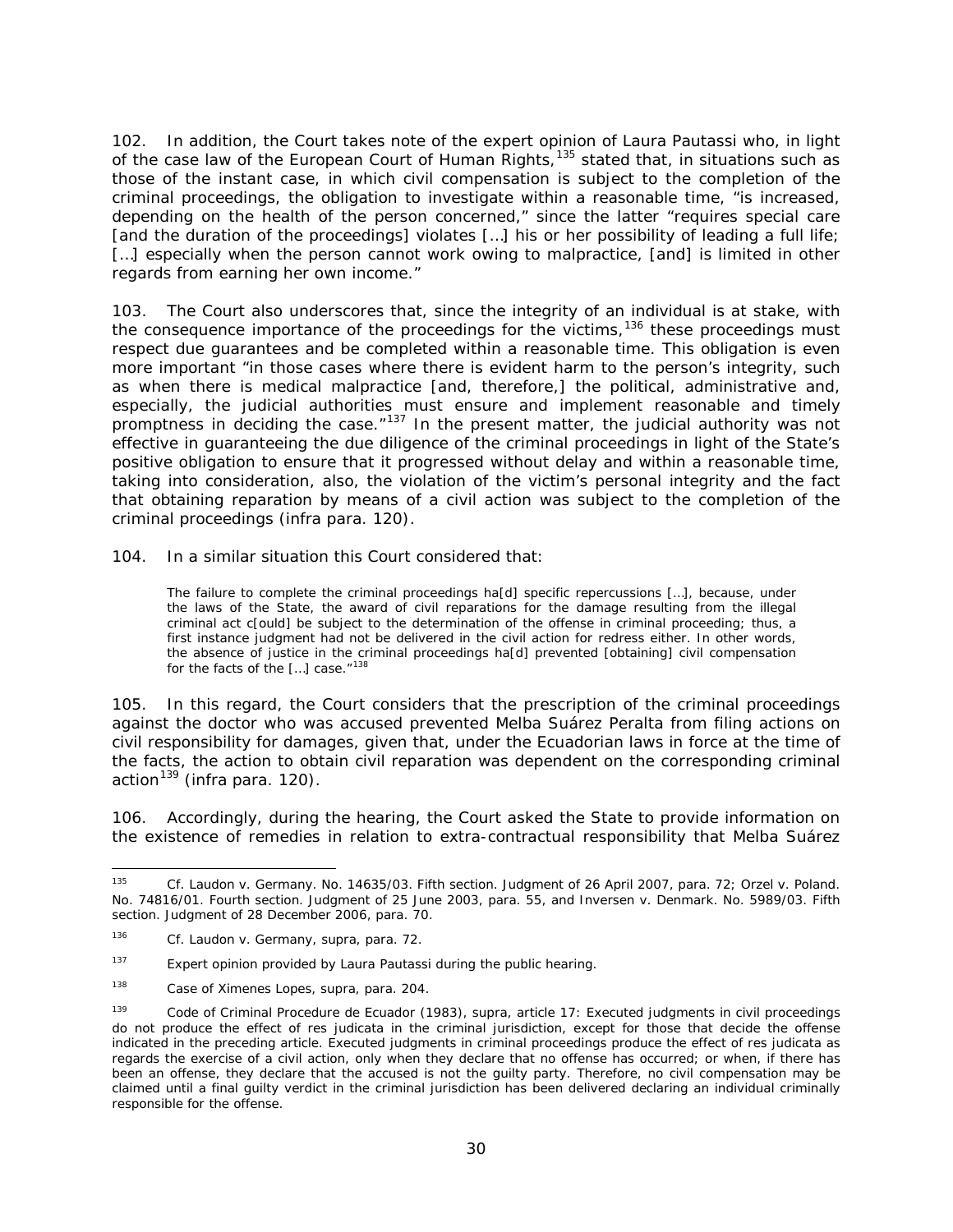102. In addition, the Court takes note of the expert opinion of Laura Pautassi who, in light of the case law of the European Court of Human Rights,[135] stated that, in situations such as those of the instant case, in which civil compensation is subject to the completion of the criminal proceedings, the obligation to investigate within a reasonable time, "is increased, depending on the health of the person concerned," since the latter "requires special care [and the duration of the proceedings] violates […] his or her possibility of leading a full life; […] especially when the person cannot work owing to malpractice, [and] is limited in other regards from earning her own income."

103. The Court also underscores that, since the integrity of an individual is at stake, with the consequence importance of the proceedings for the victims,[136] these proceedings must respect due guarantees and be completed within a reasonable time. This obligation is even more important "in those cases where there is evident harm to the person's integrity, such as when there is medical malpractice [and, therefore,] the political, administrative and, especially, the judicial authorities must ensure and implement reasonable and timely promptness in deciding the case."[137] In the present matter, the judicial authority was not effective in guaranteeing the due diligence of the criminal proceedings in light of the State's positive obligation to ensure that it progressed without delay and within a reasonable time, taking into consideration, also, the violation of the victim's personal integrity and the fact that obtaining reparation by means of a civil action was subject to the completion of the criminal proceedings (infra para. 120).

104. In a similar situation this Court considered that:

> The failure to complete the criminal proceedings ha[d] specific repercussions […], because, under the laws of the State, the award of civil reparations for the damage resulting from the illegal criminal act c[ould] be subject to the determination of the offense in criminal proceeding; thus, a first instance judgment had not be delivered in the civil action for redress either. In other words, the absence of justice in the criminal proceedings ha[d] prevented [obtaining] civil compensation for the facts of the […] case."[138]

105. In this regard, the Court considers that the prescription of the criminal proceedings against the doctor who was accused prevented Melba Suárez Peralta from filing actions on civil responsibility for damages, given that, under the Ecuadorian laws in force at the time of the facts, the action to obtain civil reparation was dependent on the corresponding criminal action[139] (infra para. 120).

106. Accordingly, during the hearing, the Court asked the State to provide information on the existence of remedies in relation to extra-contractual responsibility that Melba Suárez

---

[135] Cf. Laudon v. Germany. No. 14635/03. Fifth section. Judgment of 26 April 2007, para. 72; Orzel v. Poland. No. 74816/01. Fourth section. Judgment of 25 June 2003, para. 55, and Inversen v. Denmark. No. 5989/03. Fifth section. Judgment of 28 December 2006, para. 70.

[136] Cf. Laudon v. Germany, supra, para. 72.

[137] Expert opinion provided by Laura Pautassi during the public hearing.

[138] Case of Ximenes Lopes, supra, para. 204.

[139] Code of Criminal Procedure de Ecuador (1983), supra, article 17: Executed judgments in civil proceedings do not produce the effect of res judicata in the criminal jurisdiction, except for those that decide the offense indicated in the preceding article. Executed judgments in criminal proceedings produce the effect of res judicata as regards the exercise of a civil action, only when they declare that no offense has occurred; or when, if there has been an offense, they declare that the accused is not the guilty party. Therefore, no civil compensation may be claimed until a final guilty verdict in the criminal jurisdiction has been delivered declaring an individual criminally responsible for the offense.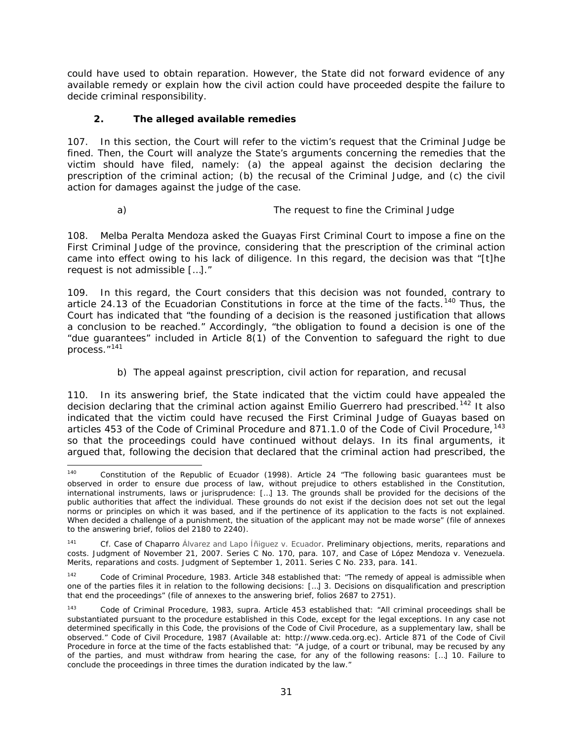could have used to obtain reparation. However, the State did not forward evidence of any available remedy or explain how the civil action could have proceeded despite the failure to decide criminal responsibility.

### 2. The alleged available remedies

107. In this section, the Court will refer to the victim's request that the Criminal Judge be fined. Then, the Court will analyze the State's arguments concerning the remedies that the victim should have filed, namely: (a) the appeal against the decision declaring the prescription of the criminal action; (b) the recusal of the Criminal Judge, and (c) the civil action for damages against the judge of the case.

a) The request to fine the Criminal Judge

108. Melba Peralta Mendoza asked the Guayas First Criminal Court to impose a fine on the First Criminal Judge of the province, considering that the prescription of the criminal action came into effect owing to his lack of diligence. In this regard, the decision was that "[t]he request is not admissible […]."

109. In this regard, the Court considers that this decision was not founded, contrary to article 24.13 of the Ecuadorian Constitutions in force at the time of the facts.[140] Thus, the Court has indicated that "the founding of a decision is the reasoned justification that allows a conclusion to be reached." Accordingly, "the obligation to found a decision is one of the "due guarantees" included in Article 8(1) of the Convention to safeguard the right to due process."[141]

b) The appeal against prescription, civil action for reparation, and recusal

110. In its answering brief, the State indicated that the victim could have appealed the decision declaring that the criminal action against Emilio Guerrero had prescribed.[142] It also indicated that the victim could have recused the First Criminal Judge of Guayas based on articles 453 of the Code of Criminal Procedure and 871.1.0 of the Code of Civil Procedure,[143] so that the proceedings could have continued without delays. In its final arguments, it argued that, following the decision that declared that the criminal action had prescribed, the

---

[140] Constitution of the Republic of Ecuador (1998). Article 24 "The following basic guarantees must be observed in order to ensure due process of law, without prejudice to others established in the Constitution, international instruments, laws or jurisprudence: […] 13. The grounds shall be provided for the decisions of the public authorities that affect the individual. These grounds do not exist if the decision does not set out the legal norms or principles on which it was based, and if the pertinence of its application to the facts is not explained. When decided a challenge of a punishment, the situation of the applicant may not be made worse" (file of annexes to the answering brief, folios del 2180 to 2240).

[141] Cf. Case of Chaparro Álvarez and Lapo Íñiguez v. Ecuador. Preliminary objections, merits, reparations and costs. Judgment of November 21, 2007. Series C No. 170, para. 107, and Case of López Mendoza v. Venezuela. Merits, reparations and costs. Judgment of September 1, 2011. Series C No. 233, para. 141.

[142] Code of Criminal Procedure, 1983. Article 348 established that: "The remedy of appeal is admissible when one of the parties files it in relation to the following decisions: […] 3. Decisions on disqualification and prescription that end the proceedings" (file of annexes to the answering brief, folios 2687 to 2751).

[143] Code of Criminal Procedure, 1983, supra. Article 453 established that: "All criminal proceedings shall be substantiated pursuant to the procedure established in this Code, except for the legal exceptions. In any case not determined specifically in this Code, the provisions of the Code of Civil Procedure, as a supplementary law, shall be observed." Code of Civil Procedure, 1987 (Available at: http://www.ceda.org.ec). Article 871 of the Code of Civil Procedure in force at the time of the facts established that: "A judge, of a court or tribunal, may be recused by any of the parties, and must withdraw from hearing the case, for any of the following reasons: […] 10. Failure to conclude the proceedings in three times the duration indicated by the law."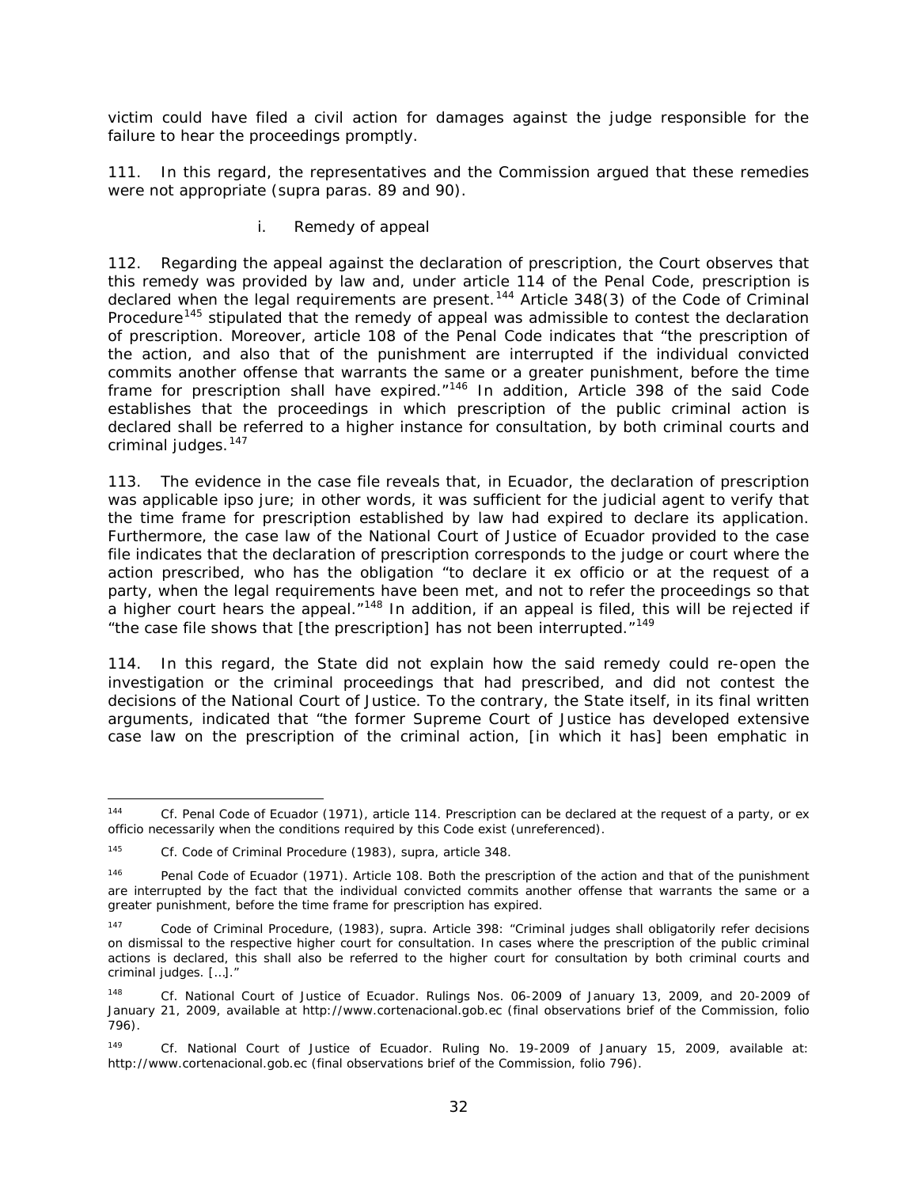victim could have filed a civil action for damages against the judge responsible for the failure to hear the proceedings promptly.

111. In this regard, the representatives and the Commission argued that these remedies were not appropriate (*supra* paras. 89 and 90).

i. *Remedy of appeal*

112. Regarding the appeal against the declaration of prescription, the Court observes that this remedy was provided by law and, under article 114 of the Penal Code, prescription is declared when the legal requirements are present.[144] Article 348(3) of the Code of Criminal Procedure[145] stipulated that the remedy of appeal was admissible to contest the declaration of prescription. Moreover, article 108 of the Penal Code indicates that "the prescription of the action, and also that of the punishment are interrupted if the individual convicted commits another offense that warrants the same or a greater punishment, before the time frame for prescription shall have expired."[146] In addition, Article 398 of the said Code establishes that the proceedings in which prescription of the public criminal action is declared shall be referred to a higher instance for consultation, by both criminal courts and criminal judges.[147]

113. The evidence in the case file reveals that, in Ecuador, the declaration of prescription was applicable *ipso jure*; in other words, it was sufficient for the judicial agent to verify that the time frame for prescription established by law had expired to declare its application. Furthermore, the case law of the National Court of Justice of Ecuador provided to the case file indicates that the declaration of prescription corresponds to the judge or court where the action prescribed, who has the obligation "to declare it *ex officio* or at the request of a party, when the legal requirements have been met, and not to refer the proceedings so that a higher court hears the appeal."[148] In addition, if an appeal is filed, this will be rejected if "the case file shows that [the prescription] has not been interrupted."[149]

114. In this regard, the State did not explain how the said remedy could re-open the investigation or the criminal proceedings that had prescribed, and did not contest the decisions of the National Court of Justice. To the contrary, the State itself, in its final written arguments, indicated that "the former Supreme Court of Justice has developed extensive case law on the prescription of the criminal action, [in which it has] been emphatic in

---

[144] *Cf.* Penal Code of Ecuador (1971), article 114. Prescription can be declared at the request of a party, or *ex officio* necessarily when the conditions required by this Code exist (unreferenced).

[145] *Cf.* Code of Criminal Procedure (1983), *supra*, article 348.

[146] Penal Code of Ecuador (1971). Article 108. Both the prescription of the action and that of the punishment are interrupted by the fact that the individual convicted commits another offense that warrants the same or a greater punishment, before the time frame for prescription has expired.

[147] Code of Criminal Procedure, (1983), *supra*. Article 398: "Criminal judges shall obligatorily refer decisions on dismissal to the respective higher court for consultation. In cases where the prescription of the public criminal actions is declared, this shall also be referred to the higher court for consultation by both criminal courts and criminal judges. […]."

[148] *Cf.* National Court of Justice of Ecuador. Rulings Nos. 06-2009 of January 13, 2009, and 20-2009 of January 21, 2009, available at http://www.cortenacional.gob.ec (final observations brief of the Commission, folio 796).

[149] *Cf.* National Court of Justice of Ecuador. Ruling No. 19-2009 of January 15, 2009, available at: http://www.cortenacional.gob.ec (final observations brief of the Commission, folio 796).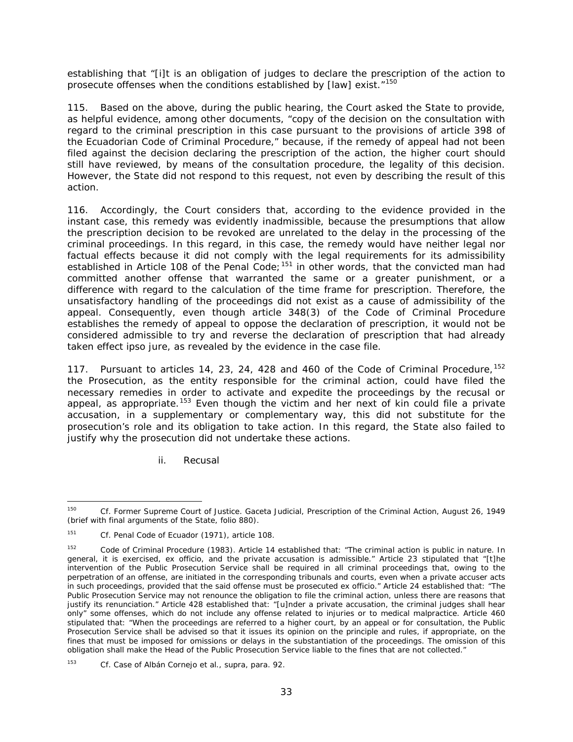establishing that "[i]t is an obligation of judges to declare the prescription of the action to prosecute offenses when the conditions established by [law] exist."[150]

115. Based on the above, during the public hearing, the Court asked the State to provide, as helpful evidence, among other documents, "copy of the decision on the consultation with regard to the criminal prescription in this case pursuant to the provisions of article 398 of the Ecuadorian Code of Criminal Procedure," because, if the remedy of appeal had not been filed against the decision declaring the prescription of the action, the higher court should still have reviewed, by means of the consultation procedure, the legality of this decision. However, the State did not respond to this request, not even by describing the result of this action.

116. Accordingly, the Court considers that, according to the evidence provided in the instant case, this remedy was evidently inadmissible, because the presumptions that allow the prescription decision to be revoked are unrelated to the delay in the processing of the criminal proceedings. In this regard, in this case, the remedy would have neither legal nor factual effects because it did not comply with the legal requirements for its admissibility established in Article 108 of the Penal Code;[151] in other words, that the convicted man had committed another offense that warranted the same or a greater punishment, or a difference with regard to the calculation of the time frame for prescription. Therefore, the unsatisfactory handling of the proceedings did not exist as a cause of admissibility of the appeal. Consequently, even though article 348(3) of the Code of Criminal Procedure establishes the remedy of appeal to oppose the declaration of prescription, it would not be considered admissible to try and reverse the declaration of prescription that had already taken effect ipso jure, as revealed by the evidence in the case file.

117. Pursuant to articles 14, 23, 24, 428 and 460 of the Code of Criminal Procedure,[152] the Prosecution, as the entity responsible for the criminal action, could have filed the necessary remedies in order to activate and expedite the proceedings by the recusal or appeal, as appropriate.[153] Even though the victim and her next of kin could file a private accusation, in a supplementary or complementary way, this did not substitute for the prosecution's role and its obligation to take action. In this regard, the State also failed to justify why the prosecution did not undertake these actions.

ii. Recusal

---

[150] Cf. Former Supreme Court of Justice. Gaceta Judicial, Prescription of the Criminal Action, August 26, 1949 (brief with final arguments of the State, folio 880).

[151] Cf. Penal Code of Ecuador (1971), article 108.

[152] Code of Criminal Procedure (1983). Article 14 established that: "The criminal action is public in nature. In general, it is exercised, ex officio, and the private accusation is admissible." Article 23 stipulated that "[t]he intervention of the Public Prosecution Service shall be required in all criminal proceedings that, owing to the perpetration of an offense, are initiated in the corresponding tribunals and courts, even when a private accuser acts in such proceedings, provided that the said offense must be prosecuted ex officio." Article 24 established that: "The Public Prosecution Service may not renounce the obligation to file the criminal action, unless there are reasons that justify its renunciation." Article 428 established that: "[u]nder a private accusation, the criminal judges shall hear only" some offenses, which do not include any offense related to injuries or to medical malpractice. Article 460 stipulated that: "When the proceedings are referred to a higher court, by an appeal or for consultation, the Public Prosecution Service shall be advised so that it issues its opinion on the principle and rules, if appropriate, on the fines that must be imposed for omissions or delays in the substantiation of the proceedings. The omission of this obligation shall make the Head of the Public Prosecution Service liable to the fines that are not collected."

[153] Cf. Case of Albán Cornejo et al., supra, para. 92.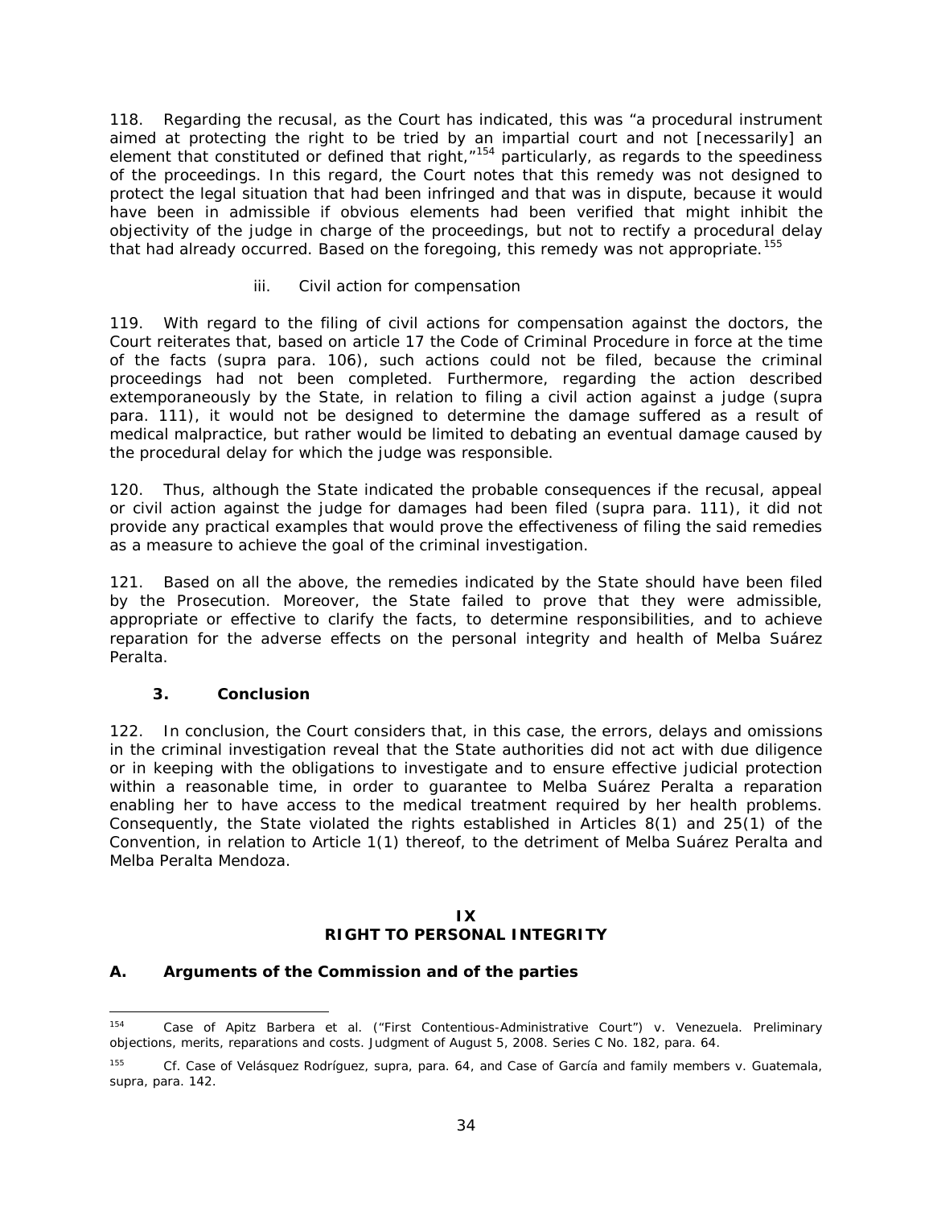118. Regarding the recusal, as the Court has indicated, this was "a procedural instrument aimed at protecting the right to be tried by an impartial court and not [necessarily] an element that constituted or defined that right,"[154] particularly, as regards to the speediness of the proceedings. In this regard, the Court notes that this remedy was not designed to protect the legal situation that had been infringed and that was in dispute, because it would have been in admissible if obvious elements had been verified that might inhibit the objectivity of the judge in charge of the proceedings, but not to rectify a procedural delay that had already occurred. Based on the foregoing, this remedy was not appropriate.[155]

iii. Civil action for compensation

119. With regard to the filing of civil actions for compensation against the doctors, the Court reiterates that, based on article 17 the Code of Criminal Procedure in force at the time of the facts (supra para. 106), such actions could not be filed, because the criminal proceedings had not been completed. Furthermore, regarding the action described extemporaneously by the State, in relation to filing a civil action against a judge (supra para. 111), it would not be designed to determine the damage suffered as a result of medical malpractice, but rather would be limited to debating an eventual damage caused by the procedural delay for which the judge was responsible.

120. Thus, although the State indicated the probable consequences if the recusal, appeal or civil action against the judge for damages had been filed (supra para. 111), it did not provide any practical examples that would prove the effectiveness of filing the said remedies as a measure to achieve the goal of the criminal investigation.

121. Based on all the above, the remedies indicated by the State should have been filed by the Prosecution. Moreover, the State failed to prove that they were admissible, appropriate or effective to clarify the facts, to determine responsibilities, and to achieve reparation for the adverse effects on the personal integrity and health of Melba Suárez Peralta.

### 3. Conclusion

122. In conclusion, the Court considers that, in this case, the errors, delays and omissions in the criminal investigation reveal that the State authorities did not act with due diligence or in keeping with the obligations to investigate and to ensure effective judicial protection within a reasonable time, in order to guarantee to Melba Suárez Peralta a reparation enabling her to have access to the medical treatment required by her health problems. Consequently, the State violated the rights established in Articles 8(1) and 25(1) of the Convention, in relation to Article 1(1) thereof, to the detriment of Melba Suárez Peralta and Melba Peralta Mendoza.

## IX
## RIGHT TO PERSONAL INTEGRITY

### A. Arguments of the Commission and of the parties

---

[154] Case of Apitz Barbera et al. ("First Contentious-Administrative Court") v. Venezuela. Preliminary objections, merits, reparations and costs. Judgment of August 5, 2008. Series C No. 182, para. 64.

[155] Cf. Case of Velásquez Rodríguez, supra, para. 64, and Case of García and family members v. Guatemala, supra, para. 142.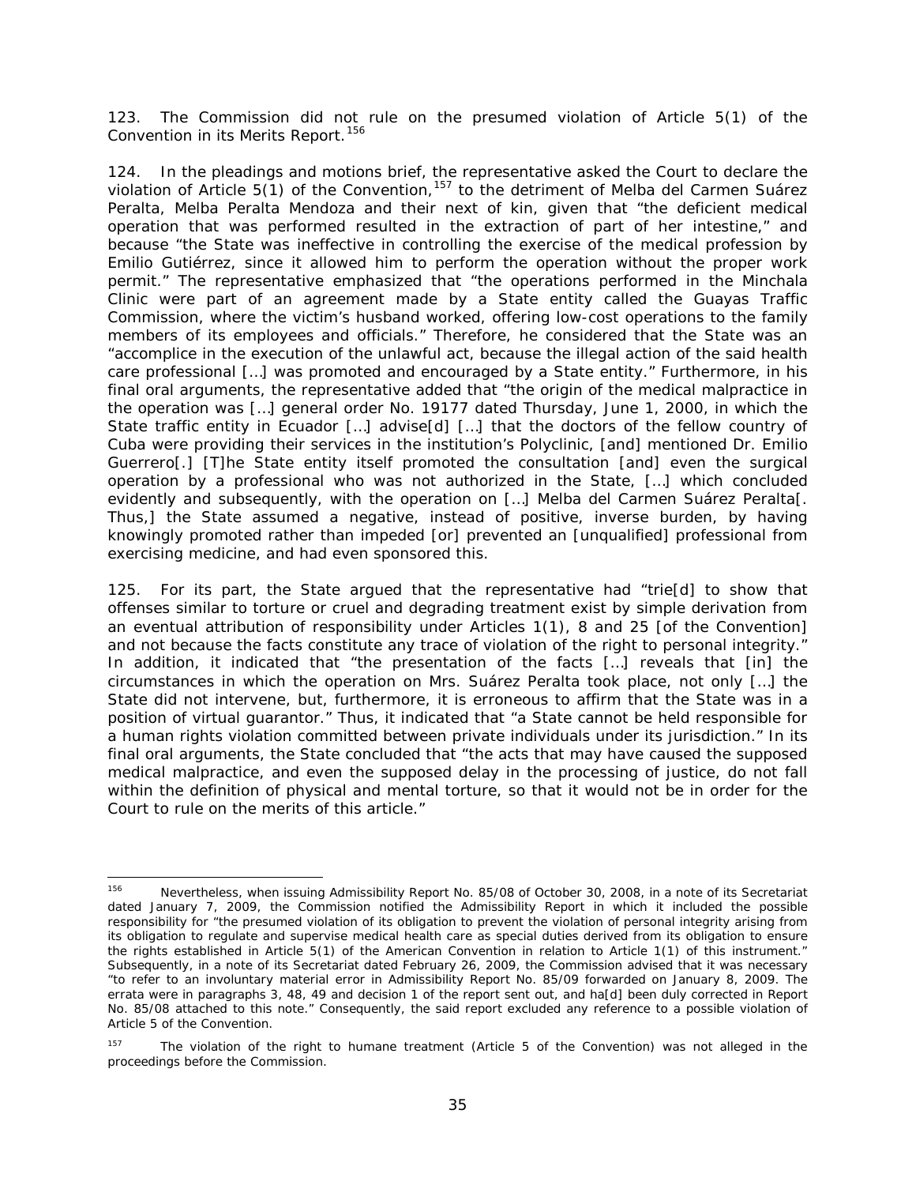123. The Commission did not rule on the presumed violation of Article 5(1) of the Convention in its Merits Report.[156]

124. In the pleadings and motions brief, the representative asked the Court to declare the violation of Article 5(1) of the Convention,[157] to the detriment of Melba del Carmen Suárez Peralta, Melba Peralta Mendoza and their next of kin, given that "the deficient medical operation that was performed resulted in the extraction of part of her intestine," and because "the State was ineffective in controlling the exercise of the medical profession by Emilio Gutiérrez, since it allowed him to perform the operation without the proper work permit." The representative emphasized that "the operations performed in the Minchala Clinic were part of an agreement made by a State entity called the Guayas Traffic Commission, where the victim's husband worked, offering low-cost operations to the family members of its employees and officials." Therefore, he considered that the State was an "accomplice in the execution of the unlawful act, because the illegal action of the said health care professional […] was promoted and encouraged by a State entity." Furthermore, in his final oral arguments, the representative added that "the origin of the medical malpractice in the operation was […] general order No. 19177 dated Thursday, June 1, 2000, in which the State traffic entity in Ecuador […] advise[d] […] that the doctors of the fellow country of Cuba were providing their services in the institution's Polyclinic, [and] mentioned Dr. Emilio Guerrero[.] [T]he State entity itself promoted the consultation [and] even the surgical operation by a professional who was not authorized in the State, […] which concluded evidently and subsequently, with the operation on […] Melba del Carmen Suárez Peralta[. Thus,] the State assumed a negative, instead of positive, inverse burden, by having knowingly promoted rather than impeded [or] prevented an [unqualified] professional from exercising medicine, and had even sponsored this.

125. For its part, the State argued that the representative had "trie[d] to show that offenses similar to torture or cruel and degrading treatment exist by simple derivation from an eventual attribution of responsibility under Articles 1(1), 8 and 25 [of the Convention] and not because the facts constitute any trace of violation of the right to personal integrity." In addition, it indicated that "the presentation of the facts […] reveals that [in] the circumstances in which the operation on Mrs. Suárez Peralta took place, not only […] the State did not intervene, but, furthermore, it is erroneous to affirm that the State was in a position of virtual guarantor." Thus, it indicated that "a State cannot be held responsible for a human rights violation committed between private individuals under its jurisdiction." In its final oral arguments, the State concluded that "the acts that may have caused the supposed medical malpractice, and even the supposed delay in the processing of justice, do not fall within the definition of physical and mental torture, so that it would not be in order for the Court to rule on the merits of this article."

---

[156] Nevertheless, when issuing Admissibility Report No. 85/08 of October 30, 2008, in a note of its Secretariat dated January 7, 2009, the Commission notified the Admissibility Report in which it included the possible responsibility for "the presumed violation of its obligation to prevent the violation of personal integrity arising from its obligation to regulate and supervise medical health care as special duties derived from its obligation to ensure the rights established in Article 5(1) of the American Convention in relation to Article 1(1) of this instrument." Subsequently, in a note of its Secretariat dated February 26, 2009, the Commission advised that it was necessary "to refer to an involuntary material error in Admissibility Report No. 85/09 forwarded on January 8, 2009. The errata were in paragraphs 3, 48, 49 and decision 1 of the report sent out, and ha[d] been duly corrected in Report No. 85/08 attached to this note." Consequently, the said report excluded any reference to a possible violation of Article 5 of the Convention.

[157] The violation of the right to humane treatment (Article 5 of the Convention) was not alleged in the proceedings before the Commission.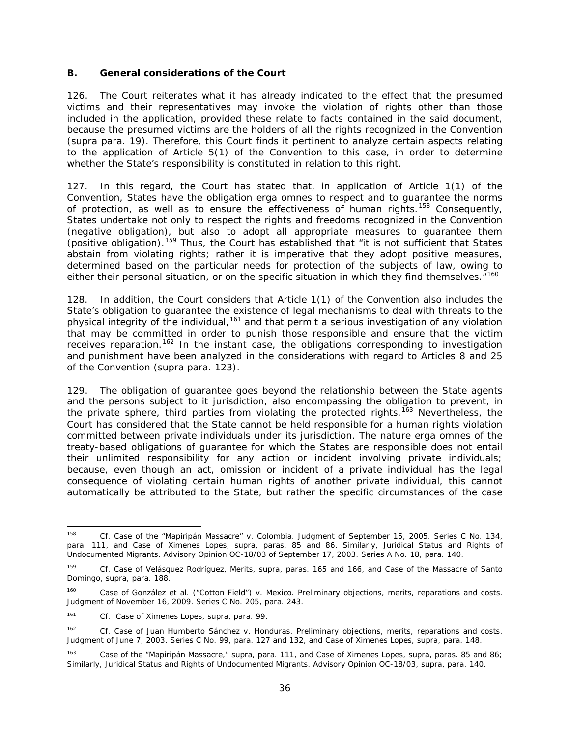### B. General considerations of the Court

126. The Court reiterates what it has already indicated to the effect that the presumed victims and their representatives may invoke the violation of rights other than those included in the application, provided these relate to facts contained in the said document, because the presumed victims are the holders of all the rights recognized in the Convention (*supra* para. 19). Therefore, this Court finds it pertinent to analyze certain aspects relating to the application of Article 5(1) of the Convention to this case, in order to determine whether the State's responsibility is constituted in relation to this right.

127. In this regard, the Court has stated that, in application of Article 1(1) of the Convention, States have the obligation *erga omnes* to respect and to guarantee the norms of protection, as well as to ensure the effectiveness of human rights.[158] Consequently, States undertake not only to respect the rights and freedoms recognized in the Convention (negative obligation), but also to adopt all appropriate measures to guarantee them (positive obligation).[159] Thus, the Court has established that "it is not sufficient that States abstain from violating rights; rather it is imperative that they adopt positive measures, determined based on the particular needs for protection of the subjects of law, owing to either their personal situation, or on the specific situation in which they find themselves."[160]

128. In addition, the Court considers that Article 1(1) of the Convention also includes the State's obligation to guarantee the existence of legal mechanisms to deal with threats to the physical integrity of the individual,[161] and that permit a serious investigation of any violation that may be committed in order to punish those responsible and ensure that the victim receives reparation.[162] In the instant case, the obligations corresponding to investigation and punishment have been analyzed in the considerations with regard to Articles 8 and 25 of the Convention (*supra* para. 123).

129. The obligation of guarantee goes beyond the relationship between the State agents and the persons subject to it jurisdiction, also encompassing the obligation to prevent, in the private sphere, third parties from violating the protected rights.[163] Nevertheless, the Court has considered that the State cannot be held responsible for a human rights violation committed between private individuals under its jurisdiction. The nature *erga omnes* of the treaty-based obligations of guarantee for which the States are responsible does not entail their unlimited responsibility for any action or incident involving private individuals; because, even though an act, omission or incident of a private individual has the legal consequence of violating certain human rights of another private individual, this cannot automatically be attributed to the State, but rather the specific circumstances of the case

---

[158] *Cf. Case of the "Mapiripán Massacre" v. Colombia*. Judgment of September 15, 2005. Series C No. 134, para. 111, and *Case of Ximenes Lopes*, *supra*, paras. 85 and 86. Similarly, *Juridical Status and Rights of Undocumented Migrants*. Advisory Opinion OC-18/03 of September 17, 2003. Series A No. 18, para. 140.

[159] *Cf. Case of Velásquez Rodríguez, Merits*, *supra*, paras. 165 and 166, and *Case of the Massacre of Santo Domingo*, *supra*, para. 188.

[160] *Case of González et al. ("Cotton Field") v. Mexico. Preliminary objections, merits, reparations and costs*. Judgment of November 16, 2009. Series C No. 205, para. 243.

[161] *Cf. Case of Ximenes Lopes*, *supra*, para. 99.

[162] *Cf. Case of Juan Humberto Sánchez v. Honduras. Preliminary objections, merits, reparations and costs*. Judgment of June 7, 2003. Series C No. 99, para. 127 and 132, and *Case of Ximenes Lopes*, *supra*, para. 148.

[163] *Case of the "Mapiripán Massacre,"* *supra*, para. 111, and *Case of Ximenes Lopes*, *supra*, paras. 85 and 86; Similarly, *Juridical Status and Rights of Undocumented Migrants*. Advisory Opinion OC-18/03, *supra*, para. 140.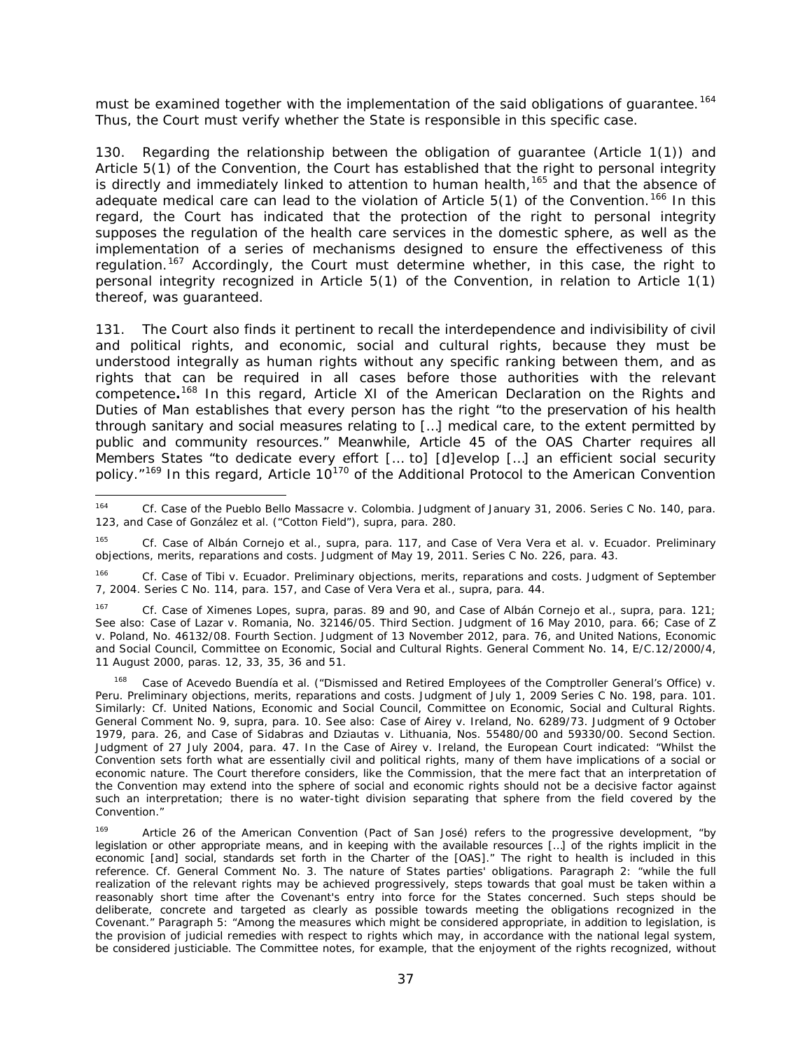must be examined together with the implementation of the said obligations of guarantee.[164] Thus, the Court must verify whether the State is responsible in this specific case.

130. Regarding the relationship between the obligation of guarantee (Article 1(1)) and Article 5(1) of the Convention, the Court has established that the right to personal integrity is directly and immediately linked to attention to human health,[165] and that the absence of adequate medical care can lead to the violation of Article 5(1) of the Convention.[166] In this regard, the Court has indicated that the protection of the right to personal integrity supposes the regulation of the health care services in the domestic sphere, as well as the implementation of a series of mechanisms designed to ensure the effectiveness of this regulation.[167] Accordingly, the Court must determine whether, in this case, the right to personal integrity recognized in Article 5(1) of the Convention, in relation to Article 1(1) thereof, was guaranteed.

131. The Court also finds it pertinent to recall the interdependence and indivisibility of civil and political rights, and economic, social and cultural rights, because they must be understood integrally as human rights without any specific ranking between them, and as rights that can be required in all cases before those authorities with the relevant competence**.**[168] In this regard, Article XI of the American Declaration on the Rights and Duties of Man establishes that every person has the right "to the preservation of his health through sanitary and social measures relating to […] medical care, to the extent permitted by public and community resources." Meanwhile, Article 45 of the OAS Charter requires all Members States "to dedicate every effort [… to] [d]evelop […] an efficient social security policy."[169] In this regard, Article 10[170] of the Additional Protocol to the American Convention

---

[164] Cf. *Case of the Pueblo Bello Massacre v. Colombia. Judgment of January 31, 2006. Series C No. 140*, para. 123, and *Case of González et al. ("Cotton Field")*, *supra*, para. 280.

[165] Cf. *Case of Albán Cornejo et al.*, *supra*, para. 117, and *Case of Vera Vera et al. v. Ecuador. Preliminary objections, merits, reparations and costs. Judgment of May 19, 2011. Series C No. 226*, para. 43.

[166] Cf. *Case of Tibi v. Ecuador. Preliminary objections, merits, reparations and costs. Judgment of September 7, 2004. Series C No. 114*, para. 157, and *Case of Vera Vera et al.*, *supra*, para. 44.

[167] Cf. *Case of Ximenes Lopes*, *supra*, paras. 89 and 90, and *Case of Albán Cornejo et al.*, *supra*, para. 121; See also: *Case of Lazar v. Romania*, No. 32146/05. Third Section. Judgment of 16 May 2010, para. 66; *Case of Z v. Poland*, No. 46132/08. Fourth Section. Judgment of 13 November 2012, para. 76, and United Nations, Economic and Social Council, Committee on Economic, Social and Cultural Rights. General Comment No. 14, E/C.12/2000/4, 11 August 2000, paras. 12, 33, 35, 36 and 51.

[168] *Case of Acevedo Buendía et al. ("Dismissed and Retired Employees of the Comptroller General's Office) v. Peru. Preliminary objections, merits, reparations and costs. Judgment of July 1, 2009 Series C No. 198*, para. 101. Similarly: Cf. United Nations, Economic and Social Council, Committee on Economic, Social and Cultural Rights. General Comment No. 9, *supra*, para. 10. See also: *Case of Airey v. Ireland*, No. 6289/73. Judgment of 9 October 1979, para. 26, and *Case of Sidabras and Dziautas v. Lithuania*, Nos. 55480/00 and 59330/00. Second Section. Judgment of 27 July 2004, para. 47. In the *Case of Airey v. Ireland*, the European Court indicated: "Whilst the Convention sets forth what are essentially civil and political rights, many of them have implications of a social or economic nature. The Court therefore considers, like the Commission, that the mere fact that an interpretation of the Convention may extend into the sphere of social and economic rights should not be a decisive factor against such an interpretation; there is no water-tight division separating that sphere from the field covered by the Convention."

[169] Article 26 of the American Convention (Pact of San José) refers to the progressive development, "by legislation or other appropriate means, and in keeping with the available resources […] of the rights implicit in the economic [and] social, standards set forth in the Charter of the [OAS]." The right to health is included in this reference. Cf. General Comment No. 3. The nature of States parties' obligations. Paragraph 2: "while the full realization of the relevant rights may be achieved progressively, steps towards that goal must be taken within a reasonably short time after the Covenant's entry into force for the States concerned. Such steps should be deliberate, concrete and targeted as clearly as possible towards meeting the obligations recognized in the Covenant." Paragraph 5: "Among the measures which might be considered appropriate, in addition to legislation, is the provision of judicial remedies with respect to rights which may, in accordance with the national legal system, be considered justiciable. The Committee notes, for example, that the enjoyment of the rights recognized, without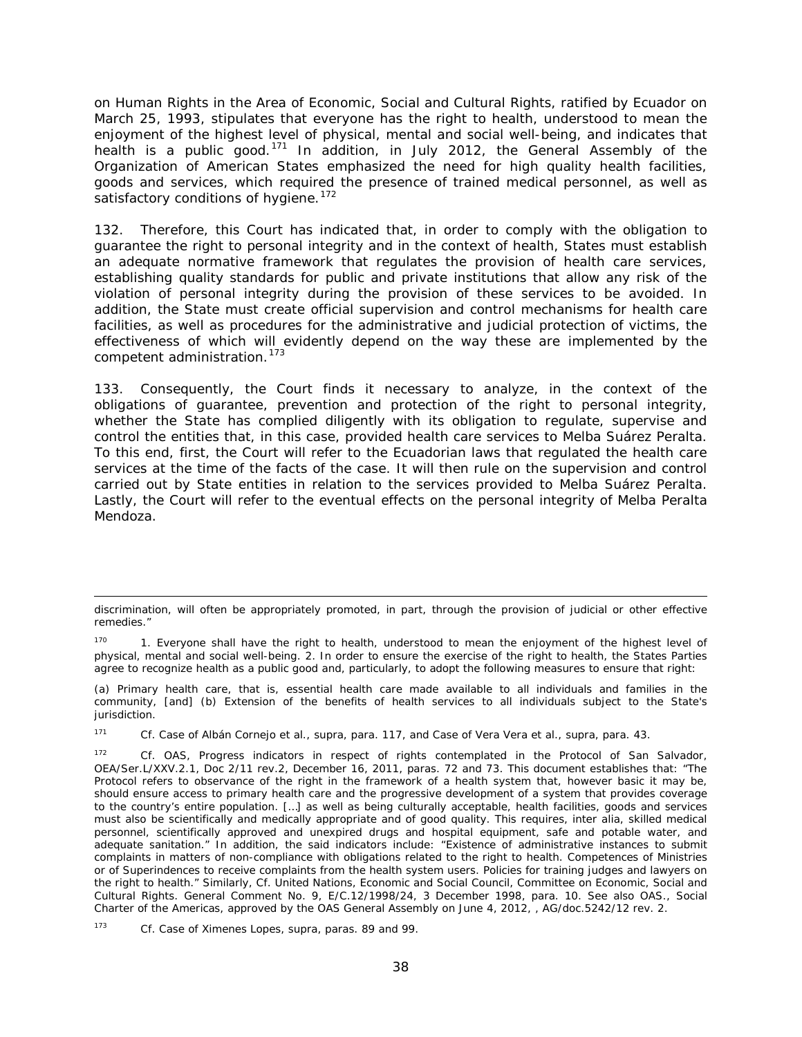on Human Rights in the Area of Economic, Social and Cultural Rights, ratified by Ecuador on March 25, 1993, stipulates that everyone has the right to health, understood to mean the enjoyment of the highest level of physical, mental and social well-being, and indicates that health is a public good.[171] In addition, in July 2012, the General Assembly of the Organization of American States emphasized the need for high quality health facilities, goods and services, which required the presence of trained medical personnel, as well as satisfactory conditions of hygiene.[172]

132. Therefore, this Court has indicated that, in order to comply with the obligation to guarantee the right to personal integrity and in the context of health, States must establish an adequate normative framework that regulates the provision of health care services, establishing quality standards for public and private institutions that allow any risk of the violation of personal integrity during the provision of these services to be avoided. In addition, the State must create official supervision and control mechanisms for health care facilities, as well as procedures for the administrative and judicial protection of victims, the effectiveness of which will evidently depend on the way these are implemented by the competent administration.[173]

133. Consequently, the Court finds it necessary to analyze, in the context of the obligations of guarantee, prevention and protection of the right to personal integrity, whether the State has complied diligently with its obligation to regulate, supervise and control the entities that, in this case, provided health care services to Melba Suárez Peralta. To this end, first, the Court will refer to the Ecuadorian laws that regulated the health care services at the time of the facts of the case. It will then rule on the supervision and control carried out by State entities in relation to the services provided to Melba Suárez Peralta. Lastly, the Court will refer to the eventual effects on the personal integrity of Melba Peralta Mendoza.

---

discrimination, will often be appropriately promoted, in part, through the provision of judicial or other effective remedies."

[170] 1. Everyone shall have the right to health, understood to mean the enjoyment of the highest level of physical, mental and social well-being. 2. In order to ensure the exercise of the right to health, the States Parties agree to recognize health as a public good and, particularly, to adopt the following measures to ensure that right:

(a) Primary health care, that is, essential health care made available to all individuals and families in the community, [and] (b) Extension of the benefits of health services to all individuals subject to the State's jurisdiction.

[171] *Cf. Case of Albán Cornejo et al., supra*, para. 117, and *Case of Vera Vera et al., supra*, para. 43.

[172] *Cf.* OAS, Progress indicators in respect of rights contemplated in the Protocol of San Salvador, OEA/Ser.L/XXV.2.1, Doc 2/11 rev.2, December 16, 2011, paras. 72 and 73. This document establishes that: "The Protocol refers to observance of the right in the framework of a health system that, however basic it may be, should ensure access to primary health care and the progressive development of a system that provides coverage to the country's entire population. […] as well as being culturally acceptable, health facilities, goods and services must also be scientifically and medically appropriate and of good quality. This requires, inter alia, skilled medical personnel, scientifically approved and unexpired drugs and hospital equipment, safe and potable water, and adequate sanitation." In addition, the said indicators include: "Existence of administrative instances to submit complaints in matters of non-compliance with obligations related to the right to health. Competences of Ministries or of Superindences to receive complaints from the health system users. Policies for training judges and lawyers on the right to health." Similarly, *Cf.* United Nations, Economic and Social Council, Committee on Economic, Social and Cultural Rights. General Comment No. 9, E/C.12/1998/24, 3 December 1998, para. 10. See also OAS., Social Charter of the Americas, approved by the OAS General Assembly on June 4, 2012, , AG/doc.5242/12 rev. 2.

[173] *Cf. Case of Ximenes Lopes, supra*, paras. 89 and 99.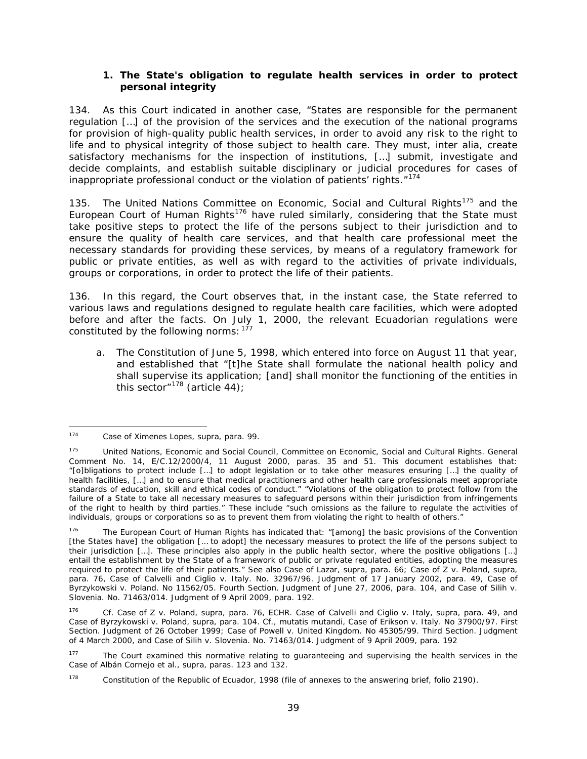### 1. The State's obligation to regulate health services in order to protect personal integrity

134. As this Court indicated in another case, "States are responsible for the permanent regulation […] of the provision of the services and the execution of the national programs for provision of high-quality public health services, in order to avoid any risk to the right to life and to physical integrity of those subject to health care. They must, inter alia, create satisfactory mechanisms for the inspection of institutions, […] submit, investigate and decide complaints, and establish suitable disciplinary or judicial procedures for cases of inappropriate professional conduct or the violation of patients' rights."[174]

135. The United Nations Committee on Economic, Social and Cultural Rights[175] and the European Court of Human Rights[176] have ruled similarly, considering that the State must take positive steps to protect the life of the persons subject to their jurisdiction and to ensure the quality of health care services, and that health care professional meet the necessary standards for providing these services, by means of a regulatory framework for public or private entities, as well as with regard to the activities of private individuals, groups or corporations, in order to protect the life of their patients.

136. In this regard, the Court observes that, in the instant case, the State referred to various laws and regulations designed to regulate health care facilities, which were adopted before and after the facts. On July 1, 2000, the relevant Ecuadorian regulations were constituted by the following norms: [177]

a. The Constitution of June 5, 1998, which entered into force on August 11 that year, and established that "[t]he State shall formulate the national health policy and shall supervise its application; [and] shall monitor the functioning of the entities in this sector"[178] (article 44);

---

[174] Case of Ximenes Lopes, *supra*, para. 99.

[175] United Nations, Economic and Social Council, Committee on Economic, Social and Cultural Rights. General Comment No. 14, E/C.12/2000/4, 11 August 2000, paras. 35 and 51. This document establishes that: "[o]bligations to protect include […] to adopt legislation or to take other measures ensuring […] the quality of health facilities, […] and to ensure that medical practitioners and other health care professionals meet appropriate standards of education, skill and ethical codes of conduct." "Violations of the obligation to protect follow from the failure of a State to take all necessary measures to safeguard persons within their jurisdiction from infringements of the right to health by third parties." These include "such omissions as the failure to regulate the activities of individuals, groups or corporations so as to prevent them from violating the right to health of others."

[176] The European Court of Human Rights has indicated that: "[among] the basic provisions of the Convention [the States have] the obligation [… to adopt] the necessary measures to protect the life of the persons subject to their jurisdiction […]. These principles also apply in the public health sector, where the positive obligations […] entail the establishment by the State of a framework of public or private regulated entities, adopting the measures required to protect the life of their patients." See also Case of Lazar, *supra*, para. 66; Case of Z v. Poland, *supra*, para. 76, Case of Calvelli and Ciglio v. Italy. No. 32967/96. Judgment of 17 January 2002, para. 49, Case of Byrzykowski v. Poland. No 11562/05. Fourth Section. Judgment of June 27, 2006, para. 104, and Case of Silih v. Slovenia. No. 71463/014. Judgment of 9 April 2009, para. 192.

[176] Cf. Case of Z v. Poland, *supra*, para. 76, ECHR. Case of Calvelli and Ciglio v. Italy, *supra*, para. 49, and Case of Byrzykowski v. Poland, *supra*, para. 104. Cf., *mutatis mutandi*, Case of Erikson v. Italy. No 37900/97. First Section. Judgment of 26 October 1999; Case of Powell v. United Kingdom. No 45305/99. Third Section. Judgment of 4 March 2000, and Case of Silih v. Slovenia. No. 71463/014. Judgment of 9 April 2009, para. 192

[177] The Court examined this normative relating to guaranteeing and supervising the health services in the Case of Albán Cornejo et al., *supra*, paras. 123 and 132.

[178] Constitution of the Republic of Ecuador, 1998 (file of annexes to the answering brief, folio 2190).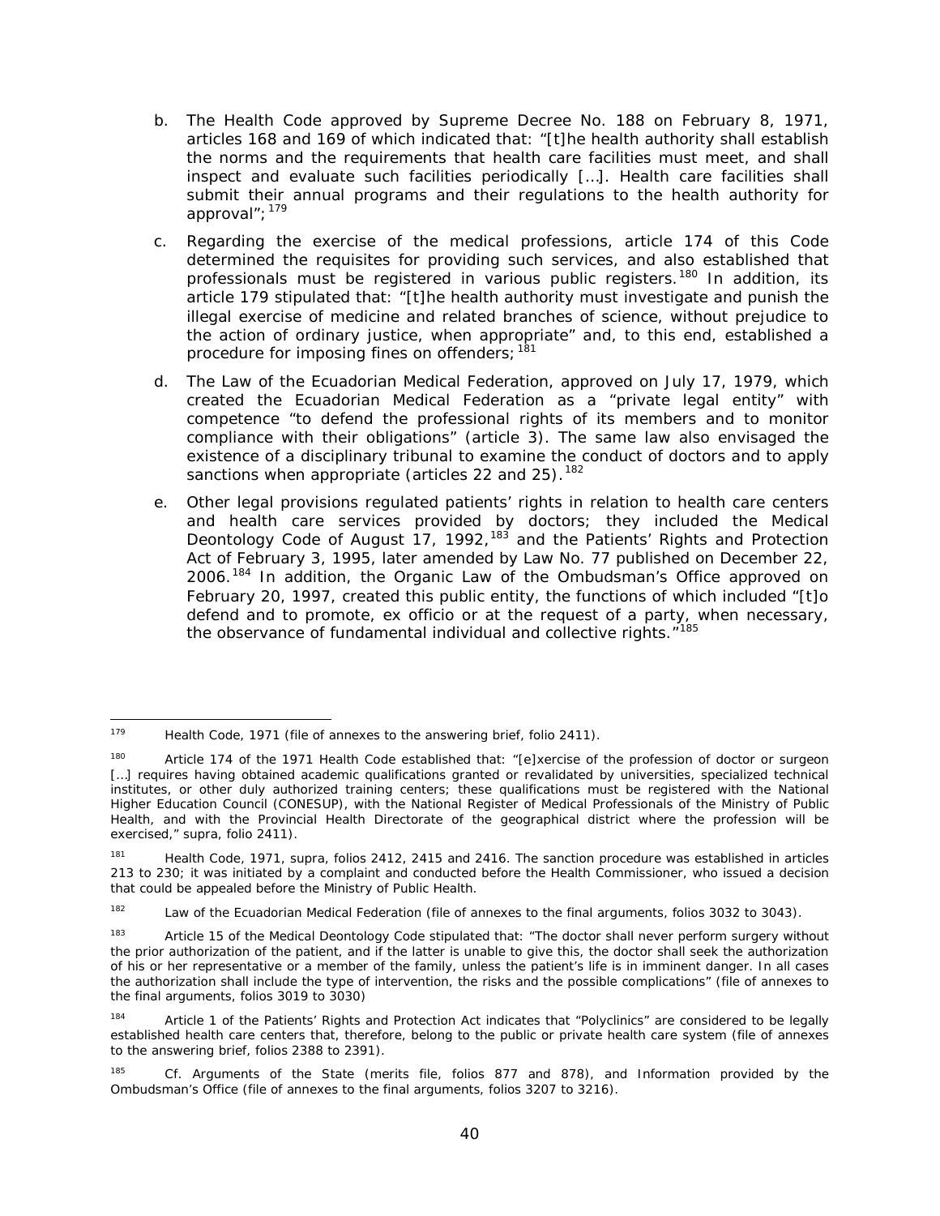b. The Health Code approved by Supreme Decree No. 188 on February 8, 1971, articles 168 and 169 of which indicated that: "[t]he health authority shall establish the norms and the requirements that health care facilities must meet, and shall inspect and evaluate such facilities periodically […]. Health care facilities shall submit their annual programs and their regulations to the health authority for approval";[179]

c. Regarding the exercise of the medical professions, article 174 of this Code determined the requisites for providing such services, and also established that professionals must be registered in various public registers.[180] In addition, its article 179 stipulated that: "[t]he health authority must investigate and punish the illegal exercise of medicine and related branches of science, without prejudice to the action of ordinary justice, when appropriate" and, to this end, established a procedure for imposing fines on offenders;[181]

d. The Law of the Ecuadorian Medical Federation, approved on July 17, 1979, which created the Ecuadorian Medical Federation as a "private legal entity" with competence "to defend the professional rights of its members and to monitor compliance with their obligations" (article 3). The same law also envisaged the existence of a disciplinary tribunal to examine the conduct of doctors and to apply sanctions when appropriate (articles 22 and 25).[182]

e. Other legal provisions regulated patients' rights in relation to health care centers and health care services provided by doctors; they included the Medical Deontology Code of August 17, 1992,[183] and the Patients' Rights and Protection Act of February 3, 1995, later amended by Law No. 77 published on December 22, 2006.[184] In addition, the Organic Law of the Ombudsman's Office approved on February 20, 1997, created this public entity, the functions of which included "[t]o defend and to promote, ex officio or at the request of a party, when necessary, the observance of fundamental individual and collective rights."[185]

---

[179] Health Code, 1971 (file of annexes to the answering brief, folio 2411).

[180] Article 174 of the 1971 Health Code established that: "[e]xercise of the profession of doctor or surgeon […] requires having obtained academic qualifications granted or revalidated by universities, specialized technical institutes, or other duly authorized training centers; these qualifications must be registered with the National Higher Education Council (CONESUP), with the National Register of Medical Professionals of the Ministry of Public Health, and with the Provincial Health Directorate of the geographical district where the profession will be exercised," *supra*, folio 2411).

[181] Health Code, 1971, *supra*, folios 2412, 2415 and 2416. The sanction procedure was established in articles 213 to 230; it was initiated by a complaint and conducted before the Health Commissioner, who issued a decision that could be appealed before the Ministry of Public Health.

[182] Law of the Ecuadorian Medical Federation (file of annexes to the final arguments, folios 3032 to 3043).

[183] Article 15 of the Medical Deontology Code stipulated that: "The doctor shall never perform surgery without the prior authorization of the patient, and if the latter is unable to give this, the doctor shall seek the authorization of his or her representative or a member of the family, unless the patient's life is in imminent danger. In all cases the authorization shall include the type of intervention, the risks and the possible complications" (file of annexes to the final arguments, folios 3019 to 3030)

[184] Article 1 of the Patients' Rights and Protection Act indicates that "Polyclinics" are considered to be legally established health care centers that, therefore, belong to the public or private health care system (file of annexes to the answering brief, folios 2388 to 2391).

[185] *Cf.* Arguments of the State (merits file, folios 877 and 878), and Information provided by the Ombudsman's Office (file of annexes to the final arguments, folios 3207 to 3216).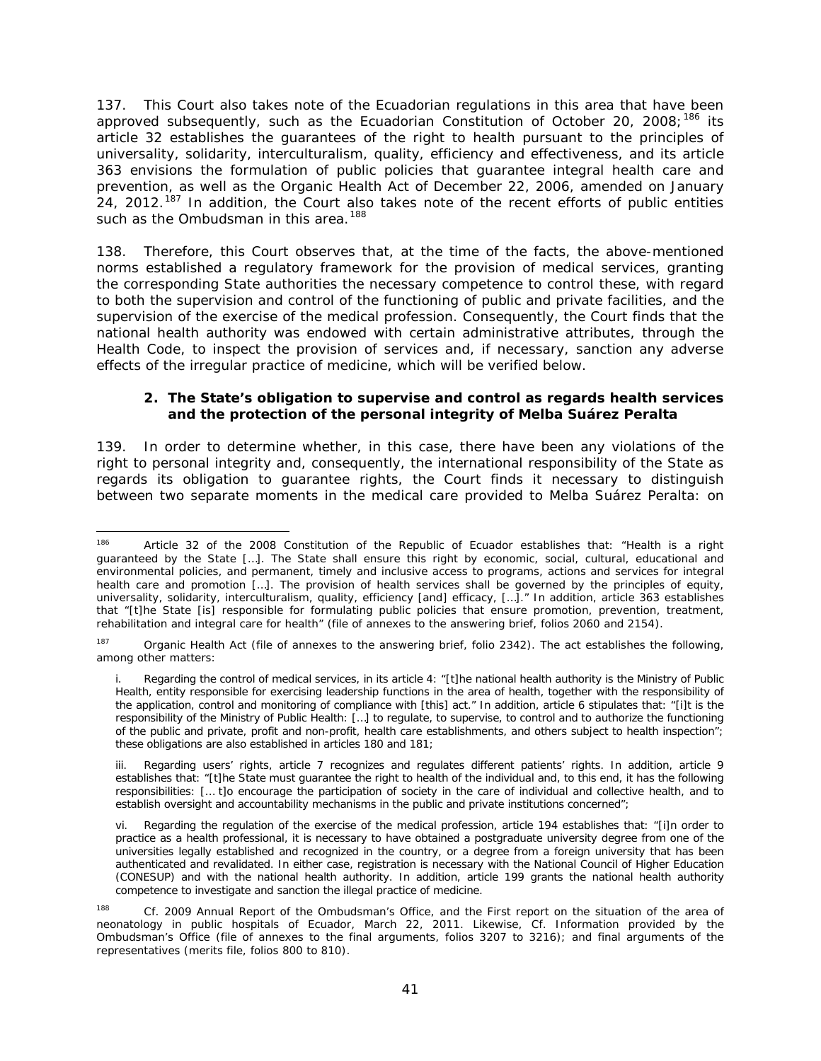137. This Court also takes note of the Ecuadorian regulations in this area that have been approved subsequently, such as the Ecuadorian Constitution of October 20, 2008;[186] its article 32 establishes the guarantees of the right to health pursuant to the principles of universality, solidarity, interculturalism, quality, efficiency and effectiveness, and its article 363 envisions the formulation of public policies that guarantee integral health care and prevention, as well as the Organic Health Act of December 22, 2006, amended on January 24, 2012.[187] In addition, the Court also takes note of the recent efforts of public entities such as the Ombudsman in this area.[188]

138. Therefore, this Court observes that, at the time of the facts, the above-mentioned norms established a regulatory framework for the provision of medical services, granting the corresponding State authorities the necessary competence to control these, with regard to both the supervision and control of the functioning of public and private facilities, and the supervision of the exercise of the medical profession. Consequently, the Court finds that the national health authority was endowed with certain administrative attributes, through the Health Code, to inspect the provision of services and, if necessary, sanction any adverse effects of the irregular practice of medicine, which will be verified below.

### 2. The State's obligation to supervise and control as regards health services and the protection of the personal integrity of Melba Suárez Peralta

139. In order to determine whether, in this case, there have been any violations of the right to personal integrity and, consequently, the international responsibility of the State as regards its obligation to guarantee rights, the Court finds it necessary to distinguish between two separate moments in the medical care provided to Melba Suárez Peralta: on

---

[186] Article 32 of the 2008 Constitution of the Republic of Ecuador establishes that: "Health is a right guaranteed by the State […]. The State shall ensure this right by economic, social, cultural, educational and environmental policies, and permanent, timely and inclusive access to programs, actions and services for integral health care and promotion […]. The provision of health services shall be governed by the principles of equity, universality, solidarity, interculturalism, quality, efficiency [and] efficacy, […]." In addition, article 363 establishes that "[t]he State [is] responsible for formulating public policies that ensure promotion, prevention, treatment, rehabilitation and integral care for health" (file of annexes to the answering brief, folios 2060 and 2154).

[187] Organic Health Act (file of annexes to the answering brief, folio 2342). The act establishes the following, among other matters:

i. Regarding the control of medical services, in its article 4: "[t]he national health authority is the Ministry of Public Health, entity responsible for exercising leadership functions in the area of health, together with the responsibility of the application, control and monitoring of compliance with [this] act." In addition, article 6 stipulates that: "[i]t is the responsibility of the Ministry of Public Health: […] to regulate, to supervise, to control and to authorize the functioning of the public and private, profit and non-profit, health care establishments, and others subject to health inspection"; these obligations are also established in articles 180 and 181;

iii. Regarding users' rights, article 7 recognizes and regulates different patients' rights. In addition, article 9 establishes that: "[t]he State must guarantee the right to health of the individual and, to this end, it has the following responsibilities: [… t]o encourage the participation of society in the care of individual and collective health, and to establish oversight and accountability mechanisms in the public and private institutions concerned";

vi. Regarding the regulation of the exercise of the medical profession, article 194 establishes that: "[i]n order to practice as a health professional, it is necessary to have obtained a postgraduate university degree from one of the universities legally established and recognized in the country, or a degree from a foreign university that has been authenticated and revalidated. In either case, registration is necessary with the National Council of Higher Education (CONESUP) and with the national health authority. In addition, article 199 grants the national health authority competence to investigate and sanction the illegal practice of medicine.

[188] Cf. 2009 Annual Report of the Ombudsman's Office, and the First report on the situation of the area of neonatology in public hospitals of Ecuador, March 22, 2011. Likewise, Cf. Information provided by the Ombudsman's Office (file of annexes to the final arguments, folios 3207 to 3216); and final arguments of the representatives (merits file, folios 800 to 810).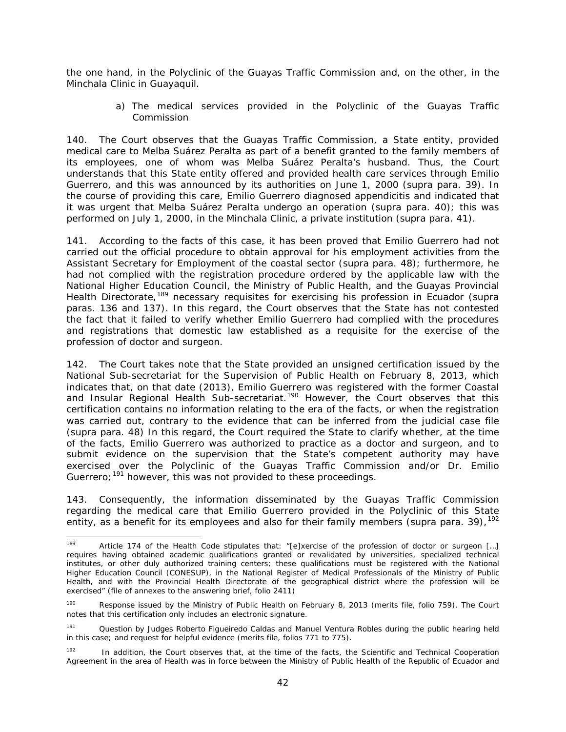the one hand, in the Polyclinic of the Guayas Traffic Commission and, on the other, in the Minchala Clinic in Guayaquil.

a) The medical services provided in the Polyclinic of the Guayas Traffic Commission

140. The Court observes that the Guayas Traffic Commission, a State entity, provided medical care to Melba Suárez Peralta as part of a benefit granted to the family members of its employees, one of whom was Melba Suárez Peralta's husband. Thus, the Court understands that this State entity offered and provided health care services through Emilio Guerrero, and this was announced by its authorities on June 1, 2000 (supra para. 39). In the course of providing this care, Emilio Guerrero diagnosed appendicitis and indicated that it was urgent that Melba Suárez Peralta undergo an operation (supra para. 40); this was performed on July 1, 2000, in the Minchala Clinic, a private institution (supra para. 41).

141. According to the facts of this case, it has been proved that Emilio Guerrero had not carried out the official procedure to obtain approval for his employment activities from the Assistant Secretary for Employment of the coastal sector (supra para. 48); furthermore, he had not complied with the registration procedure ordered by the applicable law with the National Higher Education Council, the Ministry of Public Health, and the Guayas Provincial Health Directorate,[189] necessary requisites for exercising his profession in Ecuador (supra paras. 136 and 137). In this regard, the Court observes that the State has not contested the fact that it failed to verify whether Emilio Guerrero had complied with the procedures and registrations that domestic law established as a requisite for the exercise of the profession of doctor and surgeon.

142. The Court takes note that the State provided an unsigned certification issued by the National Sub-secretariat for the Supervision of Public Health on February 8, 2013, which indicates that, on that date (2013), Emilio Guerrero was registered with the former Coastal and Insular Regional Health Sub-secretariat.[190] However, the Court observes that this certification contains no information relating to the era of the facts, or when the registration was carried out, contrary to the evidence that can be inferred from the judicial case file (supra para. 48) In this regard, the Court required the State to clarify whether, at the time of the facts, Emilio Guerrero was authorized to practice as a doctor and surgeon, and to submit evidence on the supervision that the State's competent authority may have exercised over the Polyclinic of the Guayas Traffic Commission and/or Dr. Emilio Guerrero;[191] however, this was not provided to these proceedings.

143. Consequently, the information disseminated by the Guayas Traffic Commission regarding the medical care that Emilio Guerrero provided in the Polyclinic of this State entity, as a benefit for its employees and also for their family members (supra para. 39),[192]

---

[189] Article 174 of the Health Code stipulates that: "[e]xercise of the profession of doctor or surgeon […] requires having obtained academic qualifications granted or revalidated by universities, specialized technical institutes, or other duly authorized training centers; these qualifications must be registered with the National Higher Education Council (CONESUP), in the National Register of Medical Professionals of the Ministry of Public Health, and with the Provincial Health Directorate of the geographical district where the profession will be exercised" (file of annexes to the answering brief, folio 2411)

[190] Response issued by the Ministry of Public Health on February 8, 2013 (merits file, folio 759). The Court notes that this certification only includes an electronic signature.

[191] Question by Judges Roberto Figueiredo Caldas and Manuel Ventura Robles during the public hearing held in this case; and request for helpful evidence (merits file, folios 771 to 775).

[192] In addition, the Court observes that, at the time of the facts, the Scientific and Technical Cooperation Agreement in the area of Health was in force between the Ministry of Public Health of the Republic of Ecuador and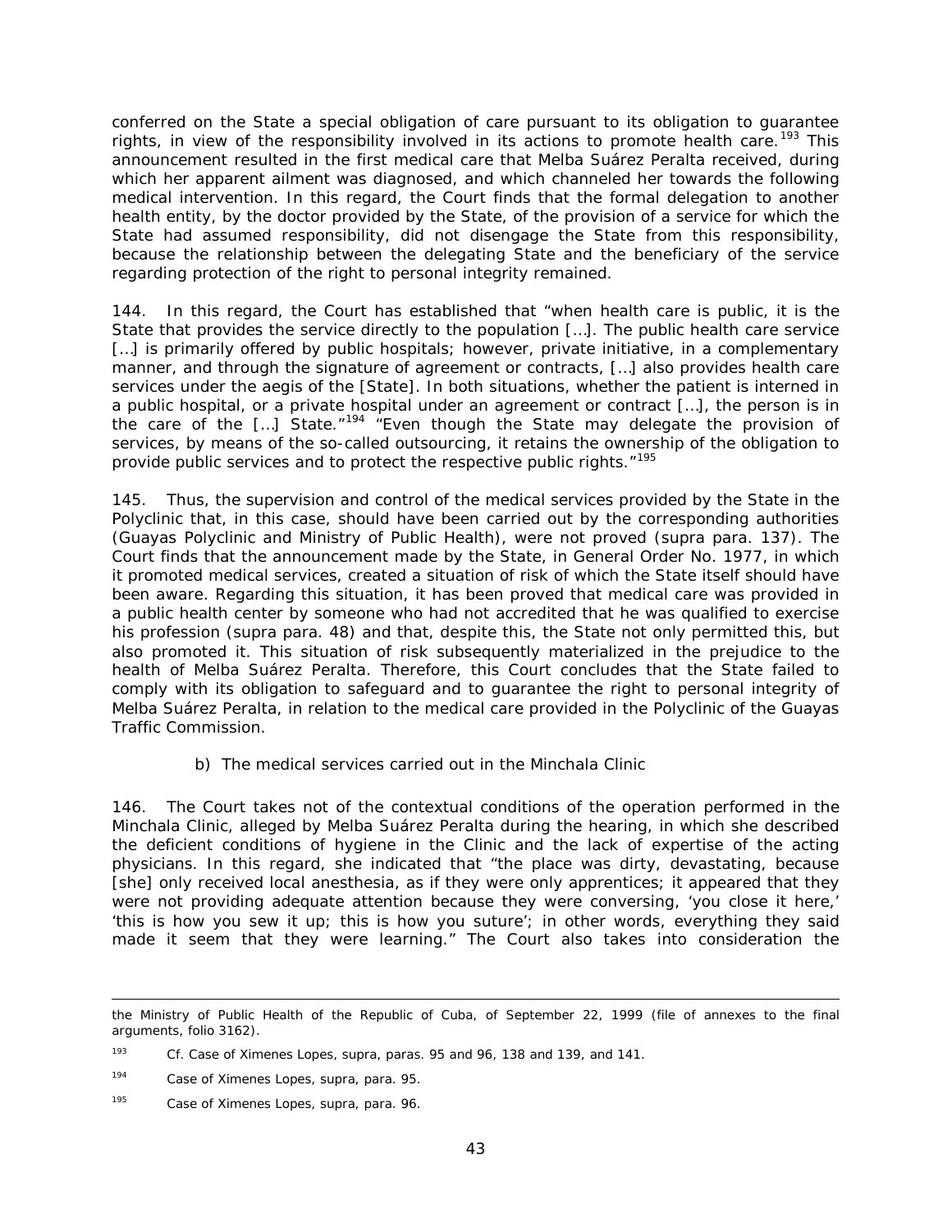conferred on the State a special obligation of care pursuant to its obligation to guarantee rights, in view of the responsibility involved in its actions to promote health care.[193] This announcement resulted in the first medical care that Melba Suárez Peralta received, during which her apparent ailment was diagnosed, and which channeled her towards the following medical intervention. In this regard, the Court finds that the formal delegation to another health entity, by the doctor provided by the State, of the provision of a service for which the State had assumed responsibility, did not disengage the State from this responsibility, because the relationship between the delegating State and the beneficiary of the service regarding protection of the right to personal integrity remained.

144. In this regard, the Court has established that "when health care is public, it is the State that provides the service directly to the population […]. The public health care service […] is primarily offered by public hospitals; however, private initiative, in a complementary manner, and through the signature of agreement or contracts, […] also provides health care services under the aegis of the [State]. In both situations, whether the patient is interned in a public hospital, or a private hospital under an agreement or contract […], the person is in the care of the […] State."[194] "Even though the State may delegate the provision of services, by means of the so-called outsourcing, it retains the ownership of the obligation to provide public services and to protect the respective public rights."[195]

145. Thus, the supervision and control of the medical services provided by the State in the Polyclinic that, in this case, should have been carried out by the corresponding authorities (Guayas Polyclinic and Ministry of Public Health), were not proved (*supra* para. 137). The Court finds that the announcement made by the State, in General Order No. 1977, in which it promoted medical services, created a situation of risk of which the State itself should have been aware. Regarding this situation, it has been proved that medical care was provided in a public health center by someone who had not accredited that he was qualified to exercise his profession (*supra* para. 48) and that, despite this, the State not only permitted this, but also promoted it. This situation of risk subsequently materialized in the prejudice to the health of Melba Suárez Peralta. Therefore, this Court concludes that the State failed to comply with its obligation to safeguard and to guarantee the right to personal integrity of Melba Suárez Peralta, in relation to the medical care provided in the Polyclinic of the Guayas Traffic Commission.

b) The medical services carried out in the Minchala Clinic

146. The Court takes not of the contextual conditions of the operation performed in the Minchala Clinic, alleged by Melba Suárez Peralta during the hearing, in which she described the deficient conditions of hygiene in the Clinic and the lack of expertise of the acting physicians. In this regard, she indicated that "the place was dirty, devastating, because [she] only received local anesthesia, as if they were only apprentices; it appeared that they were not providing adequate attention because they were conversing, 'you close it here,' 'this is how you sew it up; this is how you suture'; in other words, everything they said made it seem that they were learning." The Court also takes into consideration the

---

the Ministry of Public Health of the Republic of Cuba, of September 22, 1999 (file of annexes to the final arguments, folio 3162).

[193] Cf. *Case of Ximenes Lopes, supra*, paras. 95 and 96, 138 and 139, and 141.

[194] *Case of Ximenes Lopes, supra*, para. 95.

[195] *Case of Ximenes Lopes, supra*, para. 96.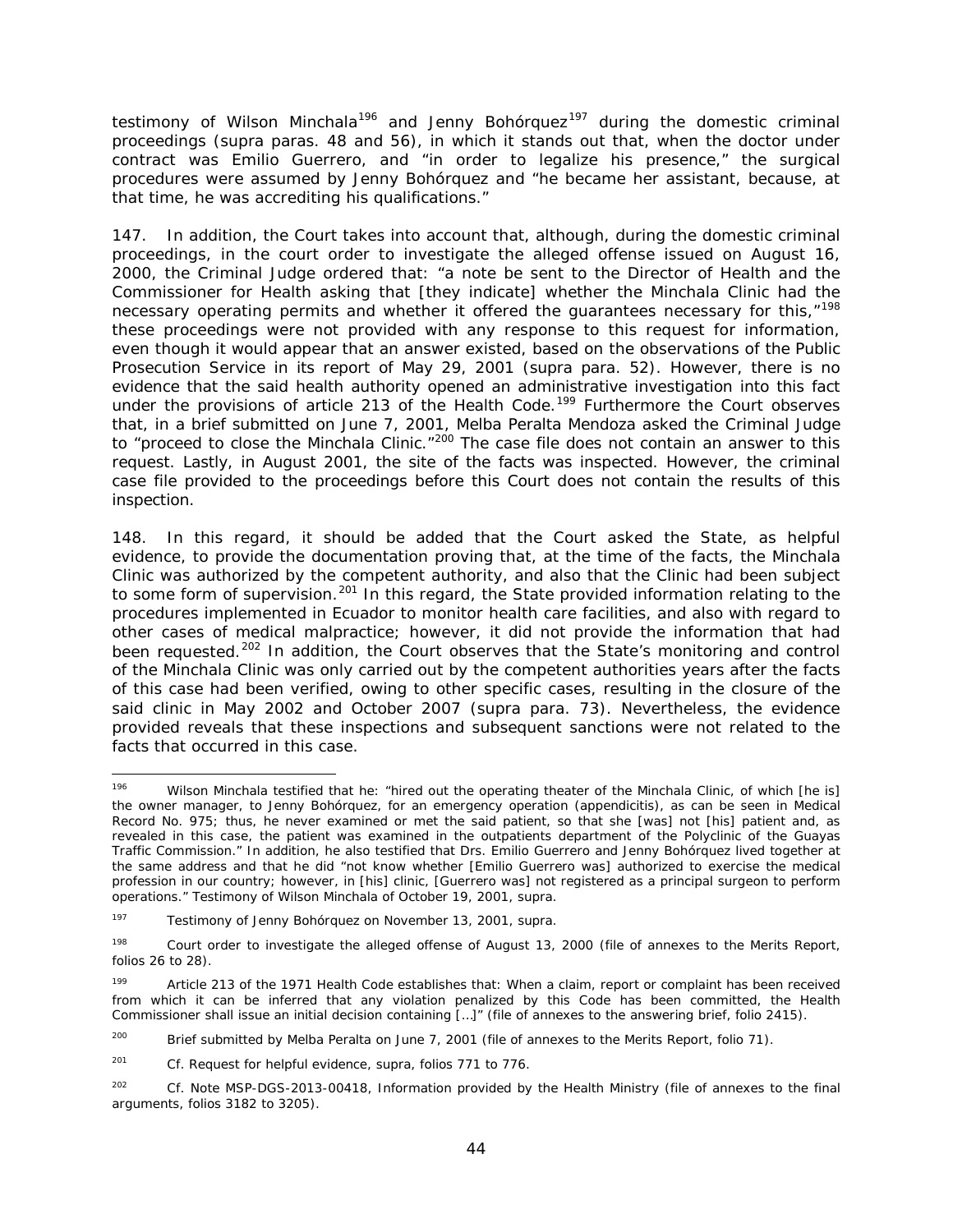testimony of Wilson Minchala[196] and Jenny Bohórquez[197] during the domestic criminal proceedings (*supra* paras. 48 and 56), in which it stands out that, when the doctor under contract was Emilio Guerrero, and "in order to legalize his presence," the surgical procedures were assumed by Jenny Bohórquez and "he became her assistant, because, at that time, he was accrediting his qualifications."

147. In addition, the Court takes into account that, although, during the domestic criminal proceedings, in the court order to investigate the alleged offense issued on August 16, 2000, the Criminal Judge ordered that: "a note be sent to the Director of Health and the Commissioner for Health asking that [they indicate] whether the Minchala Clinic had the necessary operating permits and whether it offered the guarantees necessary for this,"[198] these proceedings were not provided with any response to this request for information, even though it would appear that an answer existed, based on the observations of the Public Prosecution Service in its report of May 29, 2001 (*supra* para. 52). However, there is no evidence that the said health authority opened an administrative investigation into this fact under the provisions of article 213 of the Health Code.[199] Furthermore the Court observes that, in a brief submitted on June 7, 2001, Melba Peralta Mendoza asked the Criminal Judge to "proceed to close the Minchala Clinic."[200] The case file does not contain an answer to this request. Lastly, in August 2001, the site of the facts was inspected. However, the criminal case file provided to the proceedings before this Court does not contain the results of this inspection.

148. In this regard, it should be added that the Court asked the State, as helpful evidence, to provide the documentation proving that, at the time of the facts, the Minchala Clinic was authorized by the competent authority, and also that the Clinic had been subject to some form of supervision.[201] In this regard, the State provided information relating to the procedures implemented in Ecuador to monitor health care facilities, and also with regard to other cases of medical malpractice; however, it did not provide the information that had been requested.[202] In addition, the Court observes that the State's monitoring and control of the Minchala Clinic was only carried out by the competent authorities years after the facts of this case had been verified, owing to other specific cases, resulting in the closure of the said clinic in May 2002 and October 2007 (*supra* para. 73). Nevertheless, the evidence provided reveals that these inspections and subsequent sanctions were not related to the facts that occurred in this case.

---

[196] Wilson Minchala testified that he: "hired out the operating theater of the Minchala Clinic, of which [he is] the owner manager, to Jenny Bohórquez, for an emergency operation (appendicitis), as can be seen in Medical Record No. 975; thus, he never examined or met the said patient, so that she [was] not [his] patient and, as revealed in this case, the patient was examined in the outpatients department of the Polyclinic of the Guayas Traffic Commission." In addition, he also testified that Drs. Emilio Guerrero and Jenny Bohórquez lived together at the same address and that he did "not know whether [Emilio Guerrero was] authorized to exercise the medical profession in our country; however, in [his] clinic, [Guerrero was] not registered as a principal surgeon to perform operations." Testimony of Wilson Minchala of October 19, 2001, *supra*.

[197] Testimony of Jenny Bohórquez on November 13, 2001, *supra*.

[198] Court order to investigate the alleged offense of August 13, 2000 (file of annexes to the Merits Report, folios 26 to 28).

[199] Article 213 of the 1971 Health Code establishes that: When a claim, report or complaint has been received from which it can be inferred that any violation penalized by this Code has been committed, the Health Commissioner shall issue an initial decision containing […]" (file of annexes to the answering brief, folio 2415).

[200] Brief submitted by Melba Peralta on June 7, 2001 (file of annexes to the Merits Report, folio 71).

[201] *Cf.* Request for helpful evidence, *supra*, folios 771 to 776.

[202] *Cf.* Note MSP-DGS-2013-00418, Information provided by the Health Ministry (file of annexes to the final arguments, folios 3182 to 3205).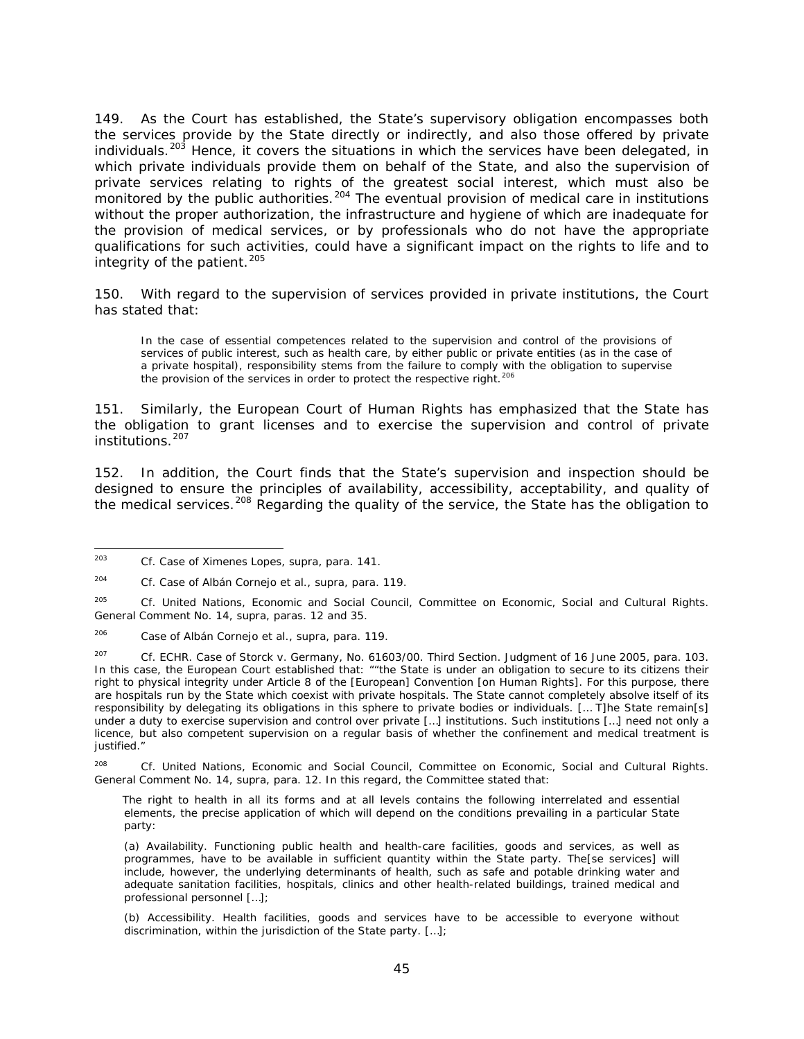149. As the Court has established, the State's supervisory obligation encompasses both the services provide by the State directly or indirectly, and also those offered by private individuals.[203] Hence, it covers the situations in which the services have been delegated, in which private individuals provide them on behalf of the State, and also the supervision of private services relating to rights of the greatest social interest, which must also be monitored by the public authorities.[204] The eventual provision of medical care in institutions without the proper authorization, the infrastructure and hygiene of which are inadequate for the provision of medical services, or by professionals who do not have the appropriate qualifications for such activities, could have a significant impact on the rights to life and to integrity of the patient.[205]

150. With regard to the supervision of services provided in private institutions, the Court has stated that:

> In the case of essential competences related to the supervision and control of the provisions of services of public interest, such as health care, by either public or private entities (as in the case of a private hospital), responsibility stems from the failure to comply with the obligation to supervise the provision of the services in order to protect the respective right.[206]

151. Similarly, the European Court of Human Rights has emphasized that the State has the obligation to grant licenses and to exercise the supervision and control of private institutions.[207]

152. In addition, the Court finds that the State's supervision and inspection should be designed to ensure the principles of availability, accessibility, acceptability, and quality of the medical services.[208] Regarding the quality of the service, the State has the obligation to

---

[203] Cf. *Case of Ximenes Lopes, supra*, para. 141.

[204] Cf. *Case of Albán Cornejo et al., supra*, para. 119.

[205] Cf. United Nations, Economic and Social Council, Committee on Economic, Social and Cultural Rights. General Comment No. 14, *supra*, paras. 12 and 35.

[206] *Case of Albán Cornejo et al., supra*, para. 119.

[207] Cf. ECHR. *Case of Storck v. Germany*, No. 61603/00. Third Section. Judgment of 16 June 2005, para. 103. In this case, the European Court established that: ""the State is under an obligation to secure to its citizens their right to physical integrity under Article 8 of the [European] Convention [on Human Rights]. For this purpose, there are hospitals run by the State which coexist with private hospitals. The State cannot completely absolve itself of its responsibility by delegating its obligations in this sphere to private bodies or individuals. [… T]he State remain[s] under a duty to exercise supervision and control over private […] institutions. Such institutions […] need not only a licence, but also competent supervision on a regular basis of whether the confinement and medical treatment is justified."

[208] Cf. United Nations, Economic and Social Council, Committee on Economic, Social and Cultural Rights. General Comment No. 14, *supra*, para. 12. In this regard, the Committee stated that:

> The right to health in all its forms and at all levels contains the following interrelated and essential elements, the precise application of which will depend on the conditions prevailing in a particular State party:
>
> (a) Availability. Functioning public health and health-care facilities, goods and services, as well as programmes, have to be available in sufficient quantity within the State party. The[se services] will include, however, the underlying determinants of health, such as safe and potable drinking water and adequate sanitation facilities, hospitals, clinics and other health-related buildings, trained medical and professional personnel […];
>
> (b) Accessibility. Health facilities, goods and services have to be accessible to everyone without discrimination, within the jurisdiction of the State party. […];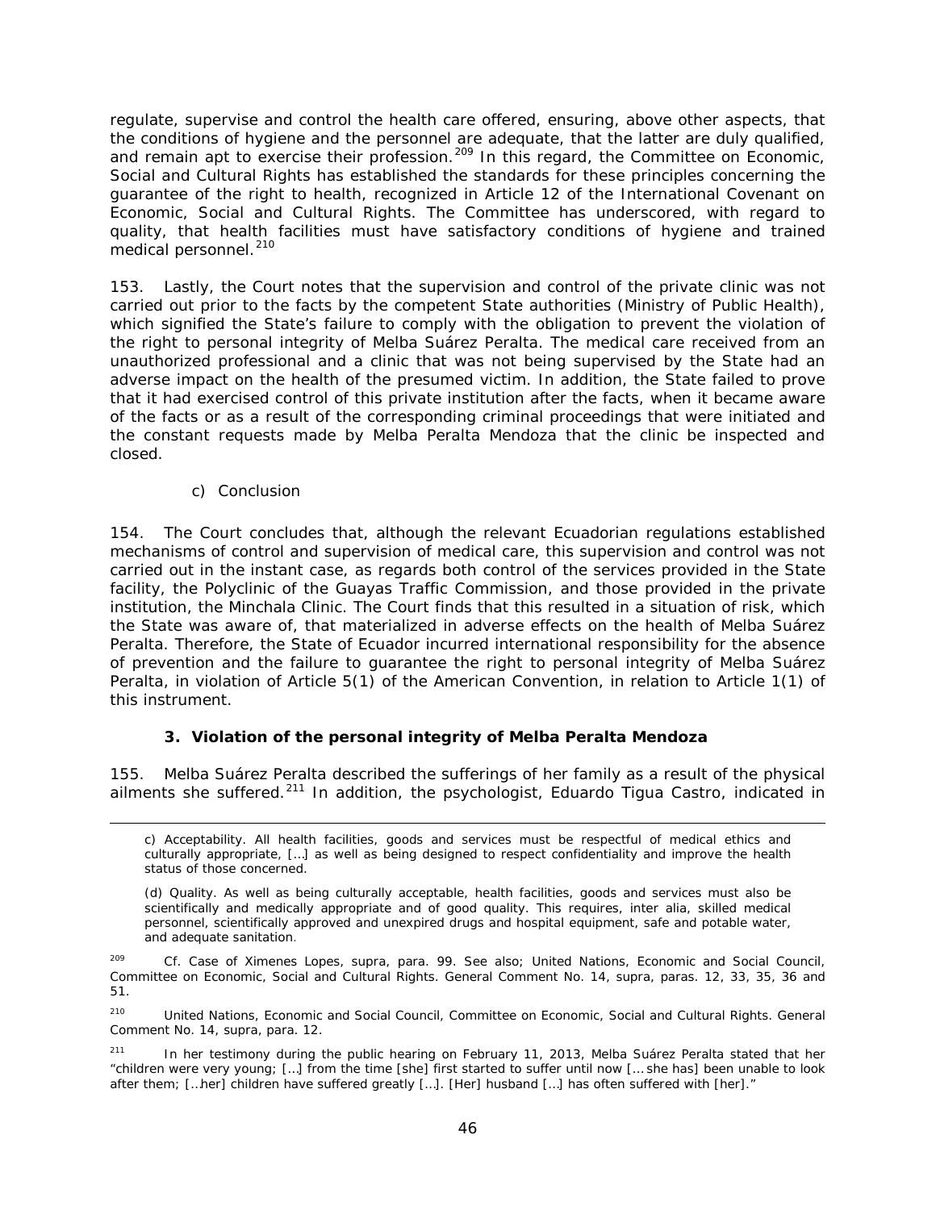regulate, supervise and control the health care offered, ensuring, above other aspects, that the conditions of hygiene and the personnel are adequate, that the latter are duly qualified, and remain apt to exercise their profession.[209] In this regard, the Committee on Economic, Social and Cultural Rights has established the standards for these principles concerning the guarantee of the right to health, recognized in Article 12 of the International Covenant on Economic, Social and Cultural Rights. The Committee has underscored, with regard to quality, that health facilities must have satisfactory conditions of hygiene and trained medical personnel.[210]

153. Lastly, the Court notes that the supervision and control of the private clinic was not carried out prior to the facts by the competent State authorities (Ministry of Public Health), which signified the State's failure to comply with the obligation to prevent the violation of the right to personal integrity of Melba Suárez Peralta. The medical care received from an unauthorized professional and a clinic that was not being supervised by the State had an adverse impact on the health of the presumed victim. In addition, the State failed to prove that it had exercised control of this private institution after the facts, when it became aware of the facts or as a result of the corresponding criminal proceedings that were initiated and the constant requests made by Melba Peralta Mendoza that the clinic be inspected and closed.

c) Conclusion

154. The Court concludes that, although the relevant Ecuadorian regulations established mechanisms of control and supervision of medical care, this supervision and control was not carried out in the instant case, as regards both control of the services provided in the State facility, the Polyclinic of the Guayas Traffic Commission, and those provided in the private institution, the Minchala Clinic. The Court finds that this resulted in a situation of risk, which the State was aware of, that materialized in adverse effects on the health of Melba Suárez Peralta. Therefore, the State of Ecuador incurred international responsibility for the absence of prevention and the failure to guarantee the right to personal integrity of Melba Suárez Peralta, in violation of Article 5(1) of the American Convention, in relation to Article 1(1) of this instrument.

### 3. Violation of the personal integrity of Melba Peralta Mendoza

155. Melba Suárez Peralta described the sufferings of her family as a result of the physical ailments she suffered.[211] In addition, the psychologist, Eduardo Tigua Castro, indicated in

---

c) Acceptability. All health facilities, goods and services must be respectful of medical ethics and culturally appropriate, […] as well as being designed to respect confidentiality and improve the health status of those concerned.

(d) Quality. As well as being culturally acceptable, health facilities, goods and services must also be scientifically and medically appropriate and of good quality. This requires, inter alia, skilled medical personnel, scientifically approved and unexpired drugs and hospital equipment, safe and potable water, and adequate sanitation.

[209] Cf. Case of Ximenes Lopes, supra, para. 99. See also; United Nations, Economic and Social Council, Committee on Economic, Social and Cultural Rights. General Comment No. 14, supra, paras. 12, 33, 35, 36 and 51.

[210] United Nations, Economic and Social Council, Committee on Economic, Social and Cultural Rights. General Comment No. 14, supra, para. 12.

[211] In her testimony during the public hearing on February 11, 2013, Melba Suárez Peralta stated that her "children were very young; […] from the time [she] first started to suffer until now [… she has] been unable to look after them; […her] children have suffered greatly […]. [Her] husband […] has often suffered with [her]."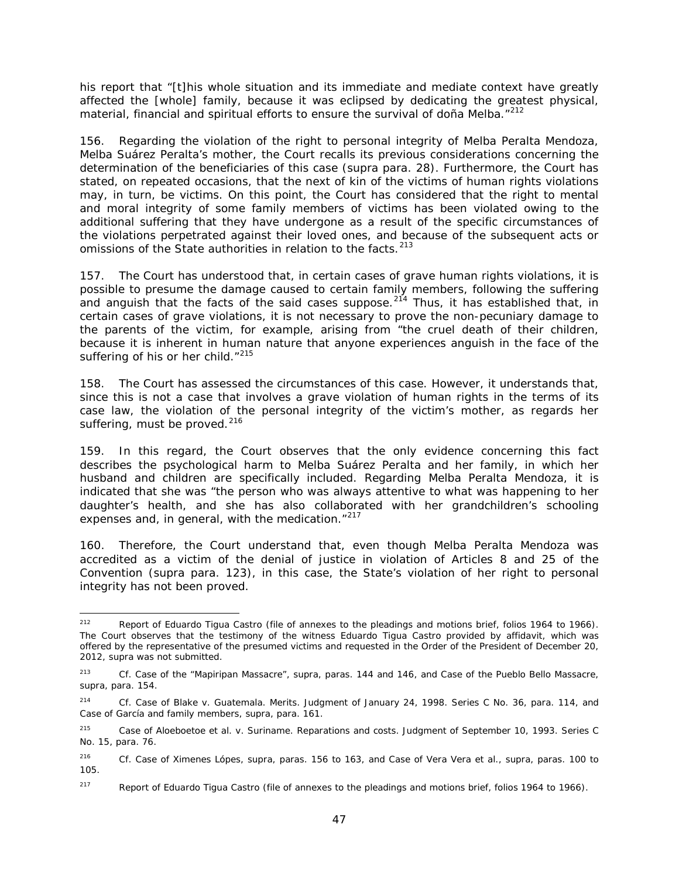his report that "[t]his whole situation and its immediate and mediate context have greatly affected the [whole] family, because it was eclipsed by dedicating the greatest physical, material, financial and spiritual efforts to ensure the survival of doña Melba."[212]

156. Regarding the violation of the right to personal integrity of Melba Peralta Mendoza, Melba Suárez Peralta's mother, the Court recalls its previous considerations concerning the determination of the beneficiaries of this case (supra para. 28). Furthermore, the Court has stated, on repeated occasions, that the next of kin of the victims of human rights violations may, in turn, be victims. On this point, the Court has considered that the right to mental and moral integrity of some family members of victims has been violated owing to the additional suffering that they have undergone as a result of the specific circumstances of the violations perpetrated against their loved ones, and because of the subsequent acts or omissions of the State authorities in relation to the facts.[213]

157. The Court has understood that, in certain cases of grave human rights violations, it is possible to presume the damage caused to certain family members, following the suffering and anguish that the facts of the said cases suppose.[214] Thus, it has established that, in certain cases of grave violations, it is not necessary to prove the non-pecuniary damage to the parents of the victim, for example, arising from "the cruel death of their children, because it is inherent in human nature that anyone experiences anguish in the face of the suffering of his or her child."[215]

158. The Court has assessed the circumstances of this case. However, it understands that, since this is not a case that involves a grave violation of human rights in the terms of its case law, the violation of the personal integrity of the victim's mother, as regards her suffering, must be proved.[216]

159. In this regard, the Court observes that the only evidence concerning this fact describes the psychological harm to Melba Suárez Peralta and her family, in which her husband and children are specifically included. Regarding Melba Peralta Mendoza, it is indicated that she was "the person who was always attentive to what was happening to her daughter's health, and she has also collaborated with her grandchildren's schooling expenses and, in general, with the medication."[217]

160. Therefore, the Court understand that, even though Melba Peralta Mendoza was accredited as a victim of the denial of justice in violation of Articles 8 and 25 of the Convention (supra para. 123), in this case, the State's violation of her right to personal integrity has not been proved.

---

[212] Report of Eduardo Tigua Castro (file of annexes to the pleadings and motions brief, folios 1964 to 1966). The Court observes that the testimony of the witness Eduardo Tigua Castro provided by affidavit, which was offered by the representative of the presumed victims and requested in the Order of the President of December 20, 2012, supra was not submitted.

[213] Cf. Case of the "Mapiripan Massacre", supra, paras. 144 and 146, and Case of the Pueblo Bello Massacre, supra, para. 154.

[214] Cf. Case of Blake v. Guatemala. Merits. Judgment of January 24, 1998. Series C No. 36, para. 114, and Case of García and family members, supra, para. 161.

[215] Case of Aloeboetoe et al. v. Suriname. Reparations and costs. Judgment of September 10, 1993. Series C No. 15, para. 76.

[216] Cf. Case of Ximenes Lópes, supra, paras. 156 to 163, and Case of Vera Vera et al., supra, paras. 100 to 105.

[217] Report of Eduardo Tigua Castro (file of annexes to the pleadings and motions brief, folios 1964 to 1966).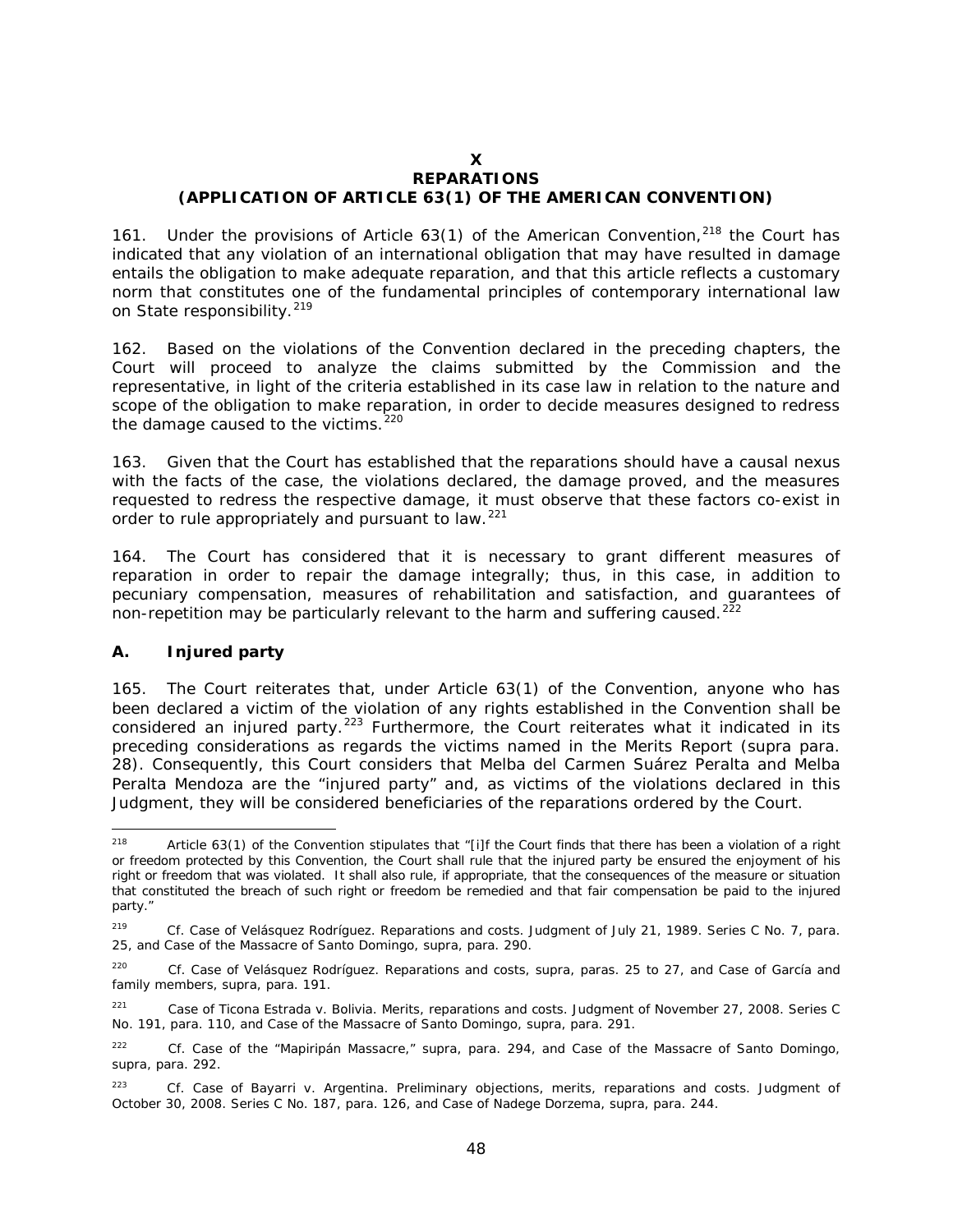# X
# REPARATIONS
## (APPLICATION OF ARTICLE 63(1) OF THE AMERICAN CONVENTION)

161. Under the provisions of Article 63(1) of the American Convention,[218] the Court has indicated that any violation of an international obligation that may have resulted in damage entails the obligation to make adequate reparation, and that this article reflects a customary norm that constitutes one of the fundamental principles of contemporary international law on State responsibility.[219]

162. Based on the violations of the Convention declared in the preceding chapters, the Court will proceed to analyze the claims submitted by the Commission and the representative, in light of the criteria established in its case law in relation to the nature and scope of the obligation to make reparation, in order to decide measures designed to redress the damage caused to the victims.[220]

163. Given that the Court has established that the reparations should have a causal nexus with the facts of the case, the violations declared, the damage proved, and the measures requested to redress the respective damage, it must observe that these factors co-exist in order to rule appropriately and pursuant to law.[221]

164. The Court has considered that it is necessary to grant different measures of reparation in order to repair the damage integrally; thus, in this case, in addition to pecuniary compensation, measures of rehabilitation and satisfaction, and guarantees of non-repetition may be particularly relevant to the harm and suffering caused.[222]

### A. Injured party

165. The Court reiterates that, under Article 63(1) of the Convention, anyone who has been declared a victim of the violation of any rights established in the Convention shall be considered an injured party.[223] Furthermore, the Court reiterates what it indicated in its preceding considerations as regards the victims named in the Merits Report (*supra* para. 28). Consequently, this Court considers that Melba del Carmen Suárez Peralta and Melba Peralta Mendoza are the "injured party" and, as victims of the violations declared in this Judgment, they will be considered beneficiaries of the reparations ordered by the Court.

---

[218] Article 63(1) of the Convention stipulates that "[i]f the Court finds that there has been a violation of a right or freedom protected by this Convention, the Court shall rule that the injured party be ensured the enjoyment of his right or freedom that was violated. It shall also rule, if appropriate, that the consequences of the measure or situation that constituted the breach of such right or freedom be remedied and that fair compensation be paid to the injured party."

[219] *Cf. Case of Velásquez Rodríguez. Reparations and costs*. Judgment of July 21, 1989. Series C No. 7, para. 25, and *Case of the Massacre of Santo Domingo, supra*, para. 290.

[220] *Cf. Case of Velásquez Rodríguez. Reparations and costs, supra*, paras. 25 to 27, and *Case of García and family members, supra*, para. 191.

[221] *Case of Ticona Estrada v. Bolivia. Merits, reparations and costs*. Judgment of November 27, 2008. Series C No. 191, para. 110, and *Case of the Massacre of Santo Domingo, supra*, para. 291.

[222] *Cf. Case of the "Mapiripán Massacre," supra*, para. 294, and *Case of the Massacre of Santo Domingo, supra*, para. 292.

[223] *Cf. Case of Bayarri v. Argentina. Preliminary objections, merits, reparations and costs*. Judgment of October 30, 2008. Series C No. 187, para. 126, and *Case of Nadege Dorzema, supra*, para. 244.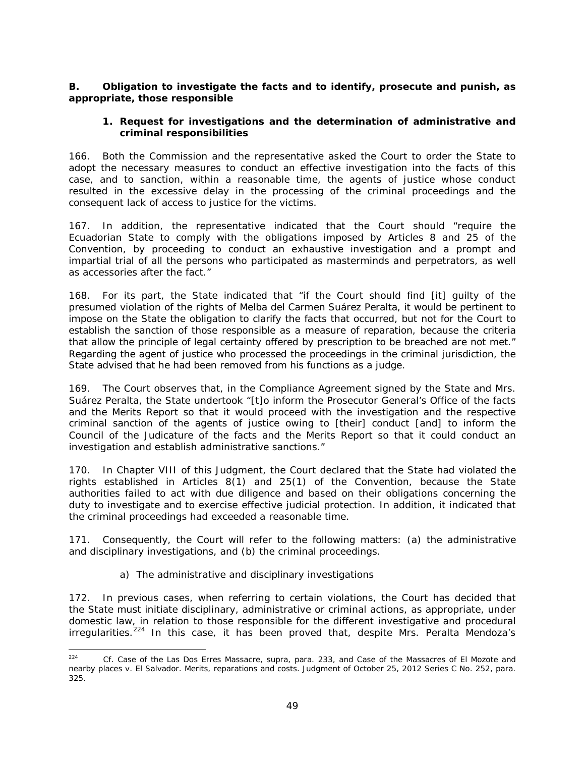## B. Obligation to investigate the facts and to identify, prosecute and punish, as appropriate, those responsible

### 1. Request for investigations and the determination of administrative and criminal responsibilities

166. Both the Commission and the representative asked the Court to order the State to adopt the necessary measures to conduct an effective investigation into the facts of this case, and to sanction, within a reasonable time, the agents of justice whose conduct resulted in the excessive delay in the processing of the criminal proceedings and the consequent lack of access to justice for the victims.

167. In addition, the representative indicated that the Court should "require the Ecuadorian State to comply with the obligations imposed by Articles 8 and 25 of the Convention, by proceeding to conduct an exhaustive investigation and a prompt and impartial trial of all the persons who participated as masterminds and perpetrators, as well as accessories after the fact."

168. For its part, the State indicated that "if the Court should find [it] guilty of the presumed violation of the rights of Melba del Carmen Suárez Peralta, it would be pertinent to impose on the State the obligation to clarify the facts that occurred, but not for the Court to establish the sanction of those responsible as a measure of reparation, because the criteria that allow the principle of legal certainty offered by prescription to be breached are not met." Regarding the agent of justice who processed the proceedings in the criminal jurisdiction, the State advised that he had been removed from his functions as a judge.

169. The Court observes that, in the Compliance Agreement signed by the State and Mrs. Suárez Peralta, the State undertook "[t]o inform the Prosecutor General's Office of the facts and the Merits Report so that it would proceed with the investigation and the respective criminal sanction of the agents of justice owing to [their] conduct [and] to inform the Council of the Judicature of the facts and the Merits Report so that it could conduct an investigation and establish administrative sanctions."

170. In Chapter VIII of this Judgment, the Court declared that the State had violated the rights established in Articles 8(1) and 25(1) of the Convention, because the State authorities failed to act with due diligence and based on their obligations concerning the duty to investigate and to exercise effective judicial protection. In addition, it indicated that the criminal proceedings had exceeded a reasonable time.

171. Consequently, the Court will refer to the following matters: (a) the administrative and disciplinary investigations, and (b) the criminal proceedings.

a) The administrative and disciplinary investigations

172. In previous cases, when referring to certain violations, the Court has decided that the State must initiate disciplinary, administrative or criminal actions, as appropriate, under domestic law, in relation to those responsible for the different investigative and procedural irregularities.[224] In this case, it has been proved that, despite Mrs. Peralta Mendoza's

---

[224] Cf. Case of the Las Dos Erres Massacre, supra, para. 233, and Case of the Massacres of El Mozote and nearby places v. El Salvador. Merits, reparations and costs. Judgment of October 25, 2012 Series C No. 252, para. 325.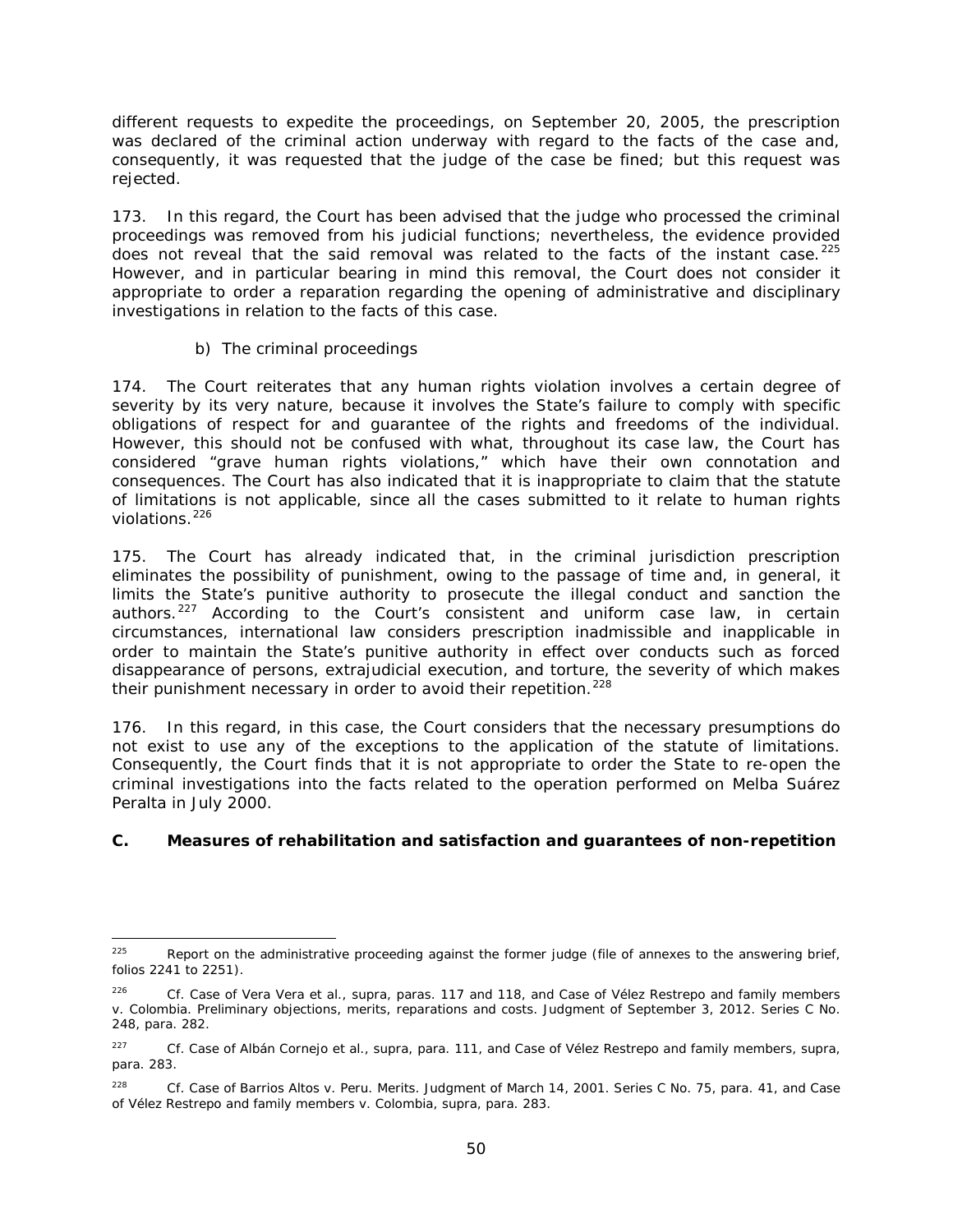different requests to expedite the proceedings, on September 20, 2005, the prescription was declared of the criminal action underway with regard to the facts of the case and, consequently, it was requested that the judge of the case be fined; but this request was rejected.

173. In this regard, the Court has been advised that the judge who processed the criminal proceedings was removed from his judicial functions; nevertheless, the evidence provided does not reveal that the said removal was related to the facts of the instant case.[225] However, and in particular bearing in mind this removal, the Court does not consider it appropriate to order a reparation regarding the opening of administrative and disciplinary investigations in relation to the facts of this case.

b) The criminal proceedings

174. The Court reiterates that any human rights violation involves a certain degree of severity by its very nature, because it involves the State's failure to comply with specific obligations of respect for and guarantee of the rights and freedoms of the individual. However, this should not be confused with what, throughout its case law, the Court has considered "grave human rights violations," which have their own connotation and consequences. The Court has also indicated that it is inappropriate to claim that the statute of limitations is not applicable, since all the cases submitted to it relate to human rights violations.[226]

175. The Court has already indicated that, in the criminal jurisdiction prescription eliminates the possibility of punishment, owing to the passage of time and, in general, it limits the State's punitive authority to prosecute the illegal conduct and sanction the authors.[227] According to the Court's consistent and uniform case law, in certain circumstances, international law considers prescription inadmissible and inapplicable in order to maintain the State's punitive authority in effect over conducts such as forced disappearance of persons, extrajudicial execution, and torture, the severity of which makes their punishment necessary in order to avoid their repetition.[228]

176. In this regard, in this case, the Court considers that the necessary presumptions do not exist to use any of the exceptions to the application of the statute of limitations. Consequently, the Court finds that it is not appropriate to order the State to re-open the criminal investigations into the facts related to the operation performed on Melba Suárez Peralta in July 2000.

**C. Measures of rehabilitation and satisfaction and guarantees of non-repetition**

---

[225] Report on the administrative proceeding against the former judge (file of annexes to the answering brief, folios 2241 to 2251).

[226] *Cf. Case of Vera Vera et al., supra*, paras. 117 and 118, and *Case of Vélez Restrepo and family members v. Colombia. Preliminary objections, merits, reparations and costs*. Judgment of September 3, 2012. Series C No. 248, para. 282.

[227] *Cf. Case of Albán Cornejo et al., supra*, para. 111, and *Case of Vélez Restrepo and family members, supra*, para. 283.

[228] *Cf. Case of Barrios Altos v. Peru. Merits*. Judgment of March 14, 2001. Series C No. 75, para. 41, and *Case of Vélez Restrepo and family members v. Colombia, supra*, para. 283.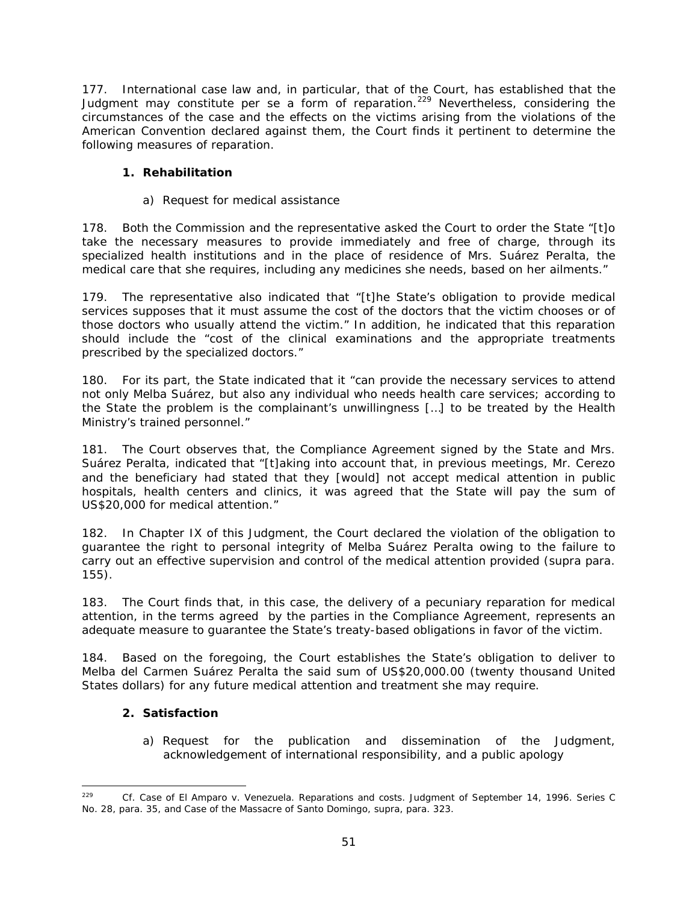177. International case law and, in particular, that of the Court, has established that the Judgment may constitute per se a form of reparation.[229] Nevertheless, considering the circumstances of the case and the effects on the victims arising from the violations of the American Convention declared against them, the Court finds it pertinent to determine the following measures of reparation.

### 1. Rehabilitation

a) Request for medical assistance

178. Both the Commission and the representative asked the Court to order the State "[t]o take the necessary measures to provide immediately and free of charge, through its specialized health institutions and in the place of residence of Mrs. Suárez Peralta, the medical care that she requires, including any medicines she needs, based on her ailments."

179. The representative also indicated that "[t]he State's obligation to provide medical services supposes that it must assume the cost of the doctors that the victim chooses or of those doctors who usually attend the victim." In addition, he indicated that this reparation should include the "cost of the clinical examinations and the appropriate treatments prescribed by the specialized doctors."

180. For its part, the State indicated that it "can provide the necessary services to attend not only Melba Suárez, but also any individual who needs health care services; according to the State the problem is the complainant's unwillingness […] to be treated by the Health Ministry's trained personnel."

181. The Court observes that, the Compliance Agreement signed by the State and Mrs. Suárez Peralta, indicated that "[t]aking into account that, in previous meetings, Mr. Cerezo and the beneficiary had stated that they [would] not accept medical attention in public hospitals, health centers and clinics, it was agreed that the State will pay the sum of US$20,000 for medical attention."

182. In Chapter IX of this Judgment, the Court declared the violation of the obligation to guarantee the right to personal integrity of Melba Suárez Peralta owing to the failure to carry out an effective supervision and control of the medical attention provided (supra para. 155).

183. The Court finds that, in this case, the delivery of a pecuniary reparation for medical attention, in the terms agreed by the parties in the Compliance Agreement, represents an adequate measure to guarantee the State's treaty-based obligations in favor of the victim.

184. Based on the foregoing, the Court establishes the State's obligation to deliver to Melba del Carmen Suárez Peralta the said sum of US$20,000.00 (twenty thousand United States dollars) for any future medical attention and treatment she may require.

### 2. Satisfaction

a) Request for the publication and dissemination of the Judgment, acknowledgement of international responsibility, and a public apology

---

[229] Cf. *Case of El Amparo v. Venezuela. Reparations and costs.* Judgment of September 14, 1996. Series C No. 28, para. 35, and *Case of the Massacre of Santo Domingo, supra*, para. 323.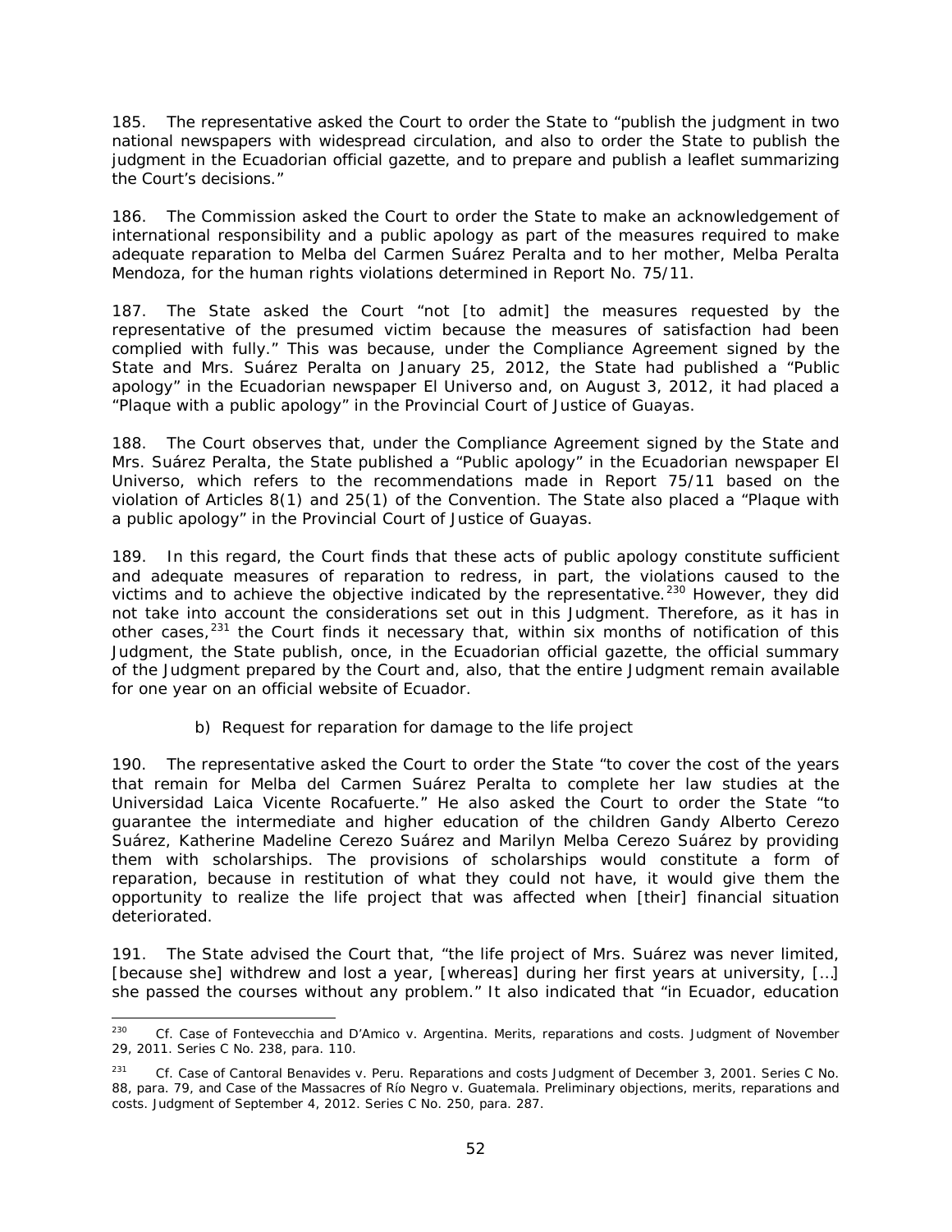185. The representative asked the Court to order the State to "publish the judgment in two national newspapers with widespread circulation, and also to order the State to publish the judgment in the Ecuadorian official gazette, and to prepare and publish a leaflet summarizing the Court's decisions."

186. The Commission asked the Court to order the State to make an acknowledgement of international responsibility and a public apology as part of the measures required to make adequate reparation to Melba del Carmen Suárez Peralta and to her mother, Melba Peralta Mendoza, for the human rights violations determined in Report No. 75/11.

187. The State asked the Court "not [to admit] the measures requested by the representative of the presumed victim because the measures of satisfaction had been complied with fully." This was because, under the Compliance Agreement signed by the State and Mrs. Suárez Peralta on January 25, 2012, the State had published a "Public apology" in the Ecuadorian newspaper El Universo and, on August 3, 2012, it had placed a "Plaque with a public apology" in the Provincial Court of Justice of Guayas.

188. The Court observes that, under the Compliance Agreement signed by the State and Mrs. Suárez Peralta, the State published a "Public apology" in the Ecuadorian newspaper El Universo, which refers to the recommendations made in Report 75/11 based on the violation of Articles 8(1) and 25(1) of the Convention. The State also placed a "Plaque with a public apology" in the Provincial Court of Justice of Guayas.

189. In this regard, the Court finds that these acts of public apology constitute sufficient and adequate measures of reparation to redress, in part, the violations caused to the victims and to achieve the objective indicated by the representative.[230] However, they did not take into account the considerations set out in this Judgment. Therefore, as it has in other cases,[231] the Court finds it necessary that, within six months of notification of this Judgment, the State publish, once, in the Ecuadorian official gazette, the official summary of the Judgment prepared by the Court and, also, that the entire Judgment remain available for one year on an official website of Ecuador.

*b) Request for reparation for damage to the life project*

190. The representative asked the Court to order the State "to cover the cost of the years that remain for Melba del Carmen Suárez Peralta to complete her law studies at the Universidad Laica Vicente Rocafuerte." He also asked the Court to order the State "to guarantee the intermediate and higher education of the children Gandy Alberto Cerezo Suárez, Katherine Madeline Cerezo Suárez and Marilyn Melba Cerezo Suárez by providing them with scholarships. The provisions of scholarships would constitute a form of reparation, because in restitution of what they could not have, it would give them the opportunity to realize the life project that was affected when [their] financial situation deteriorated.

191. The State advised the Court that, "the life project of Mrs. Suárez was never limited, [because she] withdrew and lost a year, [whereas] during her first years at university, […] she passed the courses without any problem." It also indicated that "in Ecuador, education

---

[230] Cf. *Case of Fontevecchia and D'Amico v. Argentina. Merits, reparations and costs.* Judgment of November 29, 2011. Series C No. 238, para. 110.

[231] Cf. *Case of Cantoral Benavides v. Peru. Reparations and costs* Judgment of December 3, 2001. Series C No. 88, para. 79, and *Case of the Massacres of Río Negro v. Guatemala. Preliminary objections, merits, reparations and costs.* Judgment of September 4, 2012. Series C No. 250, para. 287.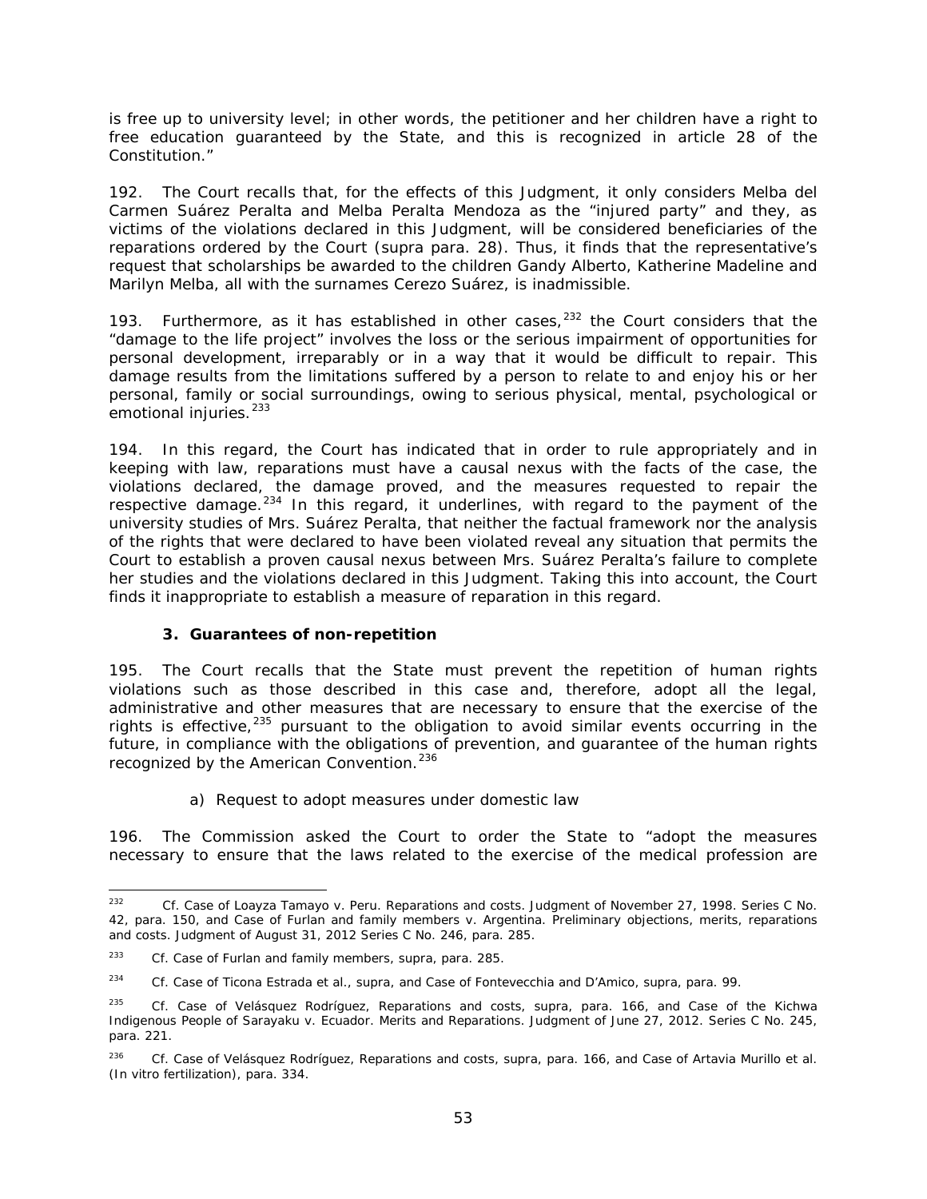is free up to university level; in other words, the petitioner and her children have a right to free education guaranteed by the State, and this is recognized in article 28 of the Constitution."

192. The Court recalls that, for the effects of this Judgment, it only considers Melba del Carmen Suárez Peralta and Melba Peralta Mendoza as the "injured party" and they, as victims of the violations declared in this Judgment, will be considered beneficiaries of the reparations ordered by the Court (*supra* para. 28). Thus, it finds that the representative's request that scholarships be awarded to the children Gandy Alberto, Katherine Madeline and Marilyn Melba, all with the surnames Cerezo Suárez, is inadmissible.

193. Furthermore, as it has established in other cases,[232] the Court considers that the "damage to the life project" involves the loss or the serious impairment of opportunities for personal development, irreparably or in a way that it would be difficult to repair. This damage results from the limitations suffered by a person to relate to and enjoy his or her personal, family or social surroundings, owing to serious physical, mental, psychological or emotional injuries.[233]

194. In this regard, the Court has indicated that in order to rule appropriately and in keeping with law, reparations must have a causal nexus with the facts of the case, the violations declared, the damage proved, and the measures requested to repair the respective damage.[234] In this regard, it underlines, with regard to the payment of the university studies of Mrs. Suárez Peralta, that neither the factual framework nor the analysis of the rights that were declared to have been violated reveal any situation that permits the Court to establish a proven causal nexus between Mrs. Suárez Peralta's failure to complete her studies and the violations declared in this Judgment. Taking this into account, the Court finds it inappropriate to establish a measure of reparation in this regard.

### 3. Guarantees of non-repetition

195. The Court recalls that the State must prevent the repetition of human rights violations such as those described in this case and, therefore, adopt all the legal, administrative and other measures that are necessary to ensure that the exercise of the rights is effective,[235] pursuant to the obligation to avoid similar events occurring in the future, in compliance with the obligations of prevention, and guarantee of the human rights recognized by the American Convention.[236]

#### a) Request to adopt measures under domestic law

196. The Commission asked the Court to order the State to "adopt the measures necessary to ensure that the laws related to the exercise of the medical profession are

---

[232] *Cf. Case of Loayza Tamayo v. Peru. Reparations and costs.* Judgment of November 27, 1998. Series C No. 42, para. 150, and *Case of Furlan and family members v. Argentina. Preliminary objections, merits, reparations and costs.* Judgment of August 31, 2012 Series C No. 246, para. 285.

[233] *Cf. Case of Furlan and family members, supra*, para. 285.

[234] *Cf. Case of Ticona Estrada et al., supra*, and *Case of Fontevecchia and D'Amico, supra*, para. 99.

[235] *Cf. Case of Velásquez Rodríguez, Reparations and costs, supra*, para. 166, and *Case of the Kichwa Indigenous People of Sarayaku v. Ecuador. Merits and Reparations.* Judgment of June 27, 2012. Series C No. 245, para. 221.

[236] *Cf. Case of Velásquez Rodríguez, Reparations and costs, supra*, para. 166, and *Case of Artavia Murillo et al. (In vitro fertilization)*, para. 334.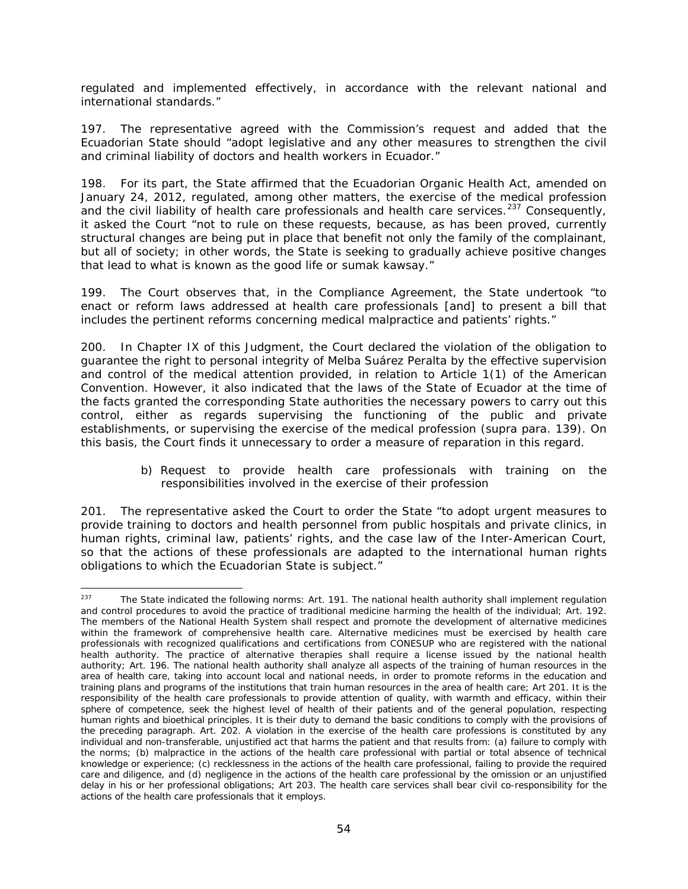regulated and implemented effectively, in accordance with the relevant national and international standards."

197. The representative agreed with the Commission's request and added that the Ecuadorian State should "adopt legislative and any other measures to strengthen the civil and criminal liability of doctors and health workers in Ecuador."

198. For its part, the State affirmed that the Ecuadorian Organic Health Act, amended on January 24, 2012, regulated, among other matters, the exercise of the medical profession and the civil liability of health care professionals and health care services.[237] Consequently, it asked the Court "not to rule on these requests, because, as has been proved, currently structural changes are being put in place that benefit not only the family of the complainant, but all of society; in other words, the State is seeking to gradually achieve positive changes that lead to what is known as the good life or sumak kawsay."

199. The Court observes that, in the Compliance Agreement, the State undertook "to enact or reform laws addressed at health care professionals [and] to present a bill that includes the pertinent reforms concerning medical malpractice and patients' rights."

200. In Chapter IX of this Judgment, the Court declared the violation of the obligation to guarantee the right to personal integrity of Melba Suárez Peralta by the effective supervision and control of the medical attention provided, in relation to Article 1(1) of the American Convention. However, it also indicated that the laws of the State of Ecuador at the time of the facts granted the corresponding State authorities the necessary powers to carry out this control, either as regards supervising the functioning of the public and private establishments, or supervising the exercise of the medical profession (supra para. 139). On this basis, the Court finds it unnecessary to order a measure of reparation in this regard.

b) Request to provide health care professionals with training on the responsibilities involved in the exercise of their profession

201. The representative asked the Court to order the State "to adopt urgent measures to provide training to doctors and health personnel from public hospitals and private clinics, in human rights, criminal law, patients' rights, and the case law of the Inter-American Court, so that the actions of these professionals are adapted to the international human rights obligations to which the Ecuadorian State is subject."

---

[237] The State indicated the following norms: Art. 191. The national health authority shall implement regulation and control procedures to avoid the practice of traditional medicine harming the health of the individual; Art. 192. The members of the National Health System shall respect and promote the development of alternative medicines within the framework of comprehensive health care. Alternative medicines must be exercised by health care professionals with recognized qualifications and certifications from CONESUP who are registered with the national health authority. The practice of alternative therapies shall require a license issued by the national health authority; Art. 196. The national health authority shall analyze all aspects of the training of human resources in the area of health care, taking into account local and national needs, in order to promote reforms in the education and training plans and programs of the institutions that train human resources in the area of health care; Art 201. It is the responsibility of the health care professionals to provide attention of quality, with warmth and efficacy, within their sphere of competence, seek the highest level of health of their patients and of the general population, respecting human rights and bioethical principles. It is their duty to demand the basic conditions to comply with the provisions of the preceding paragraph. Art. 202. A violation in the exercise of the health care professions is constituted by any individual and non-transferable, unjustified act that harms the patient and that results from: (a) failure to comply with the norms; (b) malpractice in the actions of the health care professional with partial or total absence of technical knowledge or experience; (c) recklessness in the actions of the health care professional, failing to provide the required care and diligence, and (d) negligence in the actions of the health care professional by the omission or an unjustified delay in his or her professional obligations; Art 203. The health care services shall bear civil co-responsibility for the actions of the health care professionals that it employs.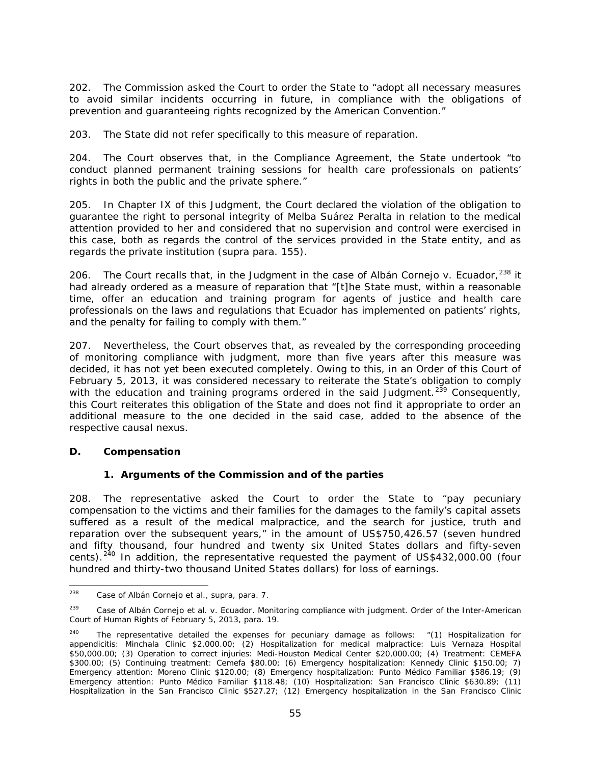202. The Commission asked the Court to order the State to "adopt all necessary measures to avoid similar incidents occurring in future, in compliance with the obligations of prevention and guaranteeing rights recognized by the American Convention."

203. The State did not refer specifically to this measure of reparation.

204. The Court observes that, in the Compliance Agreement, the State undertook "to conduct planned permanent training sessions for health care professionals on patients' rights in both the public and the private sphere."

205. In Chapter IX of this Judgment, the Court declared the violation of the obligation to guarantee the right to personal integrity of Melba Suárez Peralta in relation to the medical attention provided to her and considered that no supervision and control were exercised in this case, both as regards the control of the services provided in the State entity, and as regards the private institution (*supra* para. 155).

206. The Court recalls that, in the Judgment in the case of Albán Cornejo v. Ecuador,[238] it had already ordered as a measure of reparation that "[t]he State must, within a reasonable time, offer an education and training program for agents of justice and health care professionals on the laws and regulations that Ecuador has implemented on patients' rights, and the penalty for failing to comply with them."

207. Nevertheless, the Court observes that, as revealed by the corresponding proceeding of monitoring compliance with judgment, more than five years after this measure was decided, it has not yet been executed completely. Owing to this, in an Order of this Court of February 5, 2013, it was considered necessary to reiterate the State's obligation to comply with the education and training programs ordered in the said Judgment.[239] Consequently, this Court reiterates this obligation of the State and does not find it appropriate to order an additional measure to the one decided in the said case, added to the absence of the respective causal nexus.

### D. Compensation

#### 1. Arguments of the Commission and of the parties

208. The representative asked the Court to order the State to "pay pecuniary compensation to the victims and their families for the damages to the family's capital assets suffered as a result of the medical malpractice, and the search for justice, truth and reparation over the subsequent years," in the amount of US$750,426.57 (seven hundred and fifty thousand, four hundred and twenty six United States dollars and fifty-seven cents).[240] In addition, the representative requested the payment of US$432,000.00 (four hundred and thirty-two thousand United States dollars) for loss of earnings.

---

[238] *Case of Albán Cornejo et al., supra*, para. 7.

[239] *Case of Albán Cornejo et al. v. Ecuador. Monitoring compliance with judgment.* Order of the Inter-American Court of Human Rights of February 5, 2013, para. 19.

[240] The representative detailed the expenses for pecuniary damage as follows: "(1) Hospitalization for appendicitis: Minchala Clinic $2,000.00; (2) Hospitalization for medical malpractice: Luis Vernaza Hospital $50,000.00; (3) Operation to correct injuries: Medi-Houston Medical Center $20,000.00; (4) Treatment: CEMEFA $300.00; (5) Continuing treatment: Cemefa $80.00; (6) Emergency hospitalization: Kennedy Clinic $150.00; 7) Emergency attention: Moreno Clinic $120.00; (8) Emergency hospitalization: Punto Médico Familiar $586.19; (9) Emergency attention: Punto Médico Familiar $118.48; (10) Hospitalization: San Francisco Clinic $630.89; (11) Hospitalization in the San Francisco Clinic $527.27; (12) Emergency hospitalization in the San Francisco Clinic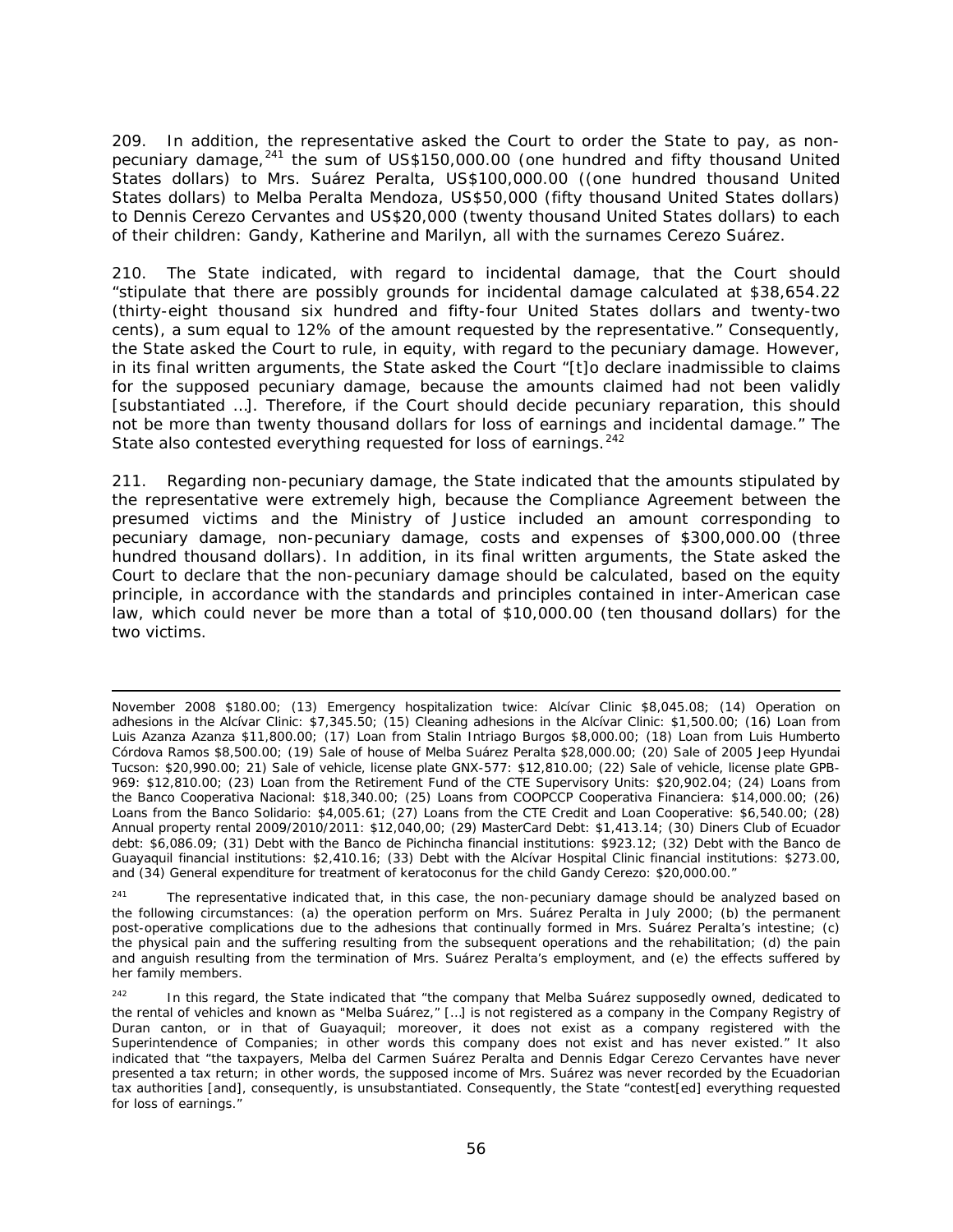209. In addition, the representative asked the Court to order the State to pay, as non-pecuniary damage,[241] the sum of US$150,000.00 (one hundred and fifty thousand United States dollars) to Mrs. Suárez Peralta, US$100,000.00 ((one hundred thousand United States dollars) to Melba Peralta Mendoza, US$50,000 (fifty thousand United States dollars) to Dennis Cerezo Cervantes and US$20,000 (twenty thousand United States dollars) to each of their children: Gandy, Katherine and Marilyn, all with the surnames Cerezo Suárez.

210. The State indicated, with regard to incidental damage, that the Court should "stipulate that there are possibly grounds for incidental damage calculated at $38,654.22 (thirty-eight thousand six hundred and fifty-four United States dollars and twenty-two cents), a sum equal to 12% of the amount requested by the representative." Consequently, the State asked the Court to rule, in equity, with regard to the pecuniary damage. However, in its final written arguments, the State asked the Court "[t]o declare inadmissible to claims for the supposed pecuniary damage, because the amounts claimed had not been validly [substantiated …]. Therefore, if the Court should decide pecuniary reparation, this should not be more than twenty thousand dollars for loss of earnings and incidental damage." The State also contested everything requested for loss of earnings.[242]

211. Regarding non-pecuniary damage, the State indicated that the amounts stipulated by the representative were extremely high, because the Compliance Agreement between the presumed victims and the Ministry of Justice included an amount corresponding to pecuniary damage, non-pecuniary damage, costs and expenses of $300,000.00 (three hundred thousand dollars). In addition, in its final written arguments, the State asked the Court to declare that the non-pecuniary damage should be calculated, based on the equity principle, in accordance with the standards and principles contained in inter-American case law, which could never be more than a total of $10,000.00 (ten thousand dollars) for the two victims.

---

November 2008 $180.00; (13) Emergency hospitalization twice: Alcívar Clinic $8,045.08; (14) Operation on adhesions in the Alcívar Clinic: $7,345.50; (15) Cleaning adhesions in the Alcívar Clinic: $1,500.00; (16) Loan from Luis Azanza Azanza $11,800.00; (17) Loan from Stalin Intriago Burgos $8,000.00; (18) Loan from Luis Humberto Córdova Ramos $8,500.00; (19) Sale of house of Melba Suárez Peralta $28,000.00; (20) Sale of 2005 Jeep Hyundai Tucson: $20,990.00; 21) Sale of vehicle, license plate GNX-577: $12,810.00; (22) Sale of vehicle, license plate GPB-969: $12,810.00; (23) Loan from the Retirement Fund of the CTE Supervisory Units: $20,902.04; (24) Loans from the Banco Cooperativa Nacional: $18,340.00; (25) Loans from COOPCCP Cooperativa Financiera: $14,000.00; (26) Loans from the Banco Solidario: $4,005.61; (27) Loans from the CTE Credit and Loan Cooperative: $6,540.00; (28) Annual property rental 2009/2010/2011: $12,040,00; (29) MasterCard Debt: $1,413.14; (30) Diners Club of Ecuador debt: $6,086.09; (31) Debt with the Banco de Pichincha financial institutions: $923.12; (32) Debt with the Banco de Guayaquil financial institutions: $2,410.16; (33) Debt with the Alcívar Hospital Clinic financial institutions: $273.00, and (34) General expenditure for treatment of keratoconus for the child Gandy Cerezo: $20,000.00."

[241] The representative indicated that, in this case, the non-pecuniary damage should be analyzed based on the following circumstances: (a) the operation perform on Mrs. Suárez Peralta in July 2000; (b) the permanent post-operative complications due to the adhesions that continually formed in Mrs. Suárez Peralta's intestine; (c) the physical pain and the suffering resulting from the subsequent operations and the rehabilitation; (d) the pain and anguish resulting from the termination of Mrs. Suárez Peralta's employment, and (e) the effects suffered by her family members.

[242] In this regard, the State indicated that "the company that Melba Suárez supposedly owned, dedicated to the rental of vehicles and known as "Melba Suárez," […] is not registered as a company in the Company Registry of Duran canton, or in that of Guayaquil; moreover, it does not exist as a company registered with the Superintendence of Companies; in other words this company does not exist and has never existed." It also indicated that "the taxpayers, Melba del Carmen Suárez Peralta and Dennis Edgar Cerezo Cervantes have never presented a tax return; in other words, the supposed income of Mrs. Suárez was never recorded by the Ecuadorian tax authorities [and], consequently, is unsubstantiated. Consequently, the State "contest[ed] everything requested for loss of earnings."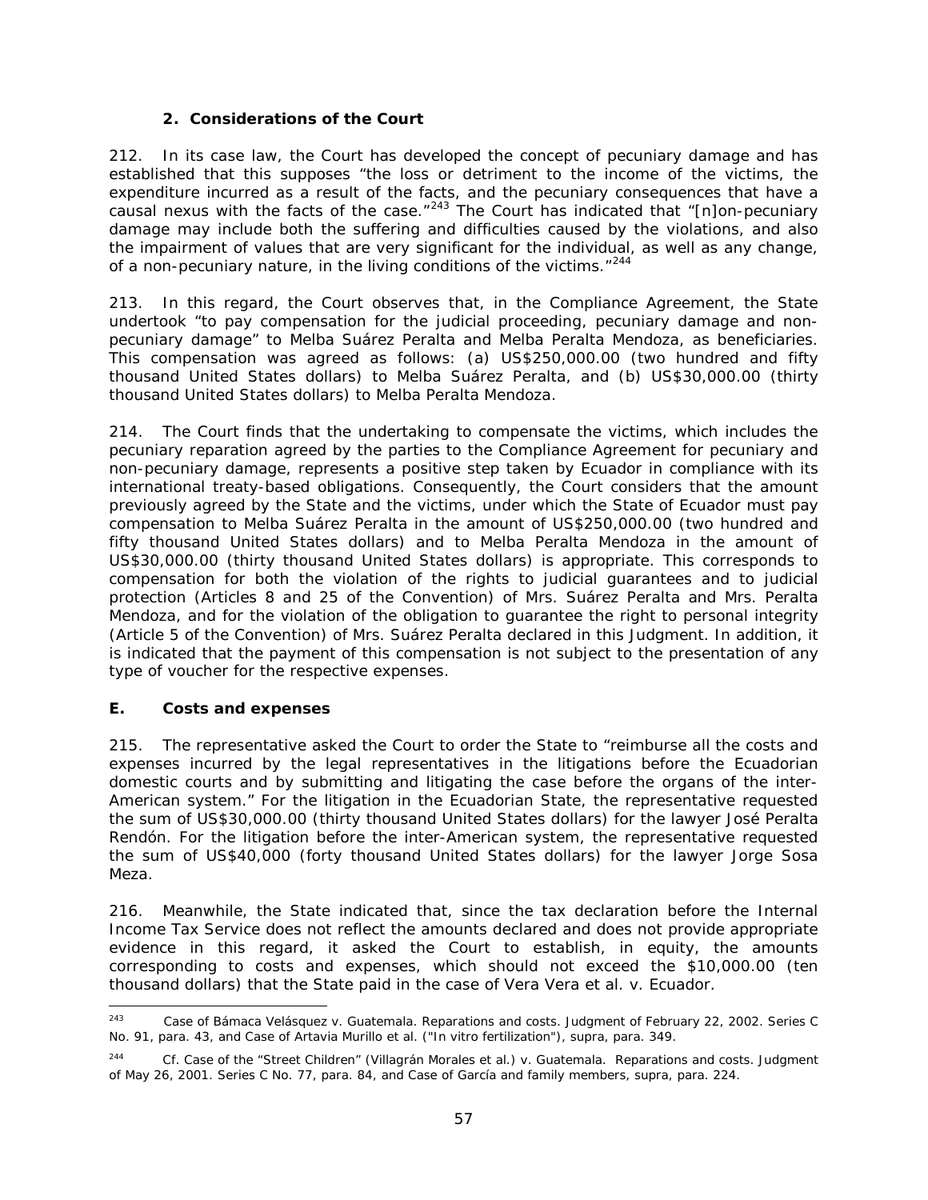### 2. *Considerations of the Court*

212. In its case law, the Court has developed the concept of pecuniary damage and has established that this supposes "the loss or detriment to the income of the victims, the expenditure incurred as a result of the facts, and the pecuniary consequences that have a causal nexus with the facts of the case."[243] The Court has indicated that "[n]on-pecuniary damage may include both the suffering and difficulties caused by the violations, and also the impairment of values that are very significant for the individual, as well as any change, of a non-pecuniary nature, in the living conditions of the victims."[244]

213. In this regard, the Court observes that, in the Compliance Agreement, the State undertook "to pay compensation for the judicial proceeding, pecuniary damage and non-pecuniary damage" to Melba Suárez Peralta and Melba Peralta Mendoza, as beneficiaries. This compensation was agreed as follows: (a) US$250,000.00 (two hundred and fifty thousand United States dollars) to Melba Suárez Peralta, and (b) US$30,000.00 (thirty thousand United States dollars) to Melba Peralta Mendoza.

214. The Court finds that the undertaking to compensate the victims, which includes the pecuniary reparation agreed by the parties to the Compliance Agreement for pecuniary and non-pecuniary damage, represents a positive step taken by Ecuador in compliance with its international treaty-based obligations. Consequently, the Court considers that the amount previously agreed by the State and the victims, under which the State of Ecuador must pay compensation to Melba Suárez Peralta in the amount of US$250,000.00 (two hundred and fifty thousand United States dollars) and to Melba Peralta Mendoza in the amount of US$30,000.00 (thirty thousand United States dollars) is appropriate. This corresponds to compensation for both the violation of the rights to judicial guarantees and to judicial protection (Articles 8 and 25 of the Convention) of Mrs. Suárez Peralta and Mrs. Peralta Mendoza, and for the violation of the obligation to guarantee the right to personal integrity (Article 5 of the Convention) of Mrs. Suárez Peralta declared in this Judgment. In addition, it is indicated that the payment of this compensation is not subject to the presentation of any type of voucher for the respective expenses.

### E. Costs and expenses

215. The representative asked the Court to order the State to "reimburse all the costs and expenses incurred by the legal representatives in the litigations before the Ecuadorian domestic courts and by submitting and litigating the case before the organs of the inter-American system." For the litigation in the Ecuadorian State, the representative requested the sum of US$30,000.00 (thirty thousand United States dollars) for the lawyer José Peralta Rendón. For the litigation before the inter-American system, the representative requested the sum of US$40,000 (forty thousand United States dollars) for the lawyer Jorge Sosa Meza.

216. Meanwhile, the State indicated that, since the tax declaration before the Internal Income Tax Service does not reflect the amounts declared and does not provide appropriate evidence in this regard, it asked the Court to establish, in equity, the amounts corresponding to costs and expenses, which should not exceed the $10,000.00 (ten thousand dollars) that the State paid in the case of Vera Vera et al. v. Ecuador.

---

[243] *Case of Bámaca Velásquez v. Guatemala. Reparations and costs*. Judgment of February 22, 2002. Series C No. 91, para. 43, and *Case of Artavia Murillo et al. ("In vitro fertilization"), supra*, para. 349.

[244] *Cf. Case of the "Street Children" (Villagrán Morales et al.) v. Guatemala. Reparations and costs*. Judgment of May 26, 2001. Series C No. 77, para. 84, and *Case of García and family members, supra*, para. 224.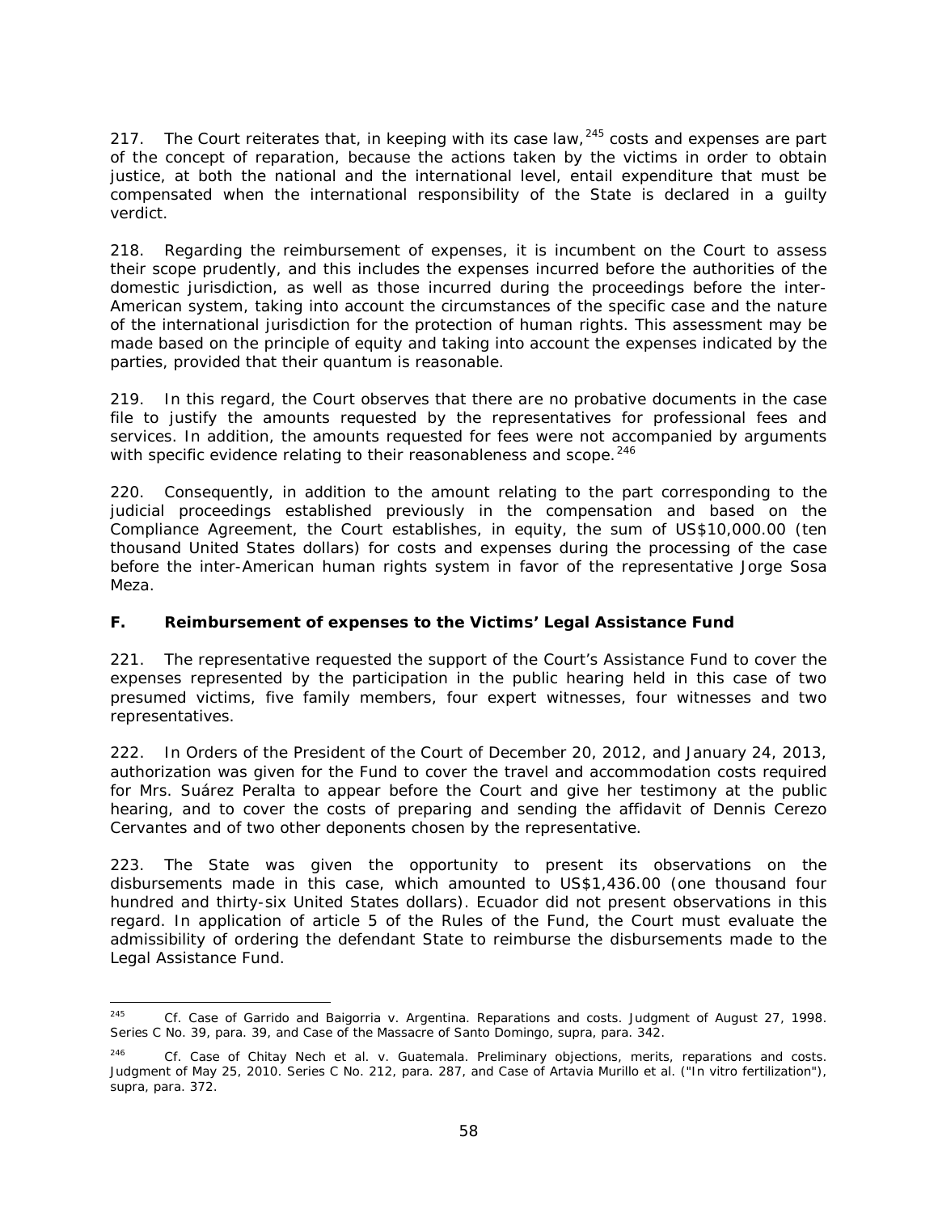217. The Court reiterates that, in keeping with its case law,[245] costs and expenses are part of the concept of reparation, because the actions taken by the victims in order to obtain justice, at both the national and the international level, entail expenditure that must be compensated when the international responsibility of the State is declared in a guilty verdict.

218. Regarding the reimbursement of expenses, it is incumbent on the Court to assess their scope prudently, and this includes the expenses incurred before the authorities of the domestic jurisdiction, as well as those incurred during the proceedings before the inter-American system, taking into account the circumstances of the specific case and the nature of the international jurisdiction for the protection of human rights. This assessment may be made based on the principle of equity and taking into account the expenses indicated by the parties, provided that their quantum is reasonable.

219. In this regard, the Court observes that there are no probative documents in the case file to justify the amounts requested by the representatives for professional fees and services. In addition, the amounts requested for fees were not accompanied by arguments with specific evidence relating to their reasonableness and scope.[246]

220. Consequently, in addition to the amount relating to the part corresponding to the judicial proceedings established previously in the compensation and based on the Compliance Agreement, the Court establishes, in equity, the sum of US$10,000.00 (ten thousand United States dollars) for costs and expenses during the processing of the case before the inter-American human rights system in favor of the representative Jorge Sosa Meza.

### F. Reimbursement of expenses to the Victims' Legal Assistance Fund

221. The representative requested the support of the Court's Assistance Fund to cover the expenses represented by the participation in the public hearing held in this case of two presumed victims, five family members, four expert witnesses, four witnesses and two representatives.

222. In Orders of the President of the Court of December 20, 2012, and January 24, 2013, authorization was given for the Fund to cover the travel and accommodation costs required for Mrs. Suárez Peralta to appear before the Court and give her testimony at the public hearing, and to cover the costs of preparing and sending the affidavit of Dennis Cerezo Cervantes and of two other deponents chosen by the representative.

223. The State was given the opportunity to present its observations on the disbursements made in this case, which amounted to US$1,436.00 (one thousand four hundred and thirty-six United States dollars). Ecuador did not present observations in this regard. In application of article 5 of the Rules of the Fund, the Court must evaluate the admissibility of ordering the defendant State to reimburse the disbursements made to the Legal Assistance Fund.

---

[245] Cf. *Case of Garrido and Baigorria v. Argentina. Reparations and costs*. Judgment of August 27, 1998. Series C No. 39, para. 39, and *Case of the Massacre of Santo Domingo, supra*, para. 342.

[246] Cf. *Case of Chitay Nech et al. v. Guatemala. Preliminary objections, merits, reparations and costs*. Judgment of May 25, 2010. Series C No. 212, para. 287, and *Case of Artavia Murillo et al. ("In vitro fertilization"), supra*, para. 372.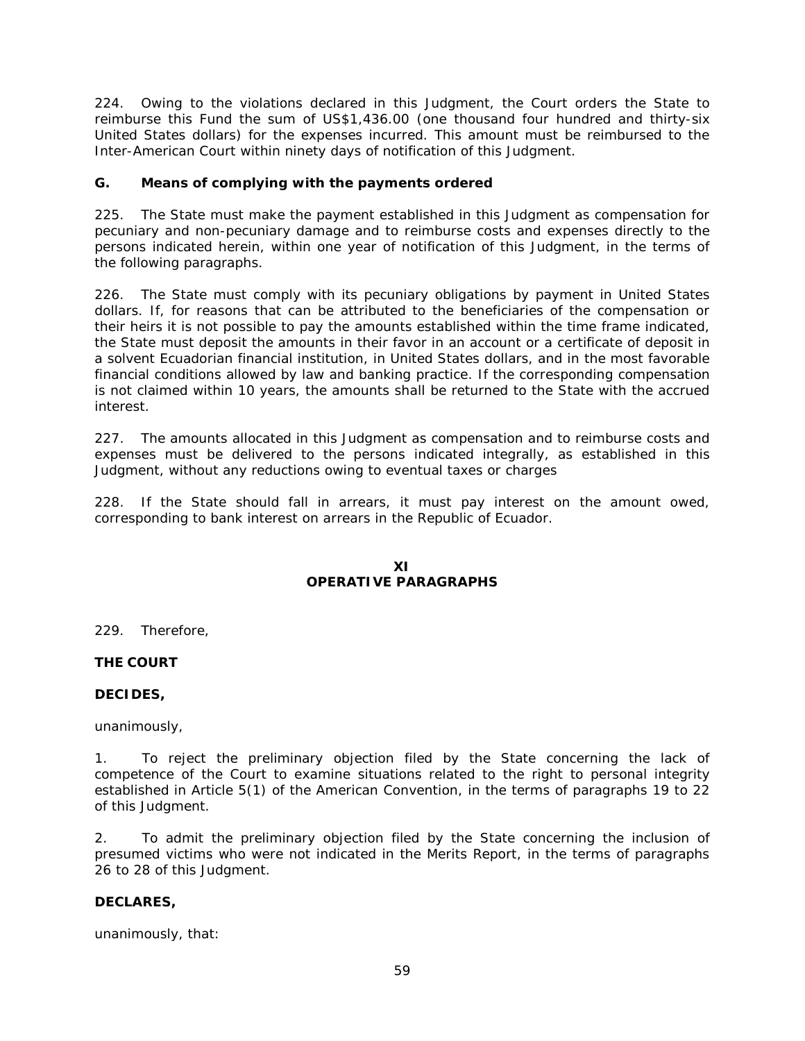224. Owing to the violations declared in this Judgment, the Court orders the State to reimburse this Fund the sum of US$1,436.00 (one thousand four hundred and thirty-six United States dollars) for the expenses incurred. This amount must be reimbursed to the Inter-American Court within ninety days of notification of this Judgment.

### G. Means of complying with the payments ordered

225. The State must make the payment established in this Judgment as compensation for pecuniary and non-pecuniary damage and to reimburse costs and expenses directly to the persons indicated herein, within one year of notification of this Judgment, in the terms of the following paragraphs.

226. The State must comply with its pecuniary obligations by payment in United States dollars. If, for reasons that can be attributed to the beneficiaries of the compensation or their heirs it is not possible to pay the amounts established within the time frame indicated, the State must deposit the amounts in their favor in an account or a certificate of deposit in a solvent Ecuadorian financial institution, in United States dollars, and in the most favorable financial conditions allowed by law and banking practice. If the corresponding compensation is not claimed within 10 years, the amounts shall be returned to the State with the accrued interest.

227. The amounts allocated in this Judgment as compensation and to reimburse costs and expenses must be delivered to the persons indicated integrally, as established in this Judgment, without any reductions owing to eventual taxes or charges

228. If the State should fall in arrears, it must pay interest on the amount owed, corresponding to bank interest on arrears in the Republic of Ecuador.

## XI
## OPERATIVE PARAGRAPHS

229. Therefore,

**THE COURT**

**DECIDES,**

unanimously,

1. To reject the preliminary objection filed by the State concerning the lack of competence of the Court to examine situations related to the right to personal integrity established in Article 5(1) of the American Convention, in the terms of paragraphs 19 to 22 of this Judgment.

2. To admit the preliminary objection filed by the State concerning the inclusion of presumed victims who were not indicated in the Merits Report, in the terms of paragraphs 26 to 28 of this Judgment.

**DECLARES,**

unanimously, that: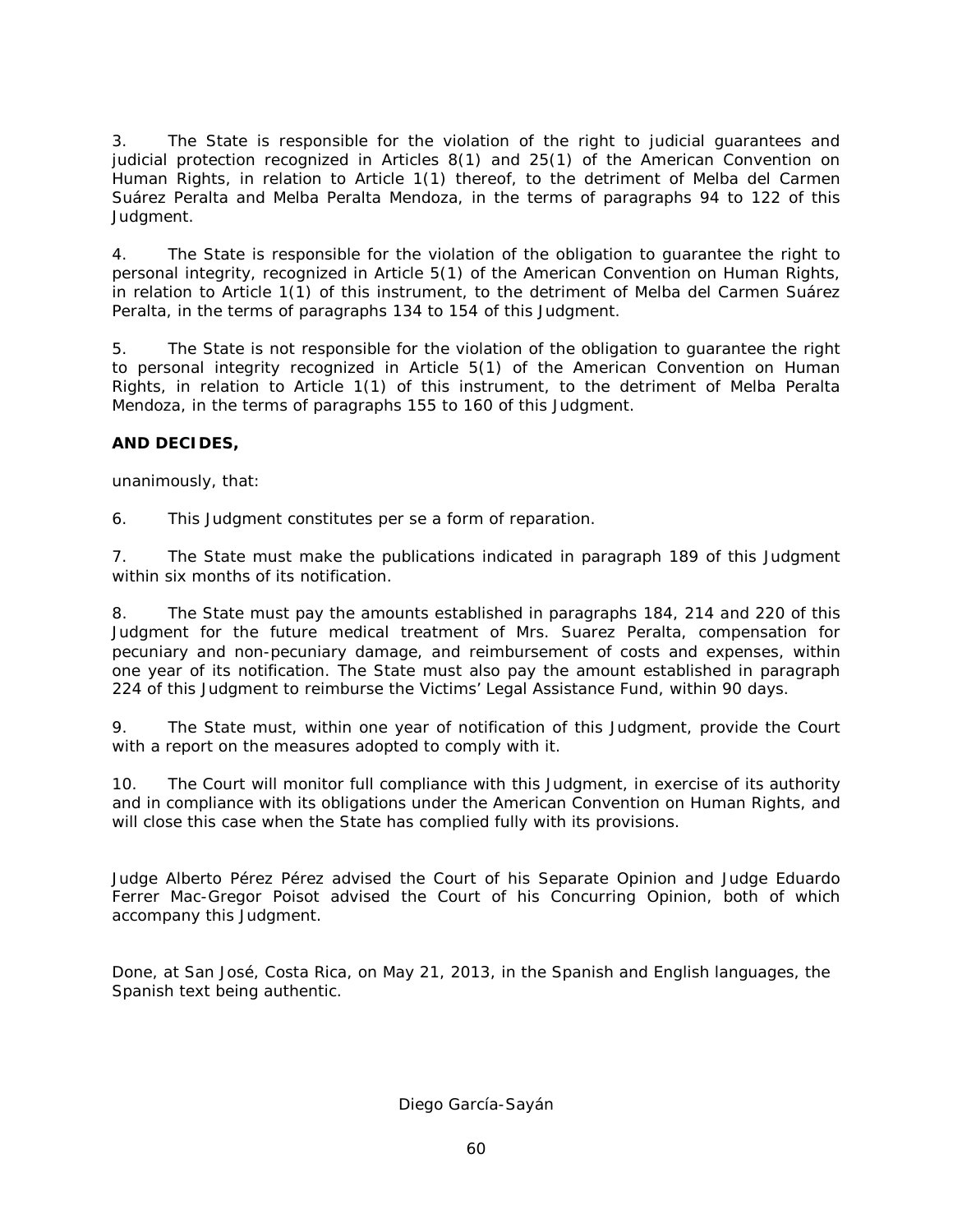3. The State is responsible for the violation of the right to judicial guarantees and judicial protection recognized in Articles 8(1) and 25(1) of the American Convention on Human Rights, in relation to Article 1(1) thereof, to the detriment of Melba del Carmen Suárez Peralta and Melba Peralta Mendoza, in the terms of paragraphs 94 to 122 of this Judgment.

4. The State is responsible for the violation of the obligation to guarantee the right to personal integrity, recognized in Article 5(1) of the American Convention on Human Rights, in relation to Article 1(1) of this instrument, to the detriment of Melba del Carmen Suárez Peralta, in the terms of paragraphs 134 to 154 of this Judgment.

5. The State is not responsible for the violation of the obligation to guarantee the right to personal integrity recognized in Article 5(1) of the American Convention on Human Rights, in relation to Article 1(1) of this instrument, to the detriment of Melba Peralta Mendoza, in the terms of paragraphs 155 to 160 of this Judgment.

**AND DECIDES,**

unanimously, that:

6. This Judgment constitutes per se a form of reparation.

7. The State must make the publications indicated in paragraph 189 of this Judgment within six months of its notification.

8. The State must pay the amounts established in paragraphs 184, 214 and 220 of this Judgment for the future medical treatment of Mrs. Suarez Peralta, compensation for pecuniary and non-pecuniary damage, and reimbursement of costs and expenses, within one year of its notification. The State must also pay the amount established in paragraph 224 of this Judgment to reimburse the Victims' Legal Assistance Fund, within 90 days.

9. The State must, within one year of notification of this Judgment, provide the Court with a report on the measures adopted to comply with it.

10. The Court will monitor full compliance with this Judgment, in exercise of its authority and in compliance with its obligations under the American Convention on Human Rights, and will close this case when the State has complied fully with its provisions.

Judge Alberto Pérez Pérez advised the Court of his Separate Opinion and Judge Eduardo Ferrer Mac-Gregor Poisot advised the Court of his Concurring Opinion, both of which accompany this Judgment.

Done, at San José, Costa Rica, on May 21, 2013, in the Spanish and English languages, the Spanish text being authentic.

Diego García-Sayán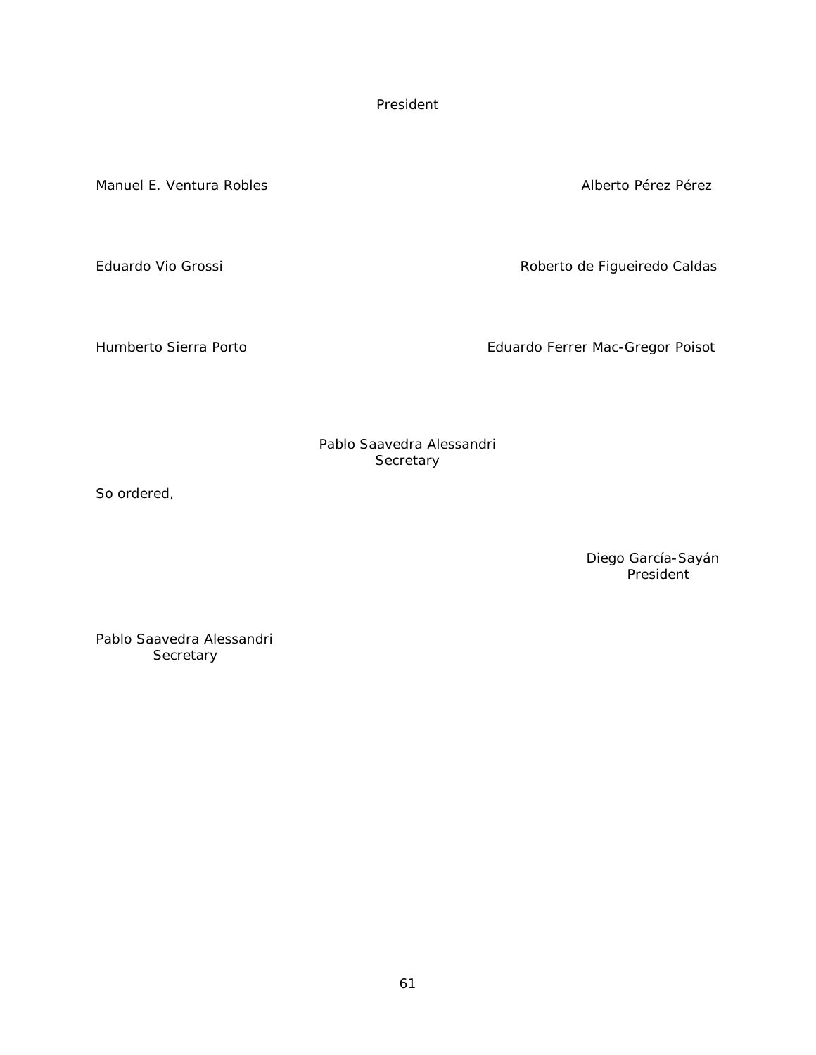President

Manuel E. Ventura Robles                                        Alberto Pérez Pérez

Eduardo Vio Grossi                                        Roberto de Figueiredo Caldas

Humberto Sierra Porto                                        Eduardo Ferrer Mac-Gregor Poisot

Pablo Saavedra Alessandri
Secretary

So ordered,

Diego García-Sayán
President

Pablo Saavedra Alessandri
Secretary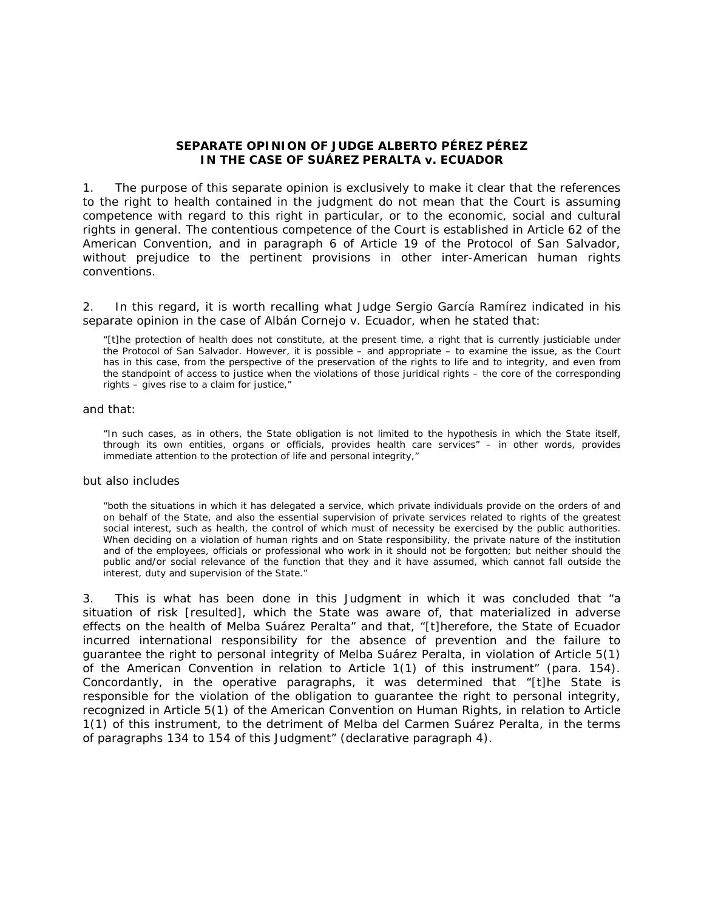## SEPARATE OPINION OF JUDGE ALBERTO PÉREZ PÉREZ IN THE CASE OF SUÁREZ PERALTA v. ECUADOR

1. The purpose of this separate opinion is exclusively to make it clear that the references to the right to health contained in the judgment do not mean that the Court is assuming competence with regard to this right in particular, or to the economic, social and cultural rights in general. The contentious competence of the Court is established in Article 62 of the American Convention, and in paragraph 6 of Article 19 of the Protocol of San Salvador, without prejudice to the pertinent provisions in other inter-American human rights conventions.

2. In this regard, it is worth recalling what Judge Sergio García Ramírez indicated in his separate opinion in the case of Albán Cornejo v. Ecuador, when he stated that:

> "[t]he protection of health does not constitute, at the present time, a right that is currently justiciable under the Protocol of San Salvador. However, it is possible – and appropriate – to examine the issue, as the Court has in this case, from the perspective of the preservation of the rights to life and to integrity, and even from the standpoint of access to justice when the violations of those juridical rights – the core of the corresponding rights – gives rise to a claim for justice,"

and that:

> "In such cases, as in others, the State obligation is not limited to the hypothesis in which the State itself, through its own entities, organs or officials, provides health care services" – in other words, provides immediate attention to the protection of life and personal integrity,"

but also includes

> "both the situations in which it has delegated a service, which private individuals provide on the orders of and on behalf of the State, and also the essential supervision of private services related to rights of the greatest social interest, such as health, the control of which must of necessity be exercised by the public authorities. When deciding on a violation of human rights and on State responsibility, the private nature of the institution and of the employees, officials or professional who work in it should not be forgotten; but neither should the public and/or social relevance of the function that they and it have assumed, which cannot fall outside the interest, duty and supervision of the State."

3. This is what has been done in this Judgment in which it was concluded that "a situation of risk [resulted], which the State was aware of, that materialized in adverse effects on the health of Melba Suárez Peralta" and that, "[t]herefore, the State of Ecuador incurred international responsibility for the absence of prevention and the failure to guarantee the right to personal integrity of Melba Suárez Peralta, in violation of Article 5(1) of the American Convention in relation to Article 1(1) of this instrument" (para. 154). Concordantly, in the operative paragraphs, it was determined that "[t]he State is responsible for the violation of the obligation to guarantee the right to personal integrity, recognized in Article 5(1) of the American Convention on Human Rights, in relation to Article 1(1) of this instrument, to the detriment of Melba del Carmen Suárez Peralta, in the terms of paragraphs 134 to 154 of this Judgment" (declarative paragraph 4).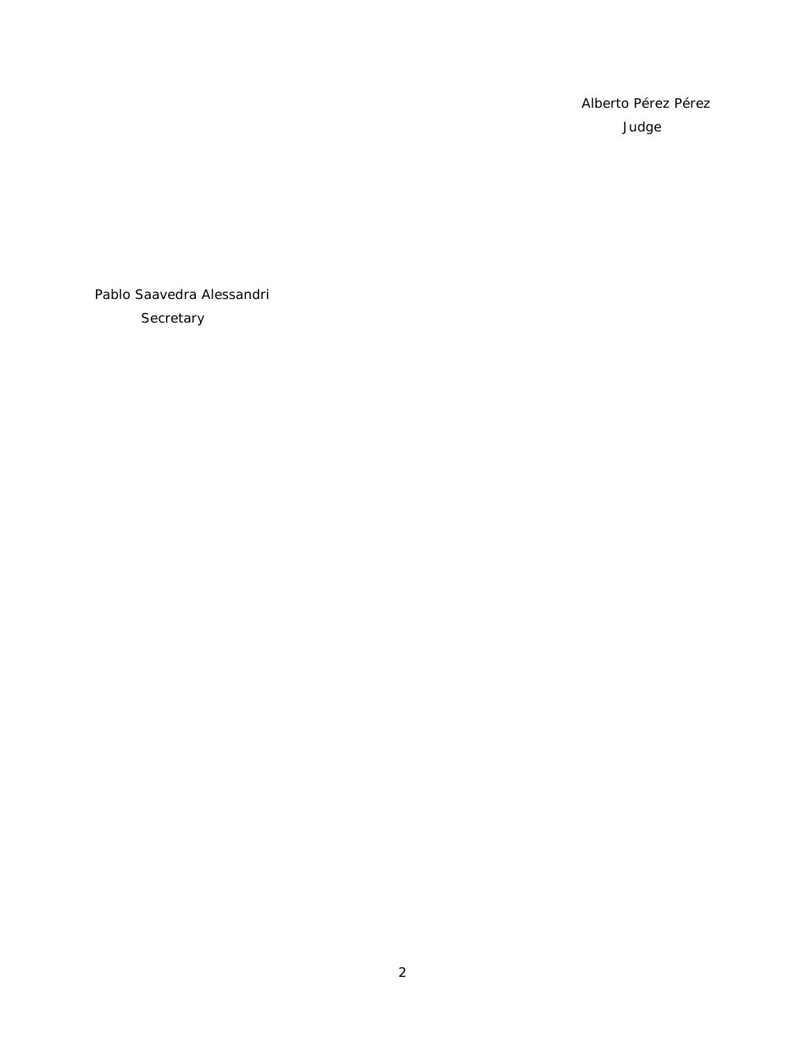Alberto Pérez Pérez
Judge

Pablo Saavedra Alessandri
Secretary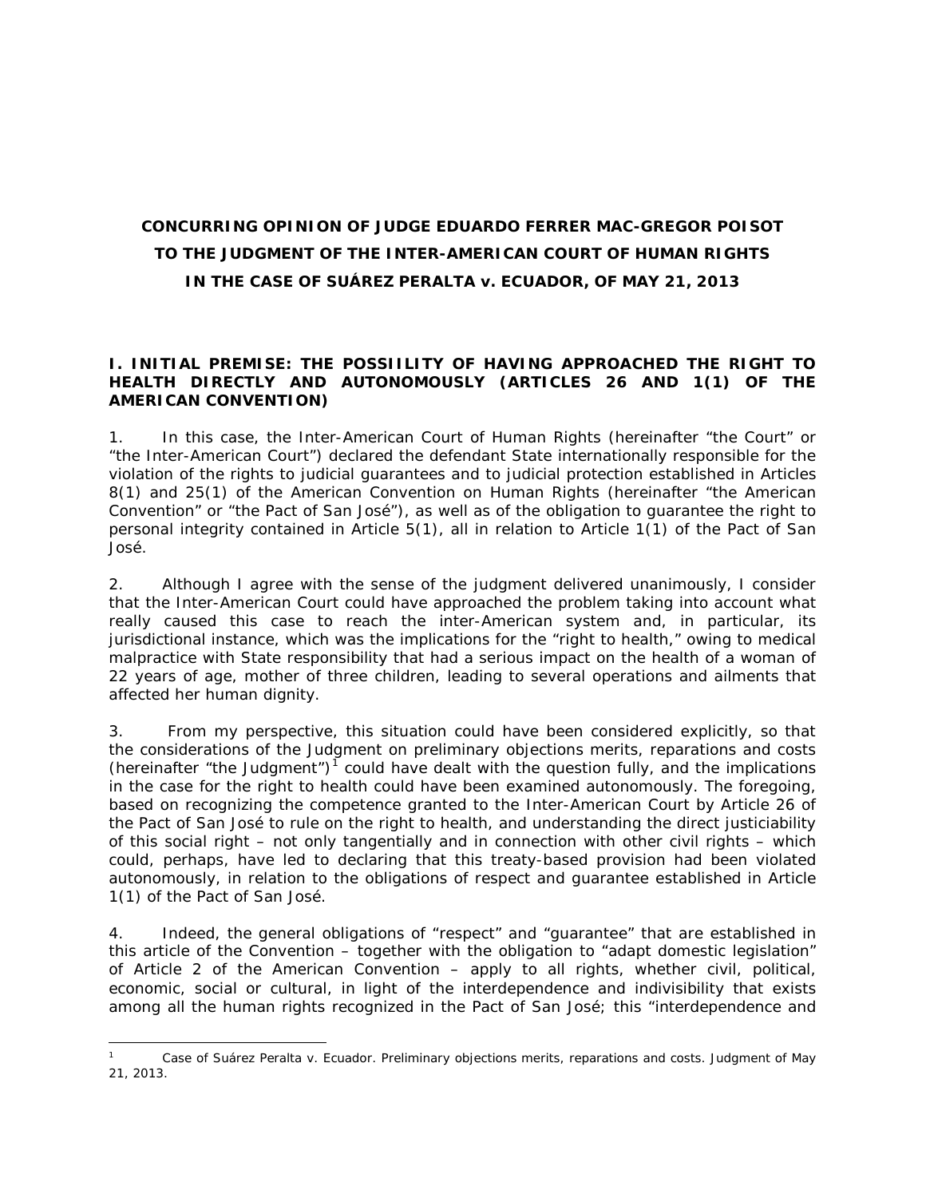**CONCURRING OPINION OF JUDGE EDUARDO FERRER MAC-GREGOR POISOT TO THE JUDGMENT OF THE INTER-AMERICAN COURT OF HUMAN RIGHTS IN THE CASE OF SUÁREZ PERALTA v. ECUADOR, OF MAY 21, 2013**

## I. INITIAL PREMISE: THE POSSIILITY OF HAVING APPROACHED THE RIGHT TO HEALTH DIRECTLY AND AUTONOMOUSLY (ARTICLES 26 AND 1(1) OF THE AMERICAN CONVENTION)

1. In this case, the Inter-American Court of Human Rights (hereinafter "the Court" or "the Inter-American Court") declared the defendant State internationally responsible for the violation of the rights to judicial guarantees and to judicial protection established in Articles 8(1) and 25(1) of the American Convention on Human Rights (hereinafter "the American Convention" or "the Pact of San José"), as well as of the obligation to guarantee the right to personal integrity contained in Article 5(1), all in relation to Article 1(1) of the Pact of San José.

2. Although I agree with the sense of the judgment delivered unanimously, I consider that the Inter-American Court could have approached the problem taking into account what really caused this case to reach the inter-American system and, in particular, its jurisdictional instance, which was the implications for the "right to health," owing to medical malpractice with State responsibility that had a serious impact on the health of a woman of 22 years of age, mother of three children, leading to several operations and ailments that affected her human dignity.

3. From my perspective, this situation could have been considered explicitly, so that the considerations of the Judgment on preliminary objections merits, reparations and costs (hereinafter "the Judgment")[1] could have dealt with the question fully, and the implications in the case for the right to health could have been examined autonomously. The foregoing, based on recognizing the competence granted to the Inter-American Court by Article 26 of the Pact of San José to rule on the right to health, and understanding the direct justiciability of this social right – not only tangentially and in connection with other civil rights – which could, perhaps, have led to declaring that this treaty-based provision had been violated autonomously, in relation to the obligations of respect and guarantee established in Article 1(1) of the Pact of San José.

4. Indeed, the general obligations of "respect" and "guarantee" that are established in this article of the Convention – together with the obligation to "adapt domestic legislation" of Article 2 of the American Convention – apply to all rights, whether civil, political, economic, social or cultural, in light of the interdependence and indivisibility that exists among all the human rights recognized in the Pact of San José; this "interdependence and

[1] *Case of Suárez Peralta v. Ecuador. Preliminary objections merits, reparations and costs.* Judgment of May 21, 2013.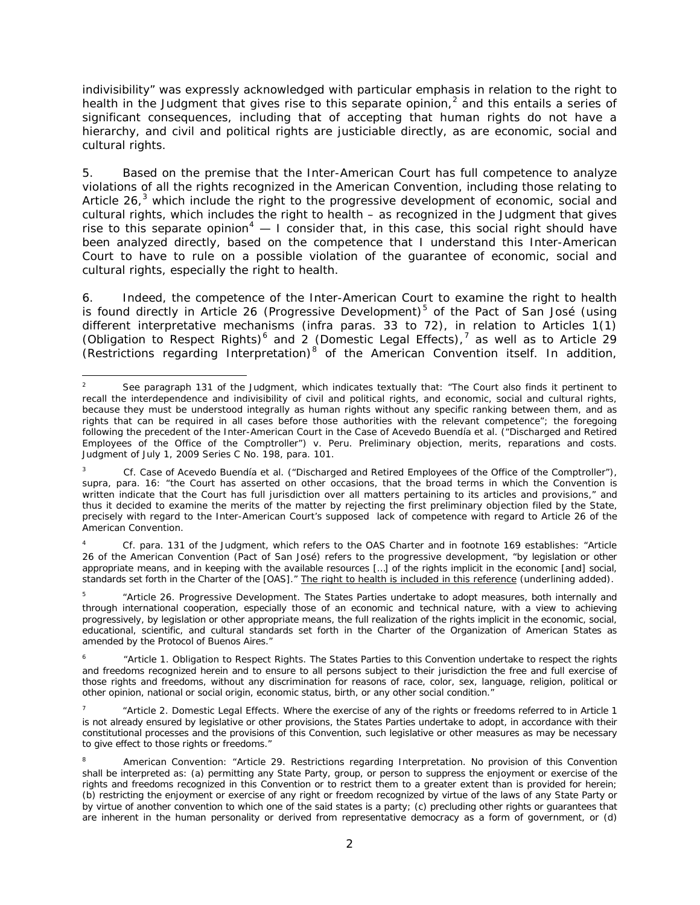indivisibility" was expressly acknowledged with particular emphasis in relation to the right to health in the Judgment that gives rise to this separate opinion,[2] and this entails a series of significant consequences, including that of accepting that human rights do not have a hierarchy, and civil and political rights are justiciable directly, as are economic, social and cultural rights.

5. Based on the premise that the Inter-American Court has full competence to analyze violations of all the rights recognized in the American Convention, including those relating to Article 26,[3] which include the right to the progressive development of economic, social and cultural rights, which includes the right to health – as recognized in the Judgment that gives rise to this separate opinion[4] — I consider that, in this case, this social right should have been analyzed directly, based on the competence that I understand this Inter-American Court to have to rule on a possible violation of the guarantee of economic, social and cultural rights, especially the right to health.

6. Indeed, the competence of the Inter-American Court to examine the right to health is found directly in Article 26 (Progressive Development)[5] of the Pact of San José (using different interpretative mechanisms (*infra* paras. 33 to 72), in relation to Articles 1(1) (Obligation to Respect Rights)[6] and 2 (Domestic Legal Effects),[7] as well as to Article 29 (Restrictions regarding Interpretation)[8] of the American Convention itself. In addition,

---

[2] See paragraph 131 of the Judgment, which indicates textually that: "The Court also finds it pertinent to recall the interdependence and indivisibility of civil and political rights, and economic, social and cultural rights, because they must be understood integrally as human rights without any specific ranking between them, and as rights that can be required in all cases before those authorities with the relevant competence"; the foregoing following the precedent of the Inter-American Court in the *Case of Acevedo Buendía et al. ("Discharged and Retired Employees of the Office of the Comptroller") v. Peru. Preliminary objection, merits, reparations and costs.* Judgment of July 1, 2009 Series C No. 198, para. 101.

[3] *Cf. Case of Acevedo Buendía et al. ("Discharged and Retired Employees of the Office of the Comptroller")*, *supra*, para. 16: "the Court has asserted on other occasions, that the broad terms in which the Convention is written indicate that the Court has full jurisdiction over all matters pertaining to its articles and provisions," and thus it decided to examine the merits of the matter by rejecting the first preliminary objection filed by the State, precisely with regard to the Inter-American Court's supposed lack of competence with regard to Article 26 of the American Convention.

[4] *Cf.* para. 131 of the Judgment, which refers to the OAS Charter and in footnote 169 establishes: "Article 26 of the American Convention (Pact of San José) refers to the progressive development, "by legislation or other appropriate means, and in keeping with the available resources […] of the rights implicit in the economic [and] social, standards set forth in the Charter of the [OAS]." The right to health is included in this reference (underlining added).

[5] "Article 26. Progressive Development. The States Parties undertake to adopt measures, both internally and through international cooperation, especially those of an economic and technical nature, with a view to achieving progressively, by legislation or other appropriate means, the full realization of the rights implicit in the economic, social, educational, scientific, and cultural standards set forth in the Charter of the Organization of American States as amended by the Protocol of Buenos Aires."

[6] "Article 1. Obligation to Respect Rights. The States Parties to this Convention undertake to respect the rights and freedoms recognized herein and to ensure to all persons subject to their jurisdiction the free and full exercise of those rights and freedoms, without any discrimination for reasons of race, color, sex, language, religion, political or other opinion, national or social origin, economic status, birth, or any other social condition."

[7] "Article 2. Domestic Legal Effects. Where the exercise of any of the rights or freedoms referred to in Article 1 is not already ensured by legislative or other provisions, the States Parties undertake to adopt, in accordance with their constitutional processes and the provisions of this Convention, such legislative or other measures as may be necessary to give effect to those rights or freedoms."

[8] American Convention: "Article 29. Restrictions regarding Interpretation. No provision of this Convention shall be interpreted as: (a) permitting any State Party, group, or person to suppress the enjoyment or exercise of the rights and freedoms recognized in this Convention or to restrict them to a greater extent than is provided for herein; (b) restricting the enjoyment or exercise of any right or freedom recognized by virtue of the laws of any State Party or by virtue of another convention to which one of the said states is a party; (c) precluding other rights or guarantees that are inherent in the human personality or derived from representative democracy as a form of government, or (d)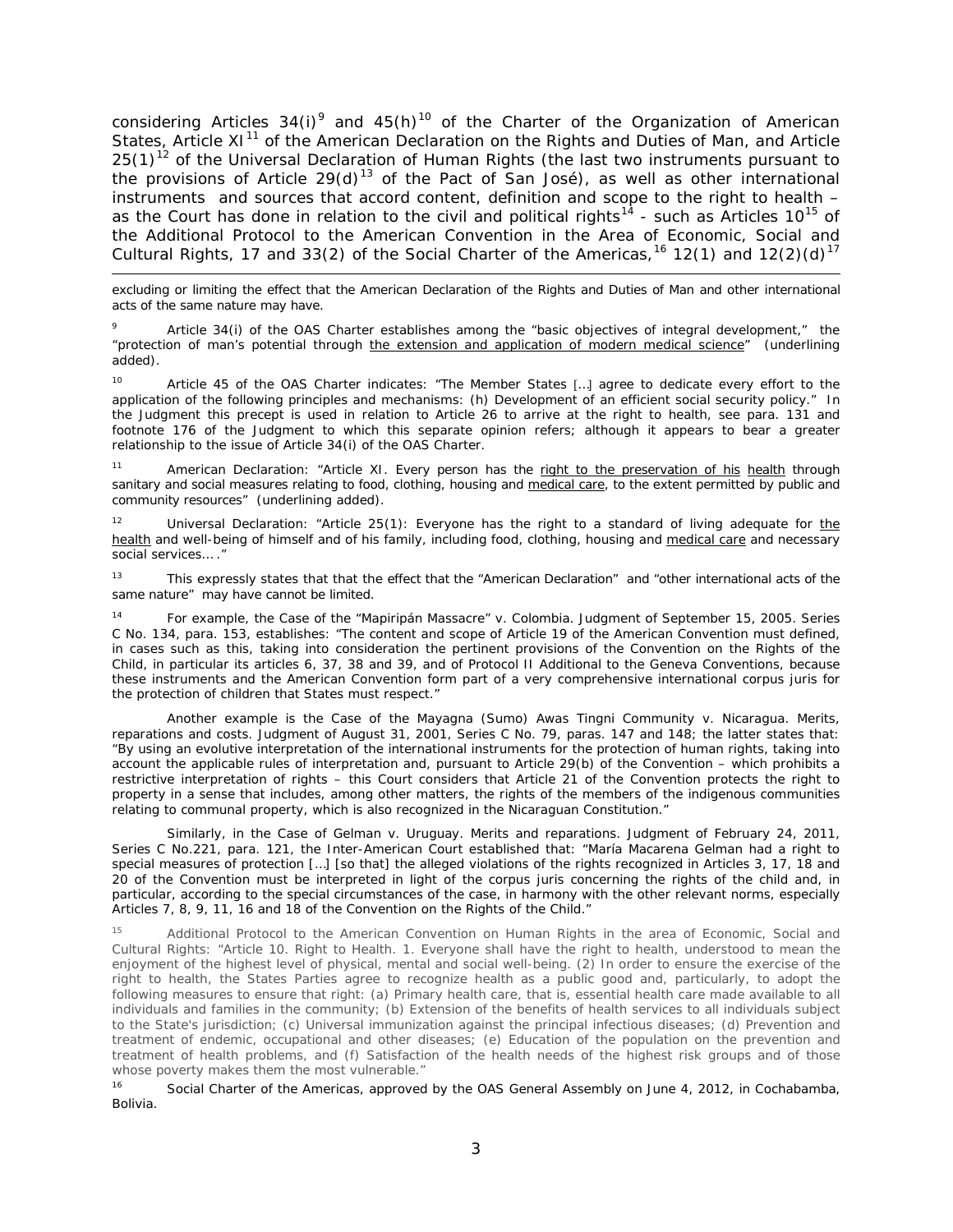considering Articles 34(i)[9] and 45(h)[10] of the Charter of the Organization of American States, Article XI[11] of the American Declaration on the Rights and Duties of Man, and Article 25(1)[12] of the Universal Declaration of Human Rights (the last two instruments pursuant to the provisions of Article 29(d)[13] of the Pact of San José), as well as other international instruments and sources that accord content, definition and scope to the right to health – as the Court has done in relation to the civil and political rights[14] - such as Articles 10[15] of the Additional Protocol to the American Convention in the Area of Economic, Social and Cultural Rights, 17 and 33(2) of the Social Charter of the Americas,[16] 12(1) and 12(2)(d)[17]

---

excluding or limiting the effect that the American Declaration of the Rights and Duties of Man and other international acts of the same nature may have.

[9] Article 34(i) of the OAS Charter establishes among the "basic objectives of integral development," the "protection of man's potential through <u>the extension and application of modern medical science</u>" (underlining added).

[10] Article 45 of the OAS Charter indicates: "The Member States [...] agree to dedicate every effort to the application of the following principles and mechanisms: (h) Development of an efficient social security policy." In the Judgment this precept is used in relation to Article 26 to arrive at the right to health, see para. 131 and footnote 176 of the Judgment to which this separate opinion refers; although it appears to bear a greater relationship to the issue of Article 34(i) of the OAS Charter.

[11] American Declaration: "Article XI. Every person has the <u>right to the preservation of his health</u> through sanitary and social measures relating to food, clothing, housing and <u>medical care</u>, to the extent permitted by public and community resources" (underlining added).

[12] Universal Declaration: "Article 25(1): Everyone has the right to a standard of living adequate for <u>the health</u> and well-being of himself and of his family, including food, clothing, housing and <u>medical care</u> and necessary social services…."

[13] This expressly states that that the effect that the "American Declaration" and "other international acts of the same nature" may have cannot be limited.

[14] For example, the Case of the "Mapiripán Massacre" v. Colombia. Judgment of September 15, 2005. Series C No. 134, para. 153, establishes: "The content and scope of Article 19 of the American Convention must defined, in cases such as this, taking into consideration the pertinent provisions of the Convention on the Rights of the Child, in particular its articles 6, 37, 38 and 39, and of Protocol II Additional to the Geneva Conventions, because these instruments and the American Convention form part of a very comprehensive international corpus juris for the protection of children that States must respect."

Another example is the Case of the Mayagna (Sumo) Awas Tingni Community v. Nicaragua. Merits, reparations and costs. Judgment of August 31, 2001, Series C No. 79, paras. 147 and 148; the latter states that: "By using an evolutive interpretation of the international instruments for the protection of human rights, taking into account the applicable rules of interpretation and, pursuant to Article 29(b) of the Convention – which prohibits a restrictive interpretation of rights – this Court considers that Article 21 of the Convention protects the right to property in a sense that includes, among other matters, the rights of the members of the indigenous communities relating to communal property, which is also recognized in the Nicaraguan Constitution."

Similarly, in the Case of Gelman v. Uruguay. Merits and reparations. Judgment of February 24, 2011, Series C No.221, para. 121, the Inter-American Court established that: "María Macarena Gelman had a right to special measures of protection [...] [so that] the alleged violations of the rights recognized in Articles 3, 17, 18 and 20 of the Convention must be interpreted in light of the corpus juris concerning the rights of the child and, in particular, according to the special circumstances of the case, in harmony with the other relevant norms, especially Articles 7, 8, 9, 11, 16 and 18 of the Convention on the Rights of the Child."

[15] Additional Protocol to the American Convention on Human Rights in the area of Economic, Social and Cultural Rights: "Article 10. Right to Health. 1. Everyone shall have the right to health, understood to mean the enjoyment of the highest level of physical, mental and social well-being. (2) In order to ensure the exercise of the right to health, the States Parties agree to recognize health as a public good and, particularly, to adopt the following measures to ensure that right: (a) Primary health care, that is, essential health care made available to all individuals and families in the community; (b) Extension of the benefits of health services to all individuals subject to the State's jurisdiction; (c) Universal immunization against the principal infectious diseases; (d) Prevention and treatment of endemic, occupational and other diseases; (e) Education of the population on the prevention and treatment of health problems, and (f) Satisfaction of the health needs of the highest risk groups and of those whose poverty makes them the most vulnerable."

[16] Social Charter of the Americas, approved by the OAS General Assembly on June 4, 2012, in Cochabamba, Bolivia.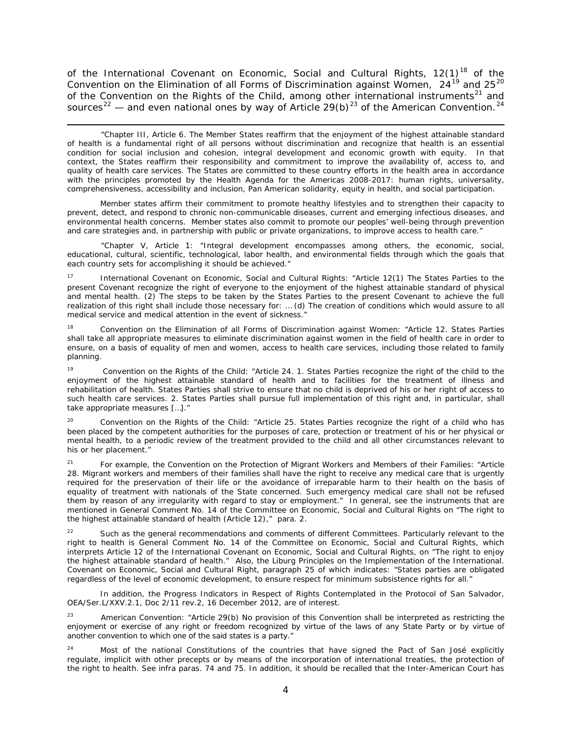of the International Covenant on Economic, Social and Cultural Rights, 12(1)[18] of the Convention on the Elimination of all Forms of Discrimination against Women, 24[19] and 25[20] of the Convention on the Rights of the Child, among other international instruments[21] and sources[22] — and even national ones by way of Article 29(b)[23] of the American Convention.[24]

---

"Chapter III, Article 6. The Member States reaffirm that the enjoyment of the highest attainable standard of health is a fundamental right of all persons without discrimination and recognize that health is an essential condition for social inclusion and cohesion, integral development and economic growth with equity. In that context, the States reaffirm their responsibility and commitment to improve the availability of, access to, and quality of health care services. The States are committed to these country efforts in the health area in accordance with the principles promoted by the Health Agenda for the Americas 2008-2017: human rights, universality, comprehensiveness, accessibility and inclusion, Pan American solidarity, equity in health, and social participation.

Member states affirm their commitment to promote healthy lifestyles and to strengthen their capacity to prevent, detect, and respond to chronic non-communicable diseases, current and emerging infectious diseases, and environmental health concerns. Member states also commit to promote our peoples' well-being through prevention and care strategies and, in partnership with public or private organizations, to improve access to health care."

"Chapter V, Article 1: "Integral development encompasses among others, the economic, social, educational, cultural, scientific, technological, labor health, and environmental fields through which the goals that each country sets for accomplishing it should be achieved."

[17] International Covenant on Economic, Social and Cultural Rights: "Article 12(1) The States Parties to the present Covenant recognize the right of everyone to the enjoyment of the highest attainable standard of physical and mental health. (2) The steps to be taken by the States Parties to the present Covenant to achieve the full realization of this right shall include those necessary for: … (d) The creation of conditions which would assure to all medical service and medical attention in the event of sickness."

[18] Convention on the Elimination of all Forms of Discrimination against Women: "Article 12. States Parties shall take all appropriate measures to eliminate discrimination against women in the field of health care in order to ensure, on a basis of equality of men and women, access to health care services, including those related to family planning.

[19] Convention on the Rights of the Child: "Article 24. 1. States Parties recognize the right of the child to the enjoyment of the highest attainable standard of health and to facilities for the treatment of illness and rehabilitation of health. States Parties shall strive to ensure that no child is deprived of his or her right of access to such health care services. 2. States Parties shall pursue full implementation of this right and, in particular, shall take appropriate measures […]."

[20] Convention on the Rights of the Child: "Article 25. States Parties recognize the right of a child who has been placed by the competent authorities for the purposes of care, protection or treatment of his or her physical or mental health, to a periodic review of the treatment provided to the child and all other circumstances relevant to his or her placement."

[21] For example, the Convention on the Protection of Migrant Workers and Members of their Families: "Article 28. Migrant workers and members of their families shall have the right to receive any medical care that is urgently required for the preservation of their life or the avoidance of irreparable harm to their health on the basis of equality of treatment with nationals of the State concerned. Such emergency medical care shall not be refused them by reason of any irregularity with regard to stay or employment." In general, see the instruments that are mentioned in General Comment No. 14 of the Committee on Economic, Social and Cultural Rights on "The right to the highest attainable standard of health (Article 12)," para. 2.

[22] Such as the general recommendations and comments of different Committees. Particularly relevant to the right to health is General Comment No. 14 of the Committee on Economic, Social and Cultural Rights, which interprets Article 12 of the International Covenant on Economic, Social and Cultural Rights, on "The right to enjoy the highest attainable standard of health." Also, the Liburg Principles on the Implementation of the International. Covenant on Economic, Social and Cultural Right, paragraph 25 of which indicates: "States parties are obligated regardless of the level of economic development, to ensure respect for minimum subsistence rights for all."

In addition, the Progress Indicators in Respect of Rights Contemplated in the Protocol of San Salvador, OEA/Ser.L/XXV.2.1, Doc 2/11 rev.2, 16 December 2012, are of interest.

[23] American Convention: "Article 29(b) No provision of this Convention shall be interpreted as restricting the enjoyment or exercise of any right or freedom recognized by virtue of the laws of any State Party or by virtue of another convention to which one of the said states is a party."

[24] Most of the national Constitutions of the countries that have signed the Pact of San José explicitly regulate, implicit with other precepts or by means of the incorporation of international treaties, the protection of the right to health. See infra paras. 74 and 75. In addition, it should be recalled that the Inter-American Court has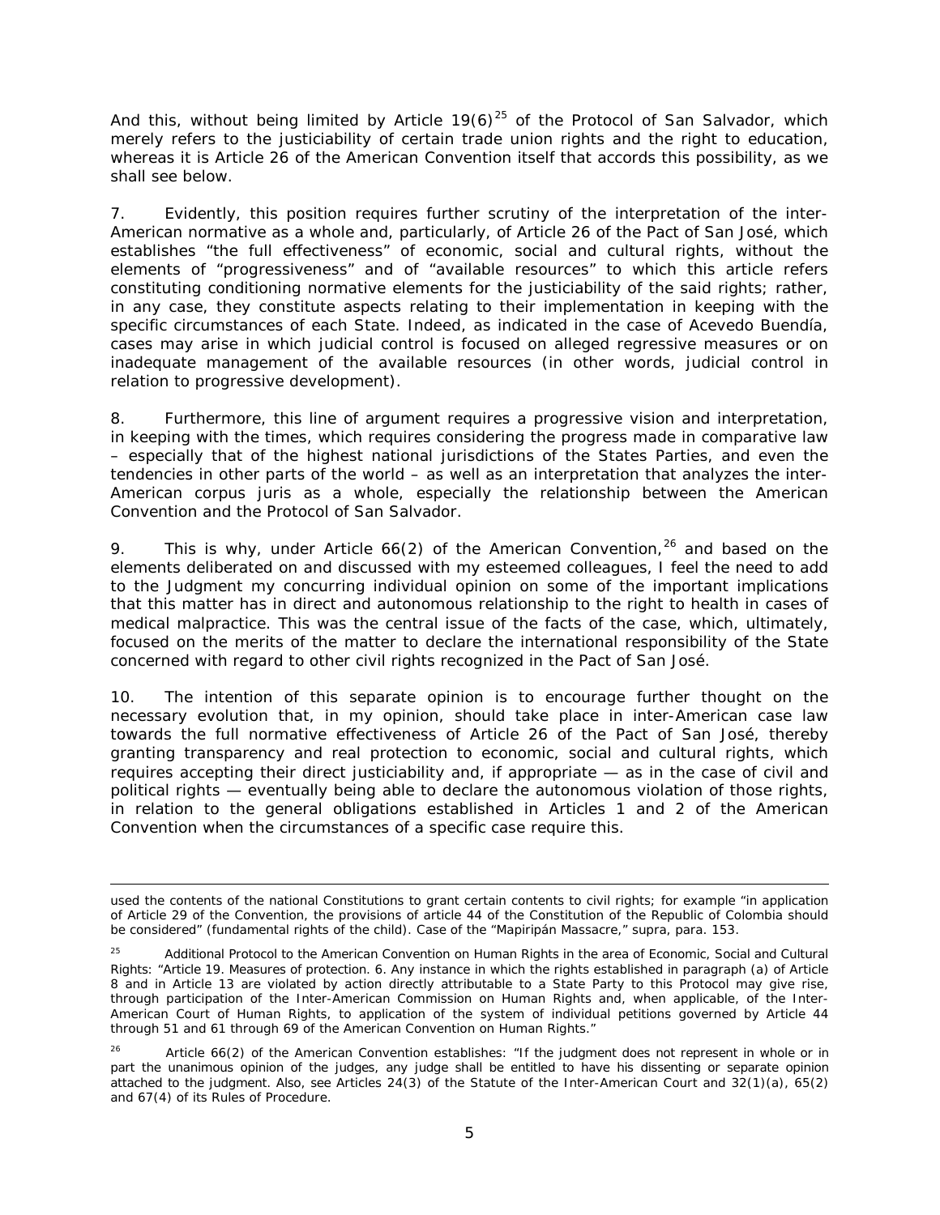And this, without being limited by Article 19(6)[25] of the Protocol of San Salvador, which merely refers to the justiciability of certain trade union rights and the right to education, whereas it is Article 26 of the American Convention itself that accords this possibility, as we shall see below.

7. Evidently, this position requires further scrutiny of the interpretation of the inter-American normative as a whole and, particularly, of Article 26 of the Pact of San José, which establishes "the full effectiveness" of economic, social and cultural rights, without the elements of "progressiveness" and of "available resources" to which this article refers constituting conditioning normative elements for the justiciability of the said rights; rather, in any case, they constitute aspects relating to their implementation in keeping with the specific circumstances of each State. Indeed, as indicated in the case of Acevedo Buendía, cases may arise in which judicial control is focused on alleged regressive measures or on inadequate management of the available resources (in other words, judicial control in relation to progressive development).

8. Furthermore, this line of argument requires a progressive vision and interpretation, in keeping with the times, which requires considering the progress made in comparative law – especially that of the highest national jurisdictions of the States Parties, and even the tendencies in other parts of the world – as well as an interpretation that analyzes the inter-American corpus juris as a whole, especially the relationship between the American Convention and the Protocol of San Salvador.

9. This is why, under Article 66(2) of the American Convention,[26] and based on the elements deliberated on and discussed with my esteemed colleagues, I feel the need to add to the Judgment my concurring individual opinion on some of the important implications that this matter has in direct and autonomous relationship to the right to health in cases of medical malpractice. This was the central issue of the facts of the case, which, ultimately, focused on the merits of the matter to declare the international responsibility of the State concerned with regard to other civil rights recognized in the Pact of San José.

10. The intention of this separate opinion is to encourage further thought on the necessary evolution that, in my opinion, should take place in inter-American case law towards the full normative effectiveness of Article 26 of the Pact of San José, thereby granting transparency and real protection to economic, social and cultural rights, which requires accepting their direct justiciability and, if appropriate — as in the case of civil and political rights — eventually being able to declare the autonomous violation of those rights, in relation to the general obligations established in Articles 1 and 2 of the American Convention when the circumstances of a specific case require this.

---

used the contents of the national Constitutions to grant certain contents to civil rights; for example "in application of Article 29 of the Convention, the provisions of article 44 of the Constitution of the Republic of Colombia should be considered" (fundamental rights of the child). Case of the "Mapiripán Massacre," *supra*, para. 153.

[25] Additional Protocol to the American Convention on Human Rights in the area of Economic, Social and Cultural Rights: "Article 19. Measures of protection. 6. Any instance in which the rights established in paragraph (a) of Article 8 and in Article 13 are violated by action directly attributable to a State Party to this Protocol may give rise, through participation of the Inter-American Commission on Human Rights and, when applicable, of the Inter-American Court of Human Rights, to application of the system of individual petitions governed by Article 44 through 51 and 61 through 69 of the American Convention on Human Rights."

[26] Article 66(2) of the American Convention establishes: "If the judgment does not represent in whole or in part the unanimous opinion of the judges, any judge shall be entitled to have his dissenting or separate opinion attached to the judgment. Also, see Articles 24(3) of the Statute of the Inter-American Court and 32(1)(a), 65(2) and 67(4) of its Rules of Procedure.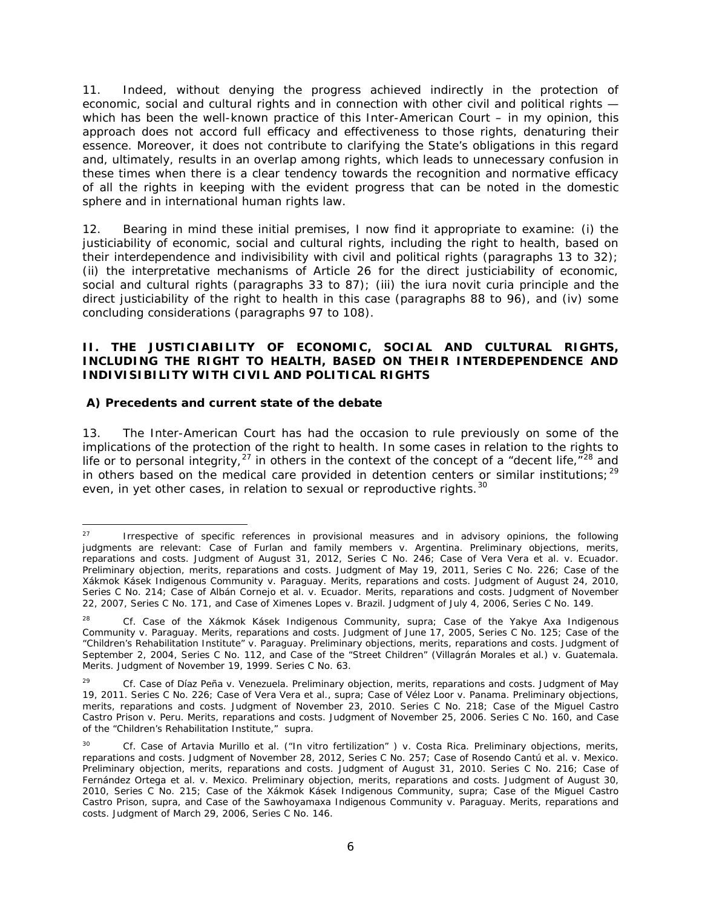11. Indeed, without denying the progress achieved indirectly in the protection of economic, social and cultural rights and in connection with other civil and political rights — which has been the well-known practice of this Inter-American Court – in my opinion, this approach does not accord full efficacy and effectiveness to those rights, denaturing their essence. Moreover, it does not contribute to clarifying the State's obligations in this regard and, ultimately, results in an overlap among rights, which leads to unnecessary confusion in these times when there is a clear tendency towards the recognition and normative efficacy of all the rights in keeping with the evident progress that can be noted in the domestic sphere and in international human rights law.

12. Bearing in mind these initial premises, I now find it appropriate to examine: (i) the justiciability of economic, social and cultural rights, including the right to health, based on their interdependence and indivisibility with civil and political rights (paragraphs 13 to 32); (ii) the interpretative mechanisms of Article 26 for the direct justiciability of economic, social and cultural rights (paragraphs 33 to 87); (iii) the iura novit curia principle and the direct justiciability of the right to health in this case (paragraphs 88 to 96), and (iv) some concluding considerations (paragraphs 97 to 108).

## II. THE JUSTICIABILITY OF ECONOMIC, SOCIAL AND CULTURAL RIGHTS, INCLUDING THE RIGHT TO HEALTH, BASED ON THEIR INTERDEPENDENCE AND INDIVISIBILITY WITH CIVIL AND POLITICAL RIGHTS

### A) Precedents and current state of the debate

13. The Inter-American Court has had the occasion to rule previously on some of the implications of the protection of the right to health. In some cases in relation to the rights to life or to personal integrity,[27] in others in the context of the concept of a "decent life,"[28] and in others based on the medical care provided in detention centers or similar institutions;[29] even, in yet other cases, in relation to sexual or reproductive rights.[30]

---

[27] Irrespective of specific references in provisional measures and in advisory opinions, the following judgments are relevant: *Case of Furlan and family members v. Argentina. Preliminary objections, merits, reparations and costs.* Judgment of August 31, 2012, Series C No. 246; *Case of Vera Vera et al. v. Ecuador. Preliminary objection, merits, reparations and costs.* Judgment of May 19, 2011, Series C No. 226; *Case of the Xákmok Kásek Indigenous Community v. Paraguay. Merits, reparations and costs.* Judgment of August 24, 2010, Series C No. 214; *Case of Albán Cornejo et al. v. Ecuador. Merits, reparations and costs.* Judgment of November 22, 2007, Series C No. 171, and *Case of Ximenes Lopes v. Brazil.* Judgment of July 4, 2006, Series C No. 149.

[28] *Cf. Case of the Xákmok Kásek Indigenous Community, supra*; *Case of the Yakye Axa Indigenous Community v. Paraguay. Merits, reparations and costs.* Judgment of June 17, 2005, Series C No. 125; *Case of the "Children's Rehabilitation Institute" v. Paraguay. Preliminary objections, merits, reparations and costs.* Judgment of September 2, 2004, Series C No. 112, and *Case of the "Street Children" (Villagrán Morales et al.) v. Guatemala. Merits.* Judgment of November 19, 1999. Series C No. 63.

[29] *Cf. Case of Díaz Peña v. Venezuela. Preliminary objection, merits, reparations and costs.* Judgment of May 19, 2011. Series C No. 226; *Case of Vera Vera et al., supra*; *Case of Vélez Loor v. Panama. Preliminary objections, merits, reparations and costs.* Judgment of November 23, 2010. Series C No. 218; *Case of the Miguel Castro Castro Prison v. Peru. Merits, reparations and costs.* Judgment of November 25, 2006. Series C No. 160, and *Case of the "Children's Rehabilitation Institute," supra.*

[30] *Cf. Case of Artavia Murillo et al. ("In vitro fertilization" ) v. Costa Rica. Preliminary objections, merits, reparations and costs.* Judgment of November 28, 2012, Series C No. 257; *Case of Rosendo Cantú et al. v. Mexico. Preliminary objection, merits, reparations and costs.* Judgment of August 31, 2010. Series C No. 216; *Case of Fernández Ortega et al. v. Mexico. Preliminary objection, merits, reparations and costs.* Judgment of August 30, 2010, Series C No. 215; *Case of the Xákmok Kásek Indigenous Community, supra*; *Case of the Miguel Castro Castro Prison, supra*, and *Case of the Sawhoyamaxa Indigenous Community v. Paraguay. Merits, reparations and costs.* Judgment of March 29, 2006, Series C No. 146.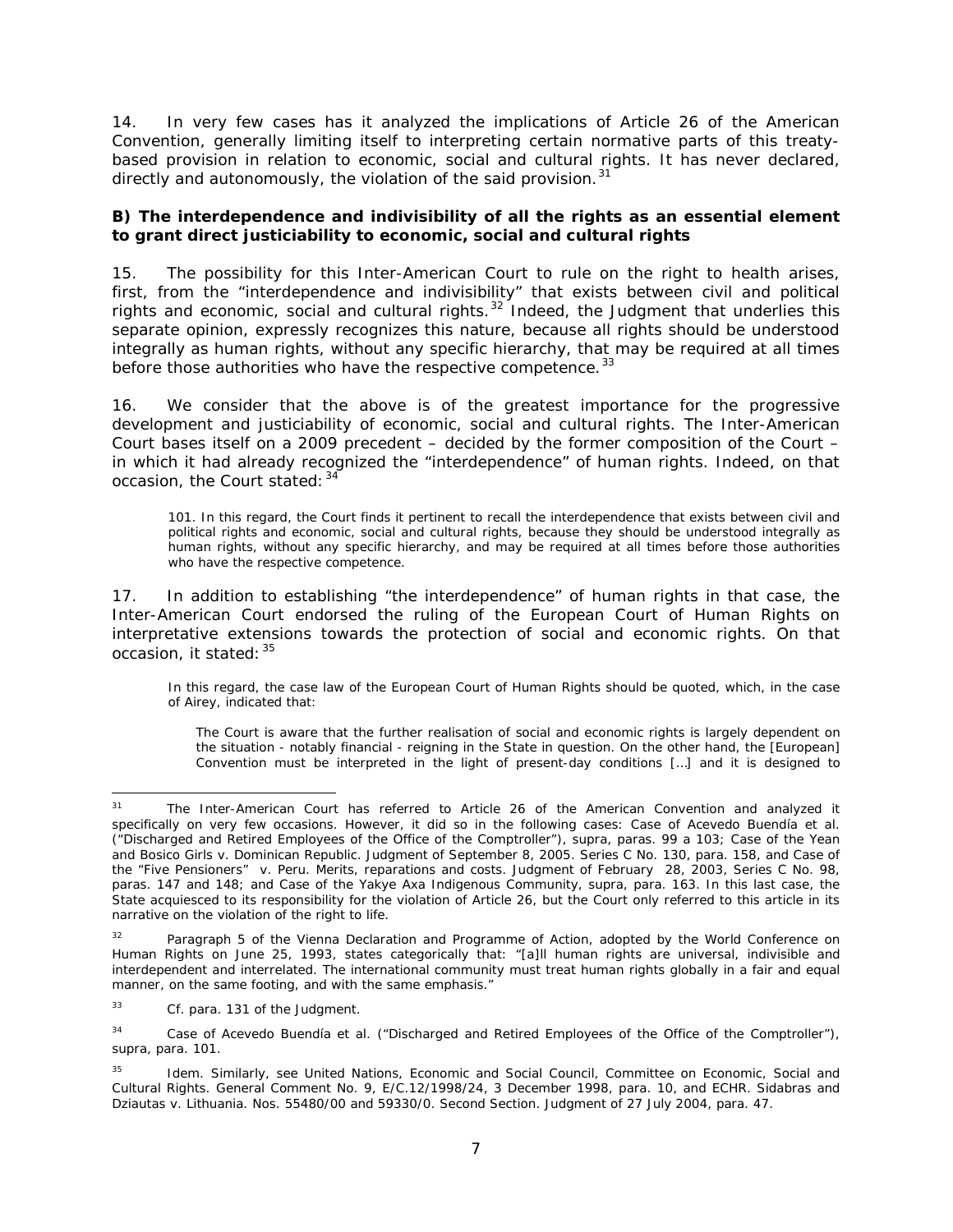14. In very few cases has it analyzed the implications of Article 26 of the American Convention, generally limiting itself to interpreting certain normative parts of this treaty-based provision in relation to economic, social and cultural rights. It has never declared, directly and autonomously, the violation of the said provision.[31]

**B) The interdependence and indivisibility of all the rights as an essential element to grant direct justiciability to economic, social and cultural rights**

15. The possibility for this Inter-American Court to rule on the right to health arises, first, from the "interdependence and indivisibility" that exists between civil and political rights and economic, social and cultural rights.[32] Indeed, the Judgment that underlies this separate opinion, expressly recognizes this nature, because all rights should be understood integrally as human rights, without any specific hierarchy, that may be required at all times before those authorities who have the respective competence.[33]

16. We consider that the above is of the greatest importance for the progressive development and justiciability of economic, social and cultural rights. The Inter-American Court bases itself on a 2009 precedent – decided by the former composition of the Court – in which it had already recognized the "interdependence" of human rights. Indeed, on that occasion, the Court stated:[34]

> 101. In this regard, the Court finds it pertinent to recall the interdependence that exists between civil and political rights and economic, social and cultural rights, because they should be understood integrally as human rights, without any specific hierarchy, and may be required at all times before those authorities who have the respective competence.

17. In addition to establishing "the interdependence" of human rights in that case, the Inter-American Court endorsed the ruling of the European Court of Human Rights on interpretative extensions towards the protection of social and economic rights. On that occasion, it stated:[35]

> In this regard, the case law of the European Court of Human Rights should be quoted, which, in the case of Airey, indicated that:
>
> > The Court is aware that the further realisation of social and economic rights is largely dependent on the situation - notably financial - reigning in the State in question. On the other hand, the [European] Convention must be interpreted in the light of present-day conditions […] and it is designed to

---

[31] The Inter-American Court has referred to Article 26 of the American Convention and analyzed it specifically on very few occasions. However, it did so in the following cases: Case of Acevedo Buendía et al. ("Discharged and Retired Employees of the Office of the Comptroller"), supra, paras. 99 a 103; Case of the Yean and Bosico Girls v. Dominican Republic. Judgment of September 8, 2005. Series C No. 130, para. 158, and Case of the "Five Pensioners" v. Peru. Merits, reparations and costs. Judgment of February 28, 2003, Series C No. 98, paras. 147 and 148; and Case of the Yakye Axa Indigenous Community, supra, para. 163. In this last case, the State acquiesced to its responsibility for the violation of Article 26, but the Court only referred to this article in its narrative on the violation of the right to life.

[32] Paragraph 5 of the Vienna Declaration and Programme of Action, adopted by the World Conference on Human Rights on June 25, 1993, states categorically that: "[a]ll human rights are universal, indivisible and interdependent and interrelated. The international community must treat human rights globally in a fair and equal manner, on the same footing, and with the same emphasis."

[33] Cf. para. 131 of the Judgment.

[34] Case of Acevedo Buendía et al. ("Discharged and Retired Employees of the Office of the Comptroller"), supra, para. 101.

[35] Idem. Similarly, see United Nations, Economic and Social Council, Committee on Economic, Social and Cultural Rights. General Comment No. 9, E/C.12/1998/24, 3 December 1998, para. 10, and ECHR. Sidabras and Dziautas v. Lithuania. Nos. 55480/00 and 59330/0. Second Section. Judgment of 27 July 2004, para. 47.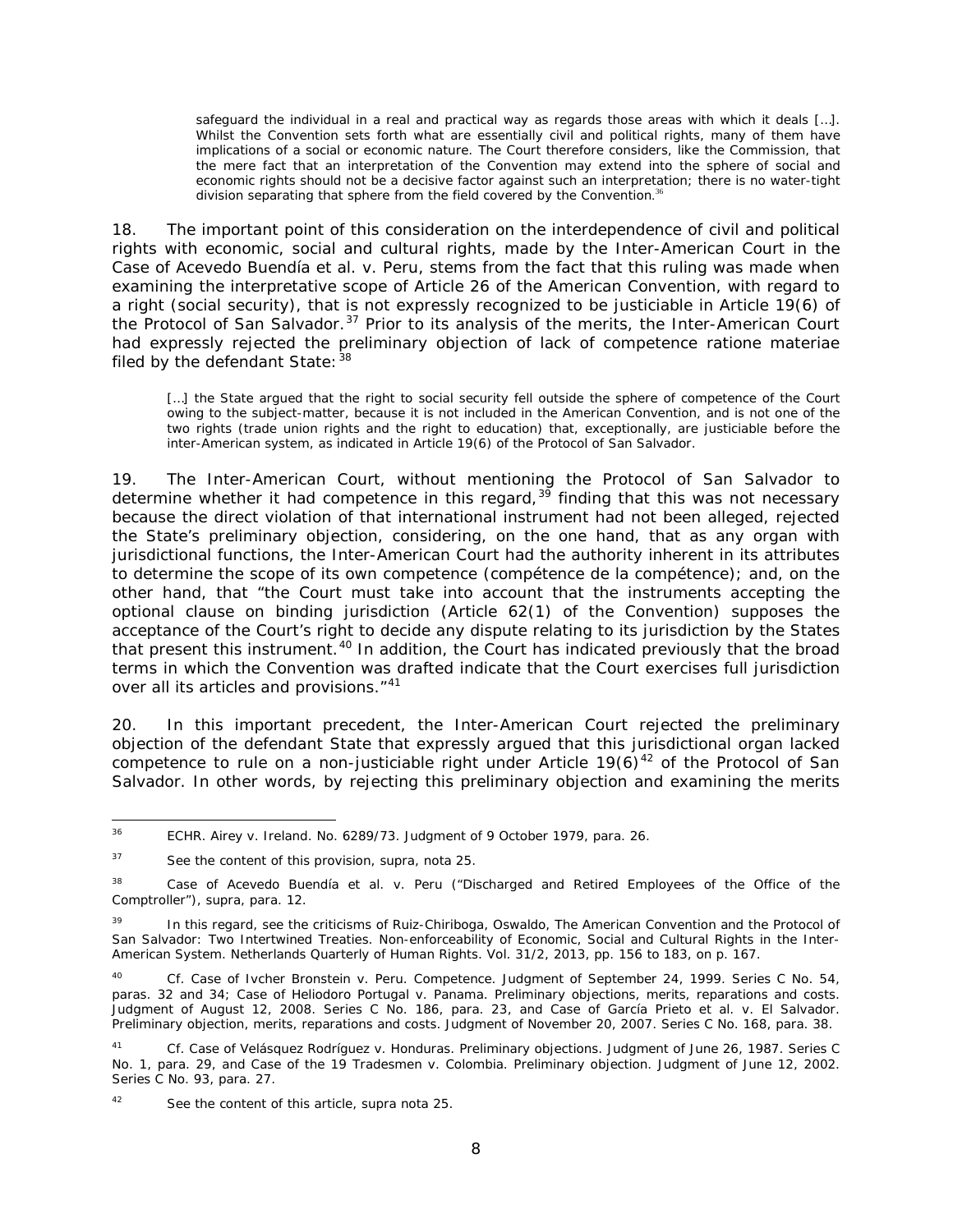> safeguard the individual in a real and practical way as regards those areas with which it deals […]. Whilst the Convention sets forth what are essentially civil and political rights, many of them have implications of a social or economic nature. The Court therefore considers, like the Commission, that the mere fact that an interpretation of the Convention may extend into the sphere of social and economic rights should not be a decisive factor against such an interpretation; there is no water-tight division separating that sphere from the field covered by the Convention.[36]

18. The important point of this consideration on the interdependence of civil and political rights with economic, social and cultural rights, made by the Inter-American Court in the *Case of Acevedo Buendía et al. v. Peru*, stems from the fact that this ruling was made when examining the interpretative scope of Article 26 of the American Convention, with regard to a right (social security), that is not expressly recognized to be justiciable in Article 19(6) of the Protocol of San Salvador.[37] Prior to its analysis of the merits, the Inter-American Court had expressly rejected the preliminary objection of lack of competence *ratione materiae* filed by the defendant State:[38]

> […] the State argued that the right to social security fell outside the sphere of competence of the Court owing to the subject-matter, because it is not included in the American Convention, and is not one of the two rights (trade union rights and the right to education) that, exceptionally, are justiciable before the inter-American system, as indicated in Article 19(6) of the Protocol of San Salvador.

19. The Inter-American Court, without mentioning the Protocol of San Salvador to determine whether it had competence in this regard,[39] finding that this was not necessary because the direct violation of that international instrument had not been alleged, rejected the State's preliminary objection, considering, on the one hand, that as any organ with jurisdictional functions, the Inter-American Court had the authority inherent in its attributes to determine the scope of its own competence (*compétence de la compétence*); and, on the other hand, that "the Court must take into account that the instruments accepting the optional clause on binding jurisdiction (Article 62(1) of the Convention) supposes the acceptance of the Court's right to decide any dispute relating to its jurisdiction by the States that present this instrument.[40] In addition, the Court has indicated previously that the broad terms in which the Convention was drafted indicate that the Court exercises full jurisdiction over all its articles and provisions."[41]

20. In this important precedent, the Inter-American Court rejected the preliminary objection of the defendant State that expressly argued that this jurisdictional organ lacked competence to rule on a non-justiciable right under Article 19(6)[42] of the Protocol of San Salvador. In other words, by rejecting this preliminary objection and examining the merits

---

[36] ECHR. *Airey v. Ireland*. No. 6289/73. Judgment of 9 October 1979, para. 26.

[37] See the content of this provision, *supra*, nota 25.

[38] *Case of Acevedo Buendía et al. v. Peru ("Discharged and Retired Employees of the Office of the Comptroller")*, *supra*, para. 12.

[39] In this regard, see the criticisms of Ruiz-Chiriboga, Oswaldo, The American Convention and the Protocol of San Salvador: Two Intertwined Treaties. Non-enforceability of Economic, Social and Cultural Rights in the Inter-American System. Netherlands Quarterly of Human Rights. Vol. 31/2, 2013, pp. 156 to 183, on p. 167.

[40] *Cf. Case of Ivcher Bronstein v. Peru. Competence.* Judgment of September 24, 1999. Series C No. 54, paras. 32 and 34; *Case of Heliodoro Portugal v. Panama. Preliminary objections, merits, reparations and costs.* Judgment of August 12, 2008. Series C No. 186, para. 23, and *Case of García Prieto et al. v. El Salvador. Preliminary objection, merits, reparations and costs.* Judgment of November 20, 2007. Series C No. 168, para. 38.

[41] *Cf. Case of Velásquez Rodríguez v. Honduras. Preliminary objections.* Judgment of June 26, 1987. Series C No. 1, para. 29, and *Case of the 19 Tradesmen v. Colombia. Preliminary objection.* Judgment of June 12, 2002. Series C No. 93, para. 27.

[42] See the content of this article, *supra* nota 25.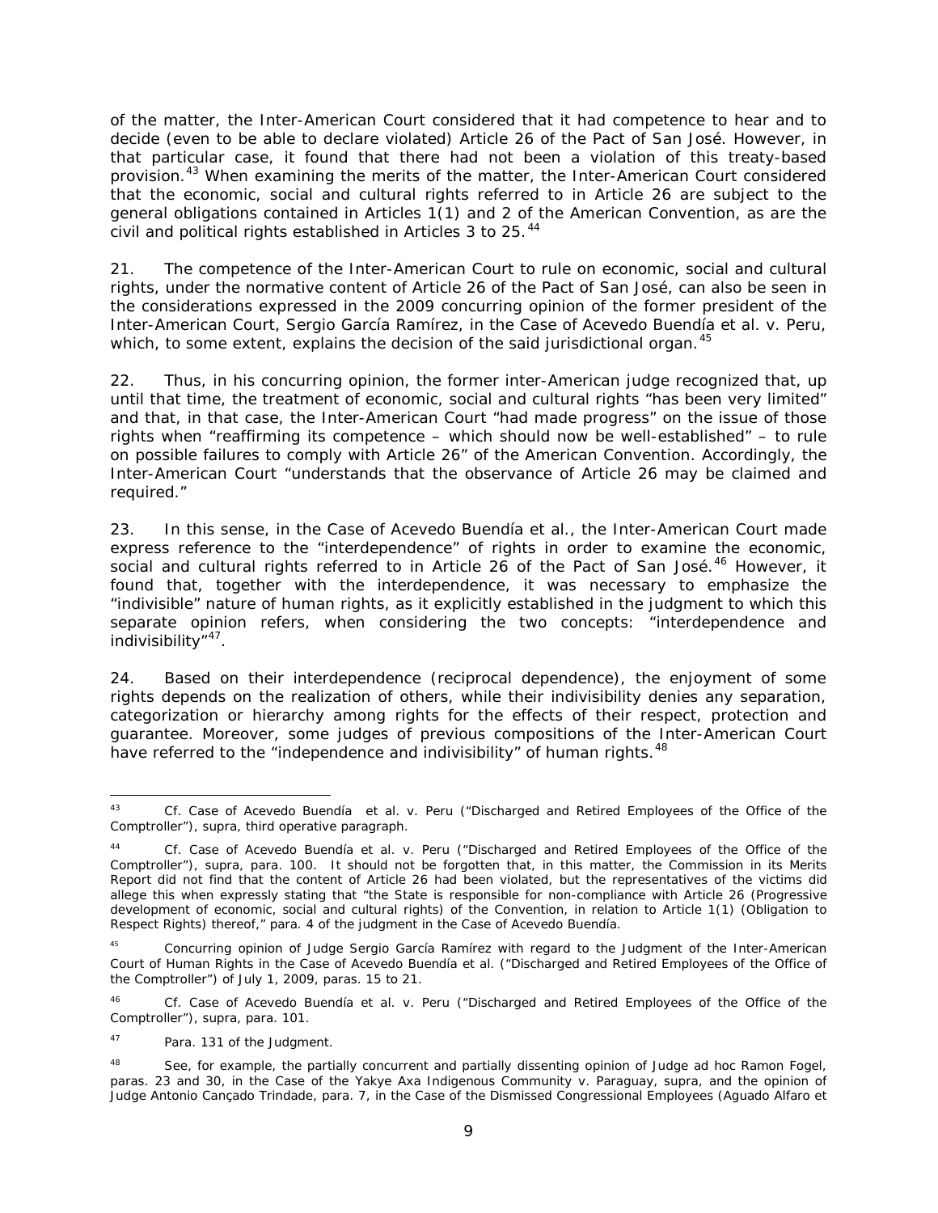of the matter, the Inter-American Court considered that it had competence to hear and to decide (even to be able to declare violated) Article 26 of the Pact of San José. However, in that particular case, it found that there had not been a violation of this treaty-based provision.[43] When examining the merits of the matter, the Inter-American Court considered that the economic, social and cultural rights referred to in Article 26 are subject to the general obligations contained in Articles 1(1) and 2 of the American Convention, as are the civil and political rights established in Articles 3 to 25.[44]

21. The competence of the Inter-American Court to rule on economic, social and cultural rights, under the normative content of Article 26 of the Pact of San José, can also be seen in the considerations expressed in the 2009 concurring opinion of the former president of the Inter-American Court, Sergio García Ramírez, in the Case of Acevedo Buendía et al. v. Peru, which, to some extent, explains the decision of the said jurisdictional organ.[45]

22. Thus, in his concurring opinion, the former inter-American judge recognized that, up until that time, the treatment of economic, social and cultural rights "has been very limited" and that, in that case, the Inter-American Court "had made progress" on the issue of those rights when "reaffirming its competence – which should now be well-established" – to rule on possible failures to comply with Article 26" of the American Convention. Accordingly, the Inter-American Court "understands that the observance of Article 26 may be claimed and required."

23. In this sense, in the Case of Acevedo Buendía et al., the Inter-American Court made express reference to the "interdependence" of rights in order to examine the economic, social and cultural rights referred to in Article 26 of the Pact of San José.[46] However, it found that, together with the interdependence, it was necessary to emphasize the "indivisible" nature of human rights, as it explicitly established in the judgment to which this separate opinion refers, when considering the two concepts: "interdependence and indivisibility"[47].

24. Based on their interdependence (reciprocal dependence), the enjoyment of some rights depends on the realization of others, while their indivisibility denies any separation, categorization or hierarchy among rights for the effects of their respect, protection and guarantee. Moreover, some judges of previous compositions of the Inter-American Court have referred to the "independence and indivisibility" of human rights.[48]

---

[43] Cf. Case of Acevedo Buendía et al. v. Peru ("Discharged and Retired Employees of the Office of the Comptroller"), *supra*, third operative paragraph.

[44] Cf. Case of Acevedo Buendía et al. v. Peru ("Discharged and Retired Employees of the Office of the Comptroller"), *supra*, para. 100. It should not be forgotten that, in this matter, the Commission in its Merits Report did not find that the content of Article 26 had been violated, but the representatives of the victims did allege this when expressly stating that "the State is responsible for non-compliance with Article 26 (Progressive development of economic, social and cultural rights) of the Convention, in relation to Article 1(1) (Obligation to Respect Rights) thereof," para. 4 of the judgment in the Case of Acevedo Buendía.

[45] Concurring opinion of Judge Sergio García Ramírez with regard to the Judgment of the Inter-American Court of Human Rights in the Case of Acevedo Buendía et al. ("Discharged and Retired Employees of the Office of the Comptroller") of July 1, 2009, paras. 15 to 21.

[46] Cf. Case of Acevedo Buendía et al. v. Peru ("Discharged and Retired Employees of the Office of the Comptroller"), *supra*, para. 101.

[47] Para. 131 of the Judgment.

[48] See, for example, the partially concurrent and partially dissenting opinion of Judge ad hoc Ramon Fogel, paras. 23 and 30, in the Case of the Yakye Axa Indigenous Community v. Paraguay, *supra*, and the opinion of Judge Antonio Cançado Trindade, para. 7, in the Case of the Dismissed Congressional Employees (Aguado Alfaro et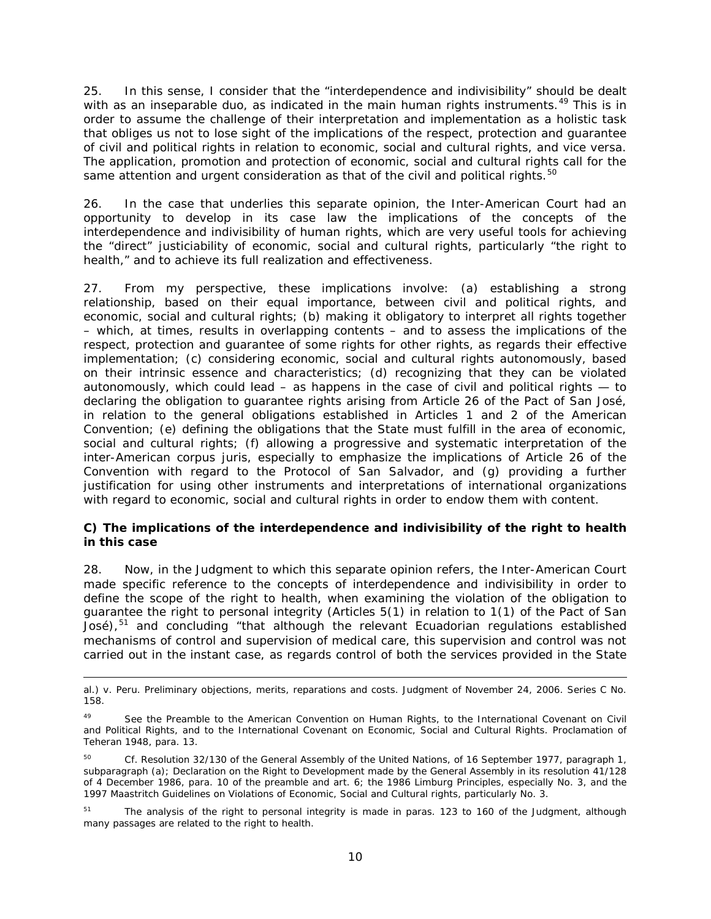25. In this sense, I consider that the "interdependence and indivisibility" should be dealt with as an inseparable duo, as indicated in the main human rights instruments.[49] This is in order to assume the challenge of their interpretation and implementation as a holistic task that obliges us not to lose sight of the implications of the respect, protection and guarantee of civil and political rights in relation to economic, social and cultural rights, and vice versa. The application, promotion and protection of economic, social and cultural rights call for the same attention and urgent consideration as that of the civil and political rights.[50]

26. In the case that underlies this separate opinion, the Inter-American Court had an opportunity to develop in its case law the implications of the concepts of the interdependence and indivisibility of human rights, which are very useful tools for achieving the "direct" justiciability of economic, social and cultural rights, particularly "the right to health," and to achieve its full realization and effectiveness.

27. From my perspective, these implications involve: (a) establishing a strong relationship, based on their equal importance, between civil and political rights, and economic, social and cultural rights; (b) making it obligatory to interpret all rights together – which, at times, results in overlapping contents – and to assess the implications of the respect, protection and guarantee of some rights for other rights, as regards their effective implementation; (c) considering economic, social and cultural rights autonomously, based on their intrinsic essence and characteristics; (d) recognizing that they can be violated autonomously, which could lead – as happens in the case of civil and political rights — to declaring the obligation to guarantee rights arising from Article 26 of the Pact of San José, in relation to the general obligations established in Articles 1 and 2 of the American Convention; (e) defining the obligations that the State must fulfill in the area of economic, social and cultural rights; (f) allowing a progressive and systematic interpretation of the inter-American corpus juris, especially to emphasize the implications of Article 26 of the Convention with regard to the Protocol of San Salvador, and (g) providing a further justification for using other instruments and interpretations of international organizations with regard to economic, social and cultural rights in order to endow them with content.

**C) The implications of the interdependence and indivisibility of the right to health in this case**

28. Now, in the Judgment to which this separate opinion refers, the Inter-American Court made specific reference to the concepts of interdependence and indivisibility in order to define the scope of the right to health, when examining the violation of the obligation to guarantee the right to personal integrity (Articles 5(1) in relation to 1(1) of the Pact of San José),[51] and concluding "that although the relevant Ecuadorian regulations established mechanisms of control and supervision of medical care, this supervision and control was not carried out in the instant case, as regards control of both the services provided in the State

---

al.) *v. Peru. Preliminary objections, merits, reparations and costs.* Judgment of November 24, 2006. Series C No. 158.

[49] See the Preamble to the American Convention on Human Rights, to the International Covenant on Civil and Political Rights, and to the International Covenant on Economic, Social and Cultural Rights. Proclamation of Teheran 1948, para. 13.

[50] Cf. Resolution 32/130 of the General Assembly of the United Nations, of 16 September 1977, paragraph 1, subparagraph (a); Declaration on the Right to Development made by the General Assembly in its resolution 41/128 of 4 December 1986, para. 10 of the preamble and art. 6; the 1986 Limburg Principles, especially No. 3, and the 1997 Maastritch Guidelines on Violations of Economic, Social and Cultural rights, particularly No. 3.

[51] The analysis of the right to personal integrity is made in paras. 123 to 160 of the Judgment, although many passages are related to the right to health.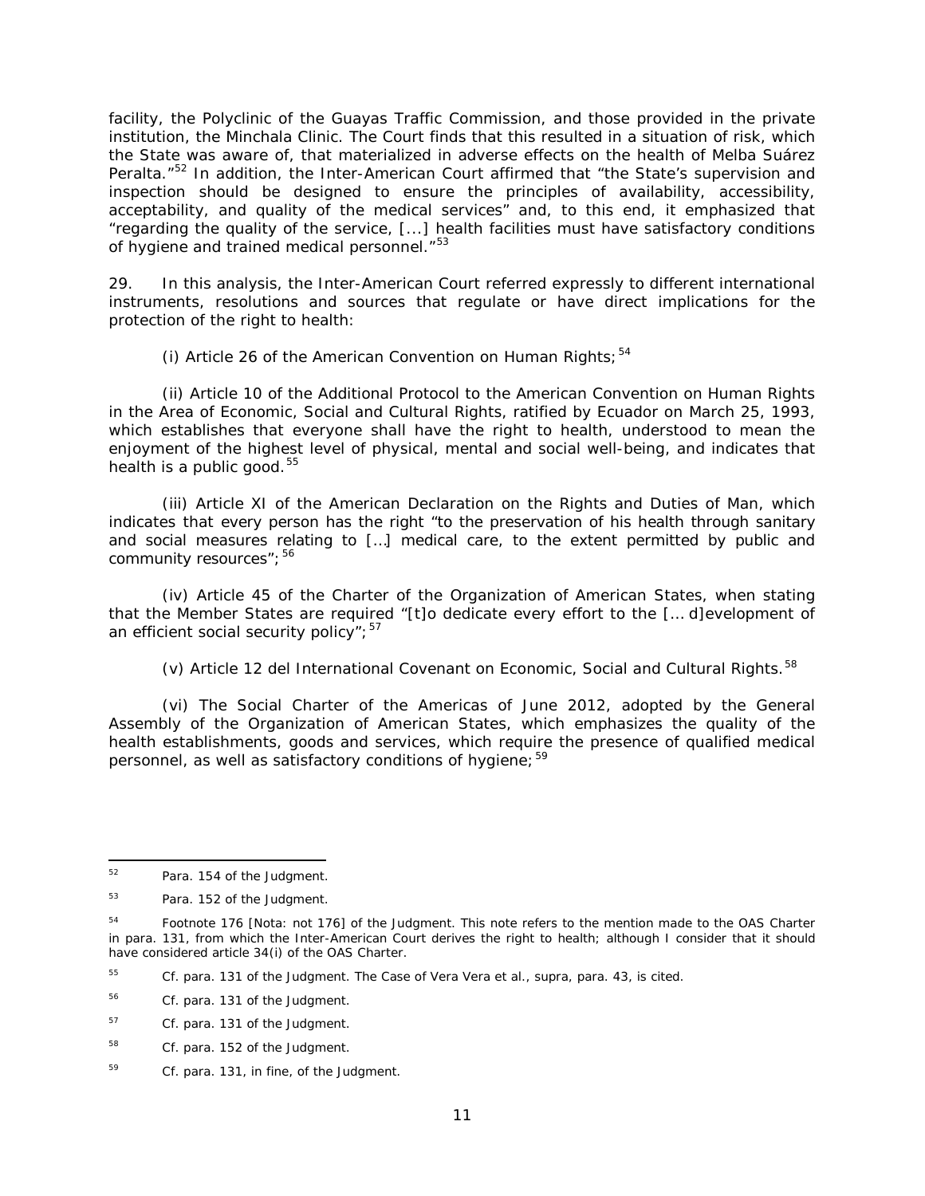facility, the Polyclinic of the Guayas Traffic Commission, and those provided in the private institution, the Minchala Clinic. The Court finds that this resulted in a situation of risk, which the State was aware of, that materialized in adverse effects on the health of Melba Suárez Peralta."[52] In addition, the Inter-American Court affirmed that "the State's supervision and inspection should be designed to ensure the principles of availability, accessibility, acceptability, and quality of the medical services" and, to this end, it emphasized that "regarding the quality of the service, [...] health facilities must have satisfactory conditions of hygiene and trained medical personnel."[53]

29. In this analysis, the Inter-American Court referred expressly to different international instruments, resolutions and sources that regulate or have direct implications for the protection of the right to health:

(i) Article 26 of the American Convention on Human Rights;[54]

(ii) Article 10 of the Additional Protocol to the American Convention on Human Rights in the Area of Economic, Social and Cultural Rights, ratified by Ecuador on March 25, 1993, which establishes that everyone shall have the right to health, understood to mean the enjoyment of the highest level of physical, mental and social well-being, and indicates that health is a public good.[55]

(iii) Article XI of the American Declaration on the Rights and Duties of Man, which indicates that every person has the right "to the preservation of his health through sanitary and social measures relating to […] medical care, to the extent permitted by public and community resources";[56]

(iv) Article 45 of the Charter of the Organization of American States, when stating that the Member States are required "[t]o dedicate every effort to the [… d]evelopment of an efficient social security policy";[57]

(v) Article 12 del International Covenant on Economic, Social and Cultural Rights.[58]

(vi) The Social Charter of the Americas of June 2012, adopted by the General Assembly of the Organization of American States, which emphasizes the quality of the health establishments, goods and services, which require the presence of qualified medical personnel, as well as satisfactory conditions of hygiene;[59]

---

[52] Para. 154 of the Judgment.

[53] Para. 152 of the Judgment.

[54] Footnote 176 [Nota: not 176] of the Judgment. This note refers to the mention made to the OAS Charter in para. 131, from which the Inter-American Court derives the right to health; although I consider that it should have considered article 34(i) of the OAS Charter.

[55] Cf. para. 131 of the Judgment. The Case of Vera Vera et al., supra, para. 43, is cited.

[56] Cf. para. 131 of the Judgment.

[57] Cf. para. 131 of the Judgment.

[58] Cf. para. 152 of the Judgment.

[59] Cf. para. 131, in fine, of the Judgment.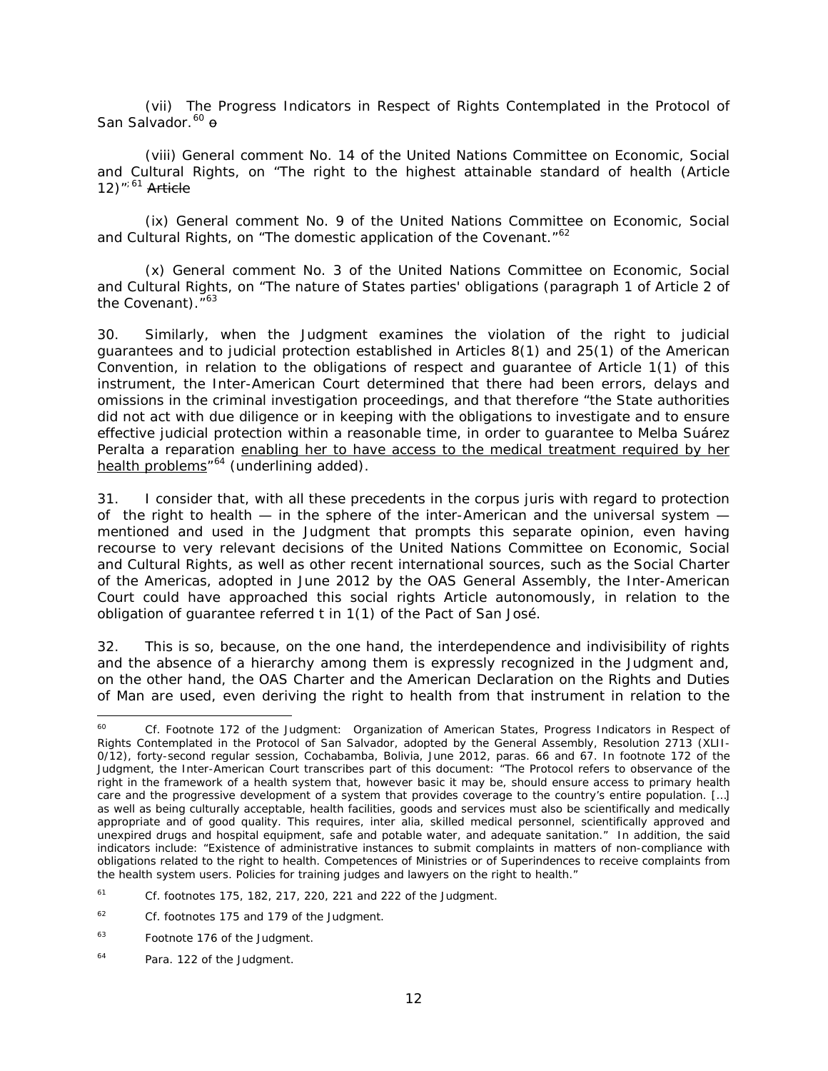(vii) The Progress Indicators in Respect of Rights Contemplated in the Protocol of San Salvador.[60] ~~o~~

(viii) General comment No. 14 of the United Nations Committee on Economic, Social and Cultural Rights, on "The right to the highest attainable standard of health (Article 12)";[61] ~~Article~~

(ix) General comment No. 9 of the United Nations Committee on Economic, Social and Cultural Rights, on "The domestic application of the Covenant."[62]

(x) General comment No. 3 of the United Nations Committee on Economic, Social and Cultural Rights, on "The nature of States parties' obligations (paragraph 1 of Article 2 of the Covenant)."[63]

30. Similarly, when the Judgment examines the violation of the right to judicial guarantees and to judicial protection established in Articles 8(1) and 25(1) of the American Convention, in relation to the obligations of respect and guarantee of Article 1(1) of this instrument, the Inter-American Court determined that there had been errors, delays and omissions in the criminal investigation proceedings, and that therefore "the State authorities did not act with due diligence or in keeping with the obligations to investigate and to ensure effective judicial protection within a reasonable time, in order to guarantee to Melba Suárez Peralta a reparation <u>enabling her to have access to the medical treatment required by her health problems</u>"[64] (underlining added).

31. I consider that, with all these precedents in the corpus juris with regard to protection of the right to health — in the sphere of the inter-American and the universal system — mentioned and used in the Judgment that prompts this separate opinion, even having recourse to very relevant decisions of the United Nations Committee on Economic, Social and Cultural Rights, as well as other recent international sources, such as the Social Charter of the Americas, adopted in June 2012 by the OAS General Assembly, the Inter-American Court could have approached this social rights Article autonomously, in relation to the obligation of guarantee referred t in 1(1) of the Pact of San José.

32. This is so, because, on the one hand, the interdependence and indivisibility of rights and the absence of a hierarchy among them is expressly recognized in the Judgment and, on the other hand, the OAS Charter and the American Declaration on the Rights and Duties of Man are used, even deriving the right to health from that instrument in relation to the

---

[60] Cf. Footnote 172 of the Judgment: Organization of American States, Progress Indicators in Respect of Rights Contemplated in the Protocol of San Salvador, adopted by the General Assembly, Resolution 2713 (XLII-0/12), forty-second regular session, Cochabamba, Bolivia, June 2012, paras. 66 and 67. In footnote 172 of the Judgment, the Inter-American Court transcribes part of this document: "The Protocol refers to observance of the right in the framework of a health system that, however basic it may be, should ensure access to primary health care and the progressive development of a system that provides coverage to the country's entire population. […] as well as being culturally acceptable, health facilities, goods and services must also be scientifically and medically appropriate and of good quality. This requires, inter alia, skilled medical personnel, scientifically approved and unexpired drugs and hospital equipment, safe and potable water, and adequate sanitation." In addition, the said indicators include: "Existence of administrative instances to submit complaints in matters of non-compliance with obligations related to the right to health. Competences of Ministries or of Superindences to receive complaints from the health system users. Policies for training judges and lawyers on the right to health."

[61] Cf. footnotes 175, 182, 217, 220, 221 and 222 of the Judgment.

[62] Cf. footnotes 175 and 179 of the Judgment.

[63] Footnote 176 of the Judgment.

[64] Para. 122 of the Judgment.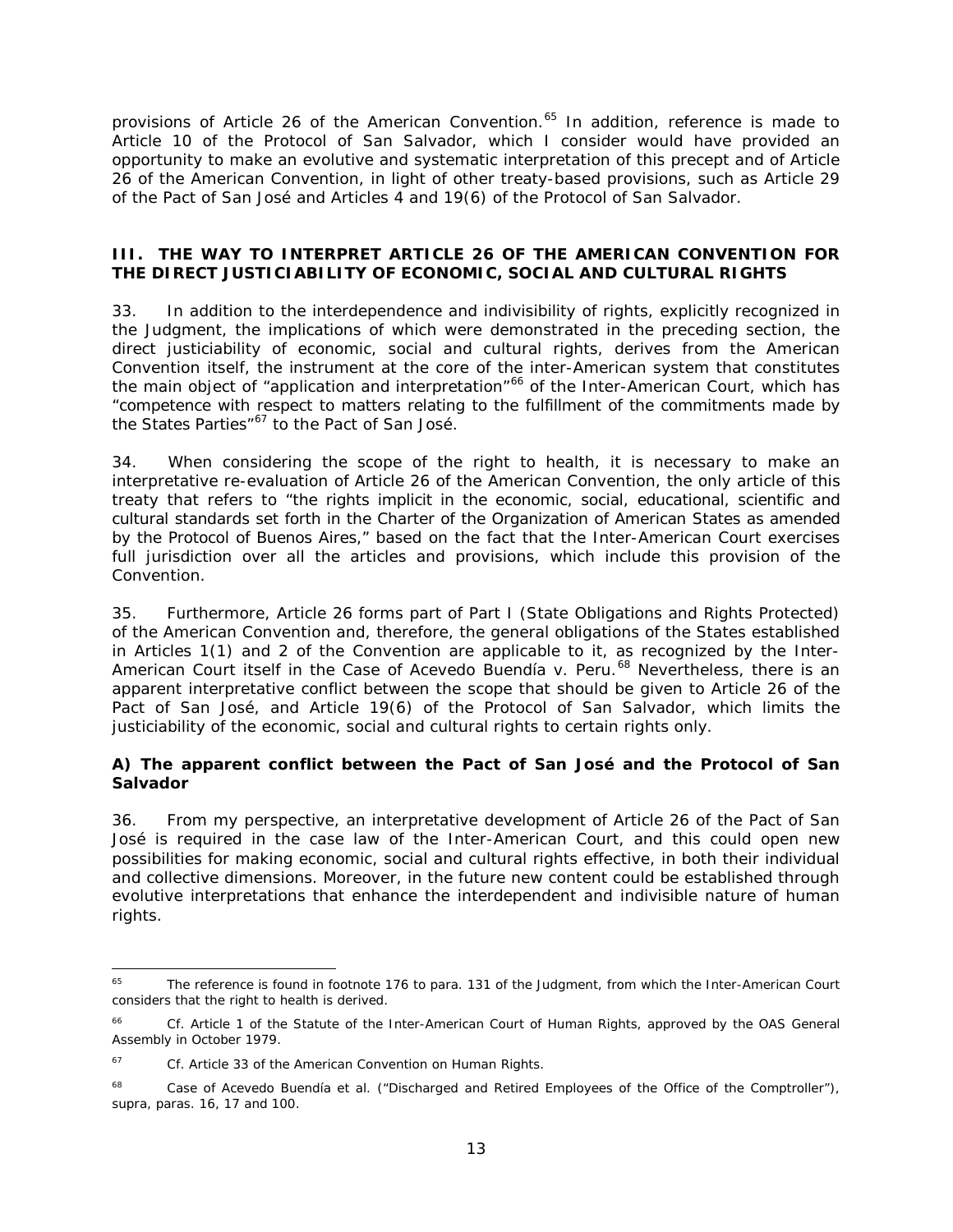provisions of Article 26 of the American Convention.[65] In addition, reference is made to Article 10 of the Protocol of San Salvador, which I consider would have provided an opportunity to make an evolutive and systematic interpretation of this precept and of Article 26 of the American Convention, in light of other treaty-based provisions, such as Article 29 of the Pact of San José and Articles 4 and 19(6) of the Protocol of San Salvador.

## III. THE WAY TO INTERPRET ARTICLE 26 OF THE AMERICAN CONVENTION FOR THE DIRECT JUSTICIABILITY OF ECONOMIC, SOCIAL AND CULTURAL RIGHTS

33. In addition to the interdependence and indivisibility of rights, explicitly recognized in the Judgment, the implications of which were demonstrated in the preceding section, the direct justiciability of economic, social and cultural rights, derives from the American Convention itself, the instrument at the core of the inter-American system that constitutes the main object of "application and interpretation"[66] of the Inter-American Court, which has "competence with respect to matters relating to the fulfillment of the commitments made by the States Parties"[67] to the Pact of San José.

34. When considering the scope of the right to health, it is necessary to make an interpretative re-evaluation of Article 26 of the American Convention, the only article of this treaty that refers to "the rights implicit in the economic, social, educational, scientific and cultural standards set forth in the Charter of the Organization of American States as amended by the Protocol of Buenos Aires," based on the fact that the Inter-American Court exercises full jurisdiction over all the articles and provisions, which include this provision of the Convention.

35. Furthermore, Article 26 forms part of Part I (State Obligations and Rights Protected) of the American Convention and, therefore, the general obligations of the States established in Articles 1(1) and 2 of the Convention are applicable to it, as recognized by the Inter-American Court itself in the *Case of Acevedo Buendía v. Peru*.[68] Nevertheless, there is an apparent interpretative conflict between the scope that should be given to Article 26 of the Pact of San José, and Article 19(6) of the Protocol of San Salvador, which limits the justiciability of the economic, social and cultural rights to certain rights only.

### A) The apparent conflict between the Pact of San José and the Protocol of San Salvador

36. From my perspective, an interpretative development of Article 26 of the Pact of San José is required in the case law of the Inter-American Court, and this could open new possibilities for making economic, social and cultural rights effective, in both their individual and collective dimensions. Moreover, in the future new content could be established through evolutive interpretations that enhance the interdependent and indivisible nature of human rights.

---

[65] The reference is found in footnote 176 to para. 131 of the Judgment, from which the Inter-American Court considers that the right to health is derived.

[66] *Cf.* Article 1 of the Statute of the Inter-American Court of Human Rights, approved by the OAS General Assembly in October 1979.

[67] *Cf.* Article 33 of the American Convention on Human Rights.

[68] *Case of Acevedo Buendía et al. ("Discharged and Retired Employees of the Office of the Comptroller")*, *supra*, paras. 16, 17 and 100.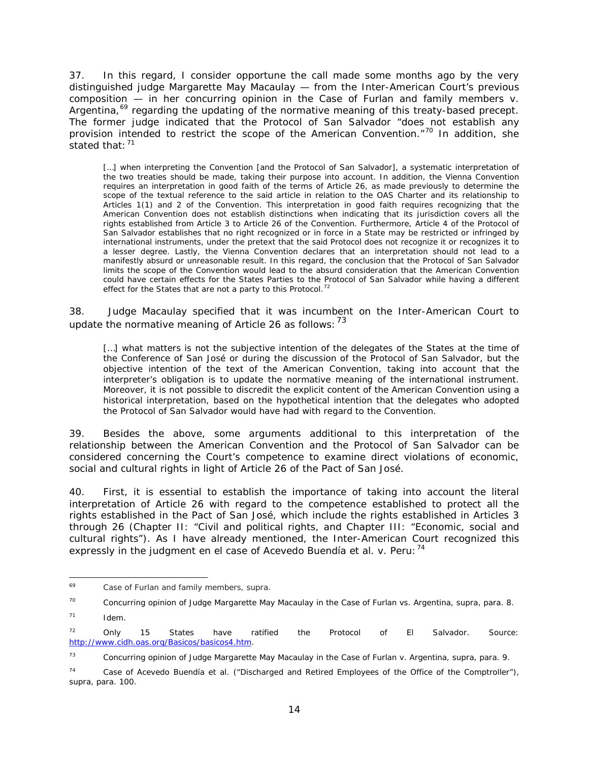37. In this regard, I consider opportune the call made some months ago by the very distinguished judge Margarette May Macaulay — from the Inter-American Court's previous composition — in her concurring opinion in the Case of Furlan and family members v. Argentina,[69] regarding the updating of the normative meaning of this treaty-based precept. The former judge indicated that the Protocol of San Salvador "does not establish any provision intended to restrict the scope of the American Convention."[70] In addition, she stated that:[71]

> […] when interpreting the Convention [and the Protocol of San Salvador], a systematic interpretation of the two treaties should be made, taking their purpose into account. In addition, the Vienna Convention requires an interpretation in good faith of the terms of Article 26, as made previously to determine the scope of the textual reference to the said article in relation to the OAS Charter and its relationship to Articles 1(1) and 2 of the Convention. This interpretation in good faith requires recognizing that the American Convention does not establish distinctions when indicating that its jurisdiction covers all the rights established from Article 3 to Article 26 of the Convention. Furthermore, Article 4 of the Protocol of San Salvador establishes that no right recognized or in force in a State may be restricted or infringed by international instruments, under the pretext that the said Protocol does not recognize it or recognizes it to a lesser degree. Lastly, the Vienna Convention declares that an interpretation should not lead to a manifestly absurd or unreasonable result. In this regard, the conclusion that the Protocol of San Salvador limits the scope of the Convention would lead to the absurd consideration that the American Convention could have certain effects for the States Parties to the Protocol of San Salvador while having a different effect for the States that are not a party to this Protocol.[72]

38. Judge Macaulay specified that it was incumbent on the Inter-American Court to update the normative meaning of Article 26 as follows:[73]

> […] what matters is not the subjective intention of the delegates of the States at the time of the Conference of San José or during the discussion of the Protocol of San Salvador, but the objective intention of the text of the American Convention, taking into account that the interpreter's obligation is to update the normative meaning of the international instrument. Moreover, it is not possible to discredit the explicit content of the American Convention using a historical interpretation, based on the hypothetical intention that the delegates who adopted the Protocol of San Salvador would have had with regard to the Convention.

39. Besides the above, some arguments additional to this interpretation of the relationship between the American Convention and the Protocol of San Salvador can be considered concerning the Court's competence to examine direct violations of economic, social and cultural rights in light of Article 26 of the Pact of San José.

40. First, it is essential to establish the importance of taking into account the literal interpretation of Article 26 with regard to the competence established to protect all the rights established in the Pact of San José, which include the rights established in Articles 3 through 26 (Chapter II: "Civil and political rights, and Chapter III: "Economic, social and cultural rights"). As I have already mentioned, the Inter-American Court recognized this expressly in the judgment en el case of Acevedo Buendía et al. v. Peru:[74]

---

[69] Case of Furlan and family members, supra.

[70] Concurring opinion of Judge Margarette May Macaulay in the Case of Furlan vs. Argentina, supra, para. 8.

[71] Idem.

[72] Only 15 States have ratified the Protocol of El Salvador. Source: http://www.cidh.oas.org/Basicos/basicos4.htm.

[73] Concurring opinion of Judge Margarette May Macaulay in the Case of Furlan v. Argentina, supra, para. 9.

[74] Case of Acevedo Buendía et al. ("Discharged and Retired Employees of the Office of the Comptroller"), supra, para. 100.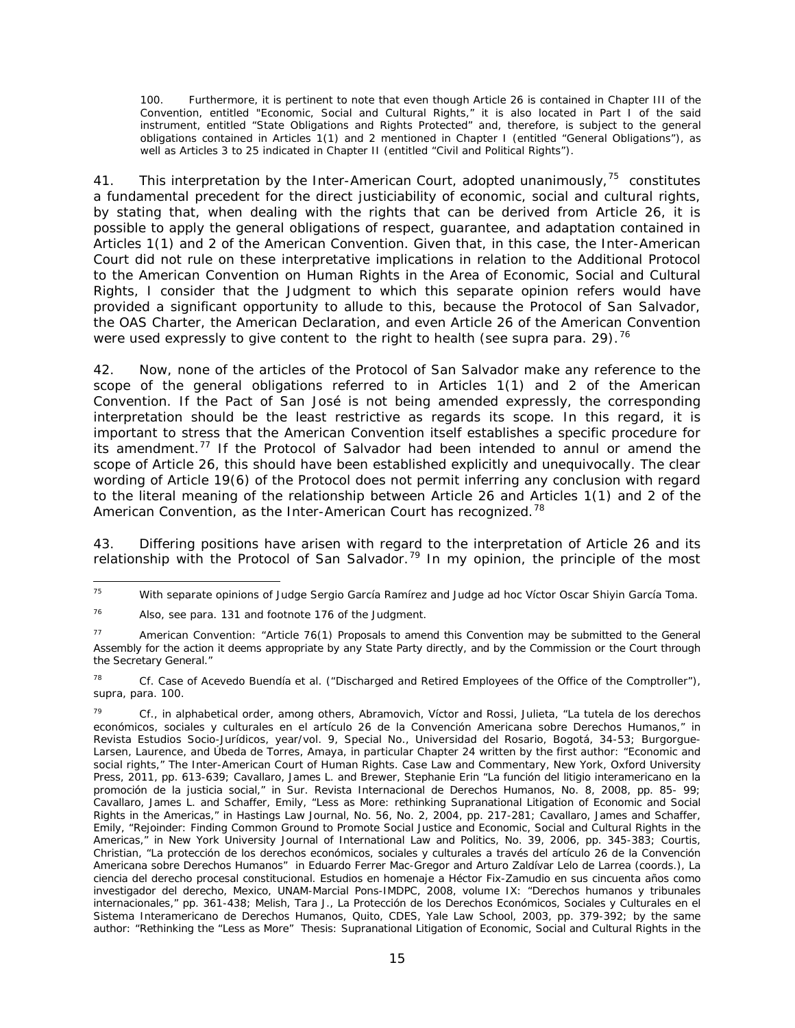> 100. Furthermore, it is pertinent to note that even though Article 26 is contained in Chapter III of the Convention, entitled "Economic, Social and Cultural Rights," it is also located in Part I of the said instrument, entitled "State Obligations and Rights Protected" and, therefore, is subject to the general obligations contained in Articles 1(1) and 2 mentioned in Chapter I (entitled "General Obligations"), as well as Articles 3 to 25 indicated in Chapter II (entitled "Civil and Political Rights").

41. This interpretation by the Inter-American Court, adopted unanimously,[75] constitutes a fundamental precedent for the direct justiciability of economic, social and cultural rights, by stating that, when dealing with the rights that can be derived from Article 26, it is possible to apply the general obligations of respect, guarantee, and adaptation contained in Articles 1(1) and 2 of the American Convention. Given that, in this case, the Inter-American Court did not rule on these interpretative implications in relation to the Additional Protocol to the American Convention on Human Rights in the Area of Economic, Social and Cultural Rights, I consider that the Judgment to which this separate opinion refers would have provided a significant opportunity to allude to this, because the Protocol of San Salvador, the OAS Charter, the American Declaration, and even Article 26 of the American Convention were used expressly to give content to the right to health (see supra para. 29).[76]

42. Now, none of the articles of the Protocol of San Salvador make any reference to the scope of the general obligations referred to in Articles 1(1) and 2 of the American Convention. If the Pact of San José is not being amended expressly, the corresponding interpretation should be the least restrictive as regards its scope. In this regard, it is important to stress that the American Convention itself establishes a specific procedure for its amendment.[77] If the Protocol of Salvador had been intended to annul or amend the scope of Article 26, this should have been established explicitly and unequivocally. The clear wording of Article 19(6) of the Protocol does not permit inferring any conclusion with regard to the literal meaning of the relationship between Article 26 and Articles 1(1) and 2 of the American Convention, as the Inter-American Court has recognized.[78]

43. Differing positions have arisen with regard to the interpretation of Article 26 and its relationship with the Protocol of San Salvador.[79] In my opinion, the principle of the most

---

[75] With separate opinions of Judge Sergio García Ramírez and Judge ad hoc Víctor Oscar Shiyin García Toma.

[76] Also, see para. 131 and footnote 176 of the Judgment.

[77] American Convention: "Article 76(1) Proposals to amend this Convention may be submitted to the General Assembly for the action it deems appropriate by any State Party directly, and by the Commission or the Court through the Secretary General."

[78] *Cf.* Case of Acevedo Buendía et al. ("Discharged and Retired Employees of the Office of the Comptroller"), *supra*, para. 100.

[79] *Cf.*, in alphabetical order, among others, Abramovich, Víctor and Rossi, Julieta, "La tutela de los derechos económicos, sociales y culturales en el artículo 26 de la Convención Americana sobre Derechos Humanos," in Revista Estudios Socio-Jurídicos, year/vol. 9, Special No., Universidad del Rosario, Bogotá, 34-53; Burgorgue-Larsen, Laurence, and Úbeda de Torres, Amaya, in particular Chapter 24 written by the first author: "Economic and social rights," The Inter-American Court of Human Rights. Case Law and Commentary, New York, Oxford University Press, 2011, pp. 613-639; Cavallaro, James L. and Brewer, Stephanie Erin "La función del litigio interamericano en la promoción de la justicia social," in Sur. Revista Internacional de Derechos Humanos, No. 8, 2008, pp. 85- 99; Cavallaro, James L. and Schaffer, Emily, "Less as More: rethinking Supranational Litigation of Economic and Social Rights in the Americas," in Hastings Law Journal, No. 56, No. 2, 2004, pp. 217-281; Cavallaro, James and Schaffer, Emily, "Rejoinder: Finding Common Ground to Promote Social Justice and Economic, Social and Cultural Rights in the Americas," in New York University Journal of International Law and Politics, No. 39, 2006, pp. 345-383; Courtis, Christian, "La protección de los derechos económicos, sociales y culturales a través del artículo 26 de la Convención Americana sobre Derechos Humanos" in Eduardo Ferrer Mac-Gregor and Arturo Zaldívar Lelo de Larrea (coords.), La ciencia del derecho procesal constitucional. Estudios en homenaje a Héctor Fix-Zamudio en sus cincuenta años como investigador del derecho, Mexico, UNAM-Marcial Pons-IMDPC, 2008, volume IX: "Derechos humanos y tribunales internacionales," pp. 361-438; Melish, Tara J., La Protección de los Derechos Económicos, Sociales y Culturales en el Sistema Interamericano de Derechos Humanos, Quito, CDES, Yale Law School, 2003, pp. 379-392; by the same author: "Rethinking the "Less as More" Thesis: Supranational Litigation of Economic, Social and Cultural Rights in the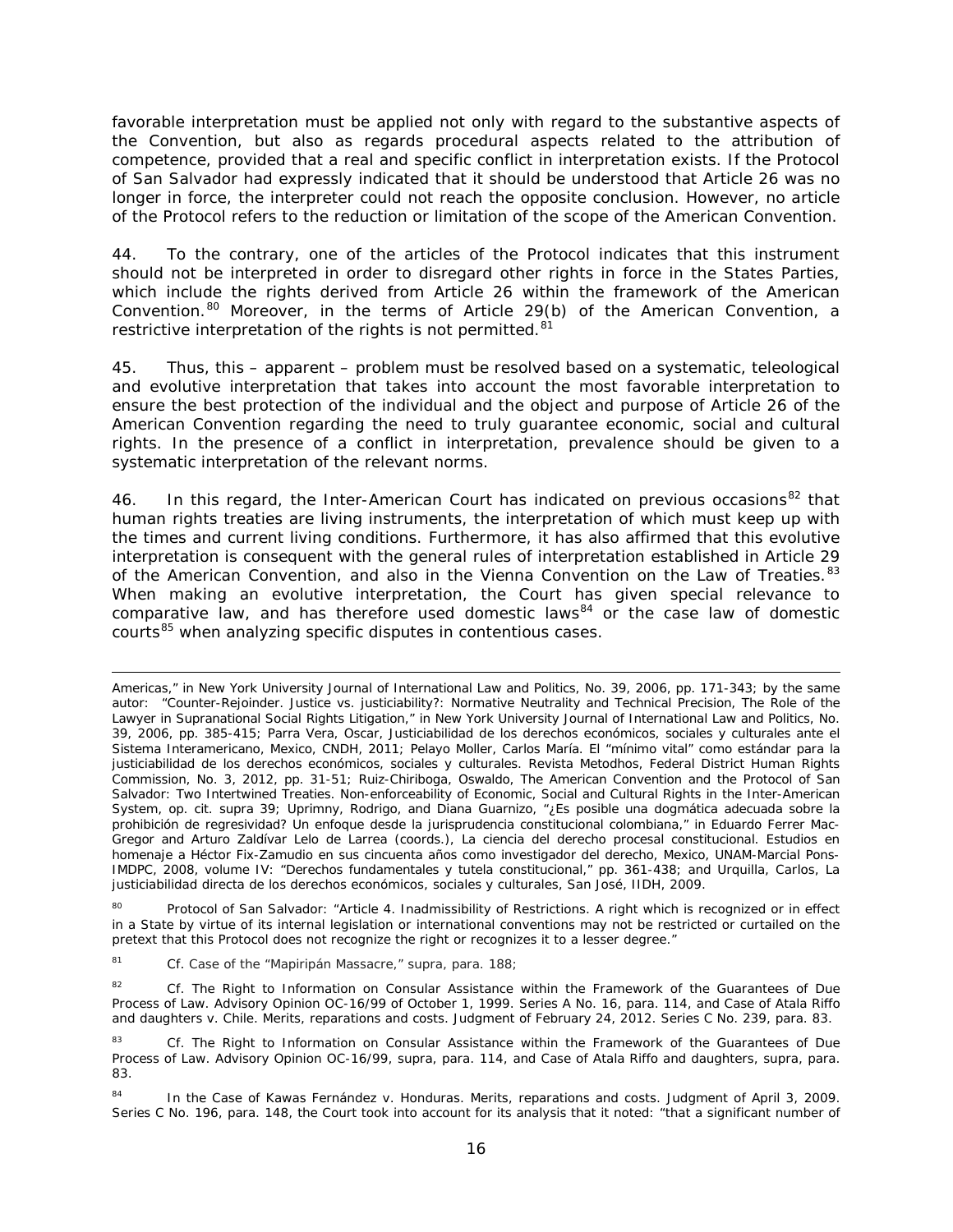favorable interpretation must be applied not only with regard to the substantive aspects of the Convention, but also as regards procedural aspects related to the attribution of competence, provided that a real and specific conflict in interpretation exists. If the Protocol of San Salvador had expressly indicated that it should be understood that Article 26 was no longer in force, the interpreter could not reach the opposite conclusion. However, no article of the Protocol refers to the reduction or limitation of the scope of the American Convention.

44. To the contrary, one of the articles of the Protocol indicates that this instrument should not be interpreted in order to disregard other rights in force in the States Parties, which include the rights derived from Article 26 within the framework of the American Convention.[80] Moreover, in the terms of Article 29(b) of the American Convention, a restrictive interpretation of the rights is not permitted.[81]

45. Thus, this – apparent – problem must be resolved based on a systematic, teleological and evolutive interpretation that takes into account the most favorable interpretation to ensure the best protection of the individual and the object and purpose of Article 26 of the American Convention regarding the need to truly guarantee economic, social and cultural rights. In the presence of a conflict in interpretation, prevalence should be given to a systematic interpretation of the relevant norms.

46. In this regard, the Inter-American Court has indicated on previous occasions[82] that human rights treaties are living instruments, the interpretation of which must keep up with the times and current living conditions. Furthermore, it has also affirmed that this evolutive interpretation is consequent with the general rules of interpretation established in Article 29 of the American Convention, and also in the Vienna Convention on the Law of Treaties.[83] When making an evolutive interpretation, the Court has given special relevance to comparative law, and has therefore used domestic laws[84] or the case law of domestic courts[85] when analyzing specific disputes in contentious cases.

---

Americas," in New York University Journal of International Law and Politics, No. 39, 2006, pp. 171-343; by the same autor: "Counter-Rejoinder. Justice vs. justiciability?: Normative Neutrality and Technical Precision, The Role of the Lawyer in Supranational Social Rights Litigation," in New York University Journal of International Law and Politics, No. 39, 2006, pp. 385-415; Parra Vera, Oscar, Justiciabilidad de los derechos económicos, sociales y culturales ante el Sistema Interamericano, Mexico, CNDH, 2011; Pelayo Moller, Carlos María. El "mínimo vital" como estándar para la justiciabilidad de los derechos económicos, sociales y culturales. Revista Metodhos, Federal District Human Rights Commission, No. 3, 2012, pp. 31-51; Ruiz-Chiriboga, Oswaldo, The American Convention and the Protocol of San Salvador: Two Intertwined Treaties. Non-enforceability of Economic, Social and Cultural Rights in the Inter-American System, op. cit. supra 39; Uprimny, Rodrigo, and Diana Guarnizo, "¿Es posible una dogmática adecuada sobre la prohibición de regresividad? Un enfoque desde la jurisprudencia constitucional colombiana," in Eduardo Ferrer Mac-Gregor and Arturo Zaldívar Lelo de Larrea (coords.), La ciencia del derecho procesal constitucional. Estudios en homenaje a Héctor Fix-Zamudio en sus cincuenta años como investigador del derecho, Mexico, UNAM-Marcial Pons-IMDPC, 2008, volume IV: "Derechos fundamentales y tutela constitucional," pp. 361-438; and Urquilla, Carlos, La justiciabilidad directa de los derechos económicos, sociales y culturales, San José, IIDH, 2009.

[80] Protocol of San Salvador: "Article 4. Inadmissibility of Restrictions. A right which is recognized or in effect in a State by virtue of its internal legislation or international conventions may not be restricted or curtailed on the pretext that this Protocol does not recognize the right or recognizes it to a lesser degree."

[81] *Cf.* Case of the "Mapiripán Massacre," *supra*, para. 188;

[82] *Cf. The Right to Information on Consular Assistance within the Framework of the Guarantees of Due Process of Law.* Advisory Opinion OC-16/99 of October 1, 1999. Series A No. 16, para. 114, and *Case of Atala Riffo and daughters v. Chile. Merits, reparations and costs.* Judgment of February 24, 2012. Series C No. 239, para. 83.

[83] *Cf. The Right to Information on Consular Assistance within the Framework of the Guarantees of Due Process of Law.* Advisory Opinion OC-16/99, *supra*, para. 114, and *Case of Atala Riffo and daughters*, *supra*, para. 83.

[84] In the *Case of Kawas Fernández v. Honduras. Merits, reparations and costs.* Judgment of April 3, 2009. Series C No. 196, para. 148, the Court took into account for its analysis that it noted: "that a significant number of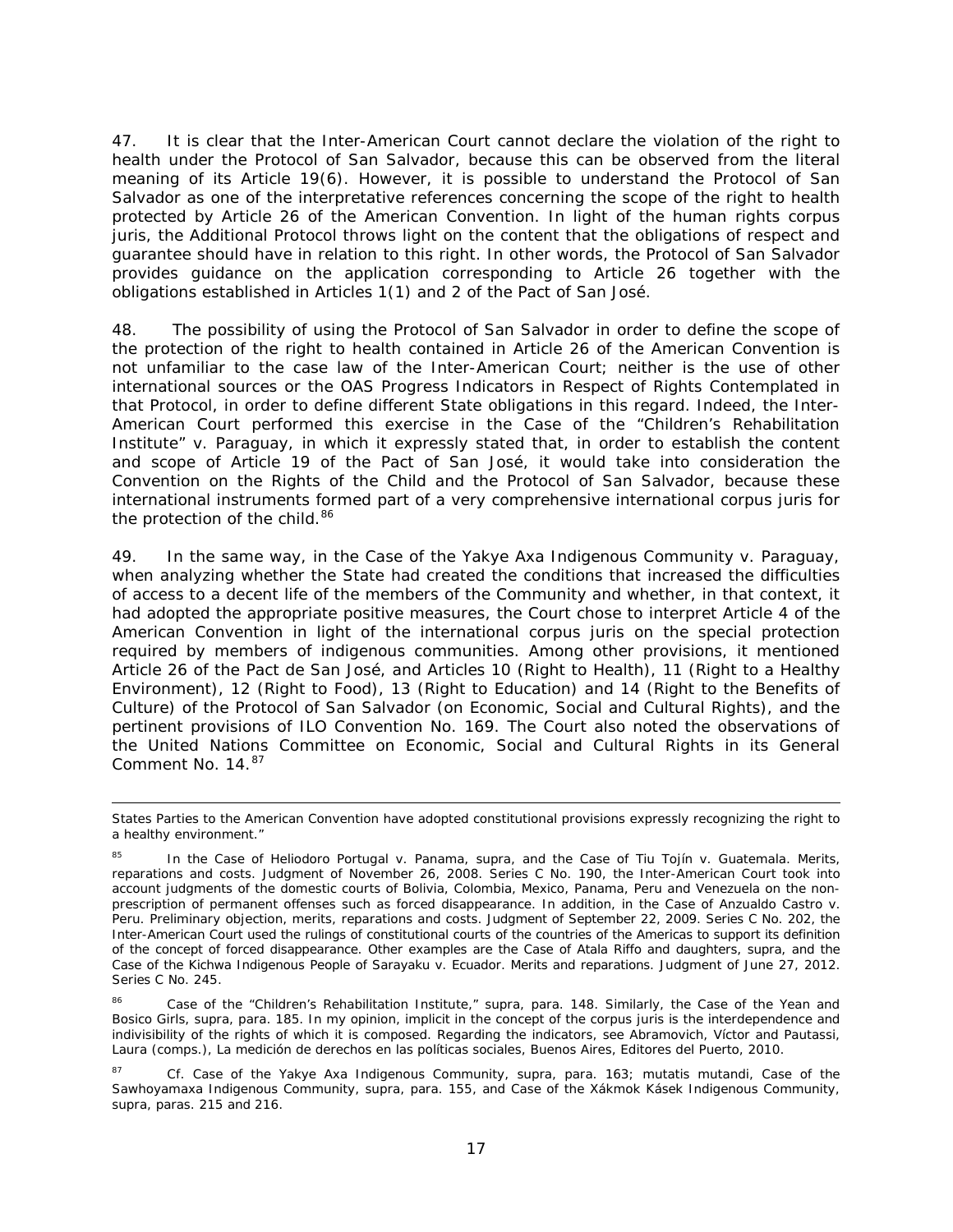47. It is clear that the Inter-American Court cannot declare the violation of the right to health under the Protocol of San Salvador, because this can be observed from the literal meaning of its Article 19(6). However, it is possible to understand the Protocol of San Salvador as one of the interpretative references concerning the scope of the right to health protected by Article 26 of the American Convention. In light of the human rights *corpus juris*, the Additional Protocol throws light on the content that the obligations of respect and guarantee should have in relation to this right. In other words, the Protocol of San Salvador provides guidance on the application corresponding to Article 26 together with the obligations established in Articles 1(1) and 2 of the Pact of San José.

48. The possibility of using the Protocol of San Salvador in order to define the scope of the protection of the right to health contained in Article 26 of the American Convention is not unfamiliar to the case law of the Inter-American Court; neither is the use of other international sources or the OAS Progress Indicators in Respect of Rights Contemplated in that Protocol, in order to define different State obligations in this regard. Indeed, the Inter-American Court performed this exercise in the *Case of the "Children's Rehabilitation Institute" v. Paraguay*, in which it expressly stated that, in order to establish the content and scope of Article 19 of the Pact of San José, it would take into consideration the Convention on the Rights of the Child and the Protocol of San Salvador, because these international instruments formed part of a very comprehensive international *corpus juris* for the protection of the child.[86]

49. In the same way, in the *Case of the Yakye Axa Indigenous Community v. Paraguay*, when analyzing whether the State had created the conditions that increased the difficulties of access to a decent life of the members of the Community and whether, in that context, it had adopted the appropriate positive measures, the Court chose to interpret Article 4 of the American Convention in light of the international *corpus juris* on the special protection required by members of indigenous communities. Among other provisions, it mentioned Article 26 of the Pact de San José, and Articles 10 (Right to Health), 11 (Right to a Healthy Environment), 12 (Right to Food), 13 (Right to Education) and 14 (Right to the Benefits of Culture) of the Protocol of San Salvador (on Economic, Social and Cultural Rights), and the pertinent provisions of ILO Convention No. 169. The Court also noted the observations of the United Nations Committee on Economic, Social and Cultural Rights in its General Comment No. 14.[87]

---

States Parties to the American Convention have adopted constitutional provisions expressly recognizing the right to a healthy environment."

[85] In the *Case of Heliodoro Portugal v. Panama*, *supra*, and the *Case of Tiu Tojín v. Guatemala. Merits, reparations and costs.* Judgment of November 26, 2008. Series C No. 190, the Inter-American Court took into account judgments of the domestic courts of Bolivia, Colombia, Mexico, Panama, Peru and Venezuela on the non-prescription of permanent offenses such as forced disappearance. In addition, in the *Case of Anzualdo Castro v. Peru. Preliminary objection, merits, reparations and costs.* Judgment of September 22, 2009. Series C No. 202, the Inter-American Court used the rulings of constitutional courts of the countries of the Americas to support its definition of the concept of forced disappearance. Other examples are the *Case of Atala Riffo and daughters*, *supra*, and the *Case of the Kichwa Indigenous People of Sarayaku v. Ecuador. Merits and reparations.* Judgment of June 27, 2012. Series C No. 245.

[86] *Case of the "Children's Rehabilitation Institute,"* *supra*, para. 148. Similarly, the *Case of the Yean and Bosico Girls*, *supra*, para. 185. In my opinion, implicit in the concept of the *corpus juris* is the interdependence and indivisibility of the rights of which it is composed. Regarding the indicators, see Abramovich, Víctor and Pautassi, Laura (comps.), *La medición de derechos en las políticas sociales*, Buenos Aires, Editores del Puerto, 2010.

[87] Cf. *Case of the Yakye Axa Indigenous Community*, *supra*, para. 163; *mutatis mutandi*, *Case of the Sawhoyamaxa Indigenous Community*, *supra*, para. 155, and *Case of the Xákmok Kásek Indigenous Community*, *supra*, paras. 215 and 216.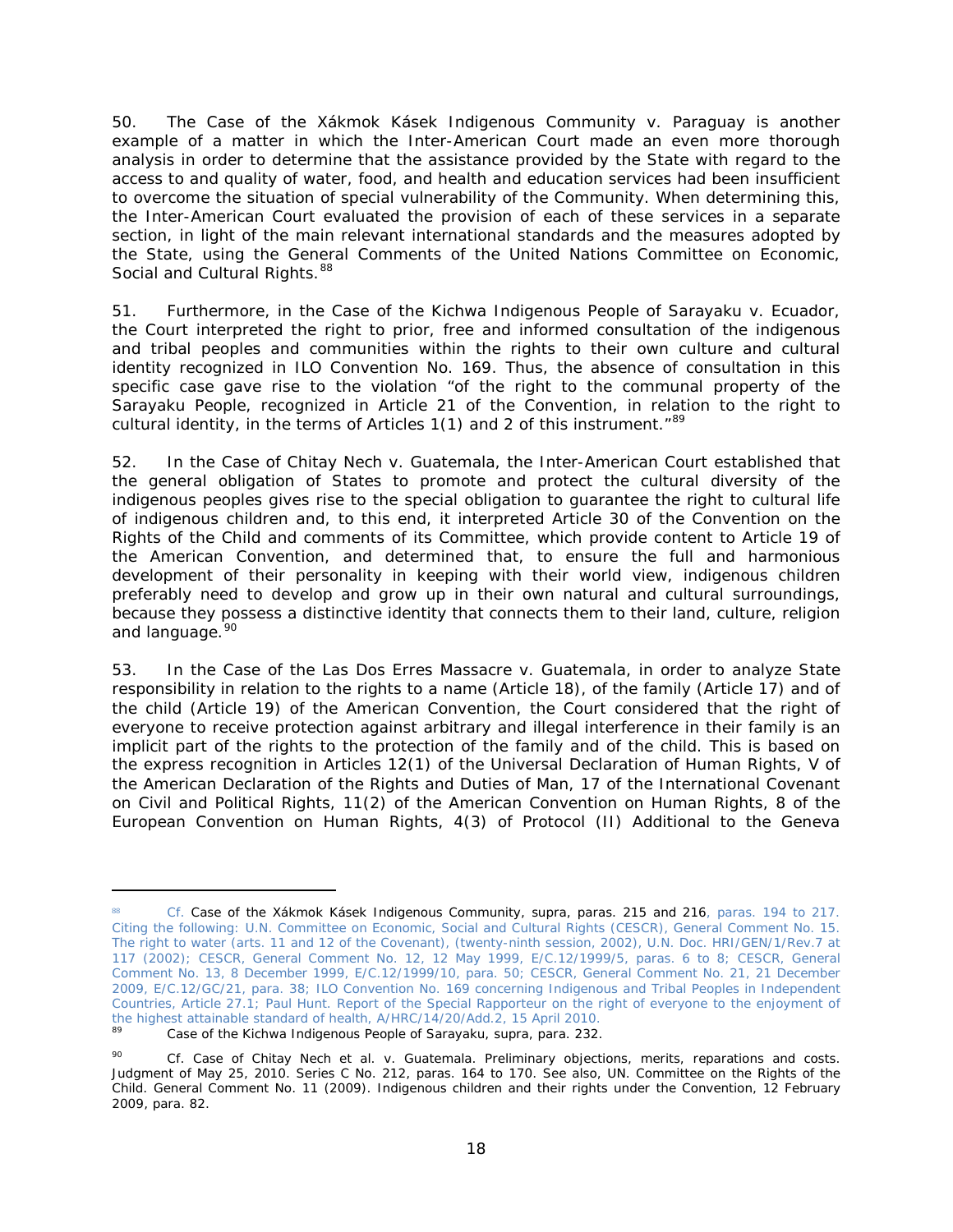50. The Case of the Xákmok Kásek Indigenous Community v. Paraguay is another example of a matter in which the Inter-American Court made an even more thorough analysis in order to determine that the assistance provided by the State with regard to the access to and quality of water, food, and health and education services had been insufficient to overcome the situation of special vulnerability of the Community. When determining this, the Inter-American Court evaluated the provision of each of these services in a separate section, in light of the main relevant international standards and the measures adopted by the State, using the General Comments of the United Nations Committee on Economic, Social and Cultural Rights.[88]

51. Furthermore, in the Case of the Kichwa Indigenous People of Sarayaku v. Ecuador, the Court interpreted the right to prior, free and informed consultation of the indigenous and tribal peoples and communities within the rights to their own culture and cultural identity recognized in ILO Convention No. 169. Thus, the absence of consultation in this specific case gave rise to the violation "of the right to the communal property of the Sarayaku People, recognized in Article 21 of the Convention, in relation to the right to cultural identity, in the terms of Articles 1(1) and 2 of this instrument."[89]

52. In the Case of Chitay Nech v. Guatemala, the Inter-American Court established that the general obligation of States to promote and protect the cultural diversity of the indigenous peoples gives rise to the special obligation to guarantee the right to cultural life of indigenous children and, to this end, it interpreted Article 30 of the Convention on the Rights of the Child and comments of its Committee, which provide content to Article 19 of the American Convention, and determined that, to ensure the full and harmonious development of their personality in keeping with their world view, indigenous children preferably need to develop and grow up in their own natural and cultural surroundings, because they possess a distinctive identity that connects them to their land, culture, religion and language.[90]

53. In the Case of the Las Dos Erres Massacre v. Guatemala, in order to analyze State responsibility in relation to the rights to a name (Article 18), of the family (Article 17) and of the child (Article 19) of the American Convention, the Court considered that the right of everyone to receive protection against arbitrary and illegal interference in their family is an implicit part of the rights to the protection of the family and of the child. This is based on the express recognition in Articles 12(1) of the Universal Declaration of Human Rights, V of the American Declaration of the Rights and Duties of Man, 17 of the International Covenant on Civil and Political Rights, 11(2) of the American Convention on Human Rights, 8 of the European Convention on Human Rights, 4(3) of Protocol (II) Additional to the Geneva

---

[88] *Cf.* Case of the Xákmok Kásek Indigenous Community, *supra*, paras. 215 and 216, paras. 194 to 217. Citing the following: U.N. Committee on Economic, Social and Cultural Rights (CESCR), General Comment No. 15. The right to water (arts. 11 and 12 of the Covenant), (twenty-ninth session, 2002), U.N. Doc. HRI/GEN/1/Rev.7 at 117 (2002); CESCR, General Comment No. 12, 12 May 1999, E/C.12/1999/5, paras. 6 to 8; CESCR, General Comment No. 13, 8 December 1999, E/C.12/1999/10, para. 50; CESCR, General Comment No. 21, 21 December 2009, E/C.12/GC/21, para. 38; ILO Convention No. 169 concerning Indigenous and Tribal Peoples in Independent Countries, Article 27.1; Paul Hunt. Report of the Special Rapporteur on the right of everyone to the enjoyment of the highest attainable standard of health, A/HRC/14/20/Add.2, 15 April 2010.

[89] Case of the Kichwa Indigenous People of Sarayaku, *supra*, para. 232.

[90] *Cf.* Case of Chitay Nech et al. v. Guatemala. Preliminary objections, merits, reparations and costs. Judgment of May 25, 2010. Series C No. 212, paras. 164 to 170. See also, UN. Committee on the Rights of the Child. General Comment No. 11 (2009). Indigenous children and their rights under the Convention, 12 February 2009, para. 82.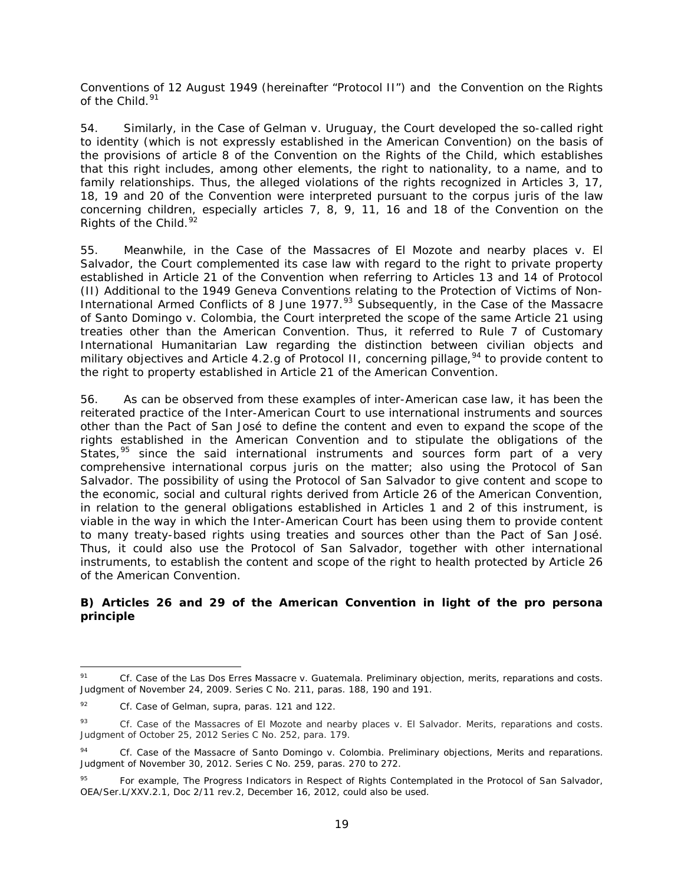Conventions of 12 August 1949 (hereinafter "Protocol II") and the Convention on the Rights of the Child.[91]

54. Similarly, in the *Case of Gelman v. Uruguay*, the Court developed the so-called right to identity (which is not expressly established in the American Convention) on the basis of the provisions of article 8 of the Convention on the Rights of the Child, which establishes that this right includes, among other elements, the right to nationality, to a name, and to family relationships. Thus, the alleged violations of the rights recognized in Articles 3, 17, 18, 19 and 20 of the Convention were interpreted pursuant to the *corpus juris* of the law concerning children, especially articles 7, 8, 9, 11, 16 and 18 of the Convention on the Rights of the Child.[92]

55. Meanwhile, in the *Case of the Massacres of El Mozote and nearby places v. El Salvador*, the Court complemented its case law with regard to the right to private property established in Article 21 of the Convention when referring to Articles 13 and 14 of Protocol (II) Additional to the 1949 Geneva Conventions relating to the Protection of Victims of Non-International Armed Conflicts of 8 June 1977.[93] Subsequently, in the *Case of the Massacre of Santo Domingo v. Colombia*, the Court interpreted the scope of the same Article 21 using treaties other than the American Convention. Thus, it referred to Rule 7 of Customary International Humanitarian Law regarding the distinction between civilian objects and military objectives and Article 4.2.g of Protocol II, concerning pillage,[94] to provide content to the right to property established in Article 21 of the American Convention.

56. As can be observed from these examples of inter-American case law, it has been the reiterated practice of the Inter-American Court to use international instruments and sources other than the Pact of San José to define the content and even to expand the scope of the rights established in the American Convention and to stipulate the obligations of the States,[95] since the said international instruments and sources form part of a very comprehensive international *corpus juris* on the matter; also using the Protocol of San Salvador. The possibility of using the Protocol of San Salvador to give content and scope to the economic, social and cultural rights derived from Article 26 of the American Convention, in relation to the general obligations established in Articles 1 and 2 of this instrument, is viable in the way in which the Inter-American Court has been using them to provide content to many treaty-based rights using treaties and sources other than the Pact of San José. Thus, it could also use the Protocol of San Salvador, together with other international instruments, to establish the content and scope of the right to health protected by Article 26 of the American Convention.

### B) Articles 26 and 29 of the American Convention in light of the *pro persona* principle

---

[91] *Cf. Case of the Las Dos Erres Massacre v. Guatemala. Preliminary objection, merits, reparations and costs.* Judgment of November 24, 2009. Series C No. 211, paras. 188, 190 and 191.

[92] *Cf. Case of Gelman, supra*, paras. 121 and 122.

[93] *Cf. Case of the Massacres of El Mozote and nearby places v. El Salvador. Merits, reparations and costs.* Judgment of October 25, 2012 Series C No. 252, para. 179.

[94] *Cf. Case of the Massacre of Santo Domingo v. Colombia. Preliminary objections, Merits and reparations.* Judgment of November 30, 2012. Series C No. 259, paras. 270 to 272.

[95] For example, The Progress Indicators in Respect of Rights Contemplated in the Protocol of San Salvador, OEA/Ser.L/XXV.2.1, Doc 2/11 rev.2, December 16, 2012, could also be used.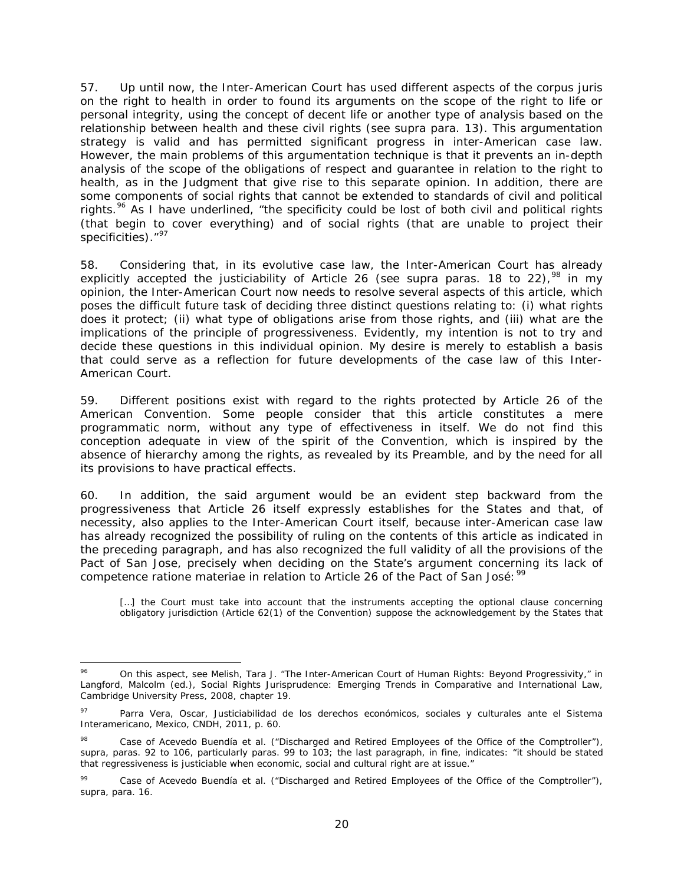57. Up until now, the Inter-American Court has used different aspects of the corpus juris on the right to health in order to found its arguments on the scope of the right to life or personal integrity, using the concept of decent life or another type of analysis based on the relationship between health and these civil rights (see supra para. 13). This argumentation strategy is valid and has permitted significant progress in inter-American case law. However, the main problems of this argumentation technique is that it prevents an in-depth analysis of the scope of the obligations of respect and guarantee in relation to the right to health, as in the Judgment that give rise to this separate opinion. In addition, there are some components of social rights that cannot be extended to standards of civil and political rights.[96] As I have underlined, "the specificity could be lost of both civil and political rights (that begin to cover everything) and of social rights (that are unable to project their specificities)."[97]

58. Considering that, in its evolutive case law, the Inter-American Court has already explicitly accepted the justiciability of Article 26 (see supra paras. 18 to 22),[98] in my opinion, the Inter-American Court now needs to resolve several aspects of this article, which poses the difficult future task of deciding three distinct questions relating to: (i) what rights does it protect; (ii) what type of obligations arise from those rights, and (iii) what are the implications of the principle of progressiveness. Evidently, my intention is not to try and decide these questions in this individual opinion. My desire is merely to establish a basis that could serve as a reflection for future developments of the case law of this Inter-American Court.

59. Different positions exist with regard to the rights protected by Article 26 of the American Convention. Some people consider that this article constitutes a mere programmatic norm, without any type of effectiveness in itself. We do not find this conception adequate in view of the spirit of the Convention, which is inspired by the absence of hierarchy among the rights, as revealed by its Preamble, and by the need for all its provisions to have practical effects.

60. In addition, the said argument would be an evident step backward from the progressiveness that Article 26 itself expressly establishes for the States and that, of necessity, also applies to the Inter-American Court itself, because inter-American case law has already recognized the possibility of ruling on the contents of this article as indicated in the preceding paragraph, and has also recognized the full validity of all the provisions of the Pact of San Jose, precisely when deciding on the State's argument concerning its lack of competence ratione materiae in relation to Article 26 of the Pact of San José:[99]

> […] the Court must take into account that the instruments accepting the optional clause concerning obligatory jurisdiction (Article 62(1) of the Convention) suppose the acknowledgement by the States that

---

[96] On this aspect, see Melish, Tara J. "The Inter-American Court of Human Rights: Beyond Progressivity," in Langford, Malcolm (ed.), Social Rights Jurisprudence: Emerging Trends in Comparative and International Law, Cambridge University Press, 2008, chapter 19.

[97] Parra Vera, Oscar, Justiciabilidad de los derechos económicos, sociales y culturales ante el Sistema Interamericano, Mexico, CNDH, 2011, p. 60.

[98] Case of Acevedo Buendía et al. ("Discharged and Retired Employees of the Office of the Comptroller"), supra, paras. 92 to 106, particularly paras. 99 to 103; the last paragraph, in fine, indicates: "it should be stated that regressiveness is justiciable when economic, social and cultural right are at issue."

[99] Case of Acevedo Buendía et al. ("Discharged and Retired Employees of the Office of the Comptroller"), supra, para. 16.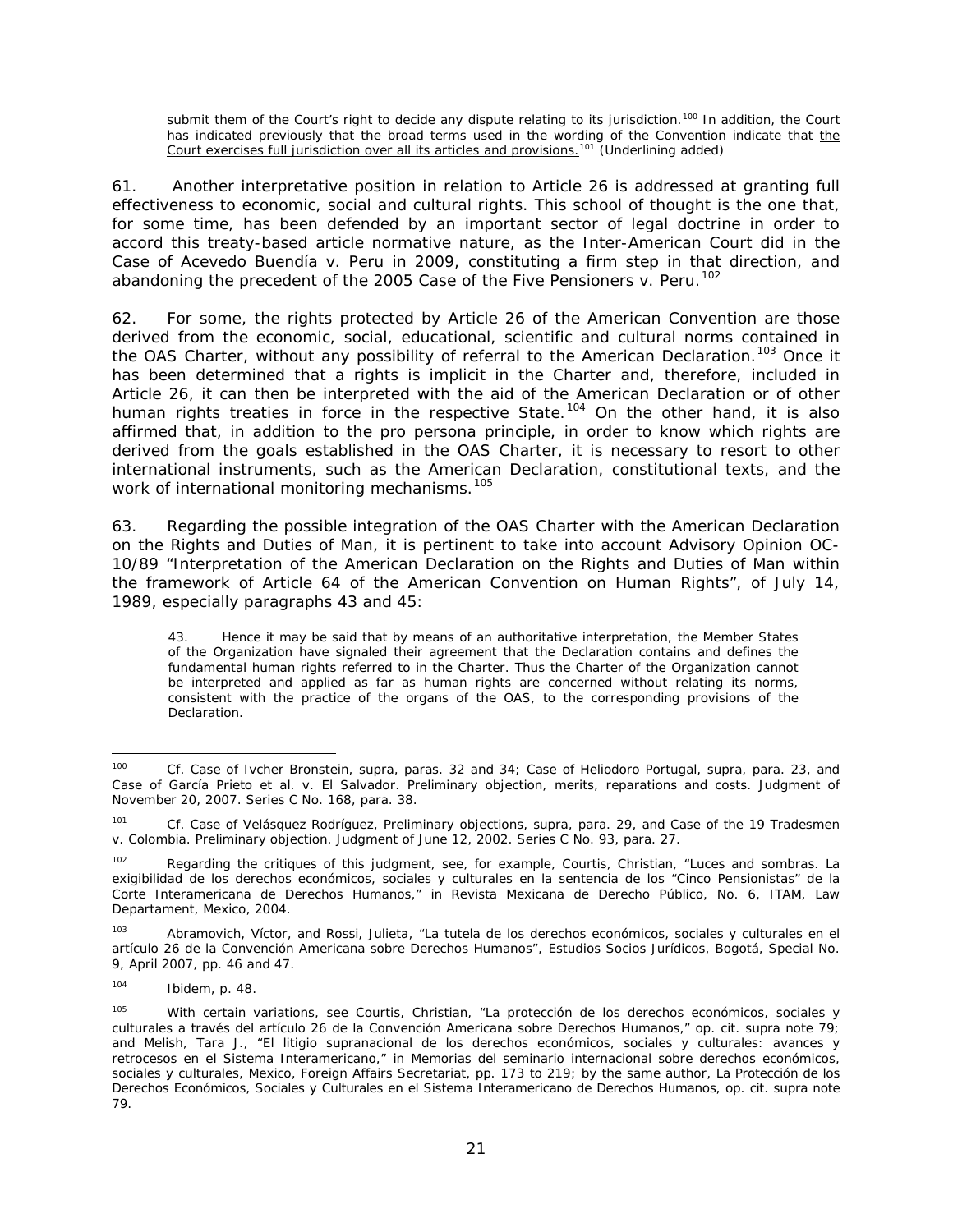> submit them of the Court's right to decide any dispute relating to its jurisdiction.[100] In addition, the Court has indicated previously that the broad terms used in the wording of the Convention indicate that <u>the Court exercises full jurisdiction over all its articles and provisions.</u>[101] (Underlining added)

61. Another interpretative position in relation to Article 26 is addressed at granting full effectiveness to economic, social and cultural rights. This school of thought is the one that, for some time, has been defended by an important sector of legal doctrine in order to accord this treaty-based article normative nature, as the Inter-American Court did in the Case of Acevedo Buendía v. Peru in 2009, constituting a firm step in that direction, and abandoning the precedent of the 2005 Case of the Five Pensioners v. Peru.[102]

62. For some, the rights protected by Article 26 of the American Convention are those derived from the economic, social, educational, scientific and cultural norms contained in the OAS Charter, without any possibility of referral to the American Declaration.[103] Once it has been determined that a rights is implicit in the Charter and, therefore, included in Article 26, it can then be interpreted with the aid of the American Declaration or of other human rights treaties in force in the respective State.[104] On the other hand, it is also affirmed that, in addition to the pro persona principle, in order to know which rights are derived from the goals established in the OAS Charter, it is necessary to resort to other international instruments, such as the American Declaration, constitutional texts, and the work of international monitoring mechanisms.[105]

63. Regarding the possible integration of the OAS Charter with the American Declaration on the Rights and Duties of Man, it is pertinent to take into account Advisory Opinion OC-10/89 "Interpretation of the American Declaration on the Rights and Duties of Man within the framework of Article 64 of the American Convention on Human Rights", of July 14, 1989, especially paragraphs 43 and 45:

> 43. Hence it may be said that by means of an authoritative interpretation, the Member States of the Organization have signaled their agreement that the Declaration contains and defines the fundamental human rights referred to in the Charter. Thus the Charter of the Organization cannot be interpreted and applied as far as human rights are concerned without relating its norms, consistent with the practice of the organs of the OAS, to the corresponding provisions of the Declaration.

---

[100] *Cf. Case of Ivcher Bronstein, supra*, paras. 32 and 34; *Case of Heliodoro Portugal, supra*, para. 23, and *Case of García Prieto et al. v. El Salvador. Preliminary objection, merits, reparations and costs*. Judgment of November 20, 2007. Series C No. 168, para. 38.

[101] *Cf. Case of Velásquez Rodríguez, Preliminary objections, supra*, para. 29, and *Case of the 19 Tradesmen v. Colombia. Preliminary objection*. Judgment of June 12, 2002. Series C No. 93, para. 27.

[102] Regarding the critiques of this judgment, see, for example, Courtis, Christian, "Luces and sombras. La exigibilidad de los derechos económicos, sociales y culturales en la sentencia de los "Cinco Pensionistas" de la Corte Interamericana de Derechos Humanos," in *Revista Mexicana de Derecho Público*, No. 6, ITAM, Law Departament, Mexico, 2004.

[103] Abramovich, Víctor, and Rossi, Julieta, "La tutela de los derechos económicos, sociales y culturales en el artículo 26 de la Convención Americana sobre Derechos Humanos", *Estudios Socios Jurídicos*, Bogotá, Special No. 9, April 2007, pp. 46 and 47.

[104] *Ibidem*, p. 48.

[105] With certain variations, see Courtis, Christian, "La protección de los derechos económicos, sociales y culturales a través del artículo 26 de la Convención Americana sobre Derechos Humanos," *op. cit. supra* note 79; and Melish, Tara J., "El litigio supranacional de los derechos económicos, sociales y culturales: avances y retrocesos en el Sistema Interamericano," in *Memorias del seminario internacional sobre derechos económicos, sociales y culturales*, Mexico, Foreign Affairs Secretariat, pp. 173 to 219; by the same author, *La Protección de los Derechos Económicos, Sociales y Culturales en el Sistema Interamericano de Derechos Humanos*, *op. cit. supra* note 79.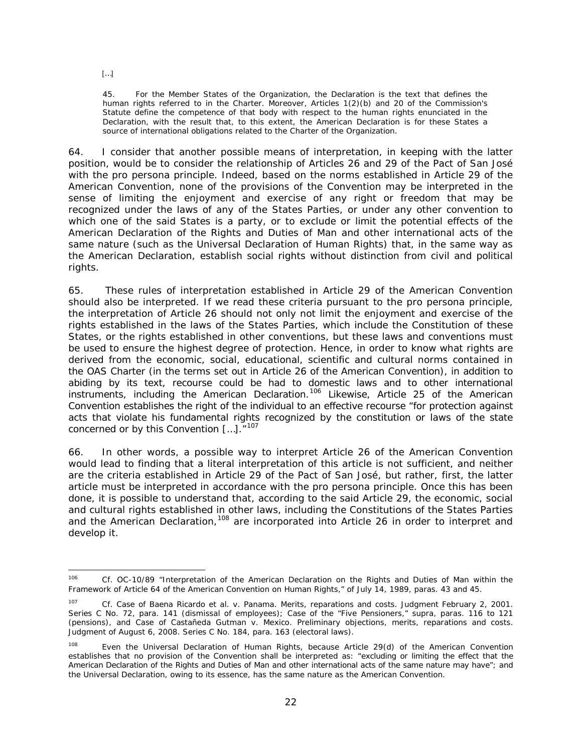[…]

> 45. For the Member States of the Organization, the Declaration is the text that defines the human rights referred to in the Charter. Moreover, Articles 1(2)(b) and 20 of the Commission's Statute define the competence of that body with respect to the human rights enunciated in the Declaration, with the result that, to this extent, the American Declaration is for these States a source of international obligations related to the Charter of the Organization.

64. I consider that another possible means of interpretation, in keeping with the latter position, would be to consider the relationship of Articles 26 and 29 of the Pact of San José with the pro persona principle. Indeed, based on the norms established in Article 29 of the American Convention, none of the provisions of the Convention may be interpreted in the sense of limiting the enjoyment and exercise of any right or freedom that may be recognized under the laws of any of the States Parties, or under any other convention to which one of the said States is a party, or to exclude or limit the potential effects of the American Declaration of the Rights and Duties of Man and other international acts of the same nature (such as the Universal Declaration of Human Rights) that, in the same way as the American Declaration, establish social rights without distinction from civil and political rights.

65. These rules of interpretation established in Article 29 of the American Convention should also be interpreted. If we read these criteria pursuant to the pro persona principle, the interpretation of Article 26 should not only not limit the enjoyment and exercise of the rights established in the laws of the States Parties, which include the Constitution of these States, or the rights established in other conventions, but these laws and conventions must be used to ensure the highest degree of protection. Hence, in order to know what rights are derived from the economic, social, educational, scientific and cultural norms contained in the OAS Charter (in the terms set out in Article 26 of the American Convention), in addition to abiding by its text, recourse could be had to domestic laws and to other international instruments, including the American Declaration.[106] Likewise, Article 25 of the American Convention establishes the right of the individual to an effective recourse "for protection against acts that violate his fundamental rights recognized by the constitution or laws of the state concerned or by this Convention […]."[107]

66. In other words, a possible way to interpret Article 26 of the American Convention would lead to finding that a literal interpretation of this article is not sufficient, and neither are the criteria established in Article 29 of the Pact of San José, but rather, first, the latter article must be interpreted in accordance with the pro persona principle. Once this has been done, it is possible to understand that, according to the said Article 29, the economic, social and cultural rights established in other laws, including the Constitutions of the States Parties and the American Declaration,[108] are incorporated into Article 26 in order to interpret and develop it.

---

[106] Cf. OC-10/89 "Interpretation of the American Declaration on the Rights and Duties of Man within the Framework of Article 64 of the American Convention on Human Rights," of July 14, 1989, paras. 43 and 45.

[107] Cf. *Case of Baena Ricardo et al. v. Panama. Merits, reparations and costs*. Judgment February 2, 2001. Series C No. 72, para. 141 (dismissal of employees); *Case of the "Five Pensioners," supra*, paras. 116 to 121 (pensions), and *Case of Castañeda Gutman v. Mexico. Preliminary objections, merits, reparations and costs*. Judgment of August 6, 2008. Series C No. 184, para. 163 (electoral laws).

[108] Even the Universal Declaration of Human Rights, because Article 29(d) of the American Convention establishes that no provision of the Convention shall be interpreted as: "excluding or limiting the effect that the American Declaration of the Rights and Duties of Man and other international acts of the same nature may have"; and the Universal Declaration, owing to its essence, has the same nature as the American Convention.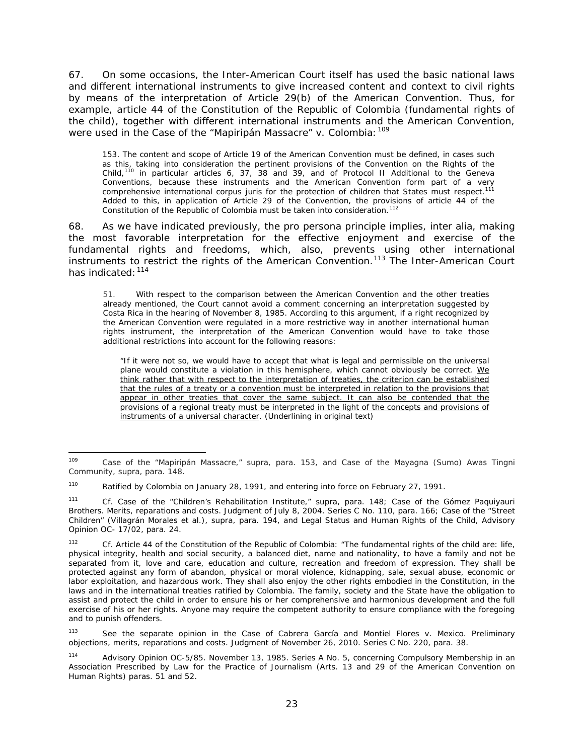67. On some occasions, the Inter-American Court itself has used the basic national laws and different international instruments to give increased content and context to civil rights by means of the interpretation of Article 29(b) of the American Convention. Thus, for example, article 44 of the Constitution of the Republic of Colombia (fundamental rights of the child), together with different international instruments and the American Convention, were used in the Case of the "Mapiripán Massacre" v. Colombia:[109]

> 153. The content and scope of Article 19 of the American Convention must be defined, in cases such as this, taking into consideration the pertinent provisions of the Convention on the Rights of the Child,[110] in particular articles 6, 37, 38 and 39, and of Protocol II Additional to the Geneva Conventions, because these instruments and the American Convention form part of a very comprehensive international corpus juris for the protection of children that States must respect.[111] Added to this, in application of Article 29 of the Convention, the provisions of article 44 of the Constitution of the Republic of Colombia must be taken into consideration.[112]

68. As we have indicated previously, the pro persona principle implies, inter alia, making the most favorable interpretation for the effective enjoyment and exercise of the fundamental rights and freedoms, which, also, prevents using other international instruments to restrict the rights of the American Convention.[113] The Inter-American Court has indicated:[114]

> 51. With respect to the comparison between the American Convention and the other treaties already mentioned, the Court cannot avoid a comment concerning an interpretation suggested by Costa Rica in the hearing of November 8, 1985. According to this argument, if a right recognized by the American Convention were regulated in a more restrictive way in another international human rights instrument, the interpretation of the American Convention would have to take those additional restrictions into account for the following reasons:
>
> > "If it were not so, we would have to accept that what is legal and permissible on the universal plane would constitute a violation in this hemisphere, which cannot obviously be correct. <u>We think rather that with respect to the interpretation of treaties, the criterion can be established that the rules of a treaty or a convention must be interpreted in relation to the provisions that appear in other treaties that cover the same subject. It can also be contended that the provisions of a regional treaty must be interpreted in the light of the concepts and provisions of instruments of a universal character</u>. (Underlining in original text)

---

[109] Case of the "Mapiripán Massacre," supra, para. 153, and Case of the Mayagna (Sumo) Awas Tingni Community, supra, para. 148.

[110] Ratified by Colombia on January 28, 1991, and entering into force on February 27, 1991.

[111] Cf. Case of the "Children's Rehabilitation Institute," supra, para. 148; Case of the Gómez Paquiyauri Brothers. Merits, reparations and costs. Judgment of July 8, 2004. Series C No. 110, para. 166; Case of the "Street Children" (Villagrán Morales et al.), supra, para. 194, and Legal Status and Human Rights of the Child, Advisory Opinion OC- 17/02, para. 24.

[112] Cf. Article 44 of the Constitution of the Republic of Colombia: "The fundamental rights of the child are: life, physical integrity, health and social security, a balanced diet, name and nationality, to have a family and not be separated from it, love and care, education and culture, recreation and freedom of expression. They shall be protected against any form of abandon, physical or moral violence, kidnapping, sale, sexual abuse, economic or labor exploitation, and hazardous work. They shall also enjoy the other rights embodied in the Constitution, in the laws and in the international treaties ratified by Colombia. The family, society and the State have the obligation to assist and protect the child in order to ensure his or her comprehensive and harmonious development and the full exercise of his or her rights. Anyone may require the competent authority to ensure compliance with the foregoing and to punish offenders.

[113] See the separate opinion in the Case of Cabrera García and Montiel Flores v. Mexico. Preliminary objections, merits, reparations and costs. Judgment of November 26, 2010. Series C No. 220, para. 38.

[114] Advisory Opinion OC-5/85. November 13, 1985. Series A No. 5, concerning Compulsory Membership in an Association Prescribed by Law for the Practice of Journalism (Arts. 13 and 29 of the American Convention on Human Rights) paras. 51 and 52.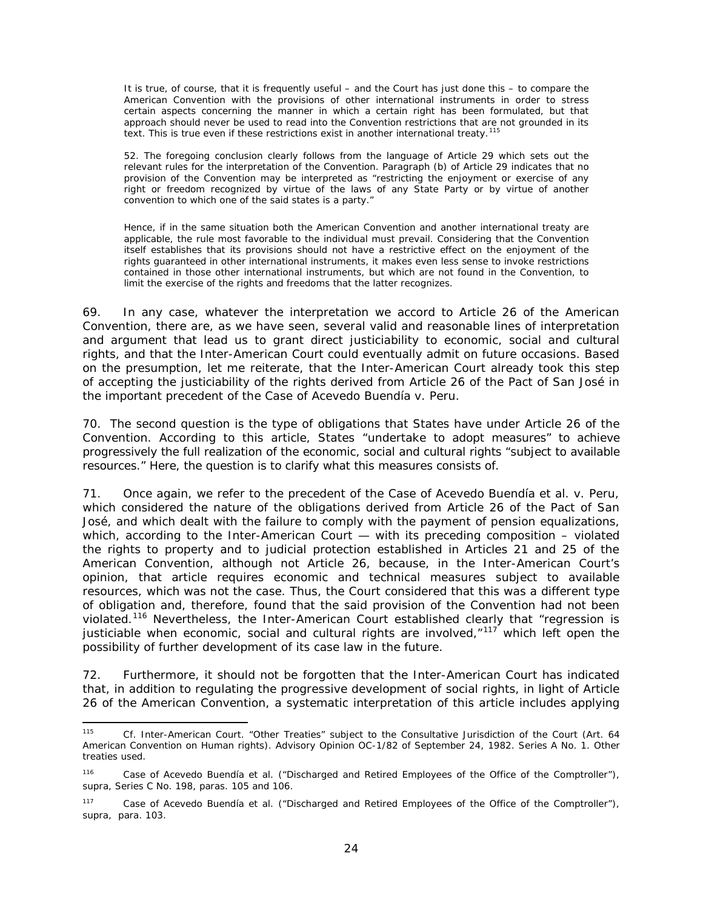> It is true, of course, that it is frequently useful – and the Court has just done this – to compare the American Convention with the provisions of other international instruments in order to stress certain aspects concerning the manner in which a certain right has been formulated, but that approach should never be used to read into the Convention restrictions that are not grounded in its text. This is true even if these restrictions exist in another international treaty.[115]
>
> 52. The foregoing conclusion clearly follows from the language of Article 29 which sets out the relevant rules for the interpretation of the Convention. Paragraph (b) of Article 29 indicates that no provision of the Convention may be interpreted as "restricting the enjoyment or exercise of any right or freedom recognized by virtue of the laws of any State Party or by virtue of another convention to which one of the said states is a party."
>
> Hence, if in the same situation both the American Convention and another international treaty are applicable, the rule most favorable to the individual must prevail. Considering that the Convention itself establishes that its provisions should not have a restrictive effect on the enjoyment of the rights guaranteed in other international instruments, it makes even less sense to invoke restrictions contained in those other international instruments, but which are not found in the Convention, to limit the exercise of the rights and freedoms that the latter recognizes.

69. In any case, whatever the interpretation we accord to Article 26 of the American Convention, there are, as we have seen, several valid and reasonable lines of interpretation and argument that lead us to grant direct justiciability to economic, social and cultural rights, and that the Inter-American Court could eventually admit on future occasions. Based on the presumption, let me reiterate, that the Inter-American Court already took this step of accepting the justiciability of the rights derived from Article 26 of the Pact of San José in the important precedent of the Case of Acevedo Buendía v. Peru.

70. The second question is the type of obligations that States have under Article 26 of the Convention. According to this article, States "undertake to adopt measures" to achieve progressively the full realization of the economic, social and cultural rights "subject to available resources." Here, the question is to clarify what this measures consists of.

71. Once again, we refer to the precedent of the Case of Acevedo Buendía et al. v. Peru, which considered the nature of the obligations derived from Article 26 of the Pact of San José, and which dealt with the failure to comply with the payment of pension equalizations, which, according to the Inter-American Court — with its preceding composition – violated the rights to property and to judicial protection established in Articles 21 and 25 of the American Convention, although not Article 26, because, in the Inter-American Court's opinion, that article requires economic and technical measures subject to available resources, which was not the case. Thus, the Court considered that this was a different type of obligation and, therefore, found that the said provision of the Convention had not been violated.[116] Nevertheless, the Inter-American Court established clearly that "regression is justiciable when economic, social and cultural rights are involved,"[117] which left open the possibility of further development of its case law in the future.

72. Furthermore, it should not be forgotten that the Inter-American Court has indicated that, in addition to regulating the progressive development of social rights, in light of Article 26 of the American Convention, a systematic interpretation of this article includes applying

---

[115] Cf. Inter-American Court. "Other Treaties" subject to the Consultative Jurisdiction of the Court (Art. 64 American Convention on Human rights). Advisory Opinion OC-1/82 of September 24, 1982. Series A No. 1. Other treaties used.

[116] Case of Acevedo Buendía et al. ("Discharged and Retired Employees of the Office of the Comptroller"), supra, Series C No. 198, paras. 105 and 106.

[117] Case of Acevedo Buendía et al. ("Discharged and Retired Employees of the Office of the Comptroller"), supra, para. 103.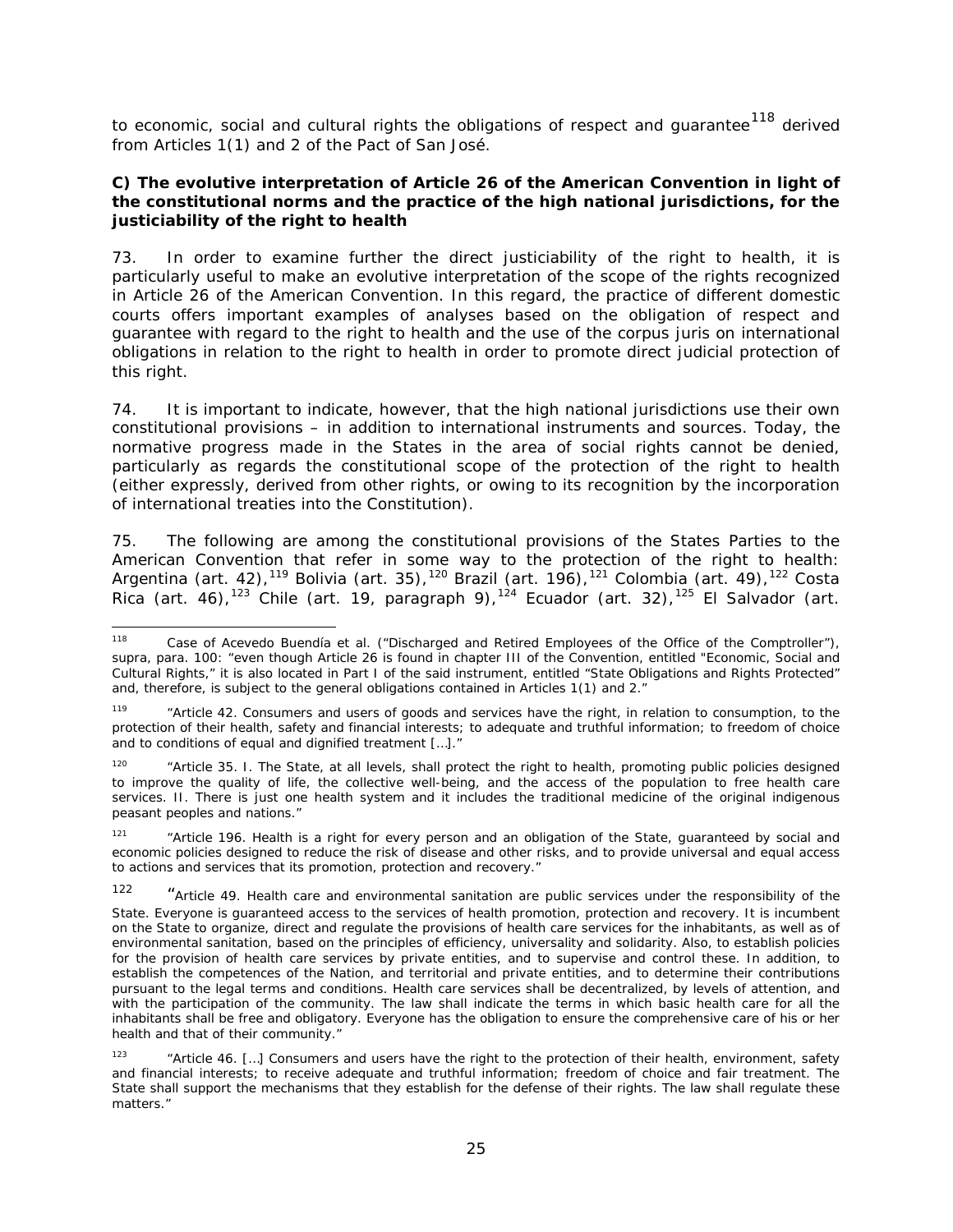to economic, social and cultural rights the obligations of respect and guarantee[118] derived from Articles 1(1) and 2 of the Pact of San José.

**C) The evolutive interpretation of Article 26 of the American Convention in light of the constitutional norms and the practice of the high national jurisdictions, for the justiciability of the right to health**

73. In order to examine further the direct justiciability of the right to health, it is particularly useful to make an evolutive interpretation of the scope of the rights recognized in Article 26 of the American Convention. In this regard, the practice of different domestic courts offers important examples of analyses based on the obligation of respect and guarantee with regard to the right to health and the use of the corpus juris on international obligations in relation to the right to health in order to promote direct judicial protection of this right.

74. It is important to indicate, however, that the high national jurisdictions use their own constitutional provisions – in addition to international instruments and sources. Today, the normative progress made in the States in the area of social rights cannot be denied, particularly as regards the constitutional scope of the protection of the right to health (either expressly, derived from other rights, or owing to its recognition by the incorporation of international treaties into the Constitution).

75. The following are among the constitutional provisions of the States Parties to the American Convention that refer in some way to the protection of the right to health: Argentina (art. 42),[119] Bolivia (art. 35),[120] Brazil (art. 196),[121] Colombia (art. 49),[122] Costa Rica (art. 46),[123] Chile (art. 19, paragraph 9),[124] Ecuador (art. 32),[125] El Salvador (art.

---

[118] Case of Acevedo Buendía et al. ("Discharged and Retired Employees of the Office of the Comptroller"), supra, para. 100: "even though Article 26 is found in chapter III of the Convention, entitled "Economic, Social and Cultural Rights," it is also located in Part I of the said instrument, entitled "State Obligations and Rights Protected" and, therefore, is subject to the general obligations contained in Articles 1(1) and 2."

[119] "Article 42. Consumers and users of goods and services have the right, in relation to consumption, to the protection of their health, safety and financial interests; to adequate and truthful information; to freedom of choice and to conditions of equal and dignified treatment […]."

[120] "Article 35. I. The State, at all levels, shall protect the right to health, promoting public policies designed to improve the quality of life, the collective well-being, and the access of the population to free health care services. II. There is just one health system and it includes the traditional medicine of the original indigenous peasant peoples and nations."

[121] "Article 196. Health is a right for every person and an obligation of the State, guaranteed by social and economic policies designed to reduce the risk of disease and other risks, and to provide universal and equal access to actions and services that its promotion, protection and recovery."

[122] "Article 49. Health care and environmental sanitation are public services under the responsibility of the State. Everyone is guaranteed access to the services of health promotion, protection and recovery. It is incumbent on the State to organize, direct and regulate the provisions of health care services for the inhabitants, as well as of environmental sanitation, based on the principles of efficiency, universality and solidarity. Also, to establish policies for the provision of health care services by private entities, and to supervise and control these. In addition, to establish the competences of the Nation, and territorial and private entities, and to determine their contributions pursuant to the legal terms and conditions. Health care services shall be decentralized, by levels of attention, and with the participation of the community. The law shall indicate the terms in which basic health care for all the inhabitants shall be free and obligatory. Everyone has the obligation to ensure the comprehensive care of his or her health and that of their community."

[123] "Article 46. […] Consumers and users have the right to the protection of their health, environment, safety and financial interests; to receive adequate and truthful information; freedom of choice and fair treatment. The State shall support the mechanisms that they establish for the defense of their rights. The law shall regulate these matters."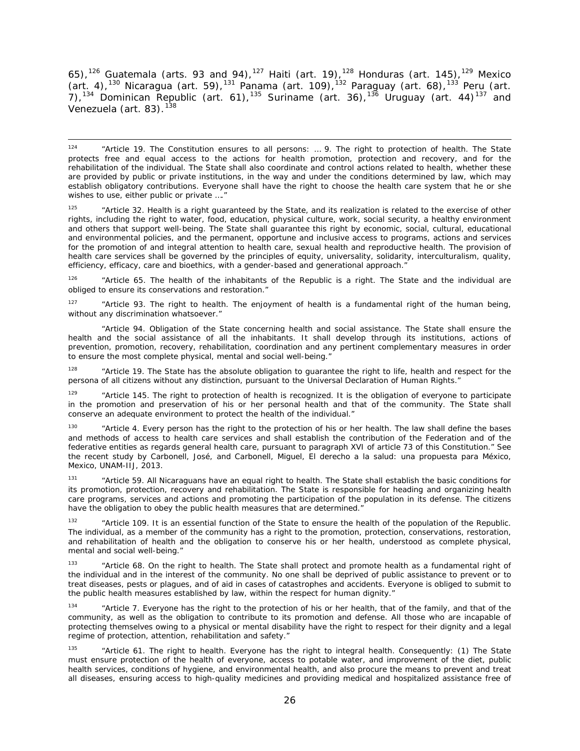65),[126] Guatemala (arts. 93 and 94),[127] Haiti (art. 19),[128] Honduras (art. 145),[129] Mexico (art. 4),[130] Nicaragua (art. 59),[131] Panama (art. 109),[132] Paraguay (art. 68),[133] Peru (art. 7),[134] Dominican Republic (art. 61),[135] Suriname (art. 36),[136] Uruguay (art. 44)[137] and Venezuela (art. 83).[138]

---

[124] "Article 19. The Constitution ensures to all persons: … 9. The right to protection of health. The State protects free and equal access to the actions for health promotion, protection and recovery, and for the rehabilitation of the individual. The State shall also coordinate and control actions related to health, whether these are provided by public or private institutions, in the way and under the conditions determined by law, which may establish obligatory contributions. Everyone shall have the right to choose the health care system that he or she wishes to use, either public or private …."

[125] "Article 32. Health is a right guaranteed by the State, and its realization is related to the exercise of other rights, including the right to water, food, education, physical culture, work, social security, a healthy environment and others that support well-being. The State shall guarantee this right by economic, social, cultural, educational and environmental policies, and the permanent, opportune and inclusive access to programs, actions and services for the promotion of and integral attention to health care, sexual health and reproductive health. The provision of health care services shall be governed by the principles of equity, universality, solidarity, interculturalism, quality, efficiency, efficacy, care and bioethics, with a gender-based and generational approach."

[126] "Article 65. The health of the inhabitants of the Republic is a right. The State and the individual are obliged to ensure its conservations and restoration."

[127] "Article 93. The right to health. The enjoyment of health is a fundamental right of the human being, without any discrimination whatsoever."

"Article 94. Obligation of the State concerning health and social assistance. The State shall ensure the health and the social assistance of all the inhabitants. It shall develop through its institutions, actions of prevention, promotion, recovery, rehabilitation, coordination and any pertinent complementary measures in order to ensure the most complete physical, mental and social well-being."

[128] "Article 19. The State has the absolute obligation to guarantee the right to life, health and respect for the persona of all citizens without any distinction, pursuant to the Universal Declaration of Human Rights."

[129] "Article 145. The right to protection of health is recognized. It is the obligation of everyone to participate in the promotion and preservation of his or her personal health and that of the community. The State shall conserve an adequate environment to protect the health of the individual."

[130] "Article 4. Every person has the right to the protection of his or her health. The law shall define the bases and methods of access to health care services and shall establish the contribution of the Federation and of the federative entities as regards general health care, pursuant to paragraph XVI of article 73 of this Constitution." See the recent study by Carbonell, José, and Carbonell, Miguel, El derecho a la salud: una propuesta para México, Mexico, UNAM-IIJ, 2013.

[131] "Article 59. All Nicaraguans have an equal right to health. The State shall establish the basic conditions for its promotion, protection, recovery and rehabilitation. The State is responsible for heading and organizing health care programs, services and actions and promoting the participation of the population in its defense. The citizens have the obligation to obey the public health measures that are determined."

[132] "Article 109. It is an essential function of the State to ensure the health of the population of the Republic. The individual, as a member of the community has a right to the promotion, protection, conservations, restoration, and rehabilitation of health and the obligation to conserve his or her health, understood as complete physical, mental and social well-being."

[133] "Article 68. On the right to health. The State shall protect and promote health as a fundamental right of the individual and in the interest of the community. No one shall be deprived of public assistance to prevent or to treat diseases, pests or plagues, and of aid in cases of catastrophes and accidents. Everyone is obliged to submit to the public health measures established by law, within the respect for human dignity."

[134] "Article 7. Everyone has the right to the protection of his or her health, that of the family, and that of the community, as well as the obligation to contribute to its promotion and defense. All those who are incapable of protecting themselves owing to a physical or mental disability have the right to respect for their dignity and a legal regime of protection, attention, rehabilitation and safety."

[135] "Article 61. The right to health. Everyone has the right to integral health. Consequently: (1) The State must ensure protection of the health of everyone, access to potable water, and improvement of the diet, public health services, conditions of hygiene, and environmental health, and also procure the means to prevent and treat all diseases, ensuring access to high-quality medicines and providing medical and hospitalized assistance free of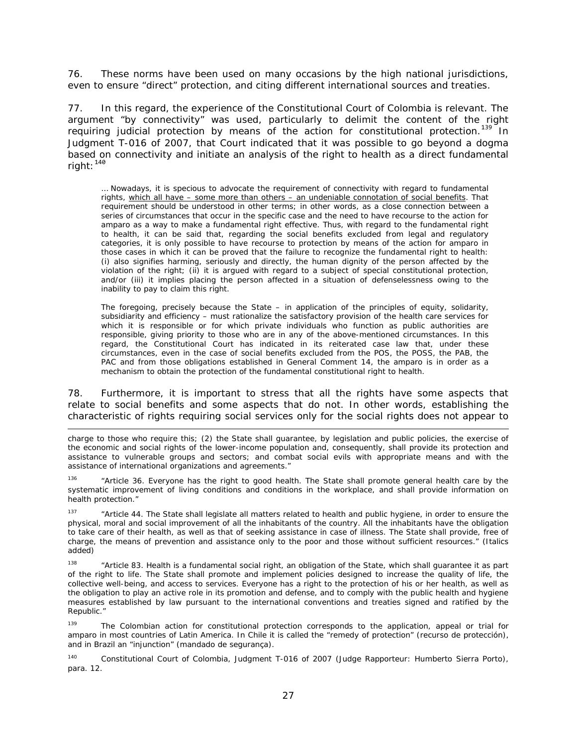76. These norms have been used on many occasions by the high national jurisdictions, even to ensure "direct" protection, and citing different international sources and treaties.

77. In this regard, the experience of the Constitutional Court of Colombia is relevant. The argument "by connectivity" was used, particularly to delimit the content of the right requiring judicial protection by means of the action for constitutional protection.[139] In Judgment T-016 of 2007, that Court indicated that it was possible to go beyond a dogma based on connectivity and initiate an analysis of the right to health as a direct fundamental right:[140]

> … Nowadays, it is specious to advocate the requirement of connectivity with regard to fundamental rights, <u>which all have – some more than others – an undeniable connotation of social benefits</u>. That requirement should be understood in other terms; in other words, as a close connection between a series of circumstances that occur in the specific case and the need to have recourse to the action for amparo as a way to make a fundamental right effective. Thus, with regard to the fundamental right to health, it can be said that, regarding the social benefits excluded from legal and regulatory categories, it is only possible to have recourse to protection by means of the action for amparo in those cases in which it can be proved that the failure to recognize the fundamental right to health: (i) also signifies harming, seriously and directly, the human dignity of the person affected by the violation of the right; (ii) it is argued with regard to a subject of special constitutional protection, and/or (iii) it implies placing the person affected in a situation of defenselessness owing to the inability to pay to claim this right.
>
> The foregoing, precisely because the State – in application of the principles of equity, solidarity, subsidiarity and efficiency – must rationalize the satisfactory provision of the health care services for which it is responsible or for which private individuals who function as public authorities are responsible, giving priority to those who are in any of the above-mentioned circumstances. In this regard, the Constitutional Court has indicated in its reiterated case law that, under these circumstances, even in the case of social benefits excluded from the POS, the POSS, the PAB, the PAC and from those obligations established in General Comment 14, the amparo is in order as a mechanism to obtain the protection of the fundamental constitutional right to health.

78. Furthermore, it is important to stress that all the rights have some aspects that relate to social benefits and some aspects that do not. In other words, establishing the characteristic of rights requiring social services only for the social rights does not appear to

---

charge to those who require this; (2) the State shall guarantee, by legislation and public policies, the exercise of the economic and social rights of the lower-income population and, consequently, shall provide its protection and assistance to vulnerable groups and sectors; and combat social evils with appropriate means and with the assistance of international organizations and agreements."

[136] "Article 36. Everyone has the right to good health. The State shall promote general health care by the systematic improvement of living conditions and conditions in the workplace, and shall provide information on health protection."

[137] "Article 44. The State shall legislate all matters related to health and public hygiene, in order to ensure the physical, moral and social improvement of all the inhabitants of the country. All the inhabitants have the obligation to take care of their health, as well as that of seeking assistance in case of illness. The State shall provide, free of charge, the means of prevention and assistance only to the poor and those without sufficient resources." (Italics added)

[138] "Article 83. Health is a fundamental social right, an obligation of the State, which shall guarantee it as part of the right to life. The State shall promote and implement policies designed to increase the quality of life, the collective well-being, and access to services. Everyone has a right to the protection of his or her health, as well as the obligation to play an active role in its promotion and defense, and to comply with the public health and hygiene measures established by law pursuant to the international conventions and treaties signed and ratified by the Republic."

[139] The Colombian action for constitutional protection corresponds to the application, appeal or trial for amparo in most countries of Latin America. In Chile it is called the "remedy of protection" (recurso de protección), and in Brazil an "injunction" (mandado de segurança).

[140] Constitutional Court of Colombia, Judgment T-016 of 2007 (Judge Rapporteur: Humberto Sierra Porto), para. 12.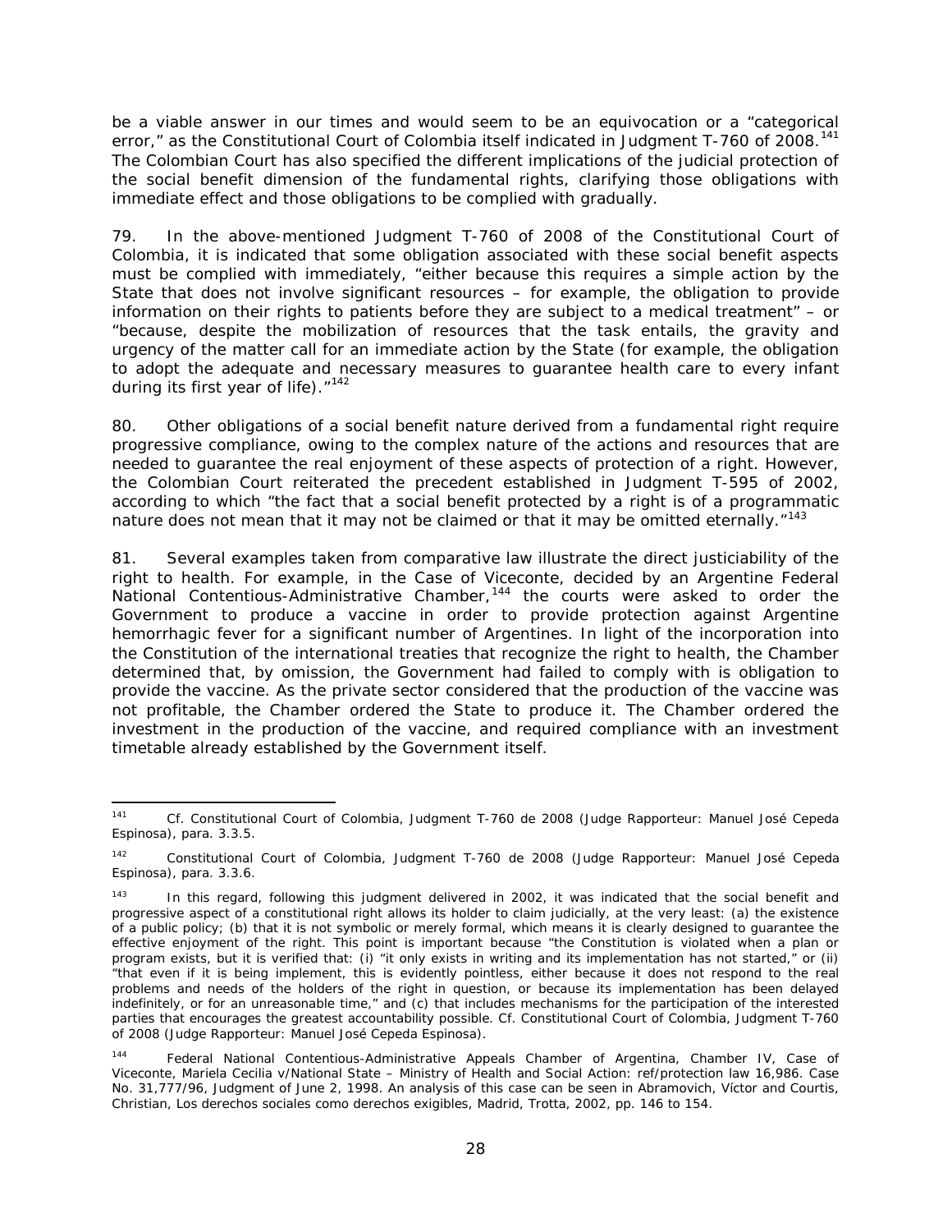be a viable answer in our times and would seem to be an equivocation or a "categorical error," as the Constitutional Court of Colombia itself indicated in Judgment T-760 of 2008.[141] The Colombian Court has also specified the different implications of the judicial protection of the social benefit dimension of the fundamental rights, clarifying those obligations with immediate effect and those obligations to be complied with gradually.

79. In the above-mentioned Judgment T-760 of 2008 of the Constitutional Court of Colombia, it is indicated that some obligation associated with these social benefit aspects must be complied with immediately, "either because this requires a simple action by the State that does not involve significant resources – for example, the obligation to provide information on their rights to patients before they are subject to a medical treatment" – or "because, despite the mobilization of resources that the task entails, the gravity and urgency of the matter call for an immediate action by the State (for example, the obligation to adopt the adequate and necessary measures to guarantee health care to every infant during its first year of life)."[142]

80. Other obligations of a social benefit nature derived from a fundamental right require progressive compliance, owing to the complex nature of the actions and resources that are needed to guarantee the real enjoyment of these aspects of protection of a right. However, the Colombian Court reiterated the precedent established in Judgment T-595 of 2002, according to which "the fact that a social benefit protected by a right is of a programmatic nature does not mean that it may not be claimed or that it may be omitted eternally."[143]

81. Several examples taken from comparative law illustrate the direct justiciability of the right to health. For example, in the Case of Viceconte, decided by an Argentine Federal National Contentious-Administrative Chamber,[144] the courts were asked to order the Government to produce a vaccine in order to provide protection against Argentine hemorrhagic fever for a significant number of Argentines. In light of the incorporation into the Constitution of the international treaties that recognize the right to health, the Chamber determined that, by omission, the Government had failed to comply with is obligation to provide the vaccine. As the private sector considered that the production of the vaccine was not profitable, the Chamber ordered the State to produce it. The Chamber ordered the investment in the production of the vaccine, and required compliance with an investment timetable already established by the Government itself.

---

[141] Cf. Constitutional Court of Colombia, Judgment T-760 de 2008 (Judge Rapporteur: Manuel José Cepeda Espinosa), para. 3.3.5.

[142] Constitutional Court of Colombia, Judgment T-760 de 2008 (Judge Rapporteur: Manuel José Cepeda Espinosa), para. 3.3.6.

[143] In this regard, following this judgment delivered in 2002, it was indicated that the social benefit and progressive aspect of a constitutional right allows its holder to claim judicially, at the very least: (a) the existence of a public policy; (b) that it is not symbolic or merely formal, which means it is clearly designed to guarantee the effective enjoyment of the right. This point is important because "the Constitution is violated when a plan or program exists, but it is verified that: (i) "it only exists in writing and its implementation has not started," or (ii) "that even if it is being implement, this is evidently pointless, either because it does not respond to the real problems and needs of the holders of the right in question, or because its implementation has been delayed indefinitely, or for an unreasonable time," and (c) that includes mechanisms for the participation of the interested parties that encourages the greatest accountability possible. Cf. Constitutional Court of Colombia, Judgment T-760 of 2008 (Judge Rapporteur: Manuel José Cepeda Espinosa).

[144] Federal National Contentious-Administrative Appeals Chamber of Argentina, Chamber IV, Case of Viceconte, Mariela Cecilia v/National State – Ministry of Health and Social Action: ref/protection law 16,986. Case No. 31,777/96, Judgment of June 2, 1998. An analysis of this case can be seen in Abramovich, Víctor and Courtis, Christian, Los derechos sociales como derechos exigibles, Madrid, Trotta, 2002, pp. 146 to 154.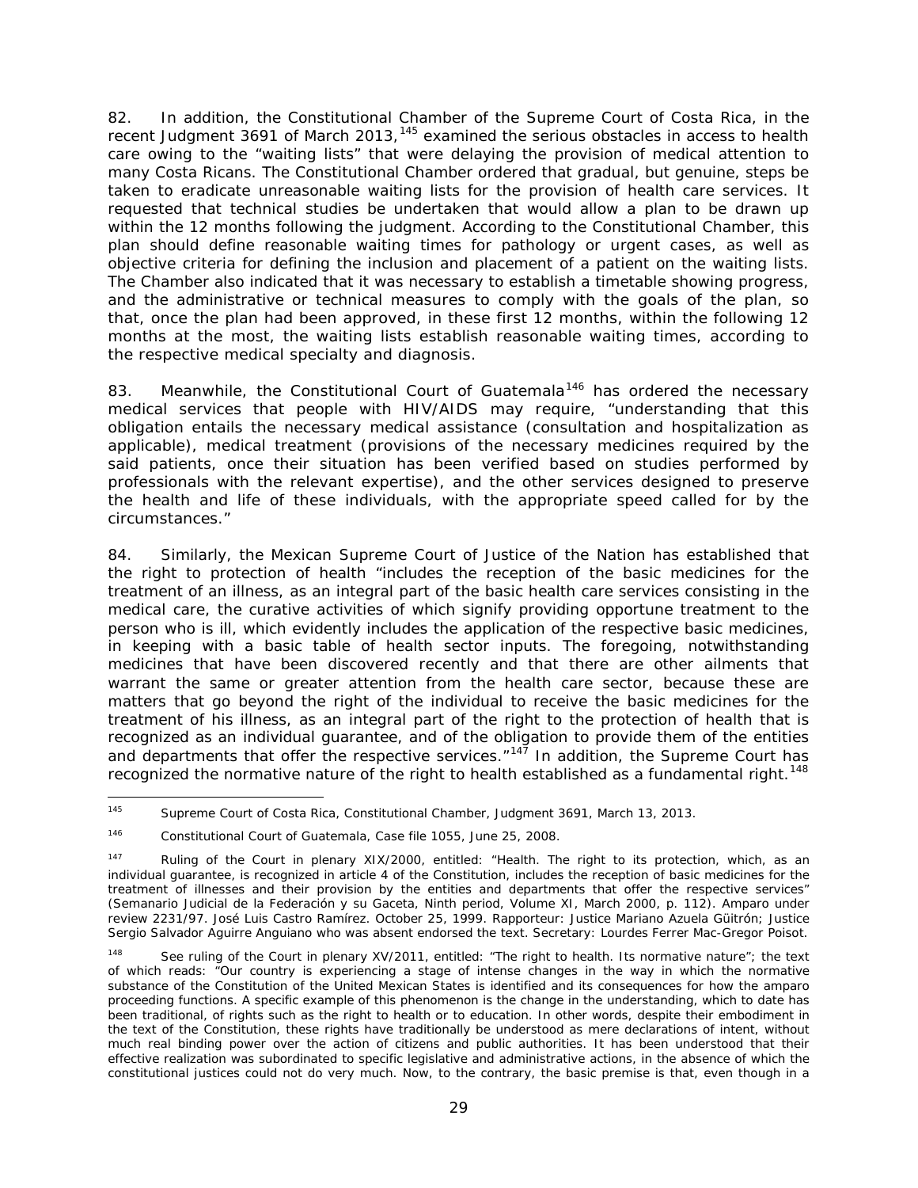82. In addition, the Constitutional Chamber of the Supreme Court of Costa Rica, in the recent Judgment 3691 of March 2013,[145] examined the serious obstacles in access to health care owing to the "waiting lists" that were delaying the provision of medical attention to many Costa Ricans. The Constitutional Chamber ordered that gradual, but genuine, steps be taken to eradicate unreasonable waiting lists for the provision of health care services. It requested that technical studies be undertaken that would allow a plan to be drawn up within the 12 months following the judgment. According to the Constitutional Chamber, this plan should define reasonable waiting times for pathology or urgent cases, as well as objective criteria for defining the inclusion and placement of a patient on the waiting lists. The Chamber also indicated that it was necessary to establish a timetable showing progress, and the administrative or technical measures to comply with the goals of the plan, so that, once the plan had been approved, in these first 12 months, within the following 12 months at the most, the waiting lists establish reasonable waiting times, according to the respective medical specialty and diagnosis.

83. Meanwhile, the Constitutional Court of Guatemala[146] has ordered the necessary medical services that people with HIV/AIDS may require, "understanding that this obligation entails the necessary medical assistance (consultation and hospitalization as applicable), medical treatment (provisions of the necessary medicines required by the said patients, once their situation has been verified based on studies performed by professionals with the relevant expertise), and the other services designed to preserve the health and life of these individuals, with the appropriate speed called for by the circumstances."

84. Similarly, the Mexican Supreme Court of Justice of the Nation has established that the right to protection of health "includes the reception of the basic medicines for the treatment of an illness, as an integral part of the basic health care services consisting in the medical care, the curative activities of which signify providing opportune treatment to the person who is ill, which evidently includes the application of the respective basic medicines, in keeping with a basic table of health sector inputs. The foregoing, notwithstanding medicines that have been discovered recently and that there are other ailments that warrant the same or greater attention from the health care sector, because these are matters that go beyond the right of the individual to receive the basic medicines for the treatment of his illness, as an integral part of the right to the protection of health that is recognized as an individual guarantee, and of the obligation to provide them of the entities and departments that offer the respective services."[147] In addition, the Supreme Court has recognized the normative nature of the right to health established as a fundamental right.[148]

---

[145] Supreme Court of Costa Rica, Constitutional Chamber, Judgment 3691, March 13, 2013.

[146] Constitutional Court of Guatemala, Case file 1055, June 25, 2008.

[147] Ruling of the Court in plenary XIX/2000, entitled: "Health. The right to its protection, which, as an individual guarantee, is recognized in article 4 of the Constitution, includes the reception of basic medicines for the treatment of illnesses and their provision by the entities and departments that offer the respective services" (Semanario Judicial de la Federación y su Gaceta, Ninth period, Volume XI, March 2000, p. 112). Amparo under review 2231/97. José Luis Castro Ramírez. October 25, 1999. Rapporteur: Justice Mariano Azuela Güitrón; Justice Sergio Salvador Aguirre Anguiano who was absent endorsed the text. Secretary: Lourdes Ferrer Mac-Gregor Poisot.

[148] See ruling of the Court in plenary XV/2011, entitled: "The right to health. Its normative nature"; the text of which reads: "Our country is experiencing a stage of intense changes in the way in which the normative substance of the Constitution of the United Mexican States is identified and its consequences for how the amparo proceeding functions. A specific example of this phenomenon is the change in the understanding, which to date has been traditional, of rights such as the right to health or to education. In other words, despite their embodiment in the text of the Constitution, these rights have traditionally be understood as mere declarations of intent, without much real binding power over the action of citizens and public authorities. It has been understood that their effective realization was subordinated to specific legislative and administrative actions, in the absence of which the constitutional justices could not do very much. Now, to the contrary, the basic premise is that, even though in a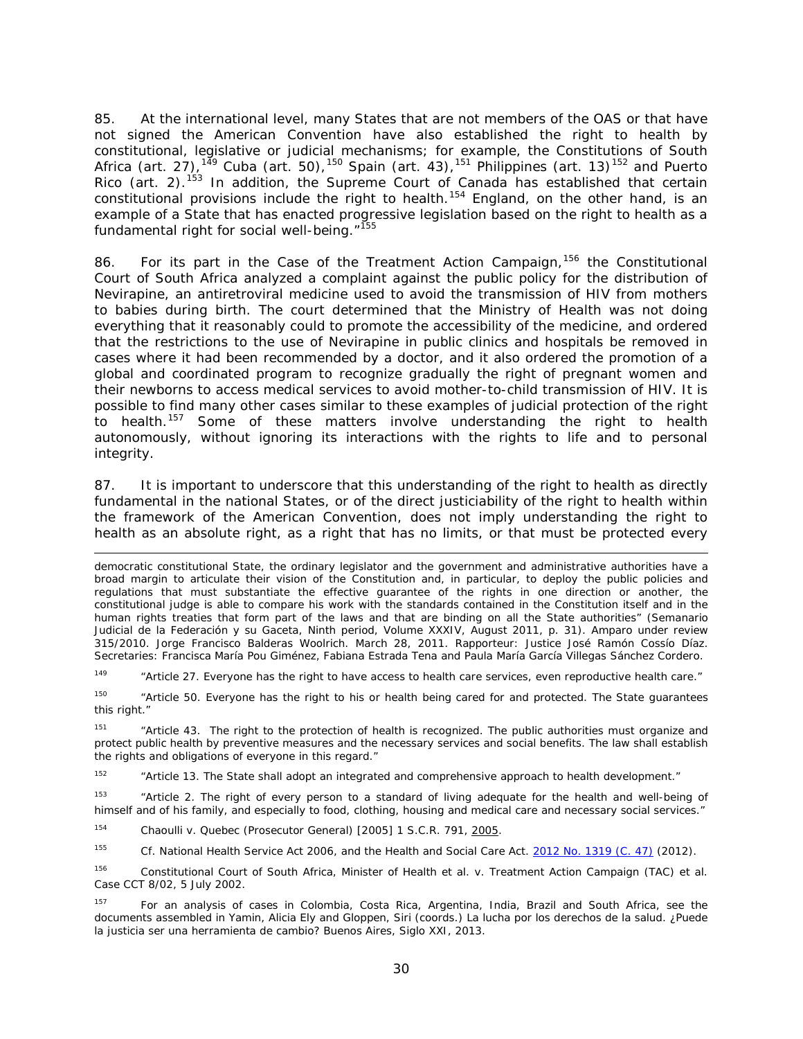85. At the international level, many States that are not members of the OAS or that have not signed the American Convention have also established the right to health by constitutional, legislative or judicial mechanisms; for example, the Constitutions of South Africa (art. 27),[149] Cuba (art. 50),[150] Spain (art. 43),[151] Philippines (art. 13)[152] and Puerto Rico (art. 2).[153] In addition, the Supreme Court of Canada has established that certain constitutional provisions include the right to health.[154] England, on the other hand, is an example of a State that has enacted progressive legislation based on the right to health as a fundamental right for social well-being."[155]

86. For its part in the Case of the Treatment Action Campaign,[156] the Constitutional Court of South Africa analyzed a complaint against the public policy for the distribution of Nevirapine, an antiretroviral medicine used to avoid the transmission of HIV from mothers to babies during birth. The court determined that the Ministry of Health was not doing everything that it reasonably could to promote the accessibility of the medicine, and ordered that the restrictions to the use of Nevirapine in public clinics and hospitals be removed in cases where it had been recommended by a doctor, and it also ordered the promotion of a global and coordinated program to recognize gradually the right of pregnant women and their newborns to access medical services to avoid mother-to-child transmission of HIV. It is possible to find many other cases similar to these examples of judicial protection of the right to health.[157] Some of these matters involve understanding the right to health autonomously, without ignoring its interactions with the rights to life and to personal integrity.

87. It is important to underscore that this understanding of the right to health as directly fundamental in the national States, or of the direct justiciability of the right to health within the framework of the American Convention, does not imply understanding the right to health as an absolute right, as a right that has no limits, or that must be protected every

---

democratic constitutional State, the ordinary legislator and the government and administrative authorities have a broad margin to articulate their vision of the Constitution and, in particular, to deploy the public policies and regulations that must substantiate the effective guarantee of the rights in one direction or another, the constitutional judge is able to compare his work with the standards contained in the Constitution itself and in the human rights treaties that form part of the laws and that are binding on all the State authorities" (Semanario Judicial de la Federación y su Gaceta, Ninth period, Volume XXXIV, August 2011, p. 31). Amparo under review 315/2010. Jorge Francisco Balderas Woolrich. March 28, 2011. Rapporteur: Justice José Ramón Cossío Díaz. Secretaries: Francisca María Pou Giménez, Fabiana Estrada Tena and Paula María García Villegas Sánchez Cordero.

[149] "Article 27. Everyone has the right to have access to health care services, even reproductive health care."

[150] "Article 50. Everyone has the right to his or health being cared for and protected. The State guarantees this right."

[151] "Article 43. The right to the protection of health is recognized. The public authorities must organize and protect public health by preventive measures and the necessary services and social benefits. The law shall establish the rights and obligations of everyone in this regard."

[152] "Article 13. The State shall adopt an integrated and comprehensive approach to health development."

[153] "Article 2. The right of every person to a standard of living adequate for the health and well-being of himself and of his family, and especially to food, clothing, housing and medical care and necessary social services."

[154] *Chaoulli v. Quebec (Prosecutor General)* [2005] 1 S.C.R. 791, 2005.

[155] *Cf.* National Health Service Act 2006, and the Health and Social Care Act. 2012 No. 1319 (C. 47) (2012).

[156] Constitutional Court of South Africa, *Minister of Health et al. v. Treatment Action Campaign (TAC) et al.* Case CCT 8/02, 5 July 2002.

[157] For an analysis of cases in Colombia, Costa Rica, Argentina, India, Brazil and South Africa, see the documents assembled in Yamin, Alicia Ely and Gloppen, Siri (coords.) *La lucha por los derechos de la salud. ¿Puede la justicia ser una herramienta de cambio?* Buenos Aires, Siglo XXI, 2013.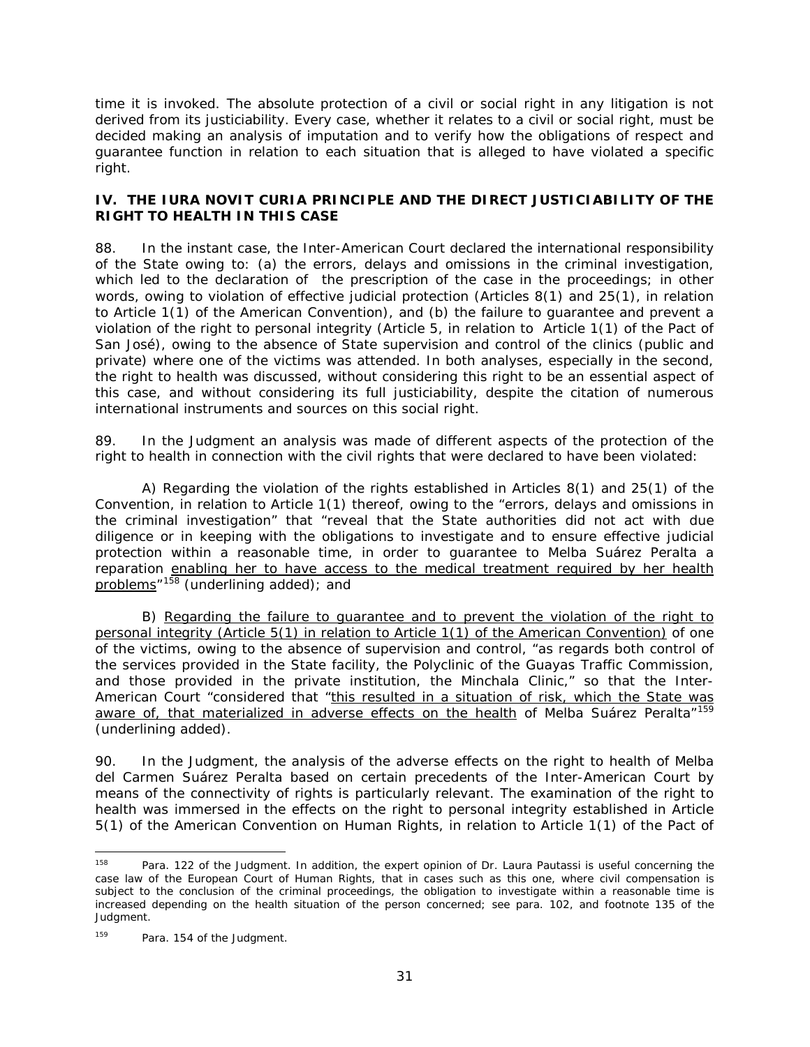time it is invoked. The absolute protection of a civil or social right in any litigation is not derived from its justiciability. Every case, whether it relates to a civil or social right, must be decided making an analysis of imputation and to verify how the obligations of respect and guarantee function in relation to each situation that is alleged to have violated a specific right.

### IV. THE *IURA NOVIT CURIA* PRINCIPLE AND THE DIRECT JUSTICIABILITY OF THE RIGHT TO HEALTH IN THIS CASE

88. In the instant case, the Inter-American Court declared the international responsibility of the State owing to: (a) the errors, delays and omissions in the criminal investigation, which led to the declaration of the prescription of the case in the proceedings; in other words, owing to violation of effective judicial protection (Articles 8(1) and 25(1), in relation to Article 1(1) of the American Convention), and (b) the failure to guarantee and prevent a violation of the right to personal integrity (Article 5, in relation to Article 1(1) of the Pact of San José), owing to the absence of State supervision and control of the clinics (public and private) where one of the victims was attended. In both analyses, especially in the second, the right to health was discussed, without considering this right to be an essential aspect of this case, and without considering its full justiciability, despite the citation of numerous international instruments and sources on this social right.

89. In the Judgment an analysis was made of different aspects of the protection of the right to health in connection with the civil rights that were declared to have been violated:

A) Regarding the violation of the rights established in Articles 8(1) and 25(1) of the Convention, in relation to Article 1(1) thereof, owing to the "errors, delays and omissions in the criminal investigation" that "reveal that the State authorities did not act with due diligence or in keeping with the obligations to investigate and to ensure effective judicial protection within a reasonable time, in order to guarantee to Melba Suárez Peralta a reparation <u>enabling her to have access to the medical treatment required by her health problems</u>"[158] (underlining added); and

B) <u>Regarding the failure to guarantee and to prevent the violation of the right to personal integrity (Article 5(1) in relation to Article 1(1) of the American Convention)</u> of one of the victims, owing to the absence of supervision and control, "as regards both control of the services provided in the State facility, the Polyclinic of the Guayas Traffic Commission, and those provided in the private institution, the Minchala Clinic," so that the Inter-American Court "considered that "<u>this resulted in a situation of risk, which the State was aware of, that materialized in adverse effects on the health</u> of Melba Suárez Peralta"[159] (underlining added).

90. In the Judgment, the analysis of the adverse effects on the right to health of Melba del Carmen Suárez Peralta based on certain precedents of the Inter-American Court by means of the connectivity of rights is particularly relevant. The examination of the right to health was immersed in the effects on the right to personal integrity established in Article 5(1) of the American Convention on Human Rights, in relation to Article 1(1) of the Pact of

---

[158] Para. 122 of the Judgment. In addition, the expert opinion of Dr. Laura Pautassi is useful concerning the case law of the European Court of Human Rights, that in cases such as this one, where civil compensation is subject to the conclusion of the criminal proceedings, the obligation to investigate within a reasonable time is increased depending on the health situation of the person concerned; see para. 102, and footnote 135 of the Judgment.

[159] Para. 154 of the Judgment.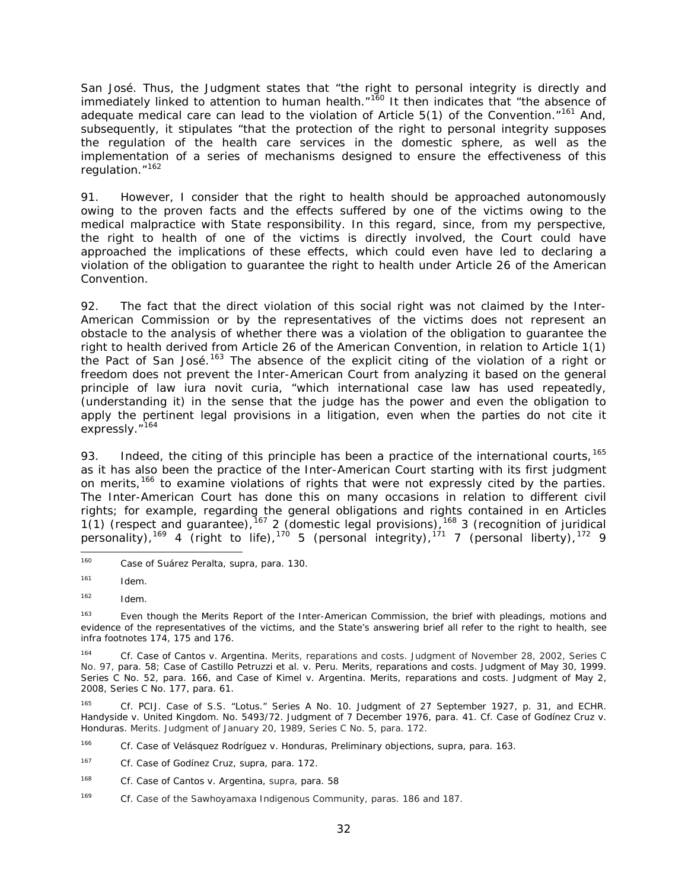San José. Thus, the Judgment states that "the right to personal integrity is directly and immediately linked to attention to human health."[160] It then indicates that "the absence of adequate medical care can lead to the violation of Article 5(1) of the Convention."[161] And, subsequently, it stipulates "that the protection of the right to personal integrity supposes the regulation of the health care services in the domestic sphere, as well as the implementation of a series of mechanisms designed to ensure the effectiveness of this regulation."[162]

91. However, I consider that the right to health should be approached autonomously owing to the proven facts and the effects suffered by one of the victims owing to the medical malpractice with State responsibility. In this regard, since, from my perspective, the right to health of one of the victims is directly involved, the Court could have approached the implications of these effects, which could even have led to declaring a violation of the obligation to guarantee the right to health under Article 26 of the American Convention.

92. The fact that the direct violation of this social right was not claimed by the Inter-American Commission or by the representatives of the victims does not represent an obstacle to the analysis of whether there was a violation of the obligation to guarantee the right to health derived from Article 26 of the American Convention, in relation to Article 1(1) the Pact of San José.[163] The absence of the explicit citing of the violation of a right or freedom does not prevent the Inter-American Court from analyzing it based on the general principle of law *iura novit curia*, "which international case law has used repeatedly, (understanding it) in the sense that the judge has the power and even the obligation to apply the pertinent legal provisions in a litigation, even when the parties do not cite it expressly."[164]

93. Indeed, the citing of this principle has been a practice of the international courts,[165] as it has also been the practice of the Inter-American Court starting with its first judgment on merits,[166] to examine violations of rights that were not expressly cited by the parties. The Inter-American Court has done this on many occasions in relation to different civil rights; for example, regarding the general obligations and rights contained in en Articles 1(1) (respect and guarantee),[167] 2 (domestic legal provisions),[168] 3 (recognition of juridical personality),[169] 4 (right to life),[170] 5 (personal integrity),[171] 7 (personal liberty),[172] 9

---

[160] *Case of Suárez Peralta, supra*, para. 130.

[161] *Idem*.

[162] *Idem*.

[163] Even though the Merits Report of the Inter-American Commission, the brief with pleadings, motions and evidence of the representatives of the victims, and the State's answering brief all refer to the right to health, see *infra* footnotes 174, 175 and 176.

[164] *Cf. Case of Cantos v. Argentina.* Merits, reparations and costs. Judgment of November 28, 2002, Series C No. 97, para. 58; *Case of Castillo Petruzzi et al. v. Peru.* Merits, reparations and costs. Judgment of May 30, 1999. Series C No. 52, para. 166, and *Case of Kimel v. Argentina.* Merits, reparations and costs. Judgment of May 2, 2008, Series C No. 177, para. 61.

[165] *Cf.* PCIJ. Case of S.S. "Lotus." Series A No. 10. Judgment of 27 September 1927, p. 31, and ECHR. *Handyside v. United Kingdom*. No. 5493/72. Judgment of 7 December 1976, para. 41. *Cf. Case of Godínez Cruz v. Honduras.* Merits. Judgment of January 20, 1989, Series C No. 5, para. 172.

[166] *Cf. Case of Velásquez Rodríguez v. Honduras, Preliminary objections, supra*, para. 163.

[167] *Cf. Case of Godínez Cruz, supra*, para. 172.

[168] *Cf. Case of Cantos v. Argentina, supra*, para. 58

[169] *Cf. Case of the Sawhoyamaxa Indigenous Community*, paras. 186 and 187.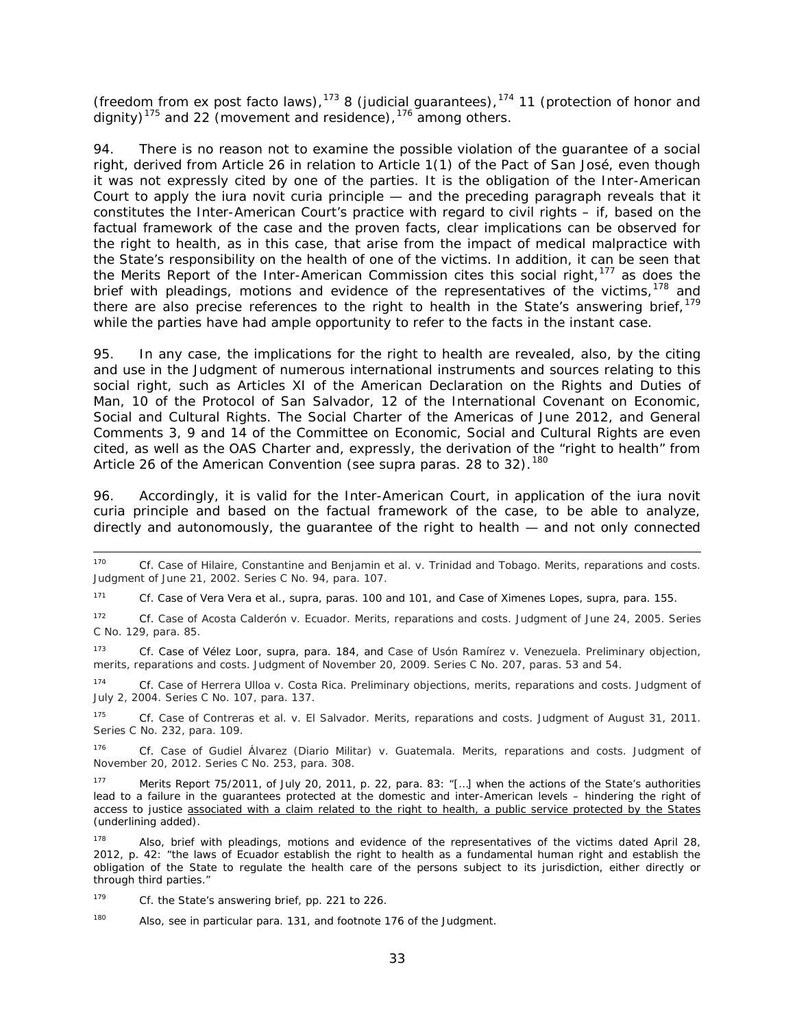(freedom from ex post facto laws),[173] 8 (judicial guarantees),[174] 11 (protection of honor and dignity)[175] and 22 (movement and residence),[176] among others.

94. There is no reason not to examine the possible violation of the guarantee of a social right, derived from Article 26 in relation to Article 1(1) of the Pact of San José, even though it was not expressly cited by one of the parties. It is the obligation of the Inter-American Court to apply the *iura novit curia* principle — and the preceding paragraph reveals that it constitutes the Inter-American Court's practice with regard to civil rights – if, based on the factual framework of the case and the proven facts, clear implications can be observed for the right to health, as in this case, that arise from the impact of medical malpractice with the State's responsibility on the health of one of the victims. In addition, it can be seen that the Merits Report of the Inter-American Commission cites this social right,[177] as does the brief with pleadings, motions and evidence of the representatives of the victims,[178] and there are also precise references to the right to health in the State's answering brief,[179] while the parties have had ample opportunity to refer to the facts in the instant case.

95. In any case, the implications for the right to health are revealed, also, by the citing and use in the Judgment of numerous international instruments and sources relating to this social right, such as Articles XI of the American Declaration on the Rights and Duties of Man, 10 of the Protocol of San Salvador, 12 of the International Covenant on Economic, Social and Cultural Rights. The Social Charter of the Americas of June 2012, and General Comments 3, 9 and 14 of the Committee on Economic, Social and Cultural Rights are even cited, as well as the OAS Charter and, expressly, the derivation of the "right to health" from Article 26 of the American Convention (see *supra* paras. 28 to 32).[180]

96. Accordingly, it is valid for the Inter-American Court, in application of the *iura novit curia* principle and based on the factual framework of the case, to be able to analyze, directly and autonomously, the guarantee of the right to health — and not only connected

---

[170] *Cf. Case of Hilaire, Constantine and Benjamin et al. v. Trinidad and Tobago. Merits, reparations and costs.* Judgment of June 21, 2002. Series C No. 94, para. 107.

[171] *Cf. Case of Vera Vera et al., supra*, paras. 100 and 101, and *Case of Ximenes Lopes, supra*, para. 155.

[172] *Cf. Case of Acosta Calderón v. Ecuador. Merits, reparations and costs.* Judgment of June 24, 2005. Series C No. 129, para. 85.

[173] *Cf. Case of Vélez Loor, supra*, para. 184, and *Case of Usón Ramírez v. Venezuela. Preliminary objection, merits, reparations and costs.* Judgment of November 20, 2009. Series C No. 207, paras. 53 and 54.

[174] *Cf. Case of Herrera Ulloa v. Costa Rica. Preliminary objections, merits, reparations and costs.* Judgment of July 2, 2004. Series C No. 107, para. 137.

[175] *Cf. Case of Contreras et al. v. El Salvador. Merits, reparations and costs.* Judgment of August 31, 2011. Series C No. 232, para. 109.

[176] *Cf. Case of Gudiel Álvarez (Diario Militar) v. Guatemala. Merits, reparations and costs.* Judgment of November 20, 2012. Series C No. 253, para. 308.

[177] Merits Report 75/2011, of July 20, 2011, p. 22, para. 83: "[…] when the actions of the State's authorities lead to a failure in the guarantees protected at the domestic and inter-American levels – hindering the right of access to justice associated with a claim related to the right to health, a public service protected by the States (underlining added).

[178] Also, brief with pleadings, motions and evidence of the representatives of the victims dated April 28, 2012, p. 42: "the laws of Ecuador establish the right to health as a fundamental human right and establish the obligation of the State to regulate the health care of the persons subject to its jurisdiction, either directly or through third parties."

[179] *Cf.* the State's answering brief, pp. 221 to 226.

[180] Also, see in particular para. 131, and footnote 176 of the Judgment.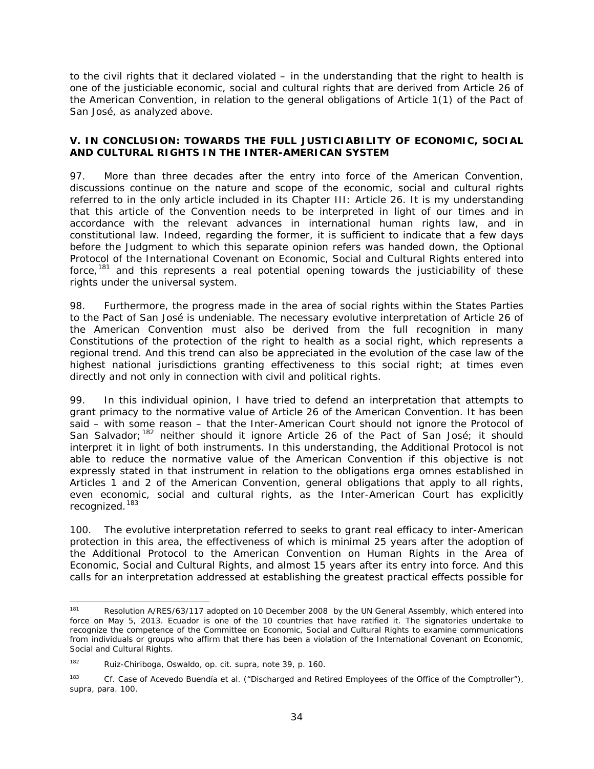to the civil rights that it declared violated – in the understanding that the right to health is one of the justiciable economic, social and cultural rights that are derived from Article 26 of the American Convention, in relation to the general obligations of Article 1(1) of the Pact of San José, as analyzed above.

## V. IN CONCLUSION: TOWARDS THE FULL JUSTICIABILITY OF ECONOMIC, SOCIAL AND CULTURAL RIGHTS IN THE INTER-AMERICAN SYSTEM

97. More than three decades after the entry into force of the American Convention, discussions continue on the nature and scope of the economic, social and cultural rights referred to in the only article included in its Chapter III: Article 26. It is my understanding that this article of the Convention needs to be interpreted in light of our times and in accordance with the relevant advances in international human rights law, and in constitutional law. Indeed, regarding the former, it is sufficient to indicate that a few days before the Judgment to which this separate opinion refers was handed down, the Optional Protocol of the International Covenant on Economic, Social and Cultural Rights entered into force,[181] and this represents a real potential opening towards the justiciability of these rights under the universal system.

98. Furthermore, the progress made in the area of social rights within the States Parties to the Pact of San José is undeniable. The necessary evolutive interpretation of Article 26 of the American Convention must also be derived from the full recognition in many Constitutions of the protection of the right to health as a social right, which represents a regional trend. And this trend can also be appreciated in the evolution of the case law of the highest national jurisdictions granting effectiveness to this social right; at times even directly and not only in connection with civil and political rights.

99. In this individual opinion, I have tried to defend an interpretation that attempts to grant primacy to the normative value of Article 26 of the American Convention. It has been said – with some reason – that the Inter-American Court should not ignore the Protocol of San Salvador;[182] neither should it ignore Article 26 of the Pact of San José; it should interpret it in light of both instruments. In this understanding, the Additional Protocol is not able to reduce the normative value of the American Convention if this objective is not expressly stated in that instrument in relation to the obligations erga omnes established in Articles 1 and 2 of the American Convention, general obligations that apply to all rights, even economic, social and cultural rights, as the Inter-American Court has explicitly recognized.[183]

100. The evolutive interpretation referred to seeks to grant real efficacy to inter-American protection in this area, the effectiveness of which is minimal 25 years after the adoption of the Additional Protocol to the American Convention on Human Rights in the Area of Economic, Social and Cultural Rights, and almost 15 years after its entry into force. And this calls for an interpretation addressed at establishing the greatest practical effects possible for

---

[181] Resolution A/RES/63/117 adopted on 10 December 2008 by the UN General Assembly, which entered into force on May 5, 2013. Ecuador is one of the 10 countries that have ratified it. The signatories undertake to recognize the competence of the Committee on Economic, Social and Cultural Rights to examine communications from individuals or groups who affirm that there has been a violation of the International Covenant on Economic, Social and Cultural Rights.

[182] Ruiz-Chiriboga, Oswaldo, op. cit. supra, note 39, p. 160.

[183] Cf. Case of Acevedo Buendía et al. ("Discharged and Retired Employees of the Office of the Comptroller"), supra, para. 100.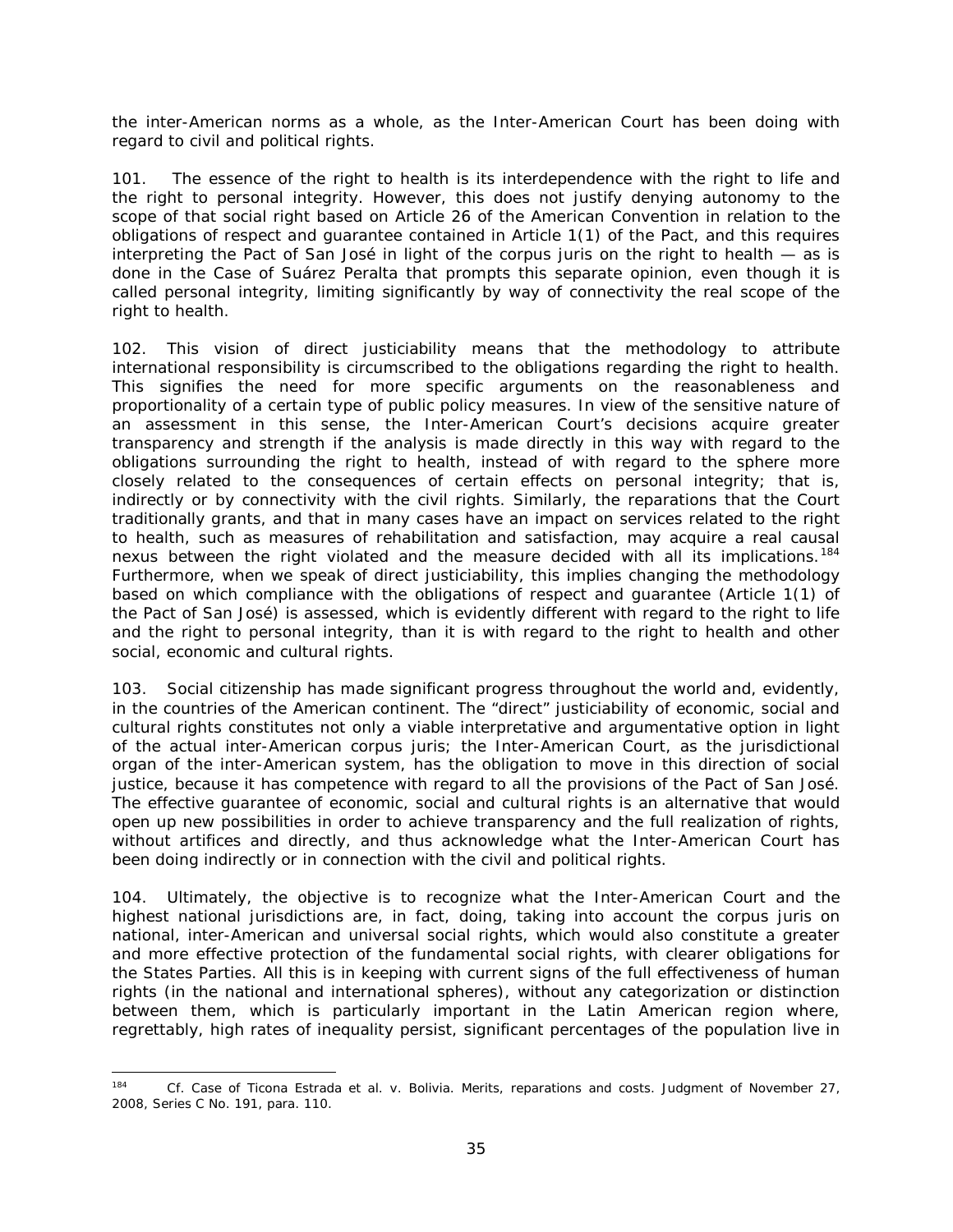the inter-American norms as a whole, as the Inter-American Court has been doing with regard to civil and political rights.

101. The essence of the right to health is its interdependence with the right to life and the right to personal integrity. However, this does not justify denying autonomy to the scope of that social right based on Article 26 of the American Convention in relation to the obligations of respect and guarantee contained in Article 1(1) of the Pact, and this requires interpreting the Pact of San José in light of the corpus juris on the right to health — as is done in the Case of Suárez Peralta that prompts this separate opinion, even though it is called personal integrity, limiting significantly by way of connectivity the real scope of the right to health.

102. This vision of direct justiciability means that the methodology to attribute international responsibility is circumscribed to the obligations regarding the right to health. This signifies the need for more specific arguments on the reasonableness and proportionality of a certain type of public policy measures. In view of the sensitive nature of an assessment in this sense, the Inter-American Court's decisions acquire greater transparency and strength if the analysis is made directly in this way with regard to the obligations surrounding the right to health, instead of with regard to the sphere more closely related to the consequences of certain effects on personal integrity; that is, indirectly or by connectivity with the civil rights. Similarly, the reparations that the Court traditionally grants, and that in many cases have an impact on services related to the right to health, such as measures of rehabilitation and satisfaction, may acquire a real causal nexus between the right violated and the measure decided with all its implications.[184] Furthermore, when we speak of direct justiciability, this implies changing the methodology based on which compliance with the obligations of respect and guarantee (Article 1(1) of the Pact of San José) is assessed, which is evidently different with regard to the right to life and the right to personal integrity, than it is with regard to the right to health and other social, economic and cultural rights.

103. Social citizenship has made significant progress throughout the world and, evidently, in the countries of the American continent. The "direct" justiciability of economic, social and cultural rights constitutes not only a viable interpretative and argumentative option in light of the actual inter-American corpus juris; the Inter-American Court, as the jurisdictional organ of the inter-American system, has the obligation to move in this direction of social justice, because it has competence with regard to all the provisions of the Pact of San José. The effective guarantee of economic, social and cultural rights is an alternative that would open up new possibilities in order to achieve transparency and the full realization of rights, without artifices and directly, and thus acknowledge what the Inter-American Court has been doing indirectly or in connection with the civil and political rights.

104. Ultimately, the objective is to recognize what the Inter-American Court and the highest national jurisdictions are, in fact, doing, taking into account the corpus juris on national, inter-American and universal social rights, which would also constitute a greater and more effective protection of the fundamental social rights, with clearer obligations for the States Parties. All this is in keeping with current signs of the full effectiveness of human rights (in the national and international spheres), without any categorization or distinction between them, which is particularly important in the Latin American region where, regrettably, high rates of inequality persist, significant percentages of the population live in

---

[184] Cf. *Case of Ticona Estrada et al. v. Bolivia. Merits, reparations and costs.* Judgment of November 27, 2008, Series C No. 191, para. 110.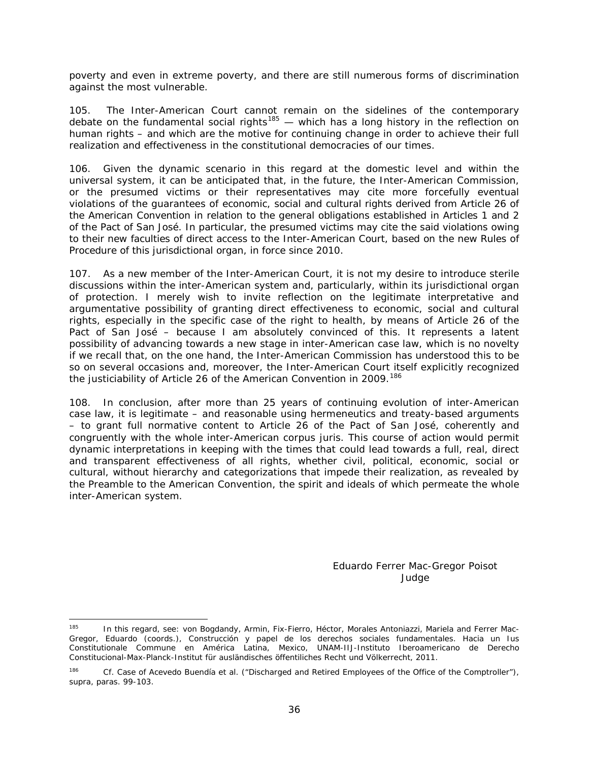poverty and even in extreme poverty, and there are still numerous forms of discrimination against the most vulnerable.

105. The Inter-American Court cannot remain on the sidelines of the contemporary debate on the fundamental social rights[185] — which has a long history in the reflection on human rights – and which are the motive for continuing change in order to achieve their full realization and effectiveness in the constitutional democracies of our times.

106. Given the dynamic scenario in this regard at the domestic level and within the universal system, it can be anticipated that, in the future, the Inter-American Commission, or the presumed victims or their representatives may cite more forcefully eventual violations of the guarantees of economic, social and cultural rights derived from Article 26 of the American Convention in relation to the general obligations established in Articles 1 and 2 of the Pact of San José. In particular, the presumed victims may cite the said violations owing to their new faculties of direct access to the Inter-American Court, based on the new Rules of Procedure of this jurisdictional organ, in force since 2010.

107. As a new member of the Inter-American Court, it is not my desire to introduce sterile discussions within the inter-American system and, particularly, within its jurisdictional organ of protection. I merely wish to invite reflection on the legitimate interpretative and argumentative possibility of granting direct effectiveness to economic, social and cultural rights, especially in the specific case of the right to health, by means of Article 26 of the Pact of San José – because I am absolutely convinced of this. It represents a latent possibility of advancing towards a new stage in inter-American case law, which is no novelty if we recall that, on the one hand, the Inter-American Commission has understood this to be so on several occasions and, moreover, the Inter-American Court itself explicitly recognized the justiciability of Article 26 of the American Convention in 2009.[186]

108. In conclusion, after more than 25 years of continuing evolution of inter-American case law, it is legitimate – and reasonable using hermeneutics and treaty-based arguments – to grant full normative content to Article 26 of the Pact of San José, coherently and congruently with the whole inter-American corpus juris. This course of action would permit dynamic interpretations in keeping with the times that could lead towards a full, real, direct and transparent effectiveness of all rights, whether civil, political, economic, social or cultural, without hierarchy and categorizations that impede their realization, as revealed by the Preamble to the American Convention, the spirit and ideals of which permeate the whole inter-American system.

Eduardo Ferrer Mac-Gregor Poisot
Judge

---

[185] In this regard, see: von Bogdandy, Armin, Fix-Fierro, Héctor, Morales Antoniazzi, Mariela and Ferrer Mac-Gregor, Eduardo (coords.), *Construcción y papel de los derechos sociales fundamentales. Hacia un Ius Constitutionale Commune en América Latina*, Mexico, UNAM-IIJ-Instituto Iberoamericano de Derecho Constitucional-Max-Planck-Institut für ausländisches öffentliches Recht und Völkerrecht, 2011.

[186] *Cf. Case of Acevedo Buendía et al. ("Discharged and Retired Employees of the Office of the Comptroller")*, supra, paras. 99-103.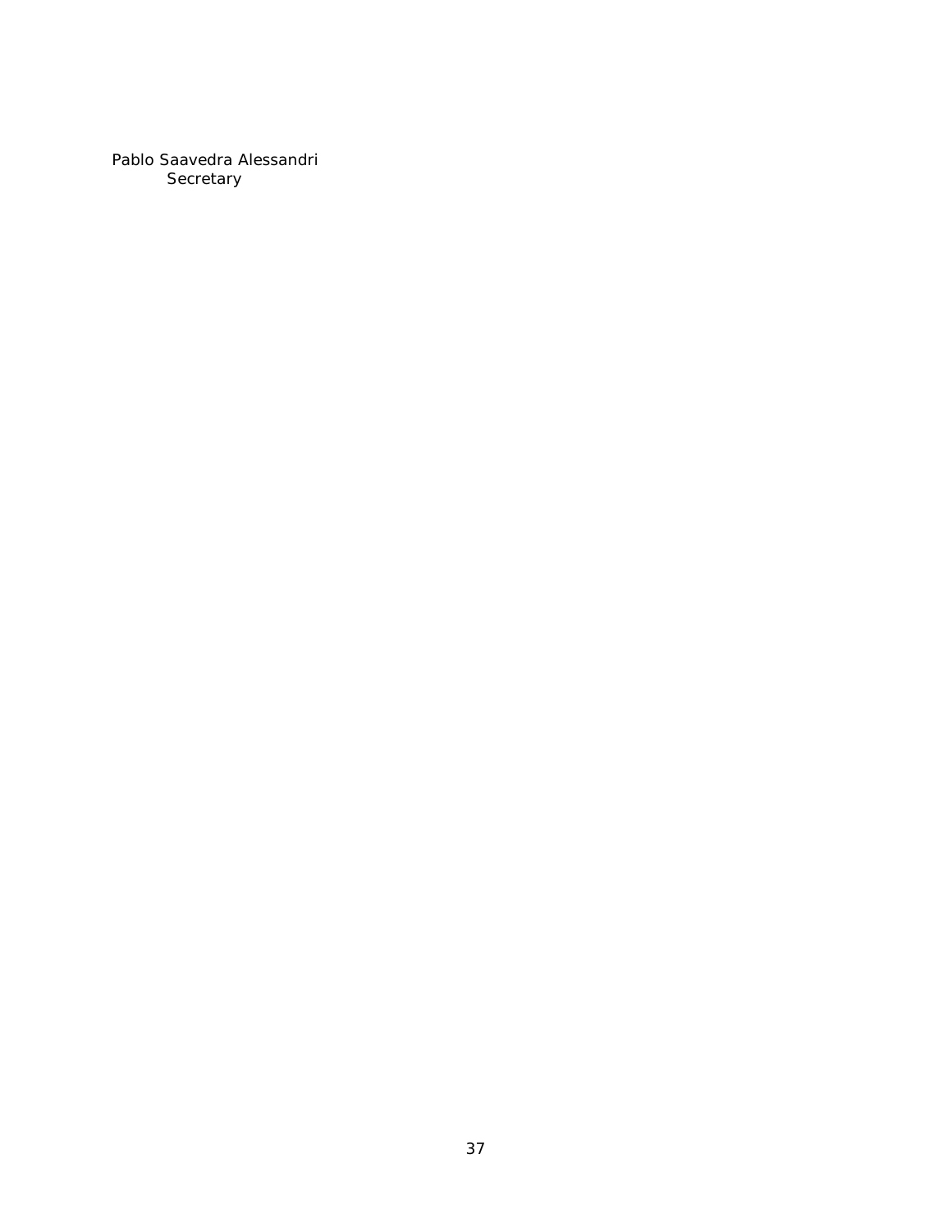Pablo Saavedra Alessandri
Secretary